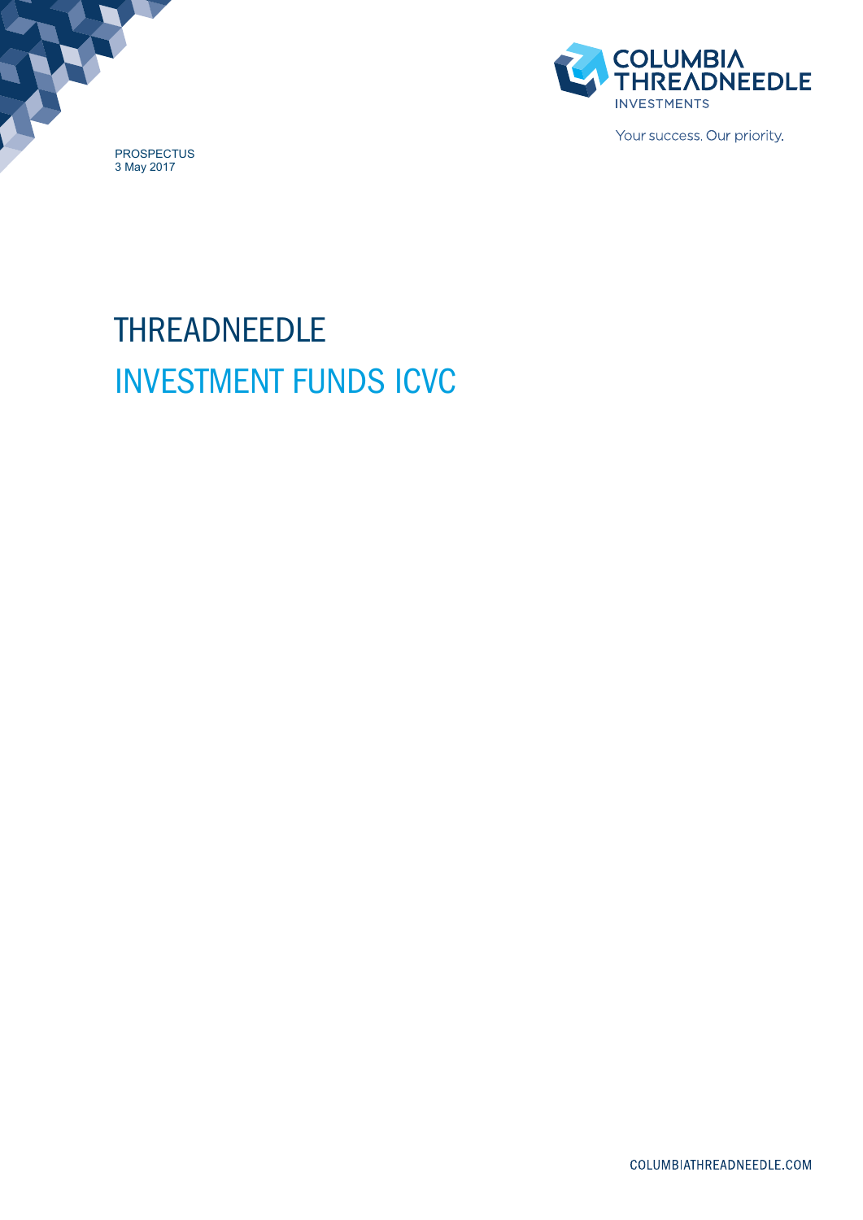COLUMBIA THREADNEEDLE
INVESTMENTS

Your success. Our priority.

PROSPECTUS
3 May 2017

# THREADNEEDLE
# INVESTMENT FUNDS ICVC

COLUMBIATHREADNEEDLE.COM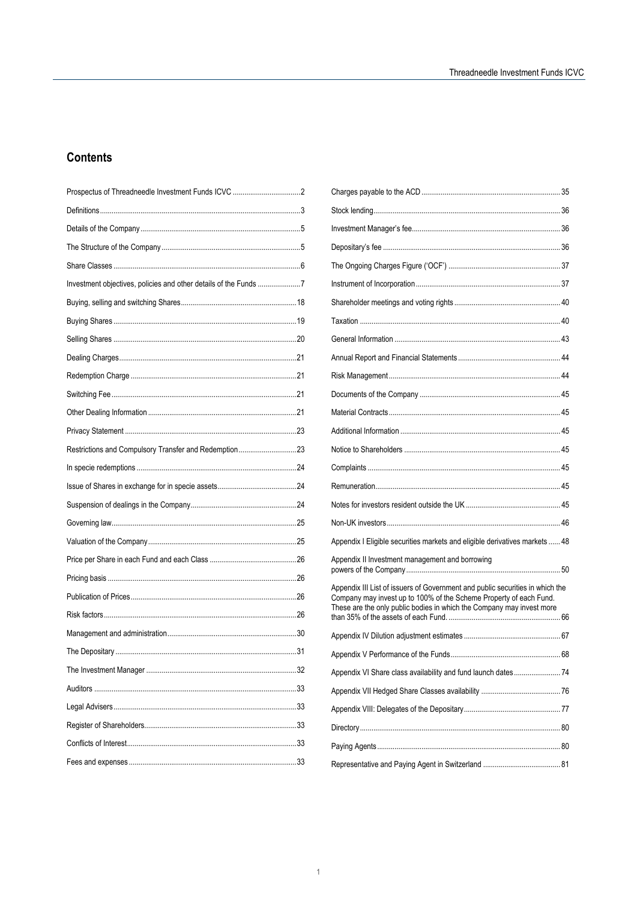## Contents

| | |
|---|---|
| Prospectus of Threadneedle Investment Funds ICVC | 2 |
| Definitions | 3 |
| Details of the Company | 5 |
| The Structure of the Company | 5 |
| Share Classes | 6 |
| Investment objectives, policies and other details of the Funds | 7 |
| Buying, selling and switching Shares | 18 |
| Buying Shares | 19 |
| Selling Shares | 20 |
| Dealing Charges | 21 |
| Redemption Charge | 21 |
| Switching Fee | 21 |
| Other Dealing Information | 21 |
| Privacy Statement | 23 |
| Restrictions and Compulsory Transfer and Redemption | 23 |
| In specie redemptions | 24 |
| Issue of Shares in exchange for in specie assets | 24 |
| Suspension of dealings in the Company | 24 |
| Governing law | 25 |
| Valuation of the Company | 25 |
| Price per Share in each Fund and each Class | 26 |
| Pricing basis | 26 |
| Publication of Prices | 26 |
| Risk factors | 26 |
| Management and administration | 30 |
| The Depositary | 31 |
| The Investment Manager | 32 |
| Auditors | 33 |
| Legal Advisers | 33 |
| Register of Shareholders | 33 |
| Conflicts of Interest | 33 |
| Fees and expenses | 33 |
| Charges payable to the ACD | 35 |
| Stock lending | 36 |
| Investment Manager's fee | 36 |
| Depositary's fee | 36 |
| The Ongoing Charges Figure ('OCF') | 37 |
| Instrument of Incorporation | 37 |
| Shareholder meetings and voting rights | 40 |
| Taxation | 40 |
| General Information | 43 |
| Annual Report and Financial Statements | 44 |
| Risk Management | 44 |
| Documents of the Company | 45 |
| Material Contracts | 45 |
| Additional Information | 45 |
| Notice to Shareholders | 45 |
| Complaints | 45 |
| Remuneration | 45 |
| Notes for investors resident outside the UK | 45 |
| Non-UK investors | 46 |
| Appendix I Eligible securities markets and eligible derivatives markets | 48 |
| Appendix II Investment management and borrowing powers of the Company | 50 |
| Appendix III List of issuers of Government and public securities in which the Company may invest up to 100% of the Scheme Property of each Fund. These are the only public bodies in which the Company may invest more than 35% of the assets of each Fund. | 66 |
| Appendix IV Dilution adjustment estimates | 67 |
| Appendix V Performance of the Funds | 68 |
| Appendix VI Share class availability and fund launch dates | 74 |
| Appendix VII Hedged Share Classes availability | 76 |
| Appendix VIII: Delegates of the Depositary | 77 |
| Directory | 80 |
| Paying Agents | 80 |
| Representative and Paying Agent in Switzerland | 81 |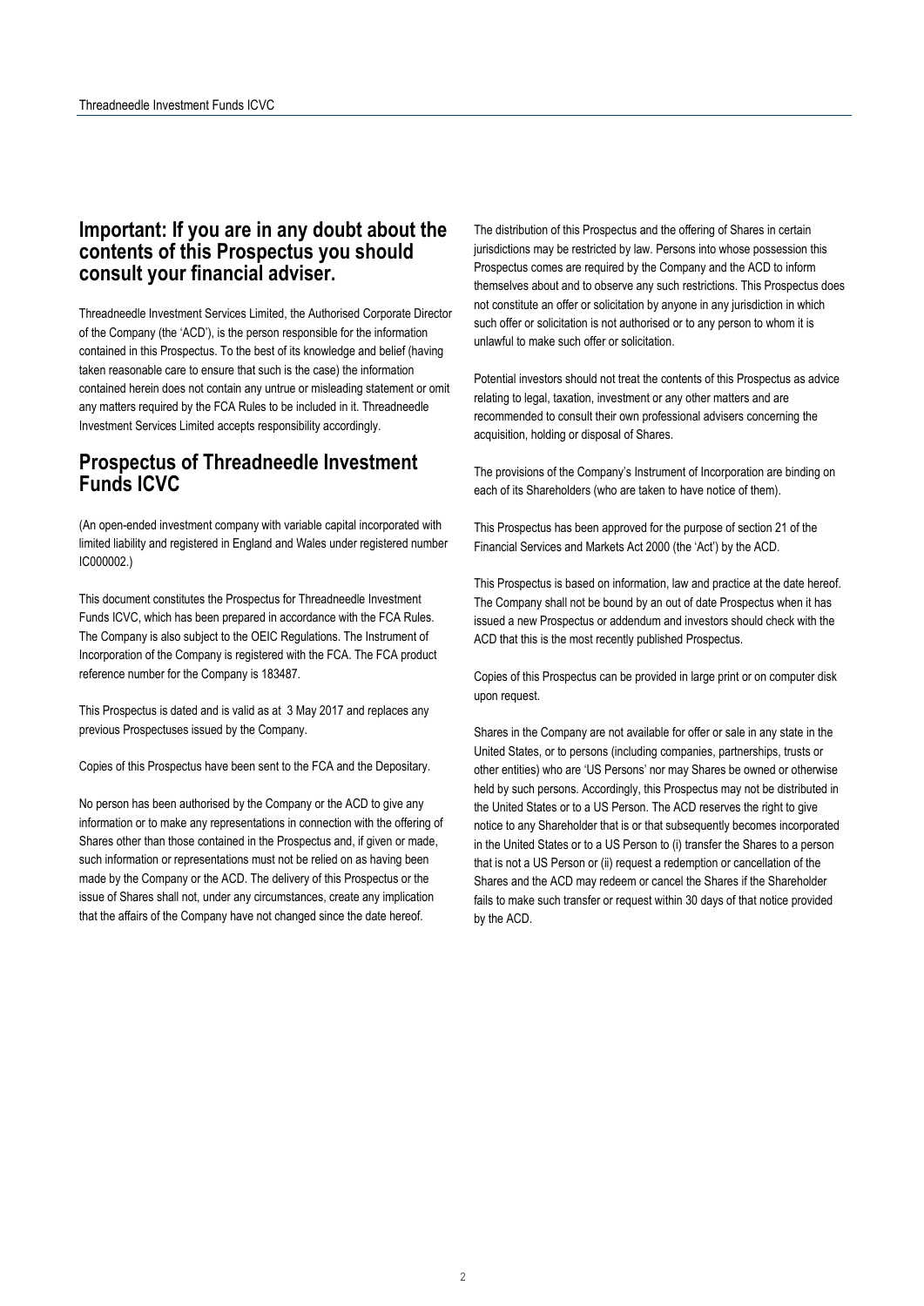## Important: If you are in any doubt about the contents of this Prospectus you should consult your financial adviser.

Threadneedle Investment Services Limited, the Authorised Corporate Director of the Company (the 'ACD'), is the person responsible for the information contained in this Prospectus. To the best of its knowledge and belief (having taken reasonable care to ensure that such is the case) the information contained herein does not contain any untrue or misleading statement or omit any matters required by the FCA Rules to be included in it. Threadneedle Investment Services Limited accepts responsibility accordingly.

## Prospectus of Threadneedle Investment Funds ICVC

(An open-ended investment company with variable capital incorporated with limited liability and registered in England and Wales under registered number IC000002.)

This document constitutes the Prospectus for Threadneedle Investment Funds ICVC, which has been prepared in accordance with the FCA Rules. The Company is also subject to the OEIC Regulations. The Instrument of Incorporation of the Company is registered with the FCA. The FCA product reference number for the Company is 183487.

This Prospectus is dated and is valid as at 3 May 2017 and replaces any previous Prospectuses issued by the Company.

Copies of this Prospectus have been sent to the FCA and the Depositary.

No person has been authorised by the Company or the ACD to give any information or to make any representations in connection with the offering of Shares other than those contained in the Prospectus and, if given or made, such information or representations must not be relied on as having been made by the Company or the ACD. The delivery of this Prospectus or the issue of Shares shall not, under any circumstances, create any implication that the affairs of the Company have not changed since the date hereof.

The distribution of this Prospectus and the offering of Shares in certain jurisdictions may be restricted by law. Persons into whose possession this Prospectus comes are required by the Company and the ACD to inform themselves about and to observe any such restrictions. This Prospectus does not constitute an offer or solicitation by anyone in any jurisdiction in which such offer or solicitation is not authorised or to any person to whom it is unlawful to make such offer or solicitation.

Potential investors should not treat the contents of this Prospectus as advice relating to legal, taxation, investment or any other matters and are recommended to consult their own professional advisers concerning the acquisition, holding or disposal of Shares.

The provisions of the Company's Instrument of Incorporation are binding on each of its Shareholders (who are taken to have notice of them).

This Prospectus has been approved for the purpose of section 21 of the Financial Services and Markets Act 2000 (the 'Act') by the ACD.

This Prospectus is based on information, law and practice at the date hereof. The Company shall not be bound by an out of date Prospectus when it has issued a new Prospectus or addendum and investors should check with the ACD that this is the most recently published Prospectus.

Copies of this Prospectus can be provided in large print or on computer disk upon request.

Shares in the Company are not available for offer or sale in any state in the United States, or to persons (including companies, partnerships, trusts or other entities) who are 'US Persons' nor may Shares be owned or otherwise held by such persons. Accordingly, this Prospectus may not be distributed in the United States or to a US Person. The ACD reserves the right to give notice to any Shareholder that is or that subsequently becomes incorporated in the United States or to a US Person to (i) transfer the Shares to a person that is not a US Person or (ii) request a redemption or cancellation of the Shares and the ACD may redeem or cancel the Shares if the Shareholder fails to make such transfer or request within 30 days of that notice provided by the ACD.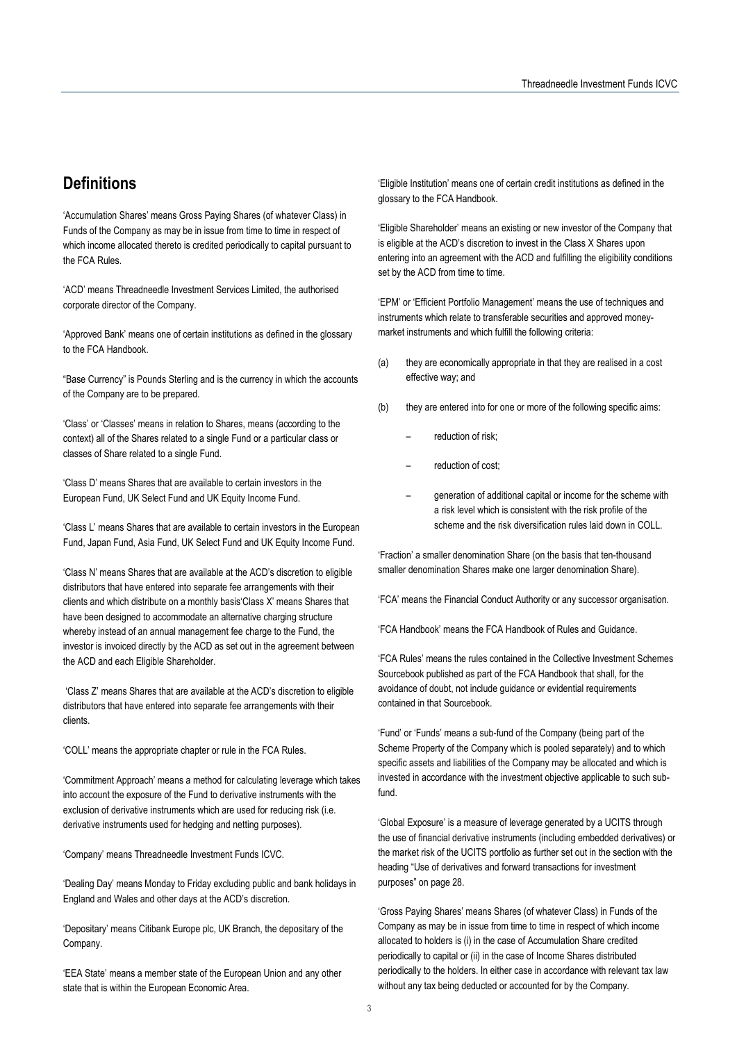## Definitions

'Accumulation Shares' means Gross Paying Shares (of whatever Class) in Funds of the Company as may be in issue from time to time in respect of which income allocated thereto is credited periodically to capital pursuant to the FCA Rules.

'ACD' means Threadneedle Investment Services Limited, the authorised corporate director of the Company.

'Approved Bank' means one of certain institutions as defined in the glossary to the FCA Handbook.

"Base Currency" is Pounds Sterling and is the currency in which the accounts of the Company are to be prepared.

'Class' or 'Classes' means in relation to Shares, means (according to the context) all of the Shares related to a single Fund or a particular class or classes of Share related to a single Fund.

'Class D' means Shares that are available to certain investors in the European Fund, UK Select Fund and UK Equity Income Fund.

'Class L' means Shares that are available to certain investors in the European Fund, Japan Fund, Asia Fund, UK Select Fund and UK Equity Income Fund.

'Class N' means Shares that are available at the ACD's discretion to eligible distributors that have entered into separate fee arrangements with their clients and which distribute on a monthly basis'Class X' means Shares that have been designed to accommodate an alternative charging structure whereby instead of an annual management fee charge to the Fund, the investor is invoiced directly by the ACD as set out in the agreement between the ACD and each Eligible Shareholder.

'Class Z' means Shares that are available at the ACD's discretion to eligible distributors that have entered into separate fee arrangements with their clients.

'COLL' means the appropriate chapter or rule in the FCA Rules.

'Commitment Approach' means a method for calculating leverage which takes into account the exposure of the Fund to derivative instruments with the exclusion of derivative instruments which are used for reducing risk (i.e. derivative instruments used for hedging and netting purposes).

'Company' means Threadneedle Investment Funds ICVC.

'Dealing Day' means Monday to Friday excluding public and bank holidays in England and Wales and other days at the ACD's discretion.

'Depositary' means Citibank Europe plc, UK Branch, the depositary of the Company.

'EEA State' means a member state of the European Union and any other state that is within the European Economic Area.

'Eligible Institution' means one of certain credit institutions as defined in the glossary to the FCA Handbook.

'Eligible Shareholder' means an existing or new investor of the Company that is eligible at the ACD's discretion to invest in the Class X Shares upon entering into an agreement with the ACD and fulfilling the eligibility conditions set by the ACD from time to time.

'EPM' or 'Efficient Portfolio Management' means the use of techniques and instruments which relate to transferable securities and approved money-market instruments and which fulfill the following criteria:

(a) they are economically appropriate in that they are realised in a cost effective way; and

(b) they are entered into for one or more of the following specific aims:

- reduction of risk;
- reduction of cost;
- generation of additional capital or income for the scheme with a risk level which is consistent with the risk profile of the scheme and the risk diversification rules laid down in COLL.

'Fraction' a smaller denomination Share (on the basis that ten-thousand smaller denomination Shares make one larger denomination Share).

'FCA' means the Financial Conduct Authority or any successor organisation.

'FCA Handbook' means the FCA Handbook of Rules and Guidance.

'FCA Rules' means the rules contained in the Collective Investment Schemes Sourcebook published as part of the FCA Handbook that shall, for the avoidance of doubt, not include guidance or evidential requirements contained in that Sourcebook.

'Fund' or 'Funds' means a sub-fund of the Company (being part of the Scheme Property of the Company which is pooled separately) and to which specific assets and liabilities of the Company may be allocated and which is invested in accordance with the investment objective applicable to such sub-fund.

'Global Exposure' is a measure of leverage generated by a UCITS through the use of financial derivative instruments (including embedded derivatives) or the market risk of the UCITS portfolio as further set out in the section with the heading "Use of derivatives and forward transactions for investment purposes" on page 28.

'Gross Paying Shares' means Shares (of whatever Class) in Funds of the Company as may be in issue from time to time in respect of which income allocated to holders is (i) in the case of Accumulation Share credited periodically to capital or (ii) in the case of Income Shares distributed periodically to the holders. In either case in accordance with relevant tax law without any tax being deducted or accounted for by the Company.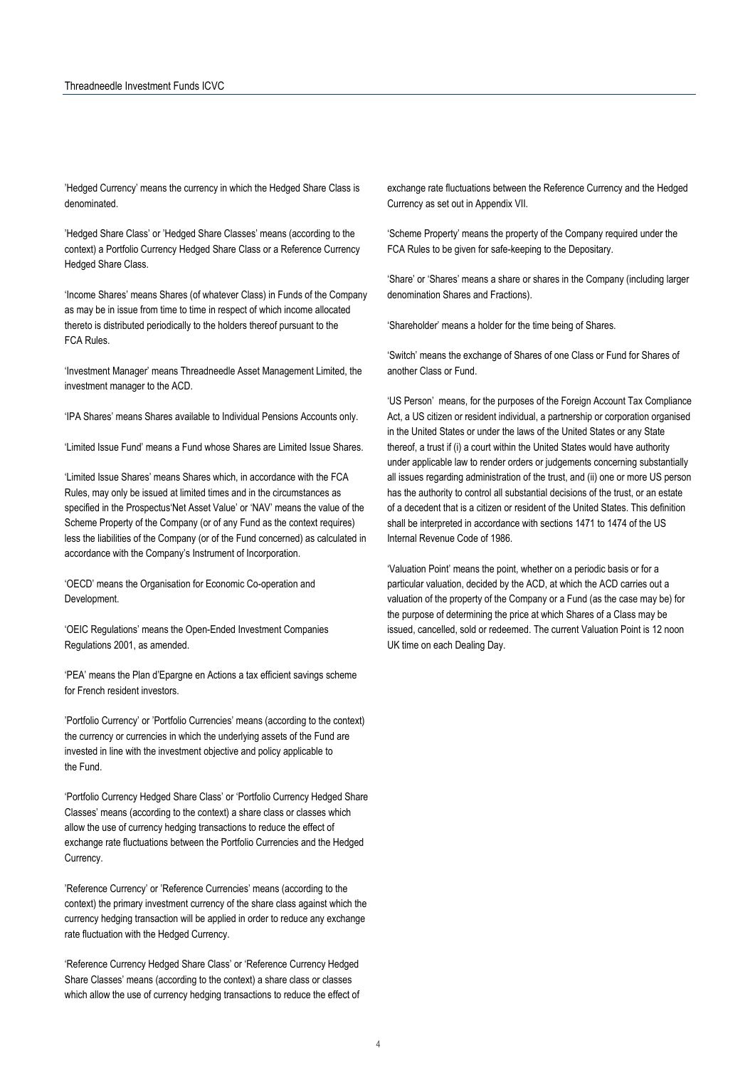'Hedged Currency' means the currency in which the Hedged Share Class is denominated.

'Hedged Share Class' or 'Hedged Share Classes' means (according to the context) a Portfolio Currency Hedged Share Class or a Reference Currency Hedged Share Class.

'Income Shares' means Shares (of whatever Class) in Funds of the Company as may be in issue from time to time in respect of which income allocated thereto is distributed periodically to the holders thereof pursuant to the FCA Rules.

'Investment Manager' means Threadneedle Asset Management Limited, the investment manager to the ACD.

'IPA Shares' means Shares available to Individual Pensions Accounts only.

'Limited Issue Fund' means a Fund whose Shares are Limited Issue Shares.

'Limited Issue Shares' means Shares which, in accordance with the FCA Rules, may only be issued at limited times and in the circumstances as specified in the Prospectus'Net Asset Value' or 'NAV' means the value of the Scheme Property of the Company (or of any Fund as the context requires) less the liabilities of the Company (or of the Fund concerned) as calculated in accordance with the Company's Instrument of Incorporation.

'OECD' means the Organisation for Economic Co-operation and Development.

'OEIC Regulations' means the Open-Ended Investment Companies Regulations 2001, as amended.

'PEA' means the Plan d'Epargne en Actions a tax efficient savings scheme for French resident investors.

'Portfolio Currency' or 'Portfolio Currencies' means (according to the context) the currency or currencies in which the underlying assets of the Fund are invested in line with the investment objective and policy applicable to the Fund.

'Portfolio Currency Hedged Share Class' or 'Portfolio Currency Hedged Share Classes' means (according to the context) a share class or classes which allow the use of currency hedging transactions to reduce the effect of exchange rate fluctuations between the Portfolio Currencies and the Hedged Currency.

'Reference Currency' or 'Reference Currencies' means (according to the context) the primary investment currency of the share class against which the currency hedging transaction will be applied in order to reduce any exchange rate fluctuation with the Hedged Currency.

'Reference Currency Hedged Share Class' or 'Reference Currency Hedged Share Classes' means (according to the context) a share class or classes which allow the use of currency hedging transactions to reduce the effect of exchange rate fluctuations between the Reference Currency and the Hedged Currency as set out in Appendix VII.

'Scheme Property' means the property of the Company required under the FCA Rules to be given for safe-keeping to the Depositary.

'Share' or 'Shares' means a share or shares in the Company (including larger denomination Shares and Fractions).

'Shareholder' means a holder for the time being of Shares.

'Switch' means the exchange of Shares of one Class or Fund for Shares of another Class or Fund.

'US Person' means, for the purposes of the Foreign Account Tax Compliance Act, a US citizen or resident individual, a partnership or corporation organised in the United States or under the laws of the United States or any State thereof, a trust if (i) a court within the United States would have authority under applicable law to render orders or judgements concerning substantially all issues regarding administration of the trust, and (ii) one or more US person has the authority to control all substantial decisions of the trust, or an estate of a decedent that is a citizen or resident of the United States. This definition shall be interpreted in accordance with sections 1471 to 1474 of the US Internal Revenue Code of 1986.

'Valuation Point' means the point, whether on a periodic basis or for a particular valuation, decided by the ACD, at which the ACD carries out a valuation of the property of the Company or a Fund (as the case may be) for the purpose of determining the price at which Shares of a Class may be issued, cancelled, sold or redeemed. The current Valuation Point is 12 noon UK time on each Dealing Day.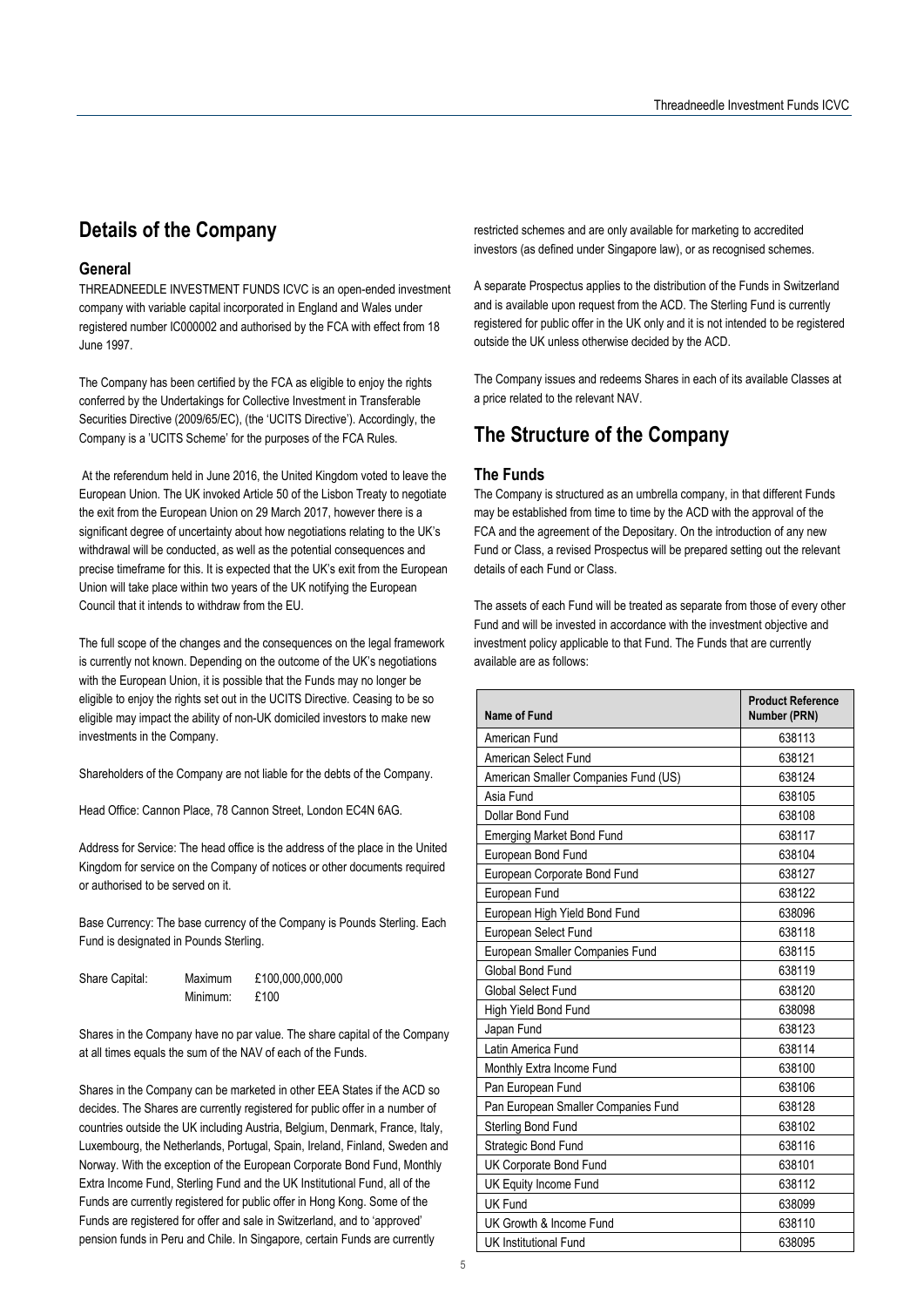## Details of the Company

### General

THREADNEEDLE INVESTMENT FUNDS ICVC is an open-ended investment company with variable capital incorporated in England and Wales under registered number IC000002 and authorised by the FCA with effect from 18 June 1997.

The Company has been certified by the FCA as eligible to enjoy the rights conferred by the Undertakings for Collective Investment in Transferable Securities Directive (2009/65/EC), (the 'UCITS Directive'). Accordingly, the Company is a 'UCITS Scheme' for the purposes of the FCA Rules.

At the referendum held in June 2016, the United Kingdom voted to leave the European Union. The UK invoked Article 50 of the Lisbon Treaty to negotiate the exit from the European Union on 29 March 2017, however there is a significant degree of uncertainty about how negotiations relating to the UK's withdrawal will be conducted, as well as the potential consequences and precise timeframe for this. It is expected that the UK's exit from the European Union will take place within two years of the UK notifying the European Council that it intends to withdraw from the EU.

The full scope of the changes and the consequences on the legal framework is currently not known. Depending on the outcome of the UK's negotiations with the European Union, it is possible that the Funds may no longer be eligible to enjoy the rights set out in the UCITS Directive. Ceasing to be so eligible may impact the ability of non-UK domiciled investors to make new investments in the Company.

Shareholders of the Company are not liable for the debts of the Company.

Head Office: Cannon Place, 78 Cannon Street, London EC4N 6AG.

Address for Service: The head office is the address of the place in the United Kingdom for service on the Company of notices or other documents required or authorised to be served on it.

Base Currency: The base currency of the Company is Pounds Sterling. Each Fund is designated in Pounds Sterling.

Share Capital: Maximum £100,000,000,000
Minimum: £100

Shares in the Company have no par value. The share capital of the Company at all times equals the sum of the NAV of each of the Funds.

Shares in the Company can be marketed in other EEA States if the ACD so decides. The Shares are currently registered for public offer in a number of countries outside the UK including Austria, Belgium, Denmark, France, Italy, Luxembourg, the Netherlands, Portugal, Spain, Ireland, Finland, Sweden and Norway. With the exception of the European Corporate Bond Fund, Monthly Extra Income Fund, Sterling Fund and the UK Institutional Fund, all of the Funds are currently registered for public offer in Hong Kong. Some of the Funds are registered for offer and sale in Switzerland, and to 'approved' pension funds in Peru and Chile. In Singapore, certain Funds are currently restricted schemes and are only available for marketing to accredited investors (as defined under Singapore law), or as recognised schemes.

A separate Prospectus applies to the distribution of the Funds in Switzerland and is available upon request from the ACD. The Sterling Fund is currently registered for public offer in the UK only and it is not intended to be registered outside the UK unless otherwise decided by the ACD.

The Company issues and redeems Shares in each of its available Classes at a price related to the relevant NAV.

## The Structure of the Company

### The Funds

The Company is structured as an umbrella company, in that different Funds may be established from time to time by the ACD with the approval of the FCA and the agreement of the Depositary. On the introduction of any new Fund or Class, a revised Prospectus will be prepared setting out the relevant details of each Fund or Class.

The assets of each Fund will be treated as separate from those of every other Fund and will be invested in accordance with the investment objective and investment policy applicable to that Fund. The Funds that are currently available are as follows:

| Name of Fund | Product Reference Number (PRN) |
|---|---|
| American Fund | 638113 |
| American Select Fund | 638121 |
| American Smaller Companies Fund (US) | 638124 |
| Asia Fund | 638105 |
| Dollar Bond Fund | 638108 |
| Emerging Market Bond Fund | 638117 |
| European Bond Fund | 638104 |
| European Corporate Bond Fund | 638127 |
| European Fund | 638122 |
| European High Yield Bond Fund | 638096 |
| European Select Fund | 638118 |
| European Smaller Companies Fund | 638115 |
| Global Bond Fund | 638119 |
| Global Select Fund | 638120 |
| High Yield Bond Fund | 638098 |
| Japan Fund | 638123 |
| Latin America Fund | 638114 |
| Monthly Extra Income Fund | 638100 |
| Pan European Fund | 638106 |
| Pan European Smaller Companies Fund | 638128 |
| Sterling Bond Fund | 638102 |
| Strategic Bond Fund | 638116 |
| UK Corporate Bond Fund | 638101 |
| UK Equity Income Fund | 638112 |
| UK Fund | 638099 |
| UK Growth & Income Fund | 638110 |
| UK Institutional Fund | 638095 |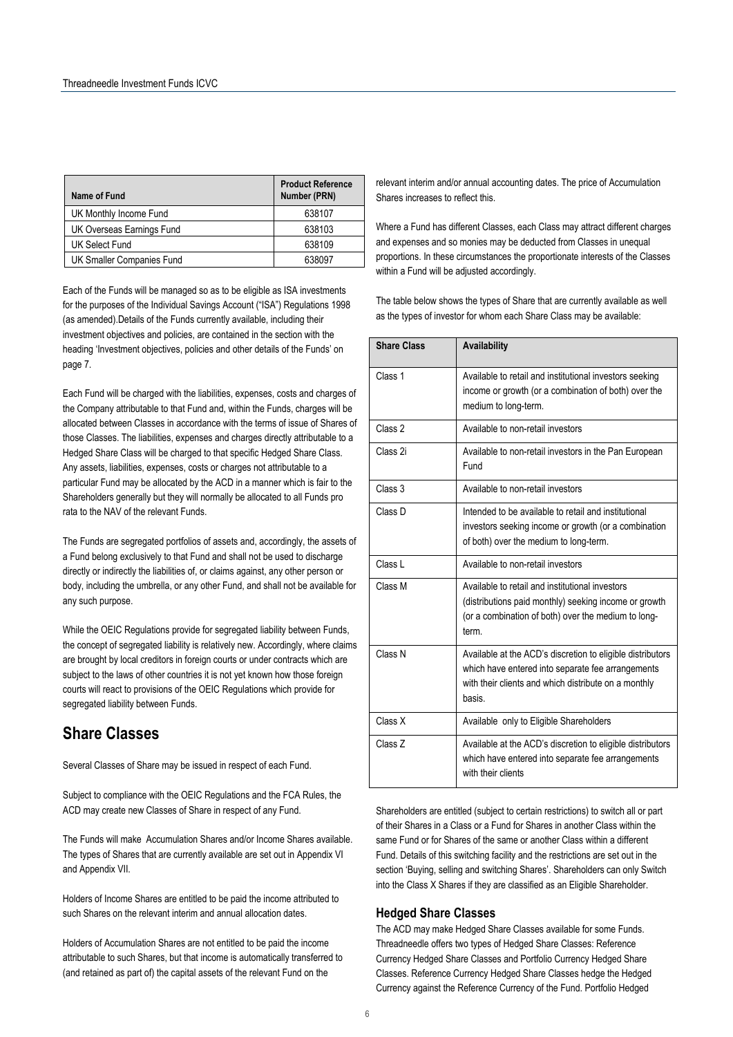| Name of Fund | Product Reference Number (PRN) |
|---|---|
| UK Monthly Income Fund | 638107 |
| UK Overseas Earnings Fund | 638103 |
| UK Select Fund | 638109 |
| UK Smaller Companies Fund | 638097 |

Each of the Funds will be managed so as to be eligible as ISA investments for the purposes of the Individual Savings Account ("ISA") Regulations 1998 (as amended).Details of the Funds currently available, including their investment objectives and policies, are contained in the section with the heading 'Investment objectives, policies and other details of the Funds' on page 7.

Each Fund will be charged with the liabilities, expenses, costs and charges of the Company attributable to that Fund and, within the Funds, charges will be allocated between Classes in accordance with the terms of issue of Shares of those Classes. The liabilities, expenses and charges directly attributable to a Hedged Share Class will be charged to that specific Hedged Share Class. Any assets, liabilities, expenses, costs or charges not attributable to a particular Fund may be allocated by the ACD in a manner which is fair to the Shareholders generally but they will normally be allocated to all Funds pro rata to the NAV of the relevant Funds.

The Funds are segregated portfolios of assets and, accordingly, the assets of a Fund belong exclusively to that Fund and shall not be used to discharge directly or indirectly the liabilities of, or claims against, any other person or body, including the umbrella, or any other Fund, and shall not be available for any such purpose.

While the OEIC Regulations provide for segregated liability between Funds, the concept of segregated liability is relatively new. Accordingly, where claims are brought by local creditors in foreign courts or under contracts which are subject to the laws of other countries it is not yet known how those foreign courts will react to provisions of the OEIC Regulations which provide for segregated liability between Funds.

## Share Classes

Several Classes of Share may be issued in respect of each Fund.

Subject to compliance with the OEIC Regulations and the FCA Rules, the ACD may create new Classes of Share in respect of any Fund.

The Funds will make Accumulation Shares and/or Income Shares available. The types of Shares that are currently available are set out in Appendix VI and Appendix VII.

Holders of Income Shares are entitled to be paid the income attributed to such Shares on the relevant interim and annual allocation dates.

Holders of Accumulation Shares are not entitled to be paid the income attributable to such Shares, but that income is automatically transferred to (and retained as part of) the capital assets of the relevant Fund on the relevant interim and/or annual accounting dates. The price of Accumulation Shares increases to reflect this.

Where a Fund has different Classes, each Class may attract different charges and expenses and so monies may be deducted from Classes in unequal proportions. In these circumstances the proportionate interests of the Classes within a Fund will be adjusted accordingly.

The table below shows the types of Share that are currently available as well as the types of investor for whom each Share Class may be available:

| Share Class | Availability |
|---|---|
| Class 1 | Available to retail and institutional investors seeking income or growth (or a combination of both) over the medium to long-term. |
| Class 2 | Available to non-retail investors |
| Class 2i | Available to non-retail investors in the Pan European Fund |
| Class 3 | Available to non-retail investors |
| Class D | Intended to be available to retail and institutional investors seeking income or growth (or a combination of both) over the medium to long-term. |
| Class L | Available to non-retail investors |
| Class M | Available to retail and institutional investors (distributions paid monthly) seeking income or growth (or a combination of both) over the medium to long-term. |
| Class N | Available at the ACD's discretion to eligible distributors which have entered into separate fee arrangements with their clients and which distribute on a monthly basis. |
| Class X | Available only to Eligible Shareholders |
| Class Z | Available at the ACD's discretion to eligible distributors which have entered into separate fee arrangements with their clients |

Shareholders are entitled (subject to certain restrictions) to switch all or part of their Shares in a Class or a Fund for Shares in another Class within the same Fund or for Shares of the same or another Class within a different Fund. Details of this switching facility and the restrictions are set out in the section 'Buying, selling and switching Shares'. Shareholders can only Switch into the Class X Shares if they are classified as an Eligible Shareholder.

### Hedged Share Classes

The ACD may make Hedged Share Classes available for some Funds. Threadneedle offers two types of Hedged Share Classes: Reference Currency Hedged Share Classes and Portfolio Currency Hedged Share Classes. Reference Currency Hedged Share Classes hedge the Hedged Currency against the Reference Currency of the Fund. Portfolio Hedged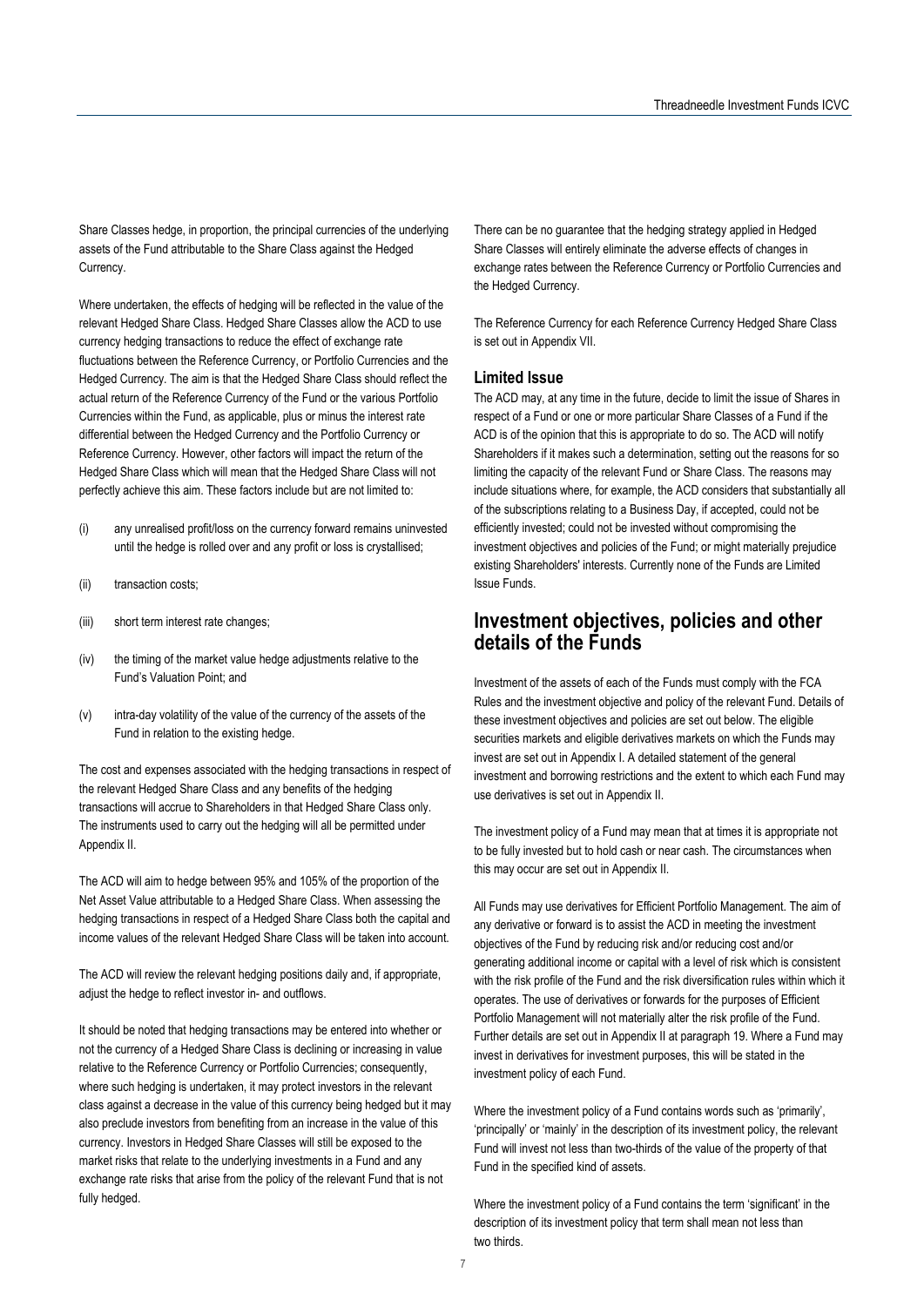Share Classes hedge, in proportion, the principal currencies of the underlying assets of the Fund attributable to the Share Class against the Hedged Currency.

Where undertaken, the effects of hedging will be reflected in the value of the relevant Hedged Share Class. Hedged Share Classes allow the ACD to use currency hedging transactions to reduce the effect of exchange rate fluctuations between the Reference Currency, or Portfolio Currencies and the Hedged Currency. The aim is that the Hedged Share Class should reflect the actual return of the Reference Currency of the Fund or the various Portfolio Currencies within the Fund, as applicable, plus or minus the interest rate differential between the Hedged Currency and the Portfolio Currency or Reference Currency. However, other factors will impact the return of the Hedged Share Class which will mean that the Hedged Share Class will not perfectly achieve this aim. These factors include but are not limited to:

(i) any unrealised profit/loss on the currency forward remains uninvested until the hedge is rolled over and any profit or loss is crystallised;

(ii) transaction costs;

(iii) short term interest rate changes;

(iv) the timing of the market value hedge adjustments relative to the Fund's Valuation Point; and

(v) intra-day volatility of the value of the currency of the assets of the Fund in relation to the existing hedge.

The cost and expenses associated with the hedging transactions in respect of the relevant Hedged Share Class and any benefits of the hedging transactions will accrue to Shareholders in that Hedged Share Class only. The instruments used to carry out the hedging will all be permitted under Appendix II.

The ACD will aim to hedge between 95% and 105% of the proportion of the Net Asset Value attributable to a Hedged Share Class. When assessing the hedging transactions in respect of a Hedged Share Class both the capital and income values of the relevant Hedged Share Class will be taken into account.

The ACD will review the relevant hedging positions daily and, if appropriate, adjust the hedge to reflect investor in- and outflows.

It should be noted that hedging transactions may be entered into whether or not the currency of a Hedged Share Class is declining or increasing in value relative to the Reference Currency or Portfolio Currencies; consequently, where such hedging is undertaken, it may protect investors in the relevant class against a decrease in the value of this currency being hedged but it may also preclude investors from benefiting from an increase in the value of this currency. Investors in Hedged Share Classes will still be exposed to the market risks that relate to the underlying investments in a Fund and any exchange rate risks that arise from the policy of the relevant Fund that is not fully hedged.

There can be no guarantee that the hedging strategy applied in Hedged Share Classes will entirely eliminate the adverse effects of changes in exchange rates between the Reference Currency or Portfolio Currencies and the Hedged Currency.

The Reference Currency for each Reference Currency Hedged Share Class is set out in Appendix VII.

### Limited Issue

The ACD may, at any time in the future, decide to limit the issue of Shares in respect of a Fund or one or more particular Share Classes of a Fund if the ACD is of the opinion that this is appropriate to do so. The ACD will notify Shareholders if it makes such a determination, setting out the reasons for so limiting the capacity of the relevant Fund or Share Class. The reasons may include situations where, for example, the ACD considers that substantially all of the subscriptions relating to a Business Day, if accepted, could not be efficiently invested; could not be invested without compromising the investment objectives and policies of the Fund; or might materially prejudice existing Shareholders' interests. Currently none of the Funds are Limited Issue Funds.

## Investment objectives, policies and other details of the Funds

Investment of the assets of each of the Funds must comply with the FCA Rules and the investment objective and policy of the relevant Fund. Details of these investment objectives and policies are set out below. The eligible securities markets and eligible derivatives markets on which the Funds may invest are set out in Appendix I. A detailed statement of the general investment and borrowing restrictions and the extent to which each Fund may use derivatives is set out in Appendix II.

The investment policy of a Fund may mean that at times it is appropriate not to be fully invested but to hold cash or near cash. The circumstances when this may occur are set out in Appendix II.

All Funds may use derivatives for Efficient Portfolio Management. The aim of any derivative or forward is to assist the ACD in meeting the investment objectives of the Fund by reducing risk and/or reducing cost and/or generating additional income or capital with a level of risk which is consistent with the risk profile of the Fund and the risk diversification rules within which it operates. The use of derivatives or forwards for the purposes of Efficient Portfolio Management will not materially alter the risk profile of the Fund. Further details are set out in Appendix II at paragraph 19. Where a Fund may invest in derivatives for investment purposes, this will be stated in the investment policy of each Fund.

Where the investment policy of a Fund contains words such as 'primarily', 'principally' or 'mainly' in the description of its investment policy, the relevant Fund will invest not less than two-thirds of the value of the property of that Fund in the specified kind of assets.

Where the investment policy of a Fund contains the term 'significant' in the description of its investment policy that term shall mean not less than two thirds.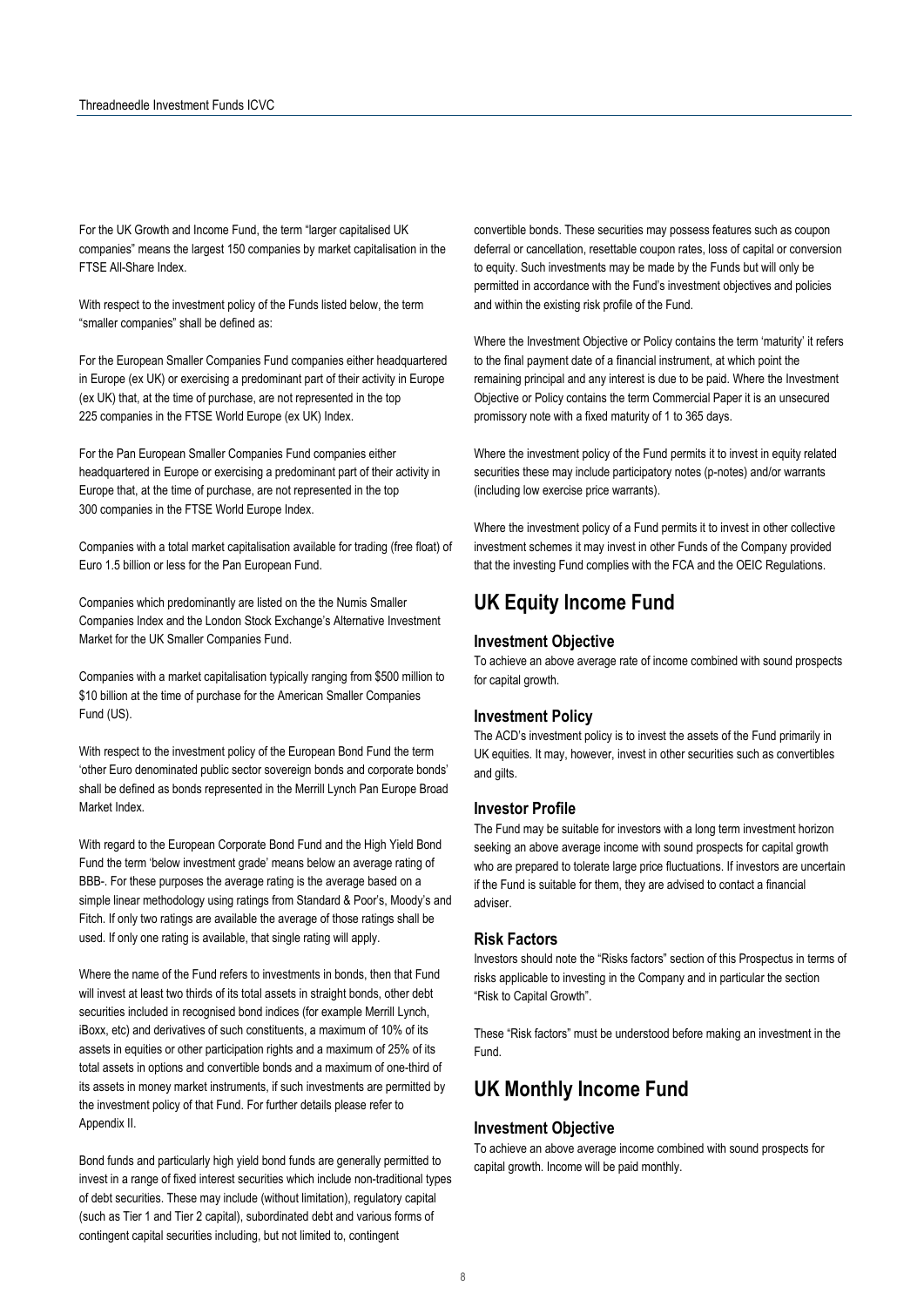For the UK Growth and Income Fund, the term "larger capitalised UK companies" means the largest 150 companies by market capitalisation in the FTSE All-Share Index.

With respect to the investment policy of the Funds listed below, the term "smaller companies" shall be defined as:

For the European Smaller Companies Fund companies either headquartered in Europe (ex UK) or exercising a predominant part of their activity in Europe (ex UK) that, at the time of purchase, are not represented in the top 225 companies in the FTSE World Europe (ex UK) Index.

For the Pan European Smaller Companies Fund companies either headquartered in Europe or exercising a predominant part of their activity in Europe that, at the time of purchase, are not represented in the top 300 companies in the FTSE World Europe Index.

Companies with a total market capitalisation available for trading (free float) of Euro 1.5 billion or less for the Pan European Fund.

Companies which predominantly are listed on the the Numis Smaller Companies Index and the London Stock Exchange's Alternative Investment Market for the UK Smaller Companies Fund.

Companies with a market capitalisation typically ranging from $500 million to $10 billion at the time of purchase for the American Smaller Companies Fund (US).

With respect to the investment policy of the European Bond Fund the term 'other Euro denominated public sector sovereign bonds and corporate bonds' shall be defined as bonds represented in the Merrill Lynch Pan Europe Broad Market Index.

With regard to the European Corporate Bond Fund and the High Yield Bond Fund the term 'below investment grade' means below an average rating of BBB-. For these purposes the average rating is the average based on a simple linear methodology using ratings from Standard & Poor's, Moody's and Fitch. If only two ratings are available the average of those ratings shall be used. If only one rating is available, that single rating will apply.

Where the name of the Fund refers to investments in bonds, then that Fund will invest at least two thirds of its total assets in straight bonds, other debt securities included in recognised bond indices (for example Merrill Lynch, iBoxx, etc) and derivatives of such constituents, a maximum of 10% of its assets in equities or other participation rights and a maximum of 25% of its total assets in options and convertible bonds and a maximum of one-third of its assets in money market instruments, if such investments are permitted by the investment policy of that Fund. For further details please refer to Appendix II.

Bond funds and particularly high yield bond funds are generally permitted to invest in a range of fixed interest securities which include non-traditional types of debt securities. These may include (without limitation), regulatory capital (such as Tier 1 and Tier 2 capital), subordinated debt and various forms of contingent capital securities including, but not limited to, contingent convertible bonds. These securities may possess features such as coupon deferral or cancellation, resettable coupon rates, loss of capital or conversion to equity. Such investments may be made by the Funds but will only be permitted in accordance with the Fund's investment objectives and policies and within the existing risk profile of the Fund.

Where the Investment Objective or Policy contains the term 'maturity' it refers to the final payment date of a financial instrument, at which point the remaining principal and any interest is due to be paid. Where the Investment Objective or Policy contains the term Commercial Paper it is an unsecured promissory note with a fixed maturity of 1 to 365 days.

Where the investment policy of the Fund permits it to invest in equity related securities these may include participatory notes (p-notes) and/or warrants (including low exercise price warrants).

Where the investment policy of a Fund permits it to invest in other collective investment schemes it may invest in other Funds of the Company provided that the investing Fund complies with the FCA and the OEIC Regulations.

## UK Equity Income Fund

### Investment Objective

To achieve an above average rate of income combined with sound prospects for capital growth.

### Investment Policy

The ACD's investment policy is to invest the assets of the Fund primarily in UK equities. It may, however, invest in other securities such as convertibles and gilts.

### Investor Profile

The Fund may be suitable for investors with a long term investment horizon seeking an above average income with sound prospects for capital growth who are prepared to tolerate large price fluctuations. If investors are uncertain if the Fund is suitable for them, they are advised to contact a financial adviser.

### Risk Factors

Investors should note the "Risks factors" section of this Prospectus in terms of risks applicable to investing in the Company and in particular the section "Risk to Capital Growth".

These "Risk factors" must be understood before making an investment in the Fund.

## UK Monthly Income Fund

### Investment Objective

To achieve an above average income combined with sound prospects for capital growth. Income will be paid monthly.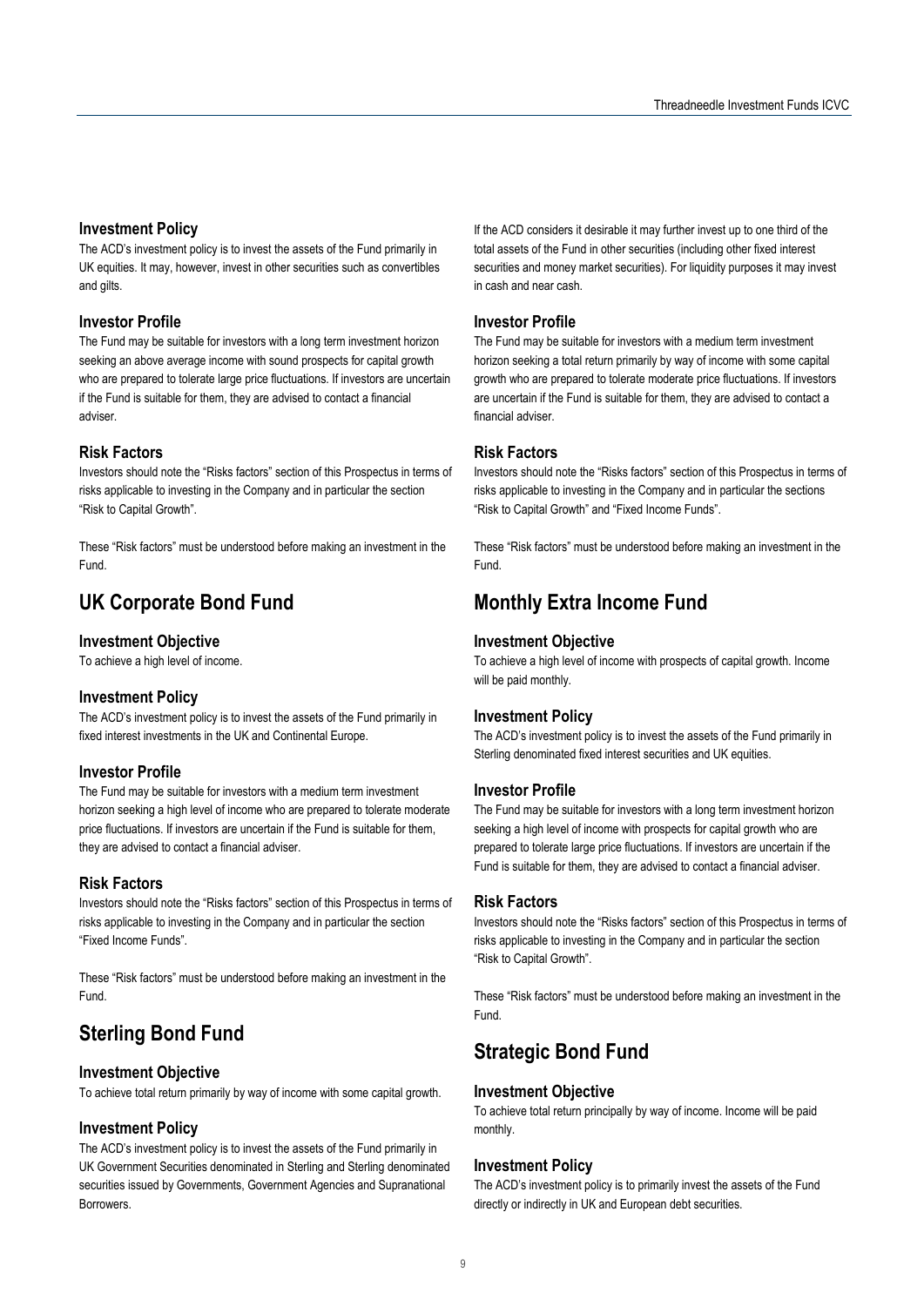### Investment Policy

The ACD's investment policy is to invest the assets of the Fund primarily in UK equities. It may, however, invest in other securities such as convertibles and gilts.

### Investor Profile

The Fund may be suitable for investors with a long term investment horizon seeking an above average income with sound prospects for capital growth who are prepared to tolerate large price fluctuations. If investors are uncertain if the Fund is suitable for them, they are advised to contact a financial adviser.

### Risk Factors

Investors should note the "Risks factors" section of this Prospectus in terms of risks applicable to investing in the Company and in particular the section "Risk to Capital Growth".

These "Risk factors" must be understood before making an investment in the Fund.

## UK Corporate Bond Fund

### Investment Objective

To achieve a high level of income.

### Investment Policy

The ACD's investment policy is to invest the assets of the Fund primarily in fixed interest investments in the UK and Continental Europe.

### Investor Profile

The Fund may be suitable for investors with a medium term investment horizon seeking a high level of income who are prepared to tolerate moderate price fluctuations. If investors are uncertain if the Fund is suitable for them, they are advised to contact a financial adviser.

### Risk Factors

Investors should note the "Risks factors" section of this Prospectus in terms of risks applicable to investing in the Company and in particular the section "Fixed Income Funds".

These "Risk factors" must be understood before making an investment in the Fund.

## Sterling Bond Fund

### Investment Objective

To achieve total return primarily by way of income with some capital growth.

### Investment Policy

The ACD's investment policy is to invest the assets of the Fund primarily in UK Government Securities denominated in Sterling and Sterling denominated securities issued by Governments, Government Agencies and Supranational Borrowers.

If the ACD considers it desirable it may further invest up to one third of the total assets of the Fund in other securities (including other fixed interest securities and money market securities). For liquidity purposes it may invest in cash and near cash.

### Investor Profile

The Fund may be suitable for investors with a medium term investment horizon seeking a total return primarily by way of income with some capital growth who are prepared to tolerate moderate price fluctuations. If investors are uncertain if the Fund is suitable for them, they are advised to contact a financial adviser.

### Risk Factors

Investors should note the "Risks factors" section of this Prospectus in terms of risks applicable to investing in the Company and in particular the sections "Risk to Capital Growth" and "Fixed Income Funds".

These "Risk factors" must be understood before making an investment in the Fund.

## Monthly Extra Income Fund

### Investment Objective

To achieve a high level of income with prospects of capital growth. Income will be paid monthly.

### Investment Policy

The ACD's investment policy is to invest the assets of the Fund primarily in Sterling denominated fixed interest securities and UK equities.

### Investor Profile

The Fund may be suitable for investors with a long term investment horizon seeking a high level of income with prospects for capital growth who are prepared to tolerate large price fluctuations. If investors are uncertain if the Fund is suitable for them, they are advised to contact a financial adviser.

### Risk Factors

Investors should note the "Risks factors" section of this Prospectus in terms of risks applicable to investing in the Company and in particular the section "Risk to Capital Growth".

These "Risk factors" must be understood before making an investment in the Fund.

## Strategic Bond Fund

### Investment Objective

To achieve total return principally by way of income. Income will be paid monthly.

### Investment Policy

The ACD's investment policy is to primarily invest the assets of the Fund directly or indirectly in UK and European debt securities.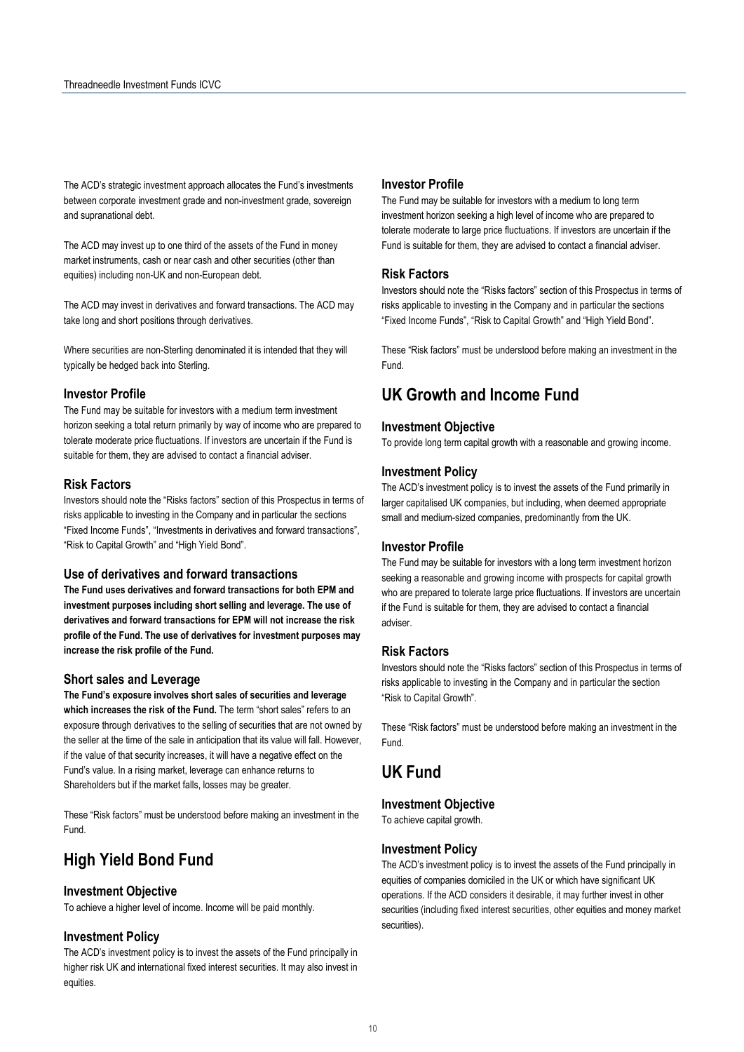The ACD's strategic investment approach allocates the Fund's investments between corporate investment grade and non-investment grade, sovereign and supranational debt.

The ACD may invest up to one third of the assets of the Fund in money market instruments, cash or near cash and other securities (other than equities) including non-UK and non-European debt.

The ACD may invest in derivatives and forward transactions. The ACD may take long and short positions through derivatives.

Where securities are non-Sterling denominated it is intended that they will typically be hedged back into Sterling.

### Investor Profile

The Fund may be suitable for investors with a medium term investment horizon seeking a total return primarily by way of income who are prepared to tolerate moderate price fluctuations. If investors are uncertain if the Fund is suitable for them, they are advised to contact a financial adviser.

### Risk Factors

Investors should note the "Risks factors" section of this Prospectus in terms of risks applicable to investing in the Company and in particular the sections "Fixed Income Funds", "Investments in derivatives and forward transactions", "Risk to Capital Growth" and "High Yield Bond".

### Use of derivatives and forward transactions

**The Fund uses derivatives and forward transactions for both EPM and investment purposes including short selling and leverage. The use of derivatives and forward transactions for EPM will not increase the risk profile of the Fund. The use of derivatives for investment purposes may increase the risk profile of the Fund.**

### Short sales and Leverage

**The Fund's exposure involves short sales of securities and leverage which increases the risk of the Fund.** The term "short sales" refers to an exposure through derivatives to the selling of securities that are not owned by the seller at the time of the sale in anticipation that its value will fall. However, if the value of that security increases, it will have a negative effect on the Fund's value. In a rising market, leverage can enhance returns to Shareholders but if the market falls, losses may be greater.

These "Risk factors" must be understood before making an investment in the Fund.

## High Yield Bond Fund

### Investment Objective

To achieve a higher level of income. Income will be paid monthly.

### Investment Policy

The ACD's investment policy is to invest the assets of the Fund principally in higher risk UK and international fixed interest securities. It may also invest in equities.

### Investor Profile

The Fund may be suitable for investors with a medium to long term investment horizon seeking a high level of income who are prepared to tolerate moderate to large price fluctuations. If investors are uncertain if the Fund is suitable for them, they are advised to contact a financial adviser.

### Risk Factors

Investors should note the "Risks factors" section of this Prospectus in terms of risks applicable to investing in the Company and in particular the sections "Fixed Income Funds", "Risk to Capital Growth" and "High Yield Bond".

These "Risk factors" must be understood before making an investment in the Fund.

## UK Growth and Income Fund

### Investment Objective

To provide long term capital growth with a reasonable and growing income.

### Investment Policy

The ACD's investment policy is to invest the assets of the Fund primarily in larger capitalised UK companies, but including, when deemed appropriate small and medium-sized companies, predominantly from the UK.

### Investor Profile

The Fund may be suitable for investors with a long term investment horizon seeking a reasonable and growing income with prospects for capital growth who are prepared to tolerate large price fluctuations. If investors are uncertain if the Fund is suitable for them, they are advised to contact a financial adviser.

### Risk Factors

Investors should note the "Risks factors" section of this Prospectus in terms of risks applicable to investing in the Company and in particular the section "Risk to Capital Growth".

These "Risk factors" must be understood before making an investment in the Fund.

## UK Fund

### Investment Objective

To achieve capital growth.

### Investment Policy

The ACD's investment policy is to invest the assets of the Fund principally in equities of companies domiciled in the UK or which have significant UK operations. If the ACD considers it desirable, it may further invest in other securities (including fixed interest securities, other equities and money market securities).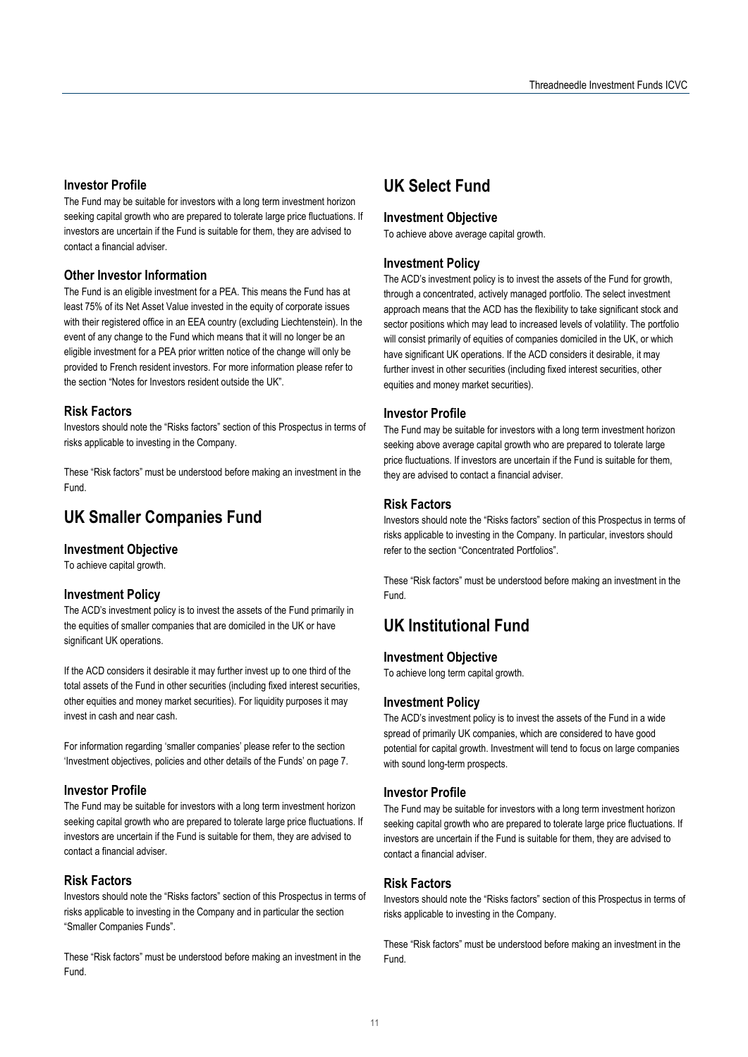### Investor Profile

The Fund may be suitable for investors with a long term investment horizon seeking capital growth who are prepared to tolerate large price fluctuations. If investors are uncertain if the Fund is suitable for them, they are advised to contact a financial adviser.

### Other Investor Information

The Fund is an eligible investment for a PEA. This means the Fund has at least 75% of its Net Asset Value invested in the equity of corporate issues with their registered office in an EEA country (excluding Liechtenstein). In the event of any change to the Fund which means that it will no longer be an eligible investment for a PEA prior written notice of the change will only be provided to French resident investors. For more information please refer to the section "Notes for Investors resident outside the UK".

### Risk Factors

Investors should note the "Risks factors" section of this Prospectus in terms of risks applicable to investing in the Company.

These "Risk factors" must be understood before making an investment in the Fund.

## UK Smaller Companies Fund

### Investment Objective

To achieve capital growth.

### Investment Policy

The ACD's investment policy is to invest the assets of the Fund primarily in the equities of smaller companies that are domiciled in the UK or have significant UK operations.

If the ACD considers it desirable it may further invest up to one third of the total assets of the Fund in other securities (including fixed interest securities, other equities and money market securities). For liquidity purposes it may invest in cash and near cash.

For information regarding 'smaller companies' please refer to the section 'Investment objectives, policies and other details of the Funds' on page 7.

### Investor Profile

The Fund may be suitable for investors with a long term investment horizon seeking capital growth who are prepared to tolerate large price fluctuations. If investors are uncertain if the Fund is suitable for them, they are advised to contact a financial adviser.

### Risk Factors

Investors should note the "Risks factors" section of this Prospectus in terms of risks applicable to investing in the Company and in particular the section "Smaller Companies Funds".

These "Risk factors" must be understood before making an investment in the Fund.

## UK Select Fund

### Investment Objective

To achieve above average capital growth.

### Investment Policy

The ACD's investment policy is to invest the assets of the Fund for growth, through a concentrated, actively managed portfolio. The select investment approach means that the ACD has the flexibility to take significant stock and sector positions which may lead to increased levels of volatility. The portfolio will consist primarily of equities of companies domiciled in the UK, or which have significant UK operations. If the ACD considers it desirable, it may further invest in other securities (including fixed interest securities, other equities and money market securities).

### Investor Profile

The Fund may be suitable for investors with a long term investment horizon seeking above average capital growth who are prepared to tolerate large price fluctuations. If investors are uncertain if the Fund is suitable for them, they are advised to contact a financial adviser.

### Risk Factors

Investors should note the "Risks factors" section of this Prospectus in terms of risks applicable to investing in the Company. In particular, investors should refer to the section "Concentrated Portfolios".

These "Risk factors" must be understood before making an investment in the Fund.

## UK Institutional Fund

### Investment Objective

To achieve long term capital growth.

### Investment Policy

The ACD's investment policy is to invest the assets of the Fund in a wide spread of primarily UK companies, which are considered to have good potential for capital growth. Investment will tend to focus on large companies with sound long-term prospects.

### Investor Profile

The Fund may be suitable for investors with a long term investment horizon seeking capital growth who are prepared to tolerate large price fluctuations. If investors are uncertain if the Fund is suitable for them, they are advised to contact a financial adviser.

### Risk Factors

Investors should note the "Risks factors" section of this Prospectus in terms of risks applicable to investing in the Company.

These "Risk factors" must be understood before making an investment in the Fund.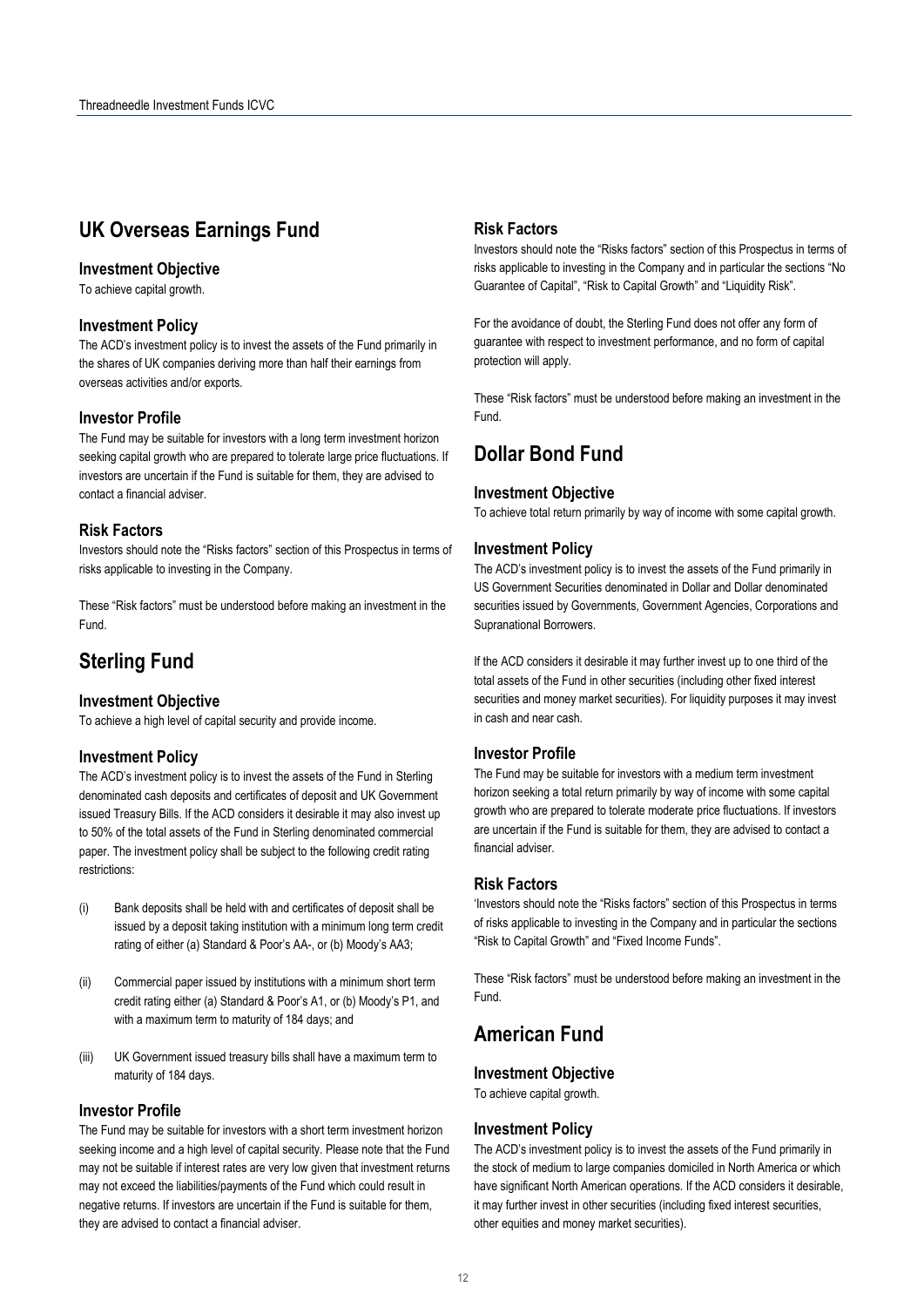## UK Overseas Earnings Fund

### Investment Objective

To achieve capital growth.

### Investment Policy

The ACD's investment policy is to invest the assets of the Fund primarily in the shares of UK companies deriving more than half their earnings from overseas activities and/or exports.

### Investor Profile

The Fund may be suitable for investors with a long term investment horizon seeking capital growth who are prepared to tolerate large price fluctuations. If investors are uncertain if the Fund is suitable for them, they are advised to contact a financial adviser.

### Risk Factors

Investors should note the "Risks factors" section of this Prospectus in terms of risks applicable to investing in the Company.

These "Risk factors" must be understood before making an investment in the Fund.

## Sterling Fund

### Investment Objective

To achieve a high level of capital security and provide income.

### Investment Policy

The ACD's investment policy is to invest the assets of the Fund in Sterling denominated cash deposits and certificates of deposit and UK Government issued Treasury Bills. If the ACD considers it desirable it may also invest up to 50% of the total assets of the Fund in Sterling denominated commercial paper. The investment policy shall be subject to the following credit rating restrictions:

(i) Bank deposits shall be held with and certificates of deposit shall be issued by a deposit taking institution with a minimum long term credit rating of either (a) Standard & Poor's AA-, or (b) Moody's AA3;

(ii) Commercial paper issued by institutions with a minimum short term credit rating either (a) Standard & Poor's A1, or (b) Moody's P1, and with a maximum term to maturity of 184 days; and

(iii) UK Government issued treasury bills shall have a maximum term to maturity of 184 days.

### Investor Profile

The Fund may be suitable for investors with a short term investment horizon seeking income and a high level of capital security. Please note that the Fund may not be suitable if interest rates are very low given that investment returns may not exceed the liabilities/payments of the Fund which could result in negative returns. If investors are uncertain if the Fund is suitable for them, they are advised to contact a financial adviser.

### Risk Factors

Investors should note the "Risks factors" section of this Prospectus in terms of risks applicable to investing in the Company and in particular the sections "No Guarantee of Capital", "Risk to Capital Growth" and "Liquidity Risk".

For the avoidance of doubt, the Sterling Fund does not offer any form of guarantee with respect to investment performance, and no form of capital protection will apply.

These "Risk factors" must be understood before making an investment in the Fund.

## Dollar Bond Fund

### Investment Objective

To achieve total return primarily by way of income with some capital growth.

### Investment Policy

The ACD's investment policy is to invest the assets of the Fund primarily in US Government Securities denominated in Dollar and Dollar denominated securities issued by Governments, Government Agencies, Corporations and Supranational Borrowers.

If the ACD considers it desirable it may further invest up to one third of the total assets of the Fund in other securities (including other fixed interest securities and money market securities). For liquidity purposes it may invest in cash and near cash.

### Investor Profile

The Fund may be suitable for investors with a medium term investment horizon seeking a total return primarily by way of income with some capital growth who are prepared to tolerate moderate price fluctuations. If investors are uncertain if the Fund is suitable for them, they are advised to contact a financial adviser.

### Risk Factors

'Investors should note the "Risks factors" section of this Prospectus in terms of risks applicable to investing in the Company and in particular the sections "Risk to Capital Growth" and "Fixed Income Funds".

These "Risk factors" must be understood before making an investment in the Fund.

## American Fund

### Investment Objective

To achieve capital growth.

### Investment Policy

The ACD's investment policy is to invest the assets of the Fund primarily in the stock of medium to large companies domiciled in North America or which have significant North American operations. If the ACD considers it desirable, it may further invest in other securities (including fixed interest securities, other equities and money market securities).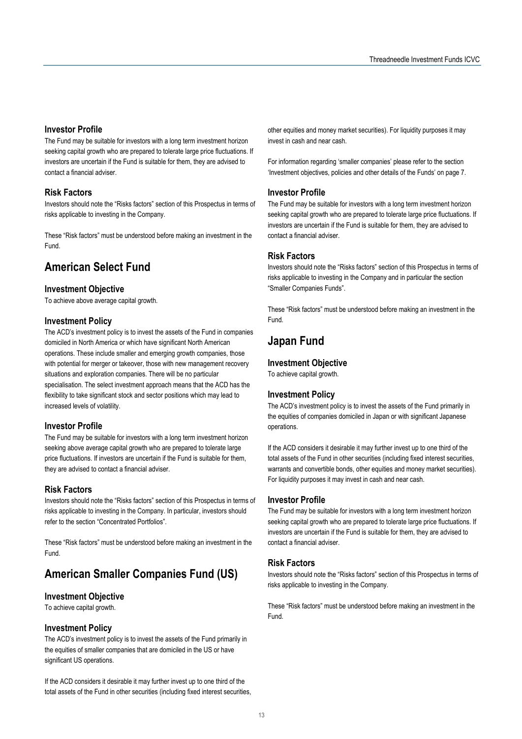### Investor Profile

The Fund may be suitable for investors with a long term investment horizon seeking capital growth who are prepared to tolerate large price fluctuations. If investors are uncertain if the Fund is suitable for them, they are advised to contact a financial adviser.

### Risk Factors

Investors should note the "Risks factors" section of this Prospectus in terms of risks applicable to investing in the Company.

These "Risk factors" must be understood before making an investment in the Fund.

## American Select Fund

### Investment Objective

To achieve above average capital growth.

### Investment Policy

The ACD's investment policy is to invest the assets of the Fund in companies domiciled in North America or which have significant North American operations. These include smaller and emerging growth companies, those with potential for merger or takeover, those with new management recovery situations and exploration companies. There will be no particular specialisation. The select investment approach means that the ACD has the flexibility to take significant stock and sector positions which may lead to increased levels of volatility.

### Investor Profile

The Fund may be suitable for investors with a long term investment horizon seeking above average capital growth who are prepared to tolerate large price fluctuations. If investors are uncertain if the Fund is suitable for them, they are advised to contact a financial adviser.

### Risk Factors

Investors should note the "Risks factors" section of this Prospectus in terms of risks applicable to investing in the Company. In particular, investors should refer to the section "Concentrated Portfolios".

These "Risk factors" must be understood before making an investment in the Fund.

## American Smaller Companies Fund (US)

### Investment Objective

To achieve capital growth.

### Investment Policy

The ACD's investment policy is to invest the assets of the Fund primarily in the equities of smaller companies that are domiciled in the US or have significant US operations.

If the ACD considers it desirable it may further invest up to one third of the total assets of the Fund in other securities (including fixed interest securities, other equities and money market securities). For liquidity purposes it may invest in cash and near cash.

For information regarding 'smaller companies' please refer to the section 'Investment objectives, policies and other details of the Funds' on page 7.

### Investor Profile

The Fund may be suitable for investors with a long term investment horizon seeking capital growth who are prepared to tolerate large price fluctuations. If investors are uncertain if the Fund is suitable for them, they are advised to contact a financial adviser.

### Risk Factors

Investors should note the "Risks factors" section of this Prospectus in terms of risks applicable to investing in the Company and in particular the section "Smaller Companies Funds".

These "Risk factors" must be understood before making an investment in the Fund.

## Japan Fund

### Investment Objective

To achieve capital growth.

### Investment Policy

The ACD's investment policy is to invest the assets of the Fund primarily in the equities of companies domiciled in Japan or with significant Japanese operations.

If the ACD considers it desirable it may further invest up to one third of the total assets of the Fund in other securities (including fixed interest securities, warrants and convertible bonds, other equities and money market securities). For liquidity purposes it may invest in cash and near cash.

### Investor Profile

The Fund may be suitable for investors with a long term investment horizon seeking capital growth who are prepared to tolerate large price fluctuations. If investors are uncertain if the Fund is suitable for them, they are advised to contact a financial adviser.

### Risk Factors

Investors should note the "Risks factors" section of this Prospectus in terms of risks applicable to investing in the Company.

These "Risk factors" must be understood before making an investment in the Fund.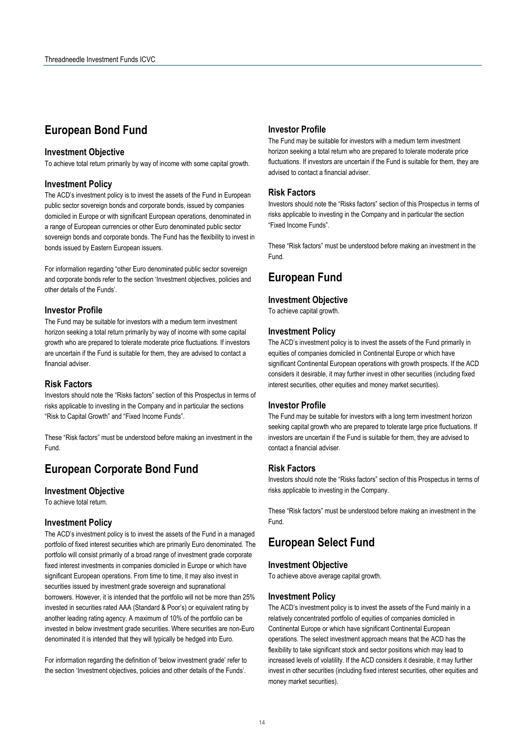## European Bond Fund

### Investment Objective

To achieve total return primarily by way of income with some capital growth.

### Investment Policy

The ACD's investment policy is to invest the assets of the Fund in European public sector sovereign bonds and corporate bonds, issued by companies domiciled in Europe or with significant European operations, denominated in a range of European currencies or other Euro denominated public sector sovereign bonds and corporate bonds. The Fund has the flexibility to invest in bonds issued by Eastern European issuers.

For information regarding "other Euro denominated public sector sovereign and corporate bonds refer to the section 'Investment objectives, policies and other details of the Funds'.

### Investor Profile

The Fund may be suitable for investors with a medium term investment horizon seeking a total return primarily by way of income with some capital growth who are prepared to tolerate moderate price fluctuations. If investors are uncertain if the Fund is suitable for them, they are advised to contact a financial adviser.

### Risk Factors

Investors should note the "Risks factors" section of this Prospectus in terms of risks applicable to investing in the Company and in particular the sections "Risk to Capital Growth" and "Fixed Income Funds".

These "Risk factors" must be understood before making an investment in the Fund.

## European Corporate Bond Fund

### Investment Objective

To achieve total return.

### Investment Policy

The ACD's investment policy is to invest the assets of the Fund in a managed portfolio of fixed interest securities which are primarily Euro denominated. The portfolio will consist primarily of a broad range of investment grade corporate fixed interest investments in companies domiciled in Europe or which have significant European operations. From time to time, it may also invest in securities issued by investment grade sovereign and supranational borrowers. However, it is intended that the portfolio will not be more than 25% invested in securities rated AAA (Standard & Poor's) or equivalent rating by another leading rating agency. A maximum of 10% of the portfolio can be invested in below investment grade securities. Where securities are non-Euro denominated it is intended that they will typically be hedged into Euro.

For information regarding the definition of 'below investment grade' refer to the section 'Investment objectives, policies and other details of the Funds'.

### Investor Profile

The Fund may be suitable for investors with a medium term investment horizon seeking a total return who are prepared to tolerate moderate price fluctuations. If investors are uncertain if the Fund is suitable for them, they are advised to contact a financial adviser.

### Risk Factors

Investors should note the "Risks factors" section of this Prospectus in terms of risks applicable to investing in the Company and in particular the section "Fixed Income Funds".

These "Risk factors" must be understood before making an investment in the Fund.

## European Fund

### Investment Objective

To achieve capital growth.

### Investment Policy

The ACD's investment policy is to invest the assets of the Fund primarily in equities of companies domiciled in Continental Europe or which have significant Continental European operations with growth prospects. If the ACD considers it desirable, it may further invest in other securities (including fixed interest securities, other equities and money market securities).

### Investor Profile

The Fund may be suitable for investors with a long term investment horizon seeking capital growth who are prepared to tolerate large price fluctuations. If investors are uncertain if the Fund is suitable for them, they are advised to contact a financial adviser.

### Risk Factors

Investors should note the "Risks factors" section of this Prospectus in terms of risks applicable to investing in the Company.

These "Risk factors" must be understood before making an investment in the Fund.

## European Select Fund

### Investment Objective

To achieve above average capital growth.

### Investment Policy

The ACD's investment policy is to invest the assets of the Fund mainly in a relatively concentrated portfolio of equities of companies domiciled in Continental Europe or which have significant Continental European operations. The select investment approach means that the ACD has the flexibility to take significant stock and sector positions which may lead to increased levels of volatility. If the ACD considers it desirable, it may further invest in other securities (including fixed interest securities, other equities and money market securities).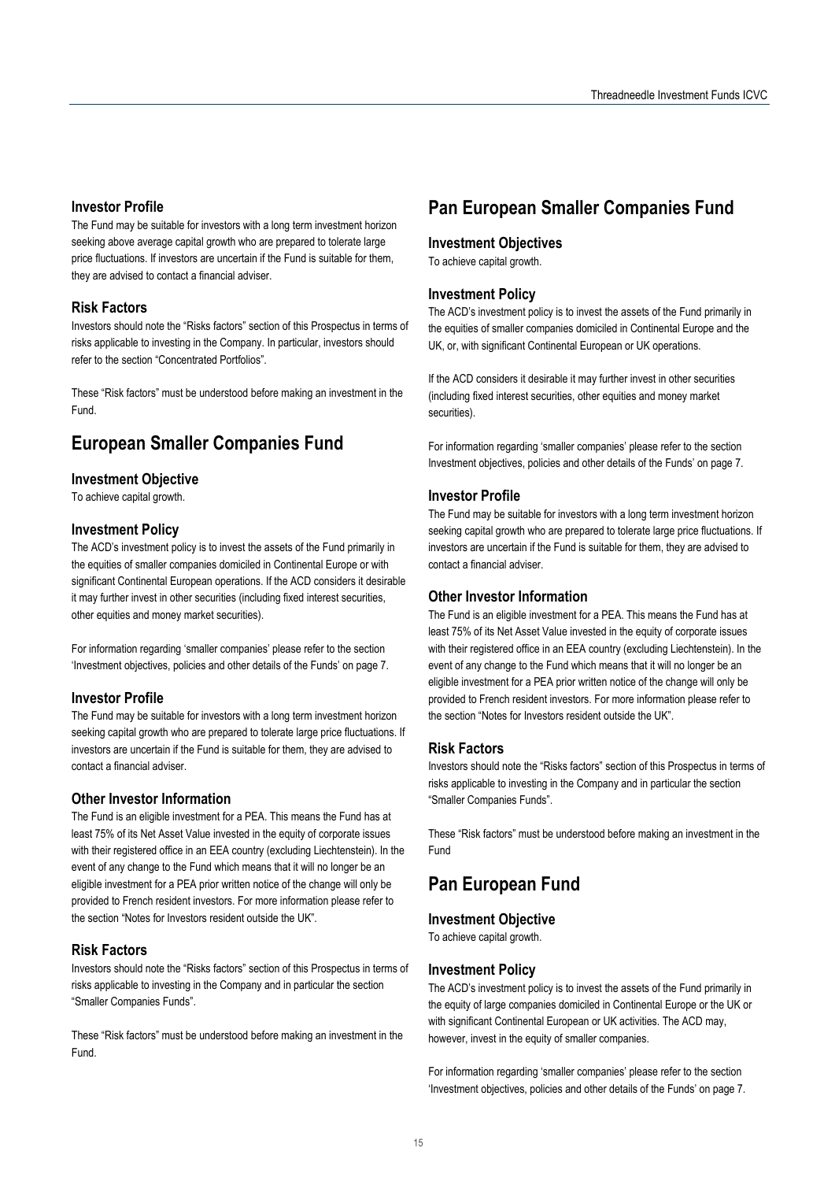### Investor Profile

The Fund may be suitable for investors with a long term investment horizon seeking above average capital growth who are prepared to tolerate large price fluctuations. If investors are uncertain if the Fund is suitable for them, they are advised to contact a financial adviser.

### Risk Factors

Investors should note the "Risks factors" section of this Prospectus in terms of risks applicable to investing in the Company. In particular, investors should refer to the section "Concentrated Portfolios".

These "Risk factors" must be understood before making an investment in the Fund.

## European Smaller Companies Fund

### Investment Objective

To achieve capital growth.

### Investment Policy

The ACD's investment policy is to invest the assets of the Fund primarily in the equities of smaller companies domiciled in Continental Europe or with significant Continental European operations. If the ACD considers it desirable it may further invest in other securities (including fixed interest securities, other equities and money market securities).

For information regarding 'smaller companies' please refer to the section 'Investment objectives, policies and other details of the Funds' on page 7.

### Investor Profile

The Fund may be suitable for investors with a long term investment horizon seeking capital growth who are prepared to tolerate large price fluctuations. If investors are uncertain if the Fund is suitable for them, they are advised to contact a financial adviser.

### Other Investor Information

The Fund is an eligible investment for a PEA. This means the Fund has at least 75% of its Net Asset Value invested in the equity of corporate issues with their registered office in an EEA country (excluding Liechtenstein). In the event of any change to the Fund which means that it will no longer be an eligible investment for a PEA prior written notice of the change will only be provided to French resident investors. For more information please refer to the section "Notes for Investors resident outside the UK".

### Risk Factors

Investors should note the "Risks factors" section of this Prospectus in terms of risks applicable to investing in the Company and in particular the section "Smaller Companies Funds".

These "Risk factors" must be understood before making an investment in the Fund.

## Pan European Smaller Companies Fund

### Investment Objectives

To achieve capital growth.

### Investment Policy

The ACD's investment policy is to invest the assets of the Fund primarily in the equities of smaller companies domiciled in Continental Europe and the UK, or, with significant Continental European or UK operations.

If the ACD considers it desirable it may further invest in other securities (including fixed interest securities, other equities and money market securities).

For information regarding 'smaller companies' please refer to the section Investment objectives, policies and other details of the Funds' on page 7.

### Investor Profile

The Fund may be suitable for investors with a long term investment horizon seeking capital growth who are prepared to tolerate large price fluctuations. If investors are uncertain if the Fund is suitable for them, they are advised to contact a financial adviser.

### Other Investor Information

The Fund is an eligible investment for a PEA. This means the Fund has at least 75% of its Net Asset Value invested in the equity of corporate issues with their registered office in an EEA country (excluding Liechtenstein). In the event of any change to the Fund which means that it will no longer be an eligible investment for a PEA prior written notice of the change will only be provided to French resident investors. For more information please refer to the section "Notes for Investors resident outside the UK".

### Risk Factors

Investors should note the "Risks factors" section of this Prospectus in terms of risks applicable to investing in the Company and in particular the section "Smaller Companies Funds".

These "Risk factors" must be understood before making an investment in the Fund

## Pan European Fund

### Investment Objective

To achieve capital growth.

### Investment Policy

The ACD's investment policy is to invest the assets of the Fund primarily in the equity of large companies domiciled in Continental Europe or the UK or with significant Continental European or UK activities. The ACD may, however, invest in the equity of smaller companies.

For information regarding 'smaller companies' please refer to the section 'Investment objectives, policies and other details of the Funds' on page 7.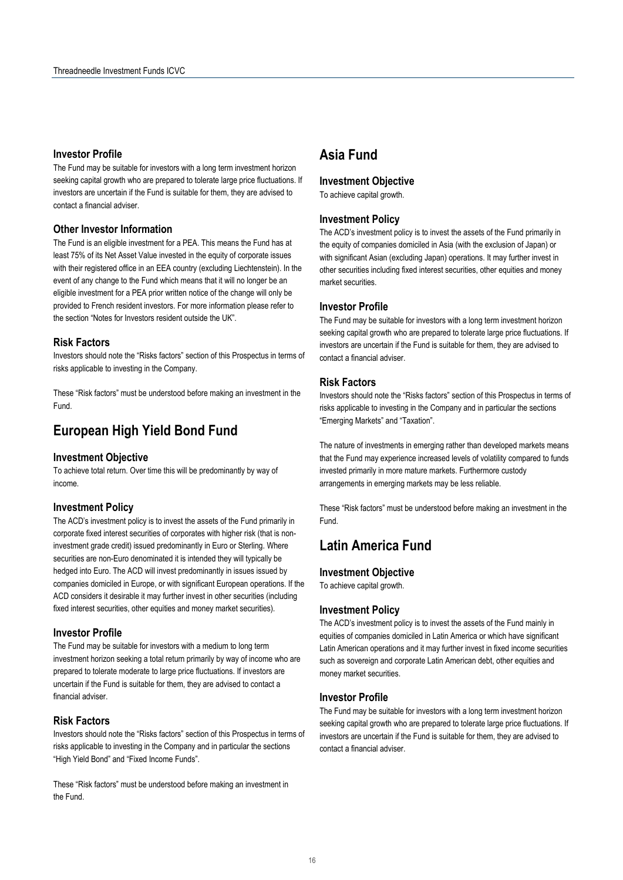### Investor Profile

The Fund may be suitable for investors with a long term investment horizon seeking capital growth who are prepared to tolerate large price fluctuations. If investors are uncertain if the Fund is suitable for them, they are advised to contact a financial adviser.

### Other Investor Information

The Fund is an eligible investment for a PEA. This means the Fund has at least 75% of its Net Asset Value invested in the equity of corporate issues with their registered office in an EEA country (excluding Liechtenstein). In the event of any change to the Fund which means that it will no longer be an eligible investment for a PEA prior written notice of the change will only be provided to French resident investors. For more information please refer to the section "Notes for Investors resident outside the UK".

### Risk Factors

Investors should note the "Risks factors" section of this Prospectus in terms of risks applicable to investing in the Company.

These "Risk factors" must be understood before making an investment in the Fund.

## European High Yield Bond Fund

### Investment Objective

To achieve total return. Over time this will be predominantly by way of income.

### Investment Policy

The ACD's investment policy is to invest the assets of the Fund primarily in corporate fixed interest securities of corporates with higher risk (that is non-investment grade credit) issued predominantly in Euro or Sterling. Where securities are non-Euro denominated it is intended they will typically be hedged into Euro. The ACD will invest predominantly in issues issued by companies domiciled in Europe, or with significant European operations. If the ACD considers it desirable it may further invest in other securities (including fixed interest securities, other equities and money market securities).

### Investor Profile

The Fund may be suitable for investors with a medium to long term investment horizon seeking a total return primarily by way of income who are prepared to tolerate moderate to large price fluctuations. If investors are uncertain if the Fund is suitable for them, they are advised to contact a financial adviser.

### Risk Factors

Investors should note the "Risks factors" section of this Prospectus in terms of risks applicable to investing in the Company and in particular the sections "High Yield Bond" and "Fixed Income Funds".

These "Risk factors" must be understood before making an investment in the Fund.

## Asia Fund

### Investment Objective

To achieve capital growth.

### Investment Policy

The ACD's investment policy is to invest the assets of the Fund primarily in the equity of companies domiciled in Asia (with the exclusion of Japan) or with significant Asian (excluding Japan) operations. It may further invest in other securities including fixed interest securities, other equities and money market securities.

### Investor Profile

The Fund may be suitable for investors with a long term investment horizon seeking capital growth who are prepared to tolerate large price fluctuations. If investors are uncertain if the Fund is suitable for them, they are advised to contact a financial adviser.

### Risk Factors

Investors should note the "Risks factors" section of this Prospectus in terms of risks applicable to investing in the Company and in particular the sections "Emerging Markets" and "Taxation".

The nature of investments in emerging rather than developed markets means that the Fund may experience increased levels of volatility compared to funds invested primarily in more mature markets. Furthermore custody arrangements in emerging markets may be less reliable.

These "Risk factors" must be understood before making an investment in the Fund.

## Latin America Fund

### Investment Objective

To achieve capital growth.

### Investment Policy

The ACD's investment policy is to invest the assets of the Fund mainly in equities of companies domiciled in Latin America or which have significant Latin American operations and it may further invest in fixed income securities such as sovereign and corporate Latin American debt, other equities and money market securities.

### Investor Profile

The Fund may be suitable for investors with a long term investment horizon seeking capital growth who are prepared to tolerate large price fluctuations. If investors are uncertain if the Fund is suitable for them, they are advised to contact a financial adviser.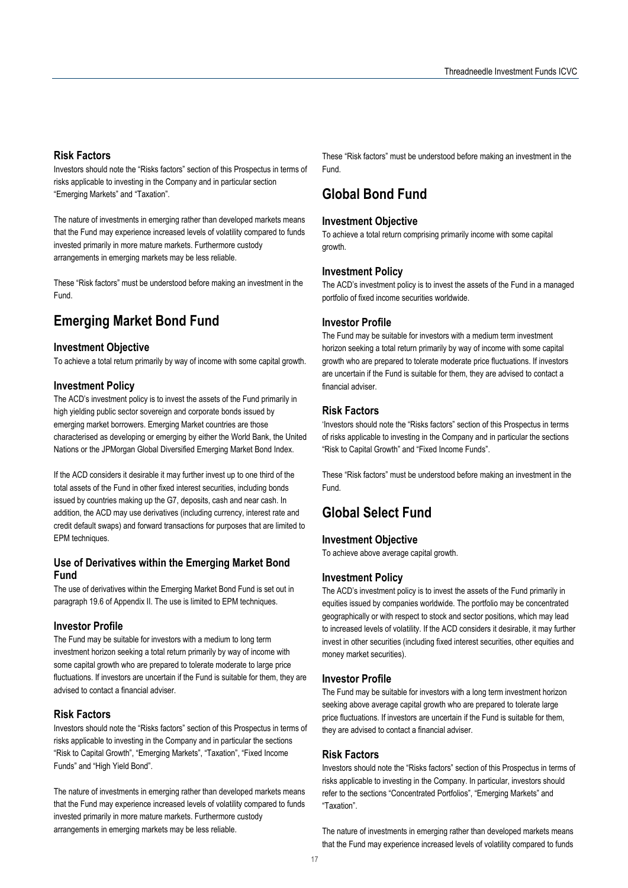### Risk Factors

Investors should note the "Risks factors" section of this Prospectus in terms of risks applicable to investing in the Company and in particular section "Emerging Markets" and "Taxation".

The nature of investments in emerging rather than developed markets means that the Fund may experience increased levels of volatility compared to funds invested primarily in more mature markets. Furthermore custody arrangements in emerging markets may be less reliable.

These "Risk factors" must be understood before making an investment in the Fund.

## Emerging Market Bond Fund

### Investment Objective

To achieve a total return primarily by way of income with some capital growth.

### Investment Policy

The ACD's investment policy is to invest the assets of the Fund primarily in high yielding public sector sovereign and corporate bonds issued by emerging market borrowers. Emerging Market countries are those characterised as developing or emerging by either the World Bank, the United Nations or the JPMorgan Global Diversified Emerging Market Bond Index.

If the ACD considers it desirable it may further invest up to one third of the total assets of the Fund in other fixed interest securities, including bonds issued by countries making up the G7, deposits, cash and near cash. In addition, the ACD may use derivatives (including currency, interest rate and credit default swaps) and forward transactions for purposes that are limited to EPM techniques.

### Use of Derivatives within the Emerging Market Bond Fund

The use of derivatives within the Emerging Market Bond Fund is set out in paragraph 19.6 of Appendix II. The use is limited to EPM techniques.

### Investor Profile

The Fund may be suitable for investors with a medium to long term investment horizon seeking a total return primarily by way of income with some capital growth who are prepared to tolerate moderate to large price fluctuations. If investors are uncertain if the Fund is suitable for them, they are advised to contact a financial adviser.

### Risk Factors

Investors should note the "Risks factors" section of this Prospectus in terms of risks applicable to investing in the Company and in particular the sections "Risk to Capital Growth", "Emerging Markets", "Taxation", "Fixed Income Funds" and "High Yield Bond".

The nature of investments in emerging rather than developed markets means that the Fund may experience increased levels of volatility compared to funds invested primarily in more mature markets. Furthermore custody arrangements in emerging markets may be less reliable.

These "Risk factors" must be understood before making an investment in the Fund.

## Global Bond Fund

### Investment Objective

To achieve a total return comprising primarily income with some capital growth.

### Investment Policy

The ACD's investment policy is to invest the assets of the Fund in a managed portfolio of fixed income securities worldwide.

### Investor Profile

The Fund may be suitable for investors with a medium term investment horizon seeking a total return primarily by way of income with some capital growth who are prepared to tolerate moderate price fluctuations. If investors are uncertain if the Fund is suitable for them, they are advised to contact a financial adviser.

### Risk Factors

'Investors should note the "Risks factors" section of this Prospectus in terms of risks applicable to investing in the Company and in particular the sections "Risk to Capital Growth" and "Fixed Income Funds".

These "Risk factors" must be understood before making an investment in the Fund.

## Global Select Fund

### Investment Objective

To achieve above average capital growth.

### Investment Policy

The ACD's investment policy is to invest the assets of the Fund primarily in equities issued by companies worldwide. The portfolio may be concentrated geographically or with respect to stock and sector positions, which may lead to increased levels of volatility. If the ACD considers it desirable, it may further invest in other securities (including fixed interest securities, other equities and money market securities).

### Investor Profile

The Fund may be suitable for investors with a long term investment horizon seeking above average capital growth who are prepared to tolerate large price fluctuations. If investors are uncertain if the Fund is suitable for them, they are advised to contact a financial adviser.

### Risk Factors

Investors should note the "Risks factors" section of this Prospectus in terms of risks applicable to investing in the Company. In particular, investors should refer to the sections "Concentrated Portfolios", "Emerging Markets" and "Taxation".

The nature of investments in emerging rather than developed markets means that the Fund may experience increased levels of volatility compared to funds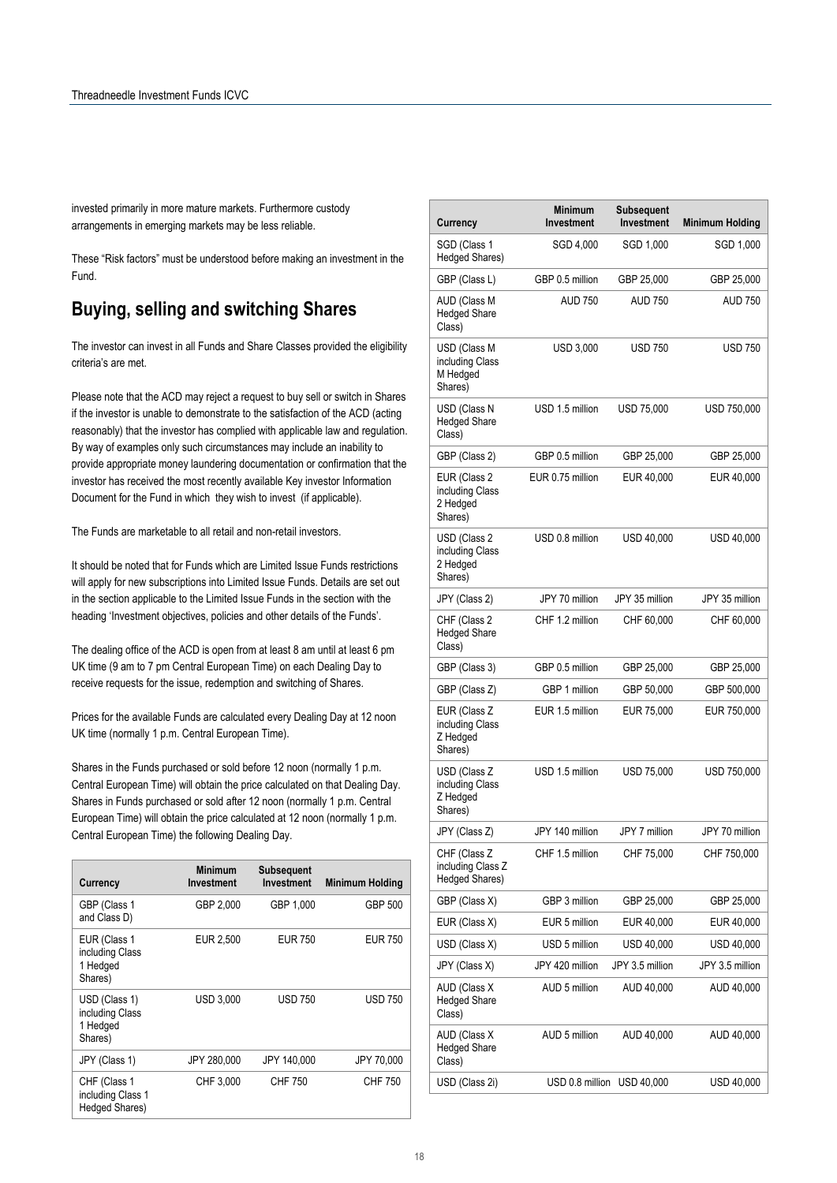invested primarily in more mature markets. Furthermore custody arrangements in emerging markets may be less reliable.

These "Risk factors" must be understood before making an investment in the Fund.

## Buying, selling and switching Shares

The investor can invest in all Funds and Share Classes provided the eligibility criteria's are met.

Please note that the ACD may reject a request to buy sell or switch in Shares if the investor is unable to demonstrate to the satisfaction of the ACD (acting reasonably) that the investor has complied with applicable law and regulation. By way of examples only such circumstances may include an inability to provide appropriate money laundering documentation or confirmation that the investor has received the most recently available Key investor Information Document for the Fund in which they wish to invest (if applicable).

The Funds are marketable to all retail and non-retail investors.

It should be noted that for Funds which are Limited Issue Funds restrictions will apply for new subscriptions into Limited Issue Funds. Details are set out in the section applicable to the Limited Issue Funds in the section with the heading 'Investment objectives, policies and other details of the Funds'.

The dealing office of the ACD is open from at least 8 am until at least 6 pm UK time (9 am to 7 pm Central European Time) on each Dealing Day to receive requests for the issue, redemption and switching of Shares.

Prices for the available Funds are calculated every Dealing Day at 12 noon UK time (normally 1 p.m. Central European Time).

Shares in the Funds purchased or sold before 12 noon (normally 1 p.m. Central European Time) will obtain the price calculated on that Dealing Day. Shares in Funds purchased or sold after 12 noon (normally 1 p.m. Central European Time) will obtain the price calculated at 12 noon (normally 1 p.m. Central European Time) the following Dealing Day.

| Currency | Minimum Investment | Subsequent Investment | Minimum Holding |
|---|---|---|---|
| GBP (Class 1 and Class D) | GBP 2,000 | GBP 1,000 | GBP 500 |
| EUR (Class 1 including Class 1 Hedged Shares) | EUR 2,500 | EUR 750 | EUR 750 |
| USD (Class 1) including Class 1 Hedged Shares) | USD 3,000 | USD 750 | USD 750 |
| JPY (Class 1) | JPY 280,000 | JPY 140,000 | JPY 70,000 |
| CHF (Class 1 including Class 1 Hedged Shares) | CHF 3,000 | CHF 750 | CHF 750 |
| SGD (Class 1 Hedged Shares) | SGD 4,000 | SGD 1,000 | SGD 1,000 |
| GBP (Class L) | GBP 0.5 million | GBP 25,000 | GBP 25,000 |
| AUD (Class M Hedged Share Class) | AUD 750 | AUD 750 | AUD 750 |
| USD (Class M including Class M Hedged Shares) | USD 3,000 | USD 750 | USD 750 |
| USD (Class N Hedged Share Class) | USD 1.5 million | USD 75,000 | USD 750,000 |
| GBP (Class 2) | GBP 0.5 million | GBP 25,000 | GBP 25,000 |
| EUR (Class 2 including Class 2 Hedged Shares) | EUR 0.75 million | EUR 40,000 | EUR 40,000 |
| USD (Class 2 including Class 2 Hedged Shares) | USD 0.8 million | USD 40,000 | USD 40,000 |
| JPY (Class 2) | JPY 70 million | JPY 35 million | JPY 35 million |
| CHF (Class 2 Hedged Share Class) | CHF 1.2 million | CHF 60,000 | CHF 60,000 |
| GBP (Class 3) | GBP 0.5 million | GBP 25,000 | GBP 25,000 |
| GBP (Class Z) | GBP 1 million | GBP 50,000 | GBP 500,000 |
| EUR (Class Z including Class Z Hedged Shares) | EUR 1.5 million | EUR 75,000 | EUR 750,000 |
| USD (Class Z including Class Z Hedged Shares) | USD 1.5 million | USD 75,000 | USD 750,000 |
| JPY (Class Z) | JPY 140 million | JPY 7 million | JPY 70 million |
| CHF (Class Z including Class Z Hedged Shares) | CHF 1.5 million | CHF 75,000 | CHF 750,000 |
| GBP (Class X) | GBP 3 million | GBP 25,000 | GBP 25,000 |
| EUR (Class X) | EUR 5 million | EUR 40,000 | EUR 40,000 |
| USD (Class X) | USD 5 million | USD 40,000 | USD 40,000 |
| JPY (Class X) | JPY 420 million | JPY 3.5 million | JPY 3.5 million |
| AUD (Class X Hedged Share Class) | AUD 5 million | AUD 40,000 | AUD 40,000 |
| AUD (Class X Hedged Share Class) | AUD 5 million | AUD 40,000 | AUD 40,000 |
| USD (Class 2i) | USD 0.8 million | USD 40,000 | USD 40,000 |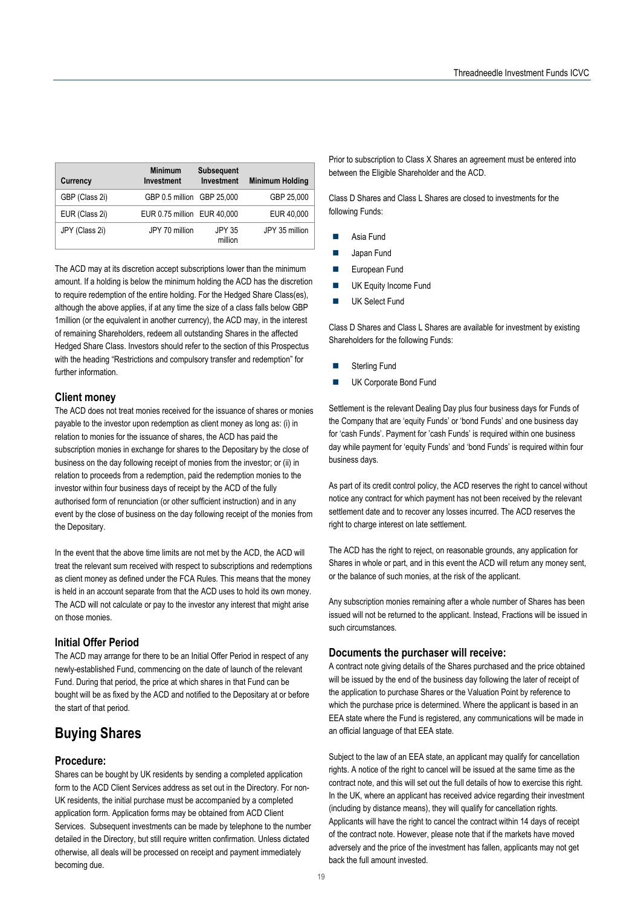| Currency | Minimum Investment | Subsequent Investment | Minimum Holding |
| --- | --- | --- | --- |
| GBP (Class 2i) | GBP 0.5 million | GBP 25,000 | GBP 25,000 |
| EUR (Class 2i) | EUR 0.75 million | EUR 40,000 | EUR 40,000 |
| JPY (Class 2i) | JPY 70 million | JPY 35 million | JPY 35 million |

The ACD may at its discretion accept subscriptions lower than the minimum amount. If a holding is below the minimum holding the ACD has the discretion to require redemption of the entire holding. For the Hedged Share Class(es), although the above applies, if at any time the size of a class falls below GBP 1million (or the equivalent in another currency), the ACD may, in the interest of remaining Shareholders, redeem all outstanding Shares in the affected Hedged Share Class. Investors should refer to the section of this Prospectus with the heading "Restrictions and compulsory transfer and redemption" for further information.

### Client money

The ACD does not treat monies received for the issuance of shares or monies payable to the investor upon redemption as client money as long as: (i) in relation to monies for the issuance of shares, the ACD has paid the subscription monies in exchange for shares to the Depositary by the close of business on the day following receipt of monies from the investor; or (ii) in relation to proceeds from a redemption, paid the redemption monies to the investor within four business days of receipt by the ACD of the fully authorised form of renunciation (or other sufficient instruction) and in any event by the close of business on the day following receipt of the monies from the Depositary.

In the event that the above time limits are not met by the ACD, the ACD will treat the relevant sum received with respect to subscriptions and redemptions as client money as defined under the FCA Rules. This means that the money is held in an account separate from that the ACD uses to hold its own money. The ACD will not calculate or pay to the investor any interest that might arise on those monies.

### Initial Offer Period

The ACD may arrange for there to be an Initial Offer Period in respect of any newly-established Fund, commencing on the date of launch of the relevant Fund. During that period, the price at which shares in that Fund can be bought will be as fixed by the ACD and notified to the Depositary at or before the start of that period.

## Buying Shares

### Procedure:

Shares can be bought by UK residents by sending a completed application form to the ACD Client Services address as set out in the Directory. For non-UK residents, the initial purchase must be accompanied by a completed application form. Application forms may be obtained from ACD Client Services. Subsequent investments can be made by telephone to the number detailed in the Directory, but still require written confirmation. Unless dictated otherwise, all deals will be processed on receipt and payment immediately becoming due.

Prior to subscription to Class X Shares an agreement must be entered into between the Eligible Shareholder and the ACD.

Class D Shares and Class L Shares are closed to investments for the following Funds:

- Asia Fund
- Japan Fund
- European Fund
- UK Equity Income Fund
- UK Select Fund

Class D Shares and Class L Shares are available for investment by existing Shareholders for the following Funds:

- Sterling Fund
- UK Corporate Bond Fund

Settlement is the relevant Dealing Day plus four business days for Funds of the Company that are 'equity Funds' or 'bond Funds' and one business day for 'cash Funds'. Payment for 'cash Funds' is required within one business day while payment for 'equity Funds' and 'bond Funds' is required within four business days.

As part of its credit control policy, the ACD reserves the right to cancel without notice any contract for which payment has not been received by the relevant settlement date and to recover any losses incurred. The ACD reserves the right to charge interest on late settlement.

The ACD has the right to reject, on reasonable grounds, any application for Shares in whole or part, and in this event the ACD will return any money sent, or the balance of such monies, at the risk of the applicant.

Any subscription monies remaining after a whole number of Shares has been issued will not be returned to the applicant. Instead, Fractions will be issued in such circumstances.

### Documents the purchaser will receive:

A contract note giving details of the Shares purchased and the price obtained will be issued by the end of the business day following the later of receipt of the application to purchase Shares or the Valuation Point by reference to which the purchase price is determined. Where the applicant is based in an EEA state where the Fund is registered, any communications will be made in an official language of that EEA state.

Subject to the law of an EEA state, an applicant may qualify for cancellation rights. A notice of the right to cancel will be issued at the same time as the contract note, and this will set out the full details of how to exercise this right. In the UK, where an applicant has received advice regarding their investment (including by distance means), they will qualify for cancellation rights. Applicants will have the right to cancel the contract within 14 days of receipt of the contract note. However, please note that if the markets have moved adversely and the price of the investment has fallen, applicants may not get back the full amount invested.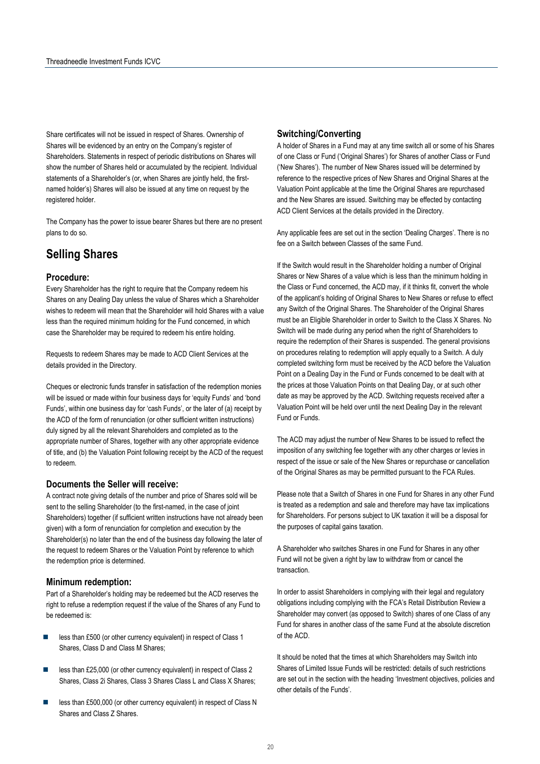Share certificates will not be issued in respect of Shares. Ownership of Shares will be evidenced by an entry on the Company's register of Shareholders. Statements in respect of periodic distributions on Shares will show the number of Shares held or accumulated by the recipient. Individual statements of a Shareholder's (or, when Shares are jointly held, the first-named holder's) Shares will also be issued at any time on request by the registered holder.

The Company has the power to issue bearer Shares but there are no present plans to do so.

## Selling Shares

### Procedure:

Every Shareholder has the right to require that the Company redeem his Shares on any Dealing Day unless the value of Shares which a Shareholder wishes to redeem will mean that the Shareholder will hold Shares with a value less than the required minimum holding for the Fund concerned, in which case the Shareholder may be required to redeem his entire holding.

Requests to redeem Shares may be made to ACD Client Services at the details provided in the Directory.

Cheques or electronic funds transfer in satisfaction of the redemption monies will be issued or made within four business days for 'equity Funds' and 'bond Funds', within one business day for 'cash Funds', or the later of (a) receipt by the ACD of the form of renunciation (or other sufficient written instructions) duly signed by all the relevant Shareholders and completed as to the appropriate number of Shares, together with any other appropriate evidence of title, and (b) the Valuation Point following receipt by the ACD of the request to redeem.

### Documents the Seller will receive:

A contract note giving details of the number and price of Shares sold will be sent to the selling Shareholder (to the first-named, in the case of joint Shareholders) together (if sufficient written instructions have not already been given) with a form of renunciation for completion and execution by the Shareholder(s) no later than the end of the business day following the later of the request to redeem Shares or the Valuation Point by reference to which the redemption price is determined.

### Minimum redemption:

Part of a Shareholder's holding may be redeemed but the ACD reserves the right to refuse a redemption request if the value of the Shares of any Fund to be redeemed is:

- less than £500 (or other currency equivalent) in respect of Class 1 Shares, Class D and Class M Shares;
- less than £25,000 (or other currency equivalent) in respect of Class 2 Shares, Class 2i Shares, Class 3 Shares Class L and Class X Shares;
- less than £500,000 (or other currency equivalent) in respect of Class N Shares and Class Z Shares.

### Switching/Converting

A holder of Shares in a Fund may at any time switch all or some of his Shares of one Class or Fund ('Original Shares') for Shares of another Class or Fund ('New Shares'). The number of New Shares issued will be determined by reference to the respective prices of New Shares and Original Shares at the Valuation Point applicable at the time the Original Shares are repurchased and the New Shares are issued. Switching may be effected by contacting ACD Client Services at the details provided in the Directory.

Any applicable fees are set out in the section 'Dealing Charges'. There is no fee on a Switch between Classes of the same Fund.

If the Switch would result in the Shareholder holding a number of Original Shares or New Shares of a value which is less than the minimum holding in the Class or Fund concerned, the ACD may, if it thinks fit, convert the whole of the applicant's holding of Original Shares to New Shares or refuse to effect any Switch of the Original Shares. The Shareholder of the Original Shares must be an Eligible Shareholder in order to Switch to the Class X Shares. No Switch will be made during any period when the right of Shareholders to require the redemption of their Shares is suspended. The general provisions on procedures relating to redemption will apply equally to a Switch. A duly completed switching form must be received by the ACD before the Valuation Point on a Dealing Day in the Fund or Funds concerned to be dealt with at the prices at those Valuation Points on that Dealing Day, or at such other date as may be approved by the ACD. Switching requests received after a Valuation Point will be held over until the next Dealing Day in the relevant Fund or Funds.

The ACD may adjust the number of New Shares to be issued to reflect the imposition of any switching fee together with any other charges or levies in respect of the issue or sale of the New Shares or repurchase or cancellation of the Original Shares as may be permitted pursuant to the FCA Rules.

Please note that a Switch of Shares in one Fund for Shares in any other Fund is treated as a redemption and sale and therefore may have tax implications for Shareholders. For persons subject to UK taxation it will be a disposal for the purposes of capital gains taxation.

A Shareholder who switches Shares in one Fund for Shares in any other Fund will not be given a right by law to withdraw from or cancel the transaction.

In order to assist Shareholders in complying with their legal and regulatory obligations including complying with the FCA's Retail Distribution Review a Shareholder may convert (as opposed to Switch) shares of one Class of any Fund for shares in another class of the same Fund at the absolute discretion of the ACD.

It should be noted that the times at which Shareholders may Switch into Shares of Limited Issue Funds will be restricted: details of such restrictions are set out in the section with the heading 'Investment objectives, policies and other details of the Funds'.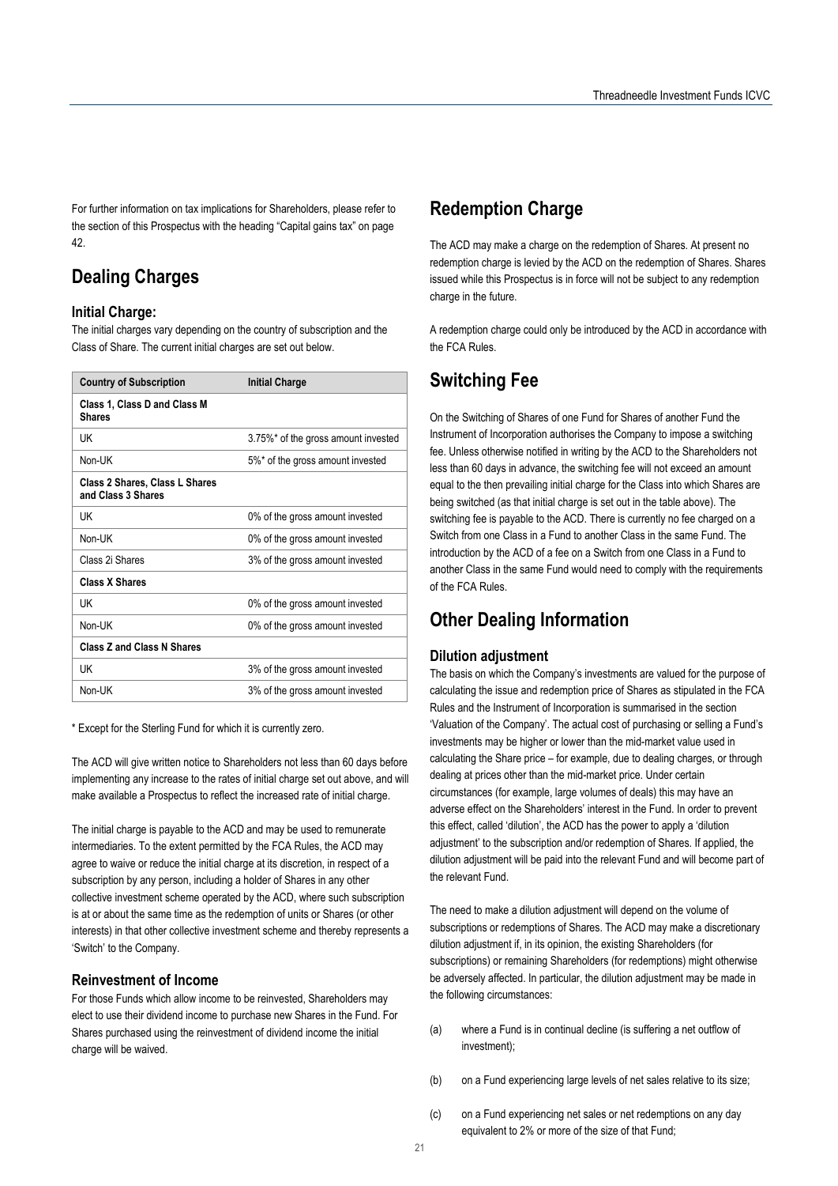For further information on tax implications for Shareholders, please refer to the section of this Prospectus with the heading "Capital gains tax" on page 42.

## Dealing Charges

### Initial Charge:

The initial charges vary depending on the country of subscription and the Class of Share. The current initial charges are set out below.

| Country of Subscription | Initial Charge |
|---|---|
| **Class 1, Class D and Class M Shares** | |
| UK | 3.75%* of the gross amount invested |
| Non-UK | 5%* of the gross amount invested |
| **Class 2 Shares, Class L Shares and Class 3 Shares** | |
| UK | 0% of the gross amount invested |
| Non-UK | 0% of the gross amount invested |
| Class 2i Shares | 3% of the gross amount invested |
| **Class X Shares** | |
| UK | 0% of the gross amount invested |
| Non-UK | 0% of the gross amount invested |
| **Class Z and Class N Shares** | |
| UK | 3% of the gross amount invested |
| Non-UK | 3% of the gross amount invested |

\* Except for the Sterling Fund for which it is currently zero.

The ACD will give written notice to Shareholders not less than 60 days before implementing any increase to the rates of initial charge set out above, and will make available a Prospectus to reflect the increased rate of initial charge.

The initial charge is payable to the ACD and may be used to remunerate intermediaries. To the extent permitted by the FCA Rules, the ACD may agree to waive or reduce the initial charge at its discretion, in respect of a subscription by any person, including a holder of Shares in any other collective investment scheme operated by the ACD, where such subscription is at or about the same time as the redemption of units or Shares (or other interests) in that other collective investment scheme and thereby represents a 'Switch' to the Company.

### Reinvestment of Income

For those Funds which allow income to be reinvested, Shareholders may elect to use their dividend income to purchase new Shares in the Fund. For Shares purchased using the reinvestment of dividend income the initial charge will be waived.

## Redemption Charge

The ACD may make a charge on the redemption of Shares. At present no redemption charge is levied by the ACD on the redemption of Shares. Shares issued while this Prospectus is in force will not be subject to any redemption charge in the future.

A redemption charge could only be introduced by the ACD in accordance with the FCA Rules.

## Switching Fee

On the Switching of Shares of one Fund for Shares of another Fund the Instrument of Incorporation authorises the Company to impose a switching fee. Unless otherwise notified in writing by the ACD to the Shareholders not less than 60 days in advance, the switching fee will not exceed an amount equal to the then prevailing initial charge for the Class into which Shares are being switched (as that initial charge is set out in the table above). The switching fee is payable to the ACD. There is currently no fee charged on a Switch from one Class in a Fund to another Class in the same Fund. The introduction by the ACD of a fee on a Switch from one Class in a Fund to another Class in the same Fund would need to comply with the requirements of the FCA Rules.

## Other Dealing Information

### Dilution adjustment

The basis on which the Company's investments are valued for the purpose of calculating the issue and redemption price of Shares as stipulated in the FCA Rules and the Instrument of Incorporation is summarised in the section 'Valuation of the Company'. The actual cost of purchasing or selling a Fund's investments may be higher or lower than the mid-market value used in calculating the Share price – for example, due to dealing charges, or through dealing at prices other than the mid-market price. Under certain circumstances (for example, large volumes of deals) this may have an adverse effect on the Shareholders' interest in the Fund. In order to prevent this effect, called 'dilution', the ACD has the power to apply a 'dilution adjustment' to the subscription and/or redemption of Shares. If applied, the dilution adjustment will be paid into the relevant Fund and will become part of the relevant Fund.

The need to make a dilution adjustment will depend on the volume of subscriptions or redemptions of Shares. The ACD may make a discretionary dilution adjustment if, in its opinion, the existing Shareholders (for subscriptions) or remaining Shareholders (for redemptions) might otherwise be adversely affected. In particular, the dilution adjustment may be made in the following circumstances:

(a) where a Fund is in continual decline (is suffering a net outflow of investment);

(b) on a Fund experiencing large levels of net sales relative to its size;

(c) on a Fund experiencing net sales or net redemptions on any day equivalent to 2% or more of the size of that Fund;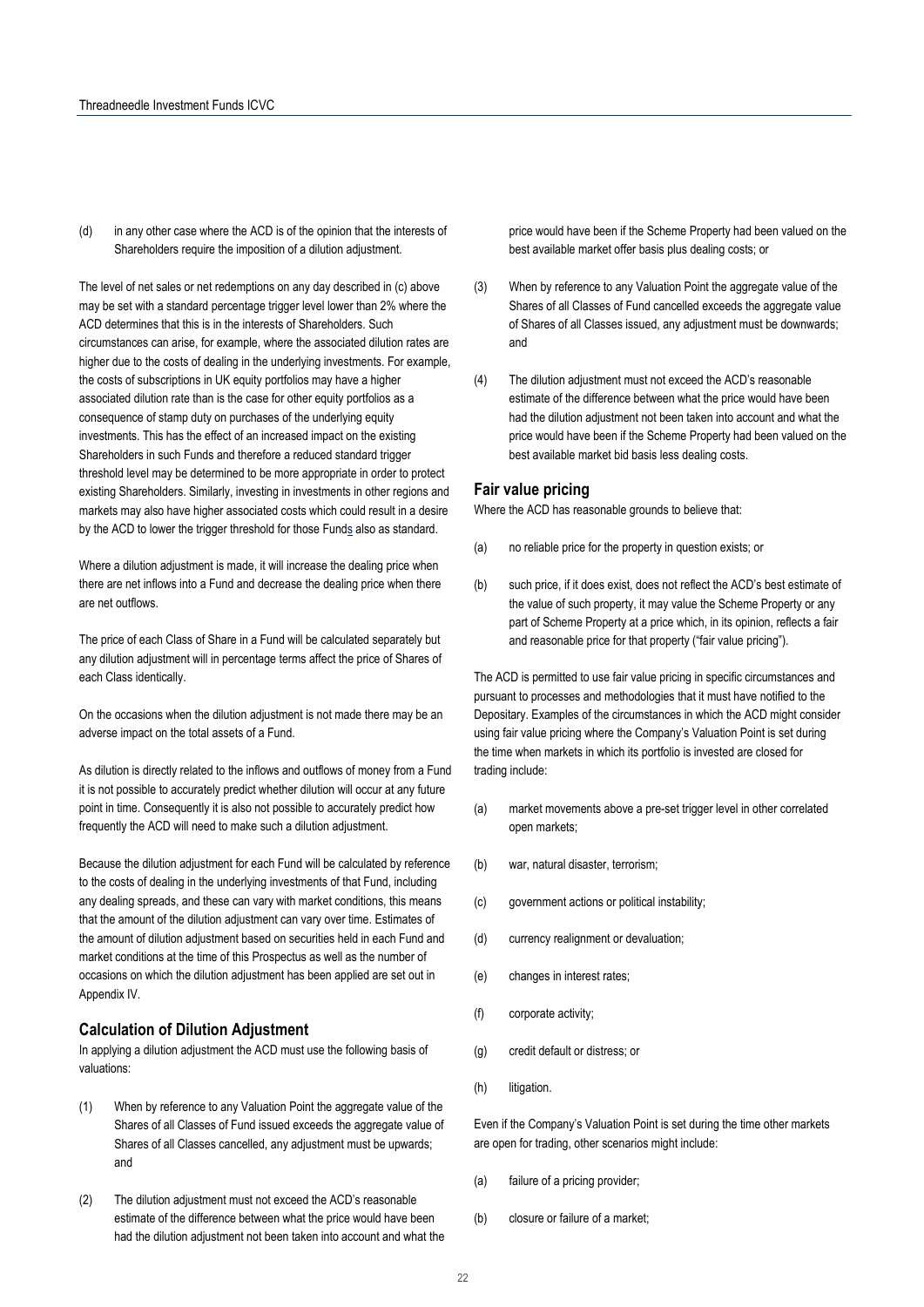(d) in any other case where the ACD is of the opinion that the interests of Shareholders require the imposition of a dilution adjustment.

The level of net sales or net redemptions on any day described in (c) above may be set with a standard percentage trigger level lower than 2% where the ACD determines that this is in the interests of Shareholders. Such circumstances can arise, for example, where the associated dilution rates are higher due to the costs of dealing in the underlying investments. For example, the costs of subscriptions in UK equity portfolios may have a higher associated dilution rate than is the case for other equity portfolios as a consequence of stamp duty on purchases of the underlying equity investments. This has the effect of an increased impact on the existing Shareholders in such Funds and therefore a reduced standard trigger threshold level may be determined to be more appropriate in order to protect existing Shareholders. Similarly, investing in investments in other regions and markets may also have higher associated costs which could result in a desire by the ACD to lower the trigger threshold for those Funds also as standard.

Where a dilution adjustment is made, it will increase the dealing price when there are net inflows into a Fund and decrease the dealing price when there are net outflows.

The price of each Class of Share in a Fund will be calculated separately but any dilution adjustment will in percentage terms affect the price of Shares of each Class identically.

On the occasions when the dilution adjustment is not made there may be an adverse impact on the total assets of a Fund.

As dilution is directly related to the inflows and outflows of money from a Fund it is not possible to accurately predict whether dilution will occur at any future point in time. Consequently it is also not possible to accurately predict how frequently the ACD will need to make such a dilution adjustment.

Because the dilution adjustment for each Fund will be calculated by reference to the costs of dealing in the underlying investments of that Fund, including any dealing spreads, and these can vary with market conditions, this means that the amount of the dilution adjustment can vary over time. Estimates of the amount of dilution adjustment based on securities held in each Fund and market conditions at the time of this Prospectus as well as the number of occasions on which the dilution adjustment has been applied are set out in Appendix IV.

## Calculation of Dilution Adjustment

In applying a dilution adjustment the ACD must use the following basis of valuations:

(1) When by reference to any Valuation Point the aggregate value of the Shares of all Classes of Fund issued exceeds the aggregate value of Shares of all Classes cancelled, any adjustment must be upwards; and

(2) The dilution adjustment must not exceed the ACD's reasonable estimate of the difference between what the price would have been had the dilution adjustment not been taken into account and what the price would have been if the Scheme Property had been valued on the best available market offer basis plus dealing costs; or

(3) When by reference to any Valuation Point the aggregate value of the Shares of all Classes of Fund cancelled exceeds the aggregate value of Shares of all Classes issued, any adjustment must be downwards; and

(4) The dilution adjustment must not exceed the ACD's reasonable estimate of the difference between what the price would have been had the dilution adjustment not been taken into account and what the price would have been if the Scheme Property had been valued on the best available market bid basis less dealing costs.

## Fair value pricing

Where the ACD has reasonable grounds to believe that:

(a) no reliable price for the property in question exists; or

(b) such price, if it does exist, does not reflect the ACD's best estimate of the value of such property, it may value the Scheme Property or any part of Scheme Property at a price which, in its opinion, reflects a fair and reasonable price for that property ("fair value pricing").

The ACD is permitted to use fair value pricing in specific circumstances and pursuant to processes and methodologies that it must have notified to the Depositary. Examples of the circumstances in which the ACD might consider using fair value pricing where the Company's Valuation Point is set during the time when markets in which its portfolio is invested are closed for trading include:

(a) market movements above a pre-set trigger level in other correlated open markets;

(b) war, natural disaster, terrorism;

(c) government actions or political instability;

(d) currency realignment or devaluation;

(e) changes in interest rates;

(f) corporate activity;

(g) credit default or distress; or

(h) litigation.

Even if the Company's Valuation Point is set during the time other markets are open for trading, other scenarios might include:

(a) failure of a pricing provider;

(b) closure or failure of a market;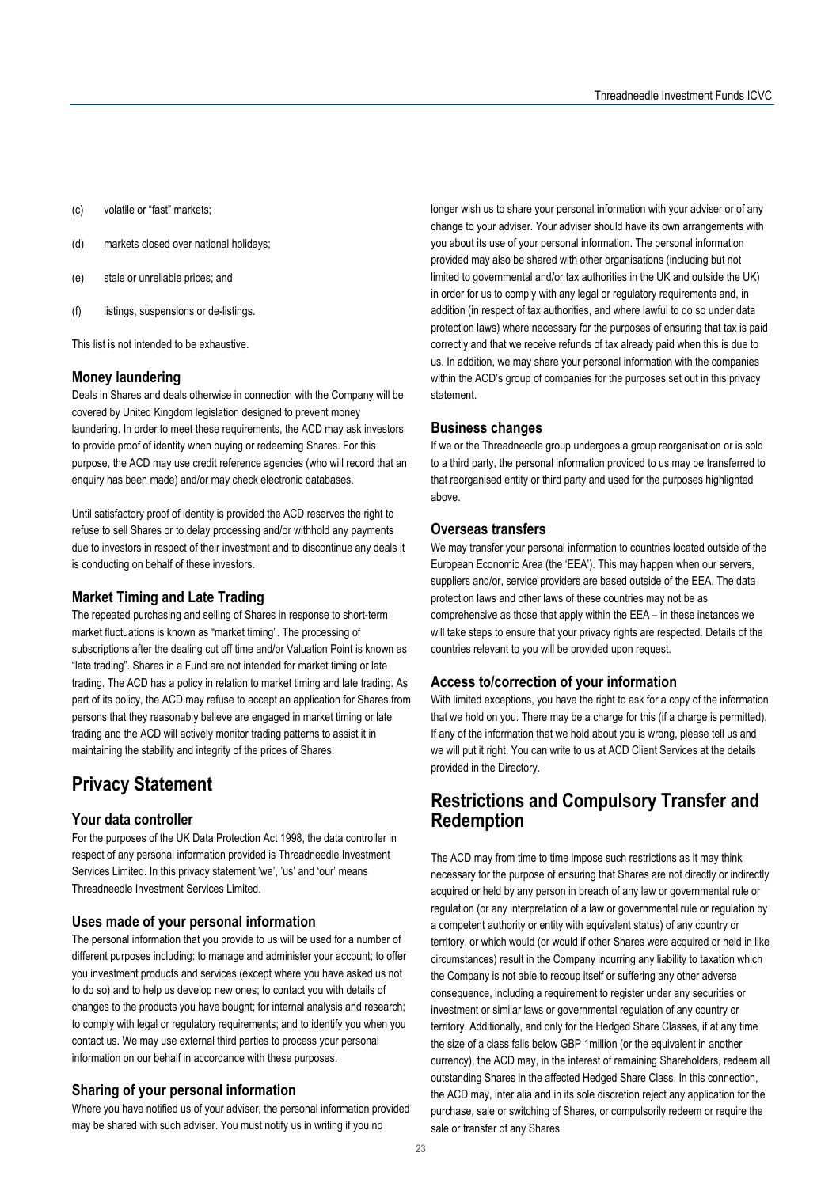(c) volatile or "fast" markets;

(d) markets closed over national holidays;

(e) stale or unreliable prices; and

(f) listings, suspensions or de-listings.

This list is not intended to be exhaustive.

### Money laundering

Deals in Shares and deals otherwise in connection with the Company will be covered by United Kingdom legislation designed to prevent money laundering. In order to meet these requirements, the ACD may ask investors to provide proof of identity when buying or redeeming Shares. For this purpose, the ACD may use credit reference agencies (who will record that an enquiry has been made) and/or may check electronic databases.

Until satisfactory proof of identity is provided the ACD reserves the right to refuse to sell Shares or to delay processing and/or withhold any payments due to investors in respect of their investment and to discontinue any deals it is conducting on behalf of these investors.

### Market Timing and Late Trading

The repeated purchasing and selling of Shares in response to short-term market fluctuations is known as "market timing". The processing of subscriptions after the dealing cut off time and/or Valuation Point is known as "late trading". Shares in a Fund are not intended for market timing or late trading. The ACD has a policy in relation to market timing and late trading. As part of its policy, the ACD may refuse to accept an application for Shares from persons that they reasonably believe are engaged in market timing or late trading and the ACD will actively monitor trading patterns to assist it in maintaining the stability and integrity of the prices of Shares.

## Privacy Statement

### Your data controller

For the purposes of the UK Data Protection Act 1998, the data controller in respect of any personal information provided is Threadneedle Investment Services Limited. In this privacy statement 'we', 'us' and 'our' means Threadneedle Investment Services Limited.

### Uses made of your personal information

The personal information that you provide to us will be used for a number of different purposes including: to manage and administer your account; to offer you investment products and services (except where you have asked us not to do so) and to help us develop new ones; to contact you with details of changes to the products you have bought; for internal analysis and research; to comply with legal or regulatory requirements; and to identify you when you contact us. We may use external third parties to process your personal information on our behalf in accordance with these purposes.

### Sharing of your personal information

Where you have notified us of your adviser, the personal information provided may be shared with such adviser. You must notify us in writing if you no longer wish us to share your personal information with your adviser or of any change to your adviser. Your adviser should have its own arrangements with you about its use of your personal information. The personal information provided may also be shared with other organisations (including but not limited to governmental and/or tax authorities in the UK and outside the UK) in order for us to comply with any legal or regulatory requirements and, in addition (in respect of tax authorities, and where lawful to do so under data protection laws) where necessary for the purposes of ensuring that tax is paid correctly and that we receive refunds of tax already paid when this is due to us. In addition, we may share your personal information with the companies within the ACD's group of companies for the purposes set out in this privacy statement.

### Business changes

If we or the Threadneedle group undergoes a group reorganisation or is sold to a third party, the personal information provided to us may be transferred to that reorganised entity or third party and used for the purposes highlighted above.

### Overseas transfers

We may transfer your personal information to countries located outside of the European Economic Area (the 'EEA'). This may happen when our servers, suppliers and/or, service providers are based outside of the EEA. The data protection laws and other laws of these countries may not be as comprehensive as those that apply within the EEA – in these instances we will take steps to ensure that your privacy rights are respected. Details of the countries relevant to you will be provided upon request.

### Access to/correction of your information

With limited exceptions, you have the right to ask for a copy of the information that we hold on you. There may be a charge for this (if a charge is permitted). If any of the information that we hold about you is wrong, please tell us and we will put it right. You can write to us at ACD Client Services at the details provided in the Directory.

## Restrictions and Compulsory Transfer and Redemption

The ACD may from time to time impose such restrictions as it may think necessary for the purpose of ensuring that Shares are not directly or indirectly acquired or held by any person in breach of any law or governmental rule or regulation (or any interpretation of a law or governmental rule or regulation by a competent authority or entity with equivalent status) of any country or territory, or which would (or would if other Shares were acquired or held in like circumstances) result in the Company incurring any liability to taxation which the Company is not able to recoup itself or suffering any other adverse consequence, including a requirement to register under any securities or investment or similar laws or governmental regulation of any country or territory. Additionally, and only for the Hedged Share Classes, if at any time the size of a class falls below GBP 1million (or the equivalent in another currency), the ACD may, in the interest of remaining Shareholders, redeem all outstanding Shares in the affected Hedged Share Class. In this connection, the ACD may, inter alia and in its sole discretion reject any application for the purchase, sale or switching of Shares, or compulsorily redeem or require the sale or transfer of any Shares.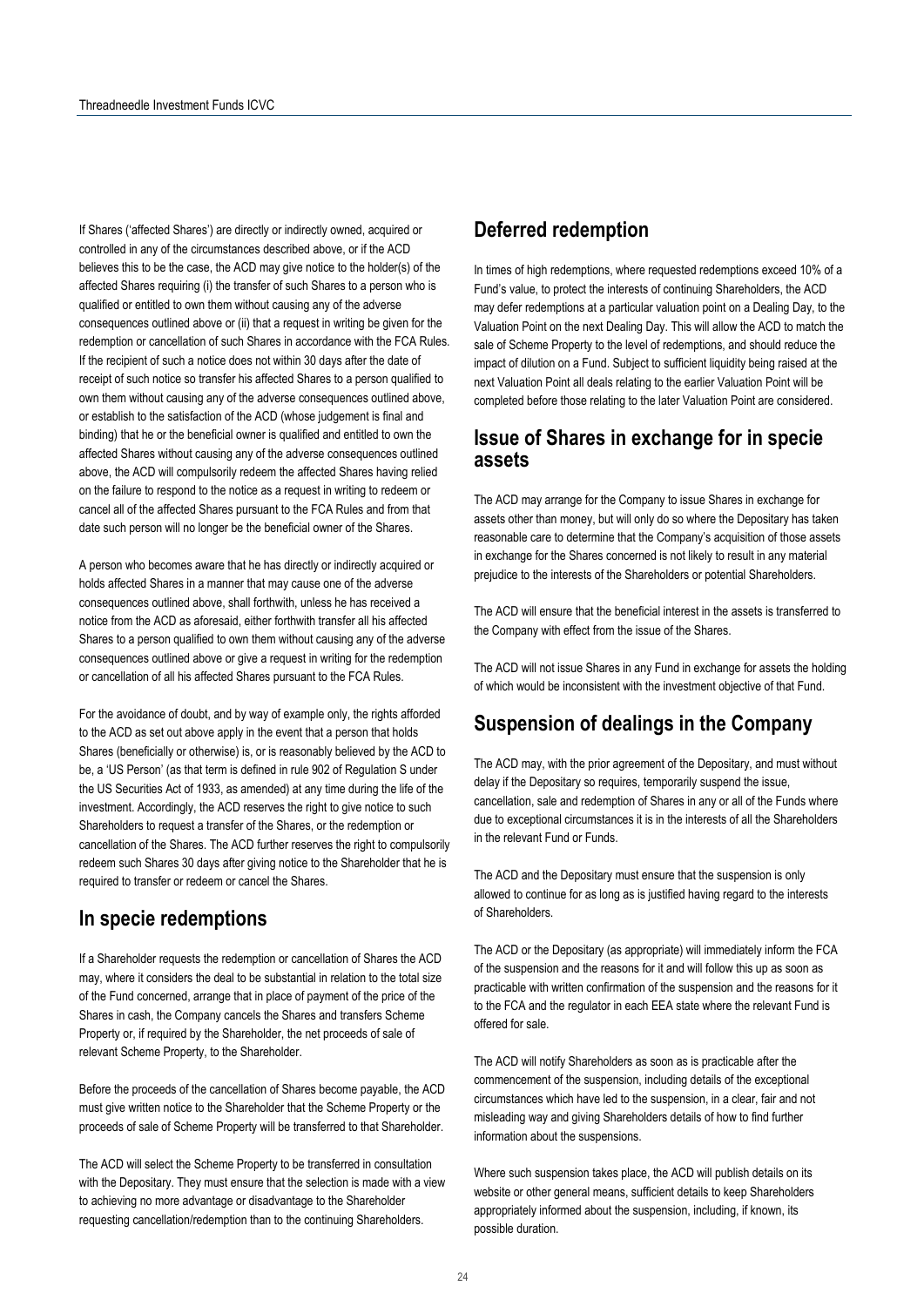If Shares ('affected Shares') are directly or indirectly owned, acquired or controlled in any of the circumstances described above, or if the ACD believes this to be the case, the ACD may give notice to the holder(s) of the affected Shares requiring (i) the transfer of such Shares to a person who is qualified or entitled to own them without causing any of the adverse consequences outlined above or (ii) that a request in writing be given for the redemption or cancellation of such Shares in accordance with the FCA Rules. If the recipient of such a notice does not within 30 days after the date of receipt of such notice so transfer his affected Shares to a person qualified to own them without causing any of the adverse consequences outlined above, or establish to the satisfaction of the ACD (whose judgement is final and binding) that he or the beneficial owner is qualified and entitled to own the affected Shares without causing any of the adverse consequences outlined above, the ACD will compulsorily redeem the affected Shares having relied on the failure to respond to the notice as a request in writing to redeem or cancel all of the affected Shares pursuant to the FCA Rules and from that date such person will no longer be the beneficial owner of the Shares.

A person who becomes aware that he has directly or indirectly acquired or holds affected Shares in a manner that may cause one of the adverse consequences outlined above, shall forthwith, unless he has received a notice from the ACD as aforesaid, either forthwith transfer all his affected Shares to a person qualified to own them without causing any of the adverse consequences outlined above or give a request in writing for the redemption or cancellation of all his affected Shares pursuant to the FCA Rules.

For the avoidance of doubt, and by way of example only, the rights afforded to the ACD as set out above apply in the event that a person that holds Shares (beneficially or otherwise) is, or is reasonably believed by the ACD to be, a 'US Person' (as that term is defined in rule 902 of Regulation S under the US Securities Act of 1933, as amended) at any time during the life of the investment. Accordingly, the ACD reserves the right to give notice to such Shareholders to request a transfer of the Shares, or the redemption or cancellation of the Shares. The ACD further reserves the right to compulsorily redeem such Shares 30 days after giving notice to the Shareholder that he is required to transfer or redeem or cancel the Shares.

## In specie redemptions

If a Shareholder requests the redemption or cancellation of Shares the ACD may, where it considers the deal to be substantial in relation to the total size of the Fund concerned, arrange that in place of payment of the price of the Shares in cash, the Company cancels the Shares and transfers Scheme Property or, if required by the Shareholder, the net proceeds of sale of relevant Scheme Property, to the Shareholder.

Before the proceeds of the cancellation of Shares become payable, the ACD must give written notice to the Shareholder that the Scheme Property or the proceeds of sale of Scheme Property will be transferred to that Shareholder.

The ACD will select the Scheme Property to be transferred in consultation with the Depositary. They must ensure that the selection is made with a view to achieving no more advantage or disadvantage to the Shareholder requesting cancellation/redemption than to the continuing Shareholders.

## Deferred redemption

In times of high redemptions, where requested redemptions exceed 10% of a Fund's value, to protect the interests of continuing Shareholders, the ACD may defer redemptions at a particular valuation point on a Dealing Day, to the Valuation Point on the next Dealing Day. This will allow the ACD to match the sale of Scheme Property to the level of redemptions, and should reduce the impact of dilution on a Fund. Subject to sufficient liquidity being raised at the next Valuation Point all deals relating to the earlier Valuation Point will be completed before those relating to the later Valuation Point are considered.

## Issue of Shares in exchange for in specie assets

The ACD may arrange for the Company to issue Shares in exchange for assets other than money, but will only do so where the Depositary has taken reasonable care to determine that the Company's acquisition of those assets in exchange for the Shares concerned is not likely to result in any material prejudice to the interests of the Shareholders or potential Shareholders.

The ACD will ensure that the beneficial interest in the assets is transferred to the Company with effect from the issue of the Shares.

The ACD will not issue Shares in any Fund in exchange for assets the holding of which would be inconsistent with the investment objective of that Fund.

## Suspension of dealings in the Company

The ACD may, with the prior agreement of the Depositary, and must without delay if the Depositary so requires, temporarily suspend the issue, cancellation, sale and redemption of Shares in any or all of the Funds where due to exceptional circumstances it is in the interests of all the Shareholders in the relevant Fund or Funds.

The ACD and the Depositary must ensure that the suspension is only allowed to continue for as long as is justified having regard to the interests of Shareholders.

The ACD or the Depositary (as appropriate) will immediately inform the FCA of the suspension and the reasons for it and will follow this up as soon as practicable with written confirmation of the suspension and the reasons for it to the FCA and the regulator in each EEA state where the relevant Fund is offered for sale.

The ACD will notify Shareholders as soon as is practicable after the commencement of the suspension, including details of the exceptional circumstances which have led to the suspension, in a clear, fair and not misleading way and giving Shareholders details of how to find further information about the suspensions.

Where such suspension takes place, the ACD will publish details on its website or other general means, sufficient details to keep Shareholders appropriately informed about the suspension, including, if known, its possible duration.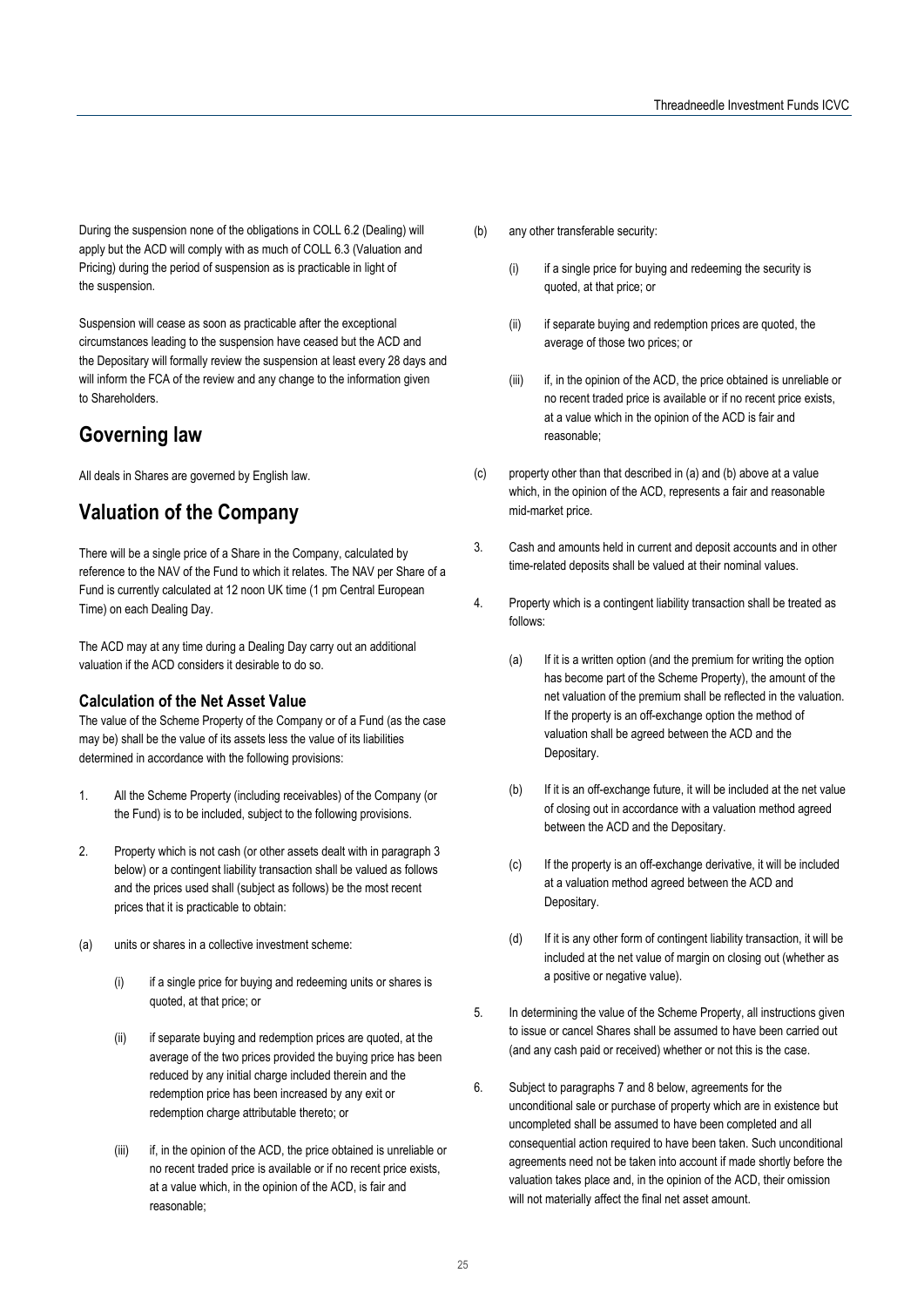During the suspension none of the obligations in COLL 6.2 (Dealing) will apply but the ACD will comply with as much of COLL 6.3 (Valuation and Pricing) during the period of suspension as is practicable in light of the suspension.

Suspension will cease as soon as practicable after the exceptional circumstances leading to the suspension have ceased but the ACD and the Depositary will formally review the suspension at least every 28 days and will inform the FCA of the review and any change to the information given to Shareholders.

## Governing law

All deals in Shares are governed by English law.

## Valuation of the Company

There will be a single price of a Share in the Company, calculated by reference to the NAV of the Fund to which it relates. The NAV per Share of a Fund is currently calculated at 12 noon UK time (1 pm Central European Time) on each Dealing Day.

The ACD may at any time during a Dealing Day carry out an additional valuation if the ACD considers it desirable to do so.

### Calculation of the Net Asset Value

The value of the Scheme Property of the Company or of a Fund (as the case may be) shall be the value of its assets less the value of its liabilities determined in accordance with the following provisions:

1. All the Scheme Property (including receivables) of the Company (or the Fund) is to be included, subject to the following provisions.

2. Property which is not cash (or other assets dealt with in paragraph 3 below) or a contingent liability transaction shall be valued as follows and the prices used shall (subject as follows) be the most recent prices that it is practicable to obtain:

(a) units or shares in a collective investment scheme:

   (i) if a single price for buying and redeeming units or shares is quoted, at that price; or

   (ii) if separate buying and redemption prices are quoted, at the average of the two prices provided the buying price has been reduced by any initial charge included therein and the redemption price has been increased by any exit or redemption charge attributable thereto; or

   (iii) if, in the opinion of the ACD, the price obtained is unreliable or no recent traded price is available or if no recent price exists, at a value which, in the opinion of the ACD, is fair and reasonable;

(b) any other transferable security:

   (i) if a single price for buying and redeeming the security is quoted, at that price; or

   (ii) if separate buying and redemption prices are quoted, the average of those two prices; or

   (iii) if, in the opinion of the ACD, the price obtained is unreliable or no recent traded price is available or if no recent price exists, at a value which in the opinion of the ACD is fair and reasonable;

(c) property other than that described in (a) and (b) above at a value which, in the opinion of the ACD, represents a fair and reasonable mid-market price.

3. Cash and amounts held in current and deposit accounts and in other time-related deposits shall be valued at their nominal values.

4. Property which is a contingent liability transaction shall be treated as follows:

   (a) If it is a written option (and the premium for writing the option has become part of the Scheme Property), the amount of the net valuation of the premium shall be reflected in the valuation. If the property is an off-exchange option the method of valuation shall be agreed between the ACD and the Depositary.

   (b) If it is an off-exchange future, it will be included at the net value of closing out in accordance with a valuation method agreed between the ACD and the Depositary.

   (c) If the property is an off-exchange derivative, it will be included at a valuation method agreed between the ACD and Depositary.

   (d) If it is any other form of contingent liability transaction, it will be included at the net value of margin on closing out (whether as a positive or negative value).

5. In determining the value of the Scheme Property, all instructions given to issue or cancel Shares shall be assumed to have been carried out (and any cash paid or received) whether or not this is the case.

6. Subject to paragraphs 7 and 8 below, agreements for the unconditional sale or purchase of property which are in existence but uncompleted shall be assumed to have been completed and all consequential action required to have been taken. Such unconditional agreements need not be taken into account if made shortly before the valuation takes place and, in the opinion of the ACD, their omission will not materially affect the final net asset amount.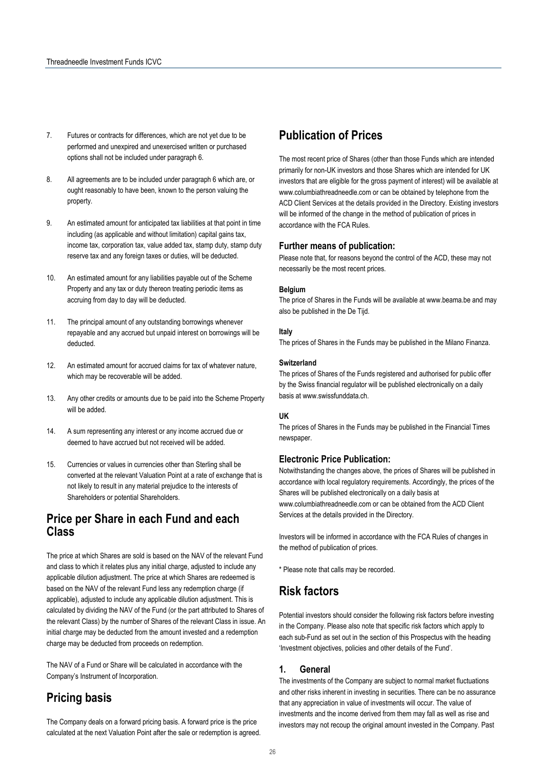7. Futures or contracts for differences, which are not yet due to be performed and unexpired and unexercised written or purchased options shall not be included under paragraph 6.

8. All agreements are to be included under paragraph 6 which are, or ought reasonably to have been, known to the person valuing the property.

9. An estimated amount for anticipated tax liabilities at that point in time including (as applicable and without limitation) capital gains tax, income tax, corporation tax, value added tax, stamp duty, stamp duty reserve tax and any foreign taxes or duties, will be deducted.

10. An estimated amount for any liabilities payable out of the Scheme Property and any tax or duty thereon treating periodic items as accruing from day to day will be deducted.

11. The principal amount of any outstanding borrowings whenever repayable and any accrued but unpaid interest on borrowings will be deducted.

12. An estimated amount for accrued claims for tax of whatever nature, which may be recoverable will be added.

13. Any other credits or amounts due to be paid into the Scheme Property will be added.

14. A sum representing any interest or any income accrued due or deemed to have accrued but not received will be added.

15. Currencies or values in currencies other than Sterling shall be converted at the relevant Valuation Point at a rate of exchange that is not likely to result in any material prejudice to the interests of Shareholders or potential Shareholders.

## Price per Share in each Fund and each Class

The price at which Shares are sold is based on the NAV of the relevant Fund and class to which it relates plus any initial charge, adjusted to include any applicable dilution adjustment. The price at which Shares are redeemed is based on the NAV of the relevant Fund less any redemption charge (if applicable), adjusted to include any applicable dilution adjustment. This is calculated by dividing the NAV of the Fund (or the part attributed to Shares of the relevant Class) by the number of Shares of the relevant Class in issue. An initial charge may be deducted from the amount invested and a redemption charge may be deducted from proceeds on redemption.

The NAV of a Fund or Share will be calculated in accordance with the Company's Instrument of Incorporation.

## Pricing basis

The Company deals on a forward pricing basis. A forward price is the price calculated at the next Valuation Point after the sale or redemption is agreed.

## Publication of Prices

The most recent price of Shares (other than those Funds which are intended primarily for non-UK investors and those Shares which are intended for UK investors that are eligible for the gross payment of interest) will be available at www.columbiathreadneedle.com or can be obtained by telephone from the ACD Client Services at the details provided in the Directory. Existing investors will be informed of the change in the method of publication of prices in accordance with the FCA Rules.

### Further means of publication:

Please note that, for reasons beyond the control of the ACD, these may not necessarily be the most recent prices.

**Belgium**

The price of Shares in the Funds will be available at www.beama.be and may also be published in the De Tijd.

**Italy**

The prices of Shares in the Funds may be published in the Milano Finanza.

**Switzerland**

The prices of Shares of the Funds registered and authorised for public offer by the Swiss financial regulator will be published electronically on a daily basis at www.swissfunddata.ch.

**UK**

The prices of Shares in the Funds may be published in the Financial Times newspaper.

### Electronic Price Publication:

Notwithstanding the changes above, the prices of Shares will be published in accordance with local regulatory requirements. Accordingly, the prices of the Shares will be published electronically on a daily basis at www.columbiathreadneedle.com or can be obtained from the ACD Client Services at the details provided in the Directory.

Investors will be informed in accordance with the FCA Rules of changes in the method of publication of prices.

* Please note that calls may be recorded.

## Risk factors

Potential investors should consider the following risk factors before investing in the Company. Please also note that specific risk factors which apply to each sub-Fund as set out in the section of this Prospectus with the heading 'Investment objectives, policies and other details of the Fund'.

### 1. General

The investments of the Company are subject to normal market fluctuations and other risks inherent in investing in securities. There can be no assurance that any appreciation in value of investments will occur. The value of investments and the income derived from them may fall as well as rise and investors may not recoup the original amount invested in the Company. Past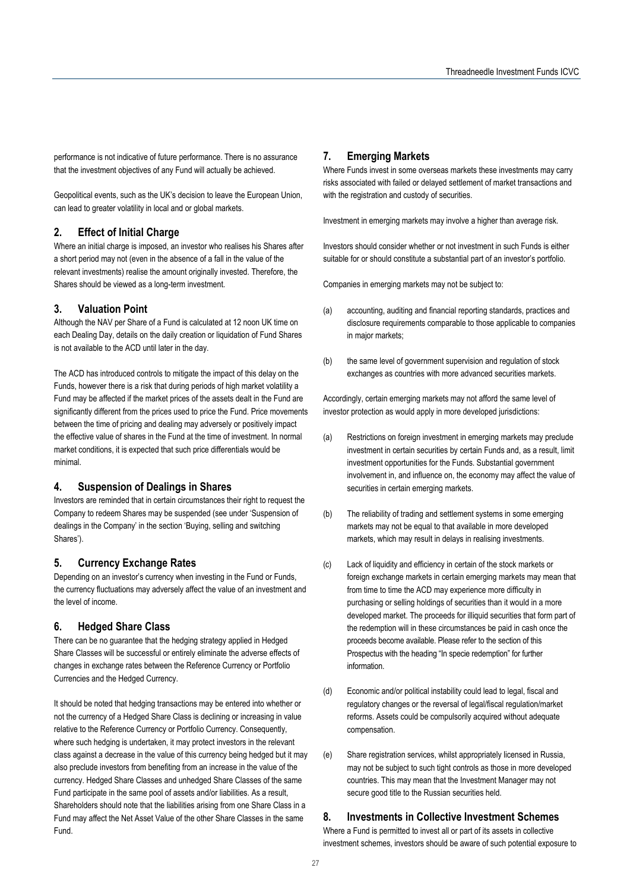performance is not indicative of future performance. There is no assurance that the investment objectives of any Fund will actually be achieved.

Geopolitical events, such as the UK's decision to leave the European Union, can lead to greater volatility in local and or global markets.

## 2. Effect of Initial Charge

Where an initial charge is imposed, an investor who realises his Shares after a short period may not (even in the absence of a fall in the value of the relevant investments) realise the amount originally invested. Therefore, the Shares should be viewed as a long-term investment.

## 3. Valuation Point

Although the NAV per Share of a Fund is calculated at 12 noon UK time on each Dealing Day, details on the daily creation or liquidation of Fund Shares is not available to the ACD until later in the day.

The ACD has introduced controls to mitigate the impact of this delay on the Funds, however there is a risk that during periods of high market volatility a Fund may be affected if the market prices of the assets dealt in the Fund are significantly different from the prices used to price the Fund. Price movements between the time of pricing and dealing may adversely or positively impact the effective value of shares in the Fund at the time of investment. In normal market conditions, it is expected that such price differentials would be minimal.

## 4. Suspension of Dealings in Shares

Investors are reminded that in certain circumstances their right to request the Company to redeem Shares may be suspended (see under 'Suspension of dealings in the Company' in the section 'Buying, selling and switching Shares').

## 5. Currency Exchange Rates

Depending on an investor's currency when investing in the Fund or Funds, the currency fluctuations may adversely affect the value of an investment and the level of income.

## 6. Hedged Share Class

There can be no guarantee that the hedging strategy applied in Hedged Share Classes will be successful or entirely eliminate the adverse effects of changes in exchange rates between the Reference Currency or Portfolio Currencies and the Hedged Currency.

It should be noted that hedging transactions may be entered into whether or not the currency of a Hedged Share Class is declining or increasing in value relative to the Reference Currency or Portfolio Currency. Consequently, where such hedging is undertaken, it may protect investors in the relevant class against a decrease in the value of this currency being hedged but it may also preclude investors from benefiting from an increase in the value of the currency. Hedged Share Classes and unhedged Share Classes of the same Fund participate in the same pool of assets and/or liabilities. As a result, Shareholders should note that the liabilities arising from one Share Class in a Fund may affect the Net Asset Value of the other Share Classes in the same Fund.

## 7. Emerging Markets

Where Funds invest in some overseas markets these investments may carry risks associated with failed or delayed settlement of market transactions and with the registration and custody of securities.

Investment in emerging markets may involve a higher than average risk.

Investors should consider whether or not investment in such Funds is either suitable for or should constitute a substantial part of an investor's portfolio.

Companies in emerging markets may not be subject to:

(a) accounting, auditing and financial reporting standards, practices and disclosure requirements comparable to those applicable to companies in major markets;

(b) the same level of government supervision and regulation of stock exchanges as countries with more advanced securities markets.

Accordingly, certain emerging markets may not afford the same level of investor protection as would apply in more developed jurisdictions:

(a) Restrictions on foreign investment in emerging markets may preclude investment in certain securities by certain Funds and, as a result, limit investment opportunities for the Funds. Substantial government involvement in, and influence on, the economy may affect the value of securities in certain emerging markets.

(b) The reliability of trading and settlement systems in some emerging markets may not be equal to that available in more developed markets, which may result in delays in realising investments.

(c) Lack of liquidity and efficiency in certain of the stock markets or foreign exchange markets in certain emerging markets may mean that from time to time the ACD may experience more difficulty in purchasing or selling holdings of securities than it would in a more developed market. The proceeds for illiquid securities that form part of the redemption will in these circumstances be paid in cash once the proceeds become available. Please refer to the section of this Prospectus with the heading "In specie redemption" for further information.

(d) Economic and/or political instability could lead to legal, fiscal and regulatory changes or the reversal of legal/fiscal regulation/market reforms. Assets could be compulsorily acquired without adequate compensation.

(e) Share registration services, whilst appropriately licensed in Russia, may not be subject to such tight controls as those in more developed countries. This may mean that the Investment Manager may not secure good title to the Russian securities held.

## 8. Investments in Collective Investment Schemes

Where a Fund is permitted to invest all or part of its assets in collective investment schemes, investors should be aware of such potential exposure to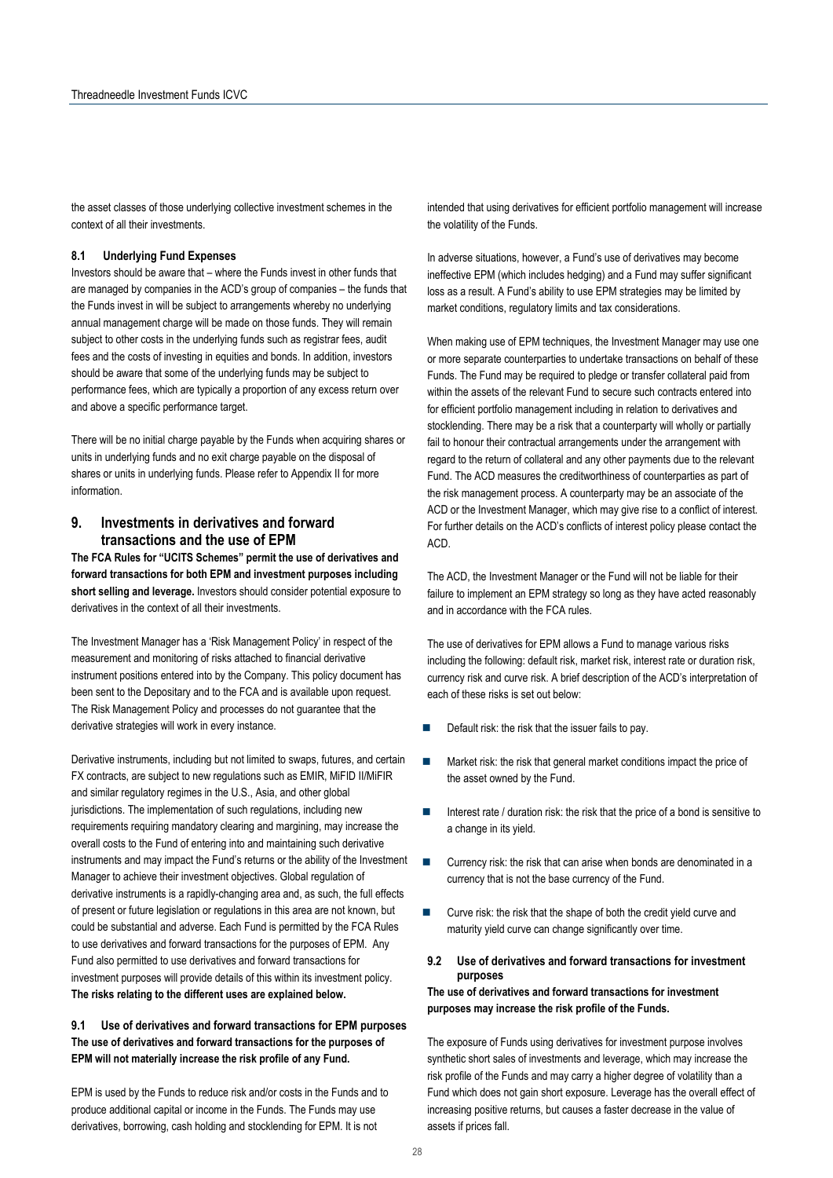the asset classes of those underlying collective investment schemes in the context of all their investments.

### 8.1 Underlying Fund Expenses

Investors should be aware that – where the Funds invest in other funds that are managed by companies in the ACD's group of companies – the funds that the Funds invest in will be subject to arrangements whereby no underlying annual management charge will be made on those funds. They will remain subject to other costs in the underlying funds such as registrar fees, audit fees and the costs of investing in equities and bonds. In addition, investors should be aware that some of the underlying funds may be subject to performance fees, which are typically a proportion of any excess return over and above a specific performance target.

There will be no initial charge payable by the Funds when acquiring shares or units in underlying funds and no exit charge payable on the disposal of shares or units in underlying funds. Please refer to Appendix II for more information.

## 9. Investments in derivatives and forward transactions and the use of EPM

**The FCA Rules for "UCITS Schemes" permit the use of derivatives and forward transactions for both EPM and investment purposes including short selling and leverage.** Investors should consider potential exposure to derivatives in the context of all their investments.

The Investment Manager has a 'Risk Management Policy' in respect of the measurement and monitoring of risks attached to financial derivative instrument positions entered into by the Company. This policy document has been sent to the Depositary and to the FCA and is available upon request. The Risk Management Policy and processes do not guarantee that the derivative strategies will work in every instance.

Derivative instruments, including but not limited to swaps, futures, and certain FX contracts, are subject to new regulations such as EMIR, MiFID II/MiFIR and similar regulatory regimes in the U.S., Asia, and other global jurisdictions. The implementation of such regulations, including new requirements requiring mandatory clearing and margining, may increase the overall costs to the Fund of entering into and maintaining such derivative instruments and may impact the Fund's returns or the ability of the Investment Manager to achieve their investment objectives. Global regulation of derivative instruments is a rapidly-changing area and, as such, the full effects of present or future legislation or regulations in this area are not known, but could be substantial and adverse. Each Fund is permitted by the FCA Rules to use derivatives and forward transactions for the purposes of EPM. Any Fund also permitted to use derivatives and forward transactions for investment purposes will provide details of this within its investment policy. **The risks relating to the different uses are explained below.**

### 9.1 Use of derivatives and forward transactions for EPM purposes

**The use of derivatives and forward transactions for the purposes of EPM will not materially increase the risk profile of any Fund.**

EPM is used by the Funds to reduce risk and/or costs in the Funds and to produce additional capital or income in the Funds. The Funds may use derivatives, borrowing, cash holding and stocklending for EPM. It is not intended that using derivatives for efficient portfolio management will increase the volatility of the Funds.

In adverse situations, however, a Fund's use of derivatives may become ineffective EPM (which includes hedging) and a Fund may suffer significant loss as a result. A Fund's ability to use EPM strategies may be limited by market conditions, regulatory limits and tax considerations.

When making use of EPM techniques, the Investment Manager may use one or more separate counterparties to undertake transactions on behalf of these Funds. The Fund may be required to pledge or transfer collateral paid from within the assets of the relevant Fund to secure such contracts entered into for efficient portfolio management including in relation to derivatives and stocklending. There may be a risk that a counterparty will wholly or partially fail to honour their contractual arrangements under the arrangement with regard to the return of collateral and any other payments due to the relevant Fund. The ACD measures the creditworthiness of counterparties as part of the risk management process. A counterparty may be an associate of the ACD or the Investment Manager, which may give rise to a conflict of interest. For further details on the ACD's conflicts of interest policy please contact the ACD.

The ACD, the Investment Manager or the Fund will not be liable for their failure to implement an EPM strategy so long as they have acted reasonably and in accordance with the FCA rules.

The use of derivatives for EPM allows a Fund to manage various risks including the following: default risk, market risk, interest rate or duration risk, currency risk and curve risk. A brief description of the ACD's interpretation of each of these risks is set out below:

- Default risk: the risk that the issuer fails to pay.
- Market risk: the risk that general market conditions impact the price of the asset owned by the Fund.
- Interest rate / duration risk: the risk that the price of a bond is sensitive to a change in its yield.
- Currency risk: the risk that can arise when bonds are denominated in a currency that is not the base currency of the Fund.
- Curve risk: the risk that the shape of both the credit yield curve and maturity yield curve can change significantly over time.

### 9.2 Use of derivatives and forward transactions for investment purposes

**The use of derivatives and forward transactions for investment purposes may increase the risk profile of the Funds.**

The exposure of Funds using derivatives for investment purpose involves synthetic short sales of investments and leverage, which may increase the risk profile of the Funds and may carry a higher degree of volatility than a Fund which does not gain short exposure. Leverage has the overall effect of increasing positive returns, but causes a faster decrease in the value of assets if prices fall.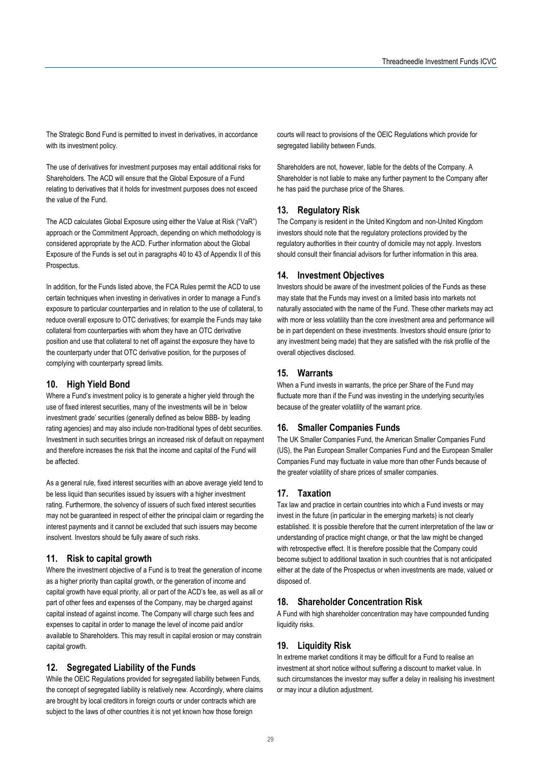The Strategic Bond Fund is permitted to invest in derivatives, in accordance with its investment policy.

The use of derivatives for investment purposes may entail additional risks for Shareholders. The ACD will ensure that the Global Exposure of a Fund relating to derivatives that it holds for investment purposes does not exceed the value of the Fund.

The ACD calculates Global Exposure using either the Value at Risk ("VaR") approach or the Commitment Approach, depending on which methodology is considered appropriate by the ACD. Further information about the Global Exposure of the Funds is set out in paragraphs 40 to 43 of Appendix II of this Prospectus.

In addition, for the Funds listed above, the FCA Rules permit the ACD to use certain techniques when investing in derivatives in order to manage a Fund's exposure to particular counterparties and in relation to the use of collateral, to reduce overall exposure to OTC derivatives; for example the Funds may take collateral from counterparties with whom they have an OTC derivative position and use that collateral to net off against the exposure they have to the counterparty under that OTC derivative position, for the purposes of complying with counterparty spread limits.

## 10. High Yield Bond

Where a Fund's investment policy is to generate a higher yield through the use of fixed interest securities, many of the investments will be in 'below investment grade' securities (generally defined as below BBB- by leading rating agencies) and may also include non-traditional types of debt securities. Investment in such securities brings an increased risk of default on repayment and therefore increases the risk that the income and capital of the Fund will be affected.

As a general rule, fixed interest securities with an above average yield tend to be less liquid than securities issued by issuers with a higher investment rating. Furthermore, the solvency of issuers of such fixed interest securities may not be guaranteed in respect of either the principal claim or regarding the interest payments and it cannot be excluded that such issuers may become insolvent. Investors should be fully aware of such risks.

## 11. Risk to capital growth

Where the investment objective of a Fund is to treat the generation of income as a higher priority than capital growth, or the generation of income and capital growth have equal priority, all or part of the ACD's fee, as well as all or part of other fees and expenses of the Company, may be charged against capital instead of against income. The Company will charge such fees and expenses to capital in order to manage the level of income paid and/or available to Shareholders. This may result in capital erosion or may constrain capital growth.

## 12. Segregated Liability of the Funds

While the OEIC Regulations provided for segregated liability between Funds, the concept of segregated liability is relatively new. Accordingly, where claims are brought by local creditors in foreign courts or under contracts which are subject to the laws of other countries it is not yet known how those foreign courts will react to provisions of the OEIC Regulations which provide for segregated liability between Funds.

Shareholders are not, however, liable for the debts of the Company. A Shareholder is not liable to make any further payment to the Company after he has paid the purchase price of the Shares.

## 13. Regulatory Risk

The Company is resident in the United Kingdom and non-United Kingdom investors should note that the regulatory protections provided by the regulatory authorities in their country of domicile may not apply. Investors should consult their financial advisors for further information in this area.

## 14. Investment Objectives

Investors should be aware of the investment policies of the Funds as these may state that the Funds may invest on a limited basis into markets not naturally associated with the name of the Fund. These other markets may act with more or less volatility than the core investment area and performance will be in part dependent on these investments. Investors should ensure (prior to any investment being made) that they are satisfied with the risk profile of the overall objectives disclosed.

## 15. Warrants

When a Fund invests in warrants, the price per Share of the Fund may fluctuate more than if the Fund was investing in the underlying security/ies because of the greater volatility of the warrant price.

## 16. Smaller Companies Funds

The UK Smaller Companies Fund, the American Smaller Companies Fund (US), the Pan European Smaller Companies Fund and the European Smaller Companies Fund may fluctuate in value more than other Funds because of the greater volatility of share prices of smaller companies.

## 17. Taxation

Tax law and practice in certain countries into which a Fund invests or may invest in the future (in particular in the emerging markets) is not clearly established. It is possible therefore that the current interpretation of the law or understanding of practice might change, or that the law might be changed with retrospective effect. It is therefore possible that the Company could become subject to additional taxation in such countries that is not anticipated either at the date of the Prospectus or when investments are made, valued or disposed of.

## 18. Shareholder Concentration Risk

A Fund with high shareholder concentration may have compounded funding liquidity risks.

## 19. Liquidity Risk

In extreme market conditions it may be difficult for a Fund to realise an investment at short notice without suffering a discount to market value. In such circumstances the investor may suffer a delay in realising his investment or may incur a dilution adjustment.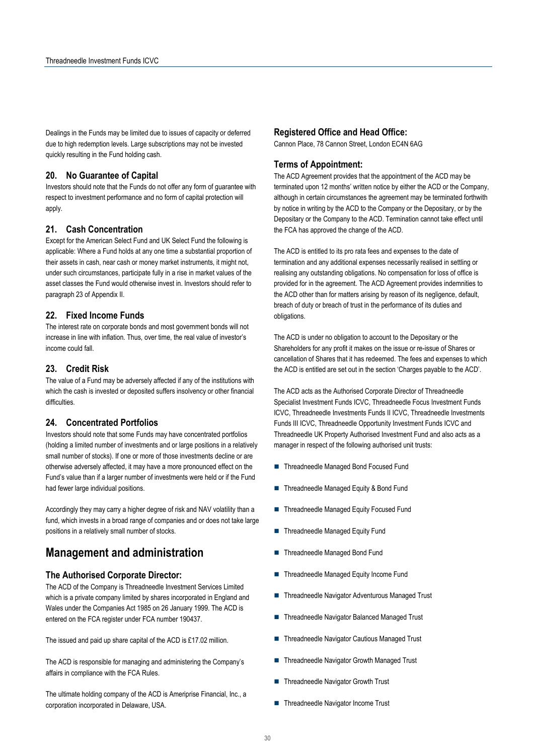Dealings in the Funds may be limited due to issues of capacity or deferred due to high redemption levels. Large subscriptions may not be invested quickly resulting in the Fund holding cash.

### 20. No Guarantee of Capital

Investors should note that the Funds do not offer any form of guarantee with respect to investment performance and no form of capital protection will apply.

### 21. Cash Concentration

Except for the American Select Fund and UK Select Fund the following is applicable: Where a Fund holds at any one time a substantial proportion of their assets in cash, near cash or money market instruments, it might not, under such circumstances, participate fully in a rise in market values of the asset classes the Fund would otherwise invest in. Investors should refer to paragraph 23 of Appendix II.

### 22. Fixed Income Funds

The interest rate on corporate bonds and most government bonds will not increase in line with inflation. Thus, over time, the real value of investor's income could fall.

### 23. Credit Risk

The value of a Fund may be adversely affected if any of the institutions with which the cash is invested or deposited suffers insolvency or other financial difficulties.

### 24. Concentrated Portfolios

Investors should note that some Funds may have concentrated portfolios (holding a limited number of investments and or large positions in a relatively small number of stocks). If one or more of those investments decline or are otherwise adversely affected, it may have a more pronounced effect on the Fund's value than if a larger number of investments were held or if the Fund had fewer large individual positions.

Accordingly they may carry a higher degree of risk and NAV volatility than a fund, which invests in a broad range of companies and or does not take large positions in a relatively small number of stocks.

## Management and administration

### The Authorised Corporate Director:

The ACD of the Company is Threadneedle Investment Services Limited which is a private company limited by shares incorporated in England and Wales under the Companies Act 1985 on 26 January 1999. The ACD is entered on the FCA register under FCA number 190437.

The issued and paid up share capital of the ACD is £17.02 million.

The ACD is responsible for managing and administering the Company's affairs in compliance with the FCA Rules.

The ultimate holding company of the ACD is Ameriprise Financial, Inc., a corporation incorporated in Delaware, USA.

### Registered Office and Head Office:

Cannon Place, 78 Cannon Street, London EC4N 6AG

### Terms of Appointment:

The ACD Agreement provides that the appointment of the ACD may be terminated upon 12 months' written notice by either the ACD or the Company, although in certain circumstances the agreement may be terminated forthwith by notice in writing by the ACD to the Company or the Depositary, or by the Depositary or the Company to the ACD. Termination cannot take effect until the FCA has approved the change of the ACD.

The ACD is entitled to its pro rata fees and expenses to the date of termination and any additional expenses necessarily realised in settling or realising any outstanding obligations. No compensation for loss of office is provided for in the agreement. The ACD Agreement provides indemnities to the ACD other than for matters arising by reason of its negligence, default, breach of duty or breach of trust in the performance of its duties and obligations.

The ACD is under no obligation to account to the Depositary or the Shareholders for any profit it makes on the issue or re-issue of Shares or cancellation of Shares that it has redeemed. The fees and expenses to which the ACD is entitled are set out in the section 'Charges payable to the ACD'.

The ACD acts as the Authorised Corporate Director of Threadneedle Specialist Investment Funds ICVC, Threadneedle Focus Investment Funds ICVC, Threadneedle Investments Funds II ICVC, Threadneedle Investments Funds III ICVC, Threadneedle Opportunity Investment Funds ICVC and Threadneedle UK Property Authorised Investment Fund and also acts as a manager in respect of the following authorised unit trusts:

- Threadneedle Managed Bond Focused Fund
- Threadneedle Managed Equity & Bond Fund
- Threadneedle Managed Equity Focused Fund
- Threadneedle Managed Equity Fund
- Threadneedle Managed Bond Fund
- Threadneedle Managed Equity Income Fund
- Threadneedle Navigator Adventurous Managed Trust
- Threadneedle Navigator Balanced Managed Trust
- Threadneedle Navigator Cautious Managed Trust
- Threadneedle Navigator Growth Managed Trust
- Threadneedle Navigator Growth Trust
- Threadneedle Navigator Income Trust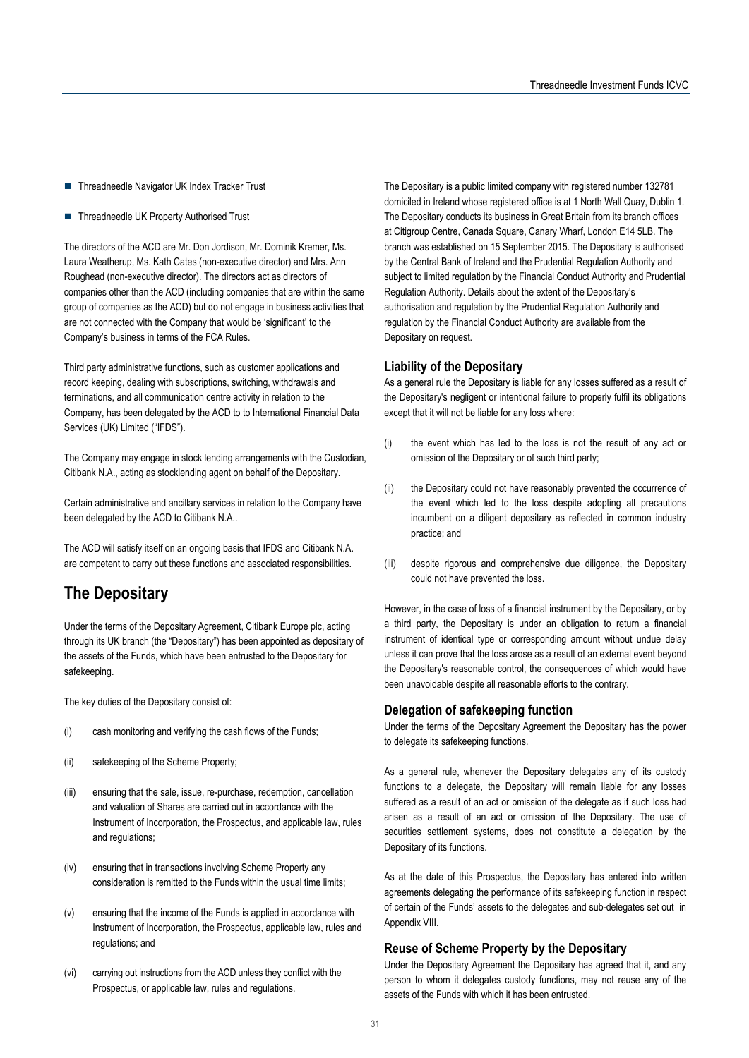- Threadneedle Navigator UK Index Tracker Trust
- Threadneedle UK Property Authorised Trust

The directors of the ACD are Mr. Don Jordison, Mr. Dominik Kremer, Ms. Laura Weatherup, Ms. Kath Cates (non-executive director) and Mrs. Ann Roughead (non-executive director). The directors act as directors of companies other than the ACD (including companies that are within the same group of companies as the ACD) but do not engage in business activities that are not connected with the Company that would be 'significant' to the Company's business in terms of the FCA Rules.

Third party administrative functions, such as customer applications and record keeping, dealing with subscriptions, switching, withdrawals and terminations, and all communication centre activity in relation to the Company, has been delegated by the ACD to to International Financial Data Services (UK) Limited ("IFDS").

The Company may engage in stock lending arrangements with the Custodian, Citibank N.A., acting as stocklending agent on behalf of the Depositary.

Certain administrative and ancillary services in relation to the Company have been delegated by the ACD to Citibank N.A..

The ACD will satisfy itself on an ongoing basis that IFDS and Citibank N.A. are competent to carry out these functions and associated responsibilities.

# The Depositary

Under the terms of the Depositary Agreement, Citibank Europe plc, acting through its UK branch (the "Depositary") has been appointed as depositary of the assets of the Funds, which have been entrusted to the Depositary for safekeeping.

The key duties of the Depositary consist of:

(i) cash monitoring and verifying the cash flows of the Funds;

(ii) safekeeping of the Scheme Property;

(iii) ensuring that the sale, issue, re-purchase, redemption, cancellation and valuation of Shares are carried out in accordance with the Instrument of Incorporation, the Prospectus, and applicable law, rules and regulations;

(iv) ensuring that in transactions involving Scheme Property any consideration is remitted to the Funds within the usual time limits;

(v) ensuring that the income of the Funds is applied in accordance with Instrument of Incorporation, the Prospectus, applicable law, rules and regulations; and

(vi) carrying out instructions from the ACD unless they conflict with the Prospectus, or applicable law, rules and regulations.

The Depositary is a public limited company with registered number 132781 domiciled in Ireland whose registered office is at 1 North Wall Quay, Dublin 1. The Depositary conducts its business in Great Britain from its branch offices at Citigroup Centre, Canada Square, Canary Wharf, London E14 5LB. The branch was established on 15 September 2015. The Depositary is authorised by the Central Bank of Ireland and the Prudential Regulation Authority and subject to limited regulation by the Financial Conduct Authority and Prudential Regulation Authority. Details about the extent of the Depositary's authorisation and regulation by the Prudential Regulation Authority and regulation by the Financial Conduct Authority are available from the Depositary on request.

### Liability of the Depositary

As a general rule the Depositary is liable for any losses suffered as a result of the Depositary's negligent or intentional failure to properly fulfil its obligations except that it will not be liable for any loss where:

(i) the event which has led to the loss is not the result of any act or omission of the Depositary or of such third party;

(ii) the Depositary could not have reasonably prevented the occurrence of the event which led to the loss despite adopting all precautions incumbent on a diligent depositary as reflected in common industry practice; and

(iii) despite rigorous and comprehensive due diligence, the Depositary could not have prevented the loss.

However, in the case of loss of a financial instrument by the Depositary, or by a third party, the Depositary is under an obligation to return a financial instrument of identical type or corresponding amount without undue delay unless it can prove that the loss arose as a result of an external event beyond the Depositary's reasonable control, the consequences of which would have been unavoidable despite all reasonable efforts to the contrary.

### Delegation of safekeeping function

Under the terms of the Depositary Agreement the Depositary has the power to delegate its safekeeping functions.

As a general rule, whenever the Depositary delegates any of its custody functions to a delegate, the Depositary will remain liable for any losses suffered as a result of an act or omission of the delegate as if such loss had arisen as a result of an act or omission of the Depositary. The use of securities settlement systems, does not constitute a delegation by the Depositary of its functions.

As at the date of this Prospectus, the Depositary has entered into written agreements delegating the performance of its safekeeping function in respect of certain of the Funds' assets to the delegates and sub-delegates set out in Appendix VIII.

### Reuse of Scheme Property by the Depositary

Under the Depositary Agreement the Depositary has agreed that it, and any person to whom it delegates custody functions, may not reuse any of the assets of the Funds with which it has been entrusted.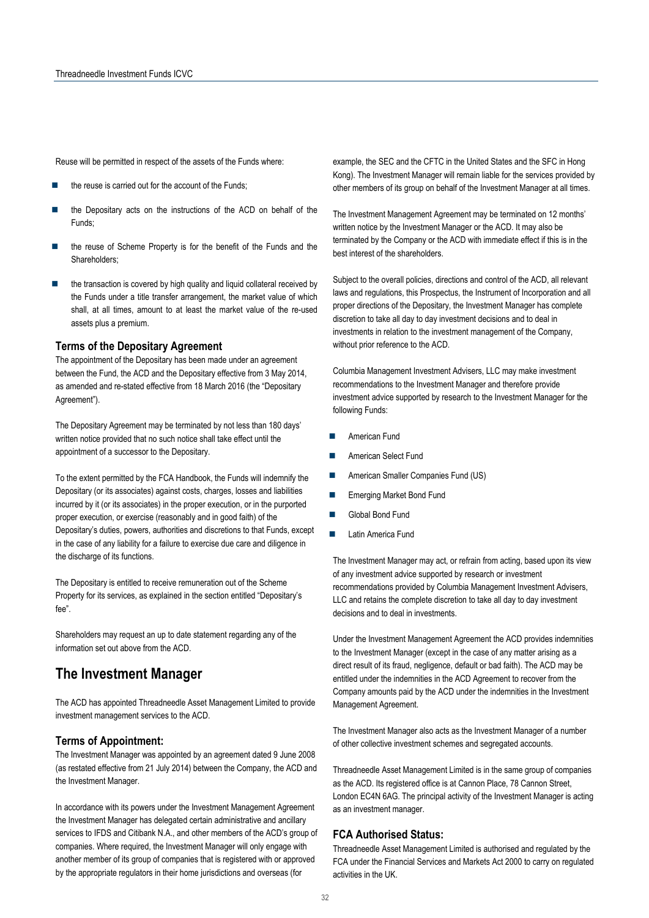Reuse will be permitted in respect of the assets of the Funds where:

- the reuse is carried out for the account of the Funds;
- the Depositary acts on the instructions of the ACD on behalf of the Funds;
- the reuse of Scheme Property is for the benefit of the Funds and the Shareholders;
- the transaction is covered by high quality and liquid collateral received by the Funds under a title transfer arrangement, the market value of which shall, at all times, amount to at least the market value of the re-used assets plus a premium.

### Terms of the Depositary Agreement

The appointment of the Depositary has been made under an agreement between the Fund, the ACD and the Depositary effective from 3 May 2014, as amended and re-stated effective from 18 March 2016 (the "Depositary Agreement").

The Depositary Agreement may be terminated by not less than 180 days' written notice provided that no such notice shall take effect until the appointment of a successor to the Depositary.

To the extent permitted by the FCA Handbook, the Funds will indemnify the Depositary (or its associates) against costs, charges, losses and liabilities incurred by it (or its associates) in the proper execution, or in the purported proper execution, or exercise (reasonably and in good faith) of the Depositary's duties, powers, authorities and discretions to that Funds, except in the case of any liability for a failure to exercise due care and diligence in the discharge of its functions.

The Depositary is entitled to receive remuneration out of the Scheme Property for its services, as explained in the section entitled "Depositary's fee".

Shareholders may request an up to date statement regarding any of the information set out above from the ACD.

## The Investment Manager

The ACD has appointed Threadneedle Asset Management Limited to provide investment management services to the ACD.

### Terms of Appointment:

The Investment Manager was appointed by an agreement dated 9 June 2008 (as restated effective from 21 July 2014) between the Company, the ACD and the Investment Manager.

In accordance with its powers under the Investment Management Agreement the Investment Manager has delegated certain administrative and ancillary services to IFDS and Citibank N.A., and other members of the ACD's group of companies. Where required, the Investment Manager will only engage with another member of its group of companies that is registered with or approved by the appropriate regulators in their home jurisdictions and overseas (for example, the SEC and the CFTC in the United States and the SFC in Hong Kong). The Investment Manager will remain liable for the services provided by other members of its group on behalf of the Investment Manager at all times.

The Investment Management Agreement may be terminated on 12 months' written notice by the Investment Manager or the ACD. It may also be terminated by the Company or the ACD with immediate effect if this is in the best interest of the shareholders.

Subject to the overall policies, directions and control of the ACD, all relevant laws and regulations, this Prospectus, the Instrument of Incorporation and all proper directions of the Depositary, the Investment Manager has complete discretion to take all day to day investment decisions and to deal in investments in relation to the investment management of the Company, without prior reference to the ACD.

Columbia Management Investment Advisers, LLC may make investment recommendations to the Investment Manager and therefore provide investment advice supported by research to the Investment Manager for the following Funds:

- American Fund
- American Select Fund
- American Smaller Companies Fund (US)
- Emerging Market Bond Fund
- Global Bond Fund
- Latin America Fund

The Investment Manager may act, or refrain from acting, based upon its view of any investment advice supported by research or investment recommendations provided by Columbia Management Investment Advisers, LLC and retains the complete discretion to take all day to day investment decisions and to deal in investments.

Under the Investment Management Agreement the ACD provides indemnities to the Investment Manager (except in the case of any matter arising as a direct result of its fraud, negligence, default or bad faith). The ACD may be entitled under the indemnities in the ACD Agreement to recover from the Company amounts paid by the ACD under the indemnities in the Investment Management Agreement.

The Investment Manager also acts as the Investment Manager of a number of other collective investment schemes and segregated accounts.

Threadneedle Asset Management Limited is in the same group of companies as the ACD. Its registered office is at Cannon Place, 78 Cannon Street, London EC4N 6AG. The principal activity of the Investment Manager is acting as an investment manager.

### FCA Authorised Status:

Threadneedle Asset Management Limited is authorised and regulated by the FCA under the Financial Services and Markets Act 2000 to carry on regulated activities in the UK.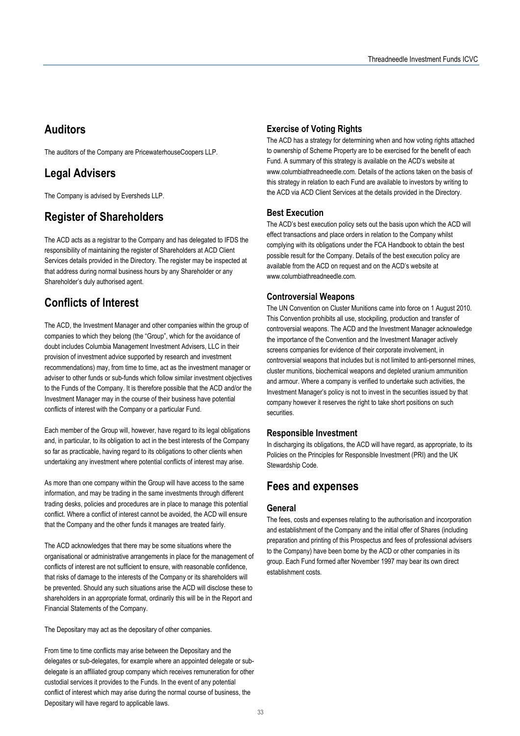## Auditors

The auditors of the Company are PricewaterhouseCoopers LLP.

## Legal Advisers

The Company is advised by Eversheds LLP.

## Register of Shareholders

The ACD acts as a registrar to the Company and has delegated to IFDS the responsibility of maintaining the register of Shareholders at ACD Client Services details provided in the Directory. The register may be inspected at that address during normal business hours by any Shareholder or any Shareholder's duly authorised agent.

## Conflicts of Interest

The ACD, the Investment Manager and other companies within the group of companies to which they belong (the "Group", which for the avoidance of doubt includes Columbia Management Investment Advisers, LLC in their provision of investment advice supported by research and investment recommendations) may, from time to time, act as the investment manager or adviser to other funds or sub-funds which follow similar investment objectives to the Funds of the Company. It is therefore possible that the ACD and/or the Investment Manager may in the course of their business have potential conflicts of interest with the Company or a particular Fund.

Each member of the Group will, however, have regard to its legal obligations and, in particular, to its obligation to act in the best interests of the Company so far as practicable, having regard to its obligations to other clients when undertaking any investment where potential conflicts of interest may arise.

As more than one company within the Group will have access to the same information, and may be trading in the same investments through different trading desks, policies and procedures are in place to manage this potential conflict. Where a conflict of interest cannot be avoided, the ACD will ensure that the Company and the other funds it manages are treated fairly.

The ACD acknowledges that there may be some situations where the organisational or administrative arrangements in place for the management of conflicts of interest are not sufficient to ensure, with reasonable confidence, that risks of damage to the interests of the Company or its shareholders will be prevented. Should any such situations arise the ACD will disclose these to shareholders in an appropriate format, ordinarily this will be in the Report and Financial Statements of the Company.

The Depositary may act as the depositary of other companies.

From time to time conflicts may arise between the Depositary and the delegates or sub-delegates, for example where an appointed delegate or sub-delegate is an affiliated group company which receives remuneration for other custodial services it provides to the Funds. In the event of any potential conflict of interest which may arise during the normal course of business, the Depositary will have regard to applicable laws.

### Exercise of Voting Rights

The ACD has a strategy for determining when and how voting rights attached to ownership of Scheme Property are to be exercised for the benefit of each Fund. A summary of this strategy is available on the ACD's website at www.columbiathreadneedle.com. Details of the actions taken on the basis of this strategy in relation to each Fund are available to investors by writing to the ACD via ACD Client Services at the details provided in the Directory.

### Best Execution

The ACD's best execution policy sets out the basis upon which the ACD will effect transactions and place orders in relation to the Company whilst complying with its obligations under the FCA Handbook to obtain the best possible result for the Company. Details of the best execution policy are available from the ACD on request and on the ACD's website at www.columbiathreadneedle.com.

### Controversial Weapons

The UN Convention on Cluster Munitions came into force on 1 August 2010. This Convention prohibits all use, stockpiling, production and transfer of controversial weapons. The ACD and the Investment Manager acknowledge the importance of the Convention and the Investment Manager actively screens companies for evidence of their corporate involvement, in controversial weapons that includes but is not limited to anti-personnel mines, cluster munitions, biochemical weapons and depleted uranium ammunition and armour. Where a company is verified to undertake such activities, the Investment Manager's policy is not to invest in the securities issued by that company however it reserves the right to take short positions on such securities.

### Responsible Investment

In discharging its obligations, the ACD will have regard, as appropriate, to its Policies on the Principles for Responsible Investment (PRI) and the UK Stewardship Code.

## Fees and expenses

### General

The fees, costs and expenses relating to the authorisation and incorporation and establishment of the Company and the initial offer of Shares (including preparation and printing of this Prospectus and fees of professional advisers to the Company) have been borne by the ACD or other companies in its group. Each Fund formed after November 1997 may bear its own direct establishment costs.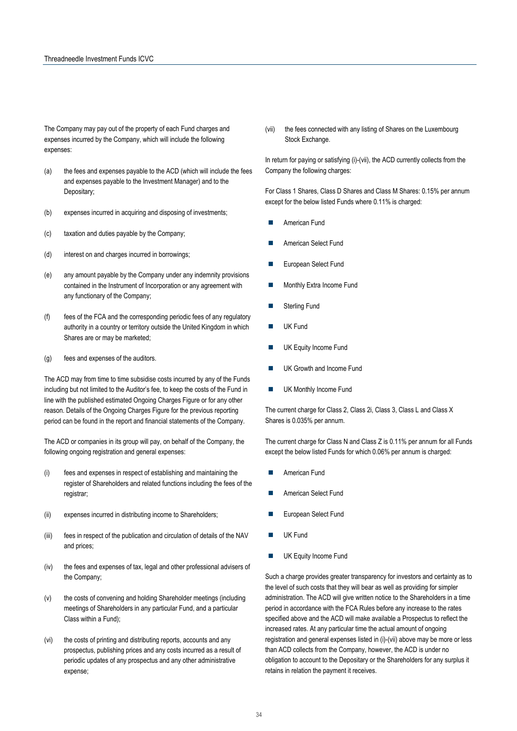The Company may pay out of the property of each Fund charges and expenses incurred by the Company, which will include the following expenses:

(a) the fees and expenses payable to the ACD (which will include the fees and expenses payable to the Investment Manager) and to the Depositary;

(b) expenses incurred in acquiring and disposing of investments;

(c) taxation and duties payable by the Company;

(d) interest on and charges incurred in borrowings;

(e) any amount payable by the Company under any indemnity provisions contained in the Instrument of Incorporation or any agreement with any functionary of the Company;

(f) fees of the FCA and the corresponding periodic fees of any regulatory authority in a country or territory outside the United Kingdom in which Shares are or may be marketed;

(g) fees and expenses of the auditors.

The ACD may from time to time subsidise costs incurred by any of the Funds including but not limited to the Auditor's fee, to keep the costs of the Fund in line with the published estimated Ongoing Charges Figure or for any other reason. Details of the Ongoing Charges Figure for the previous reporting period can be found in the report and financial statements of the Company.

The ACD or companies in its group will pay, on behalf of the Company, the following ongoing registration and general expenses:

(i) fees and expenses in respect of establishing and maintaining the register of Shareholders and related functions including the fees of the registrar;

(ii) expenses incurred in distributing income to Shareholders;

(iii) fees in respect of the publication and circulation of details of the NAV and prices;

(iv) the fees and expenses of tax, legal and other professional advisers of the Company;

(v) the costs of convening and holding Shareholder meetings (including meetings of Shareholders in any particular Fund, and a particular Class within a Fund);

(vi) the costs of printing and distributing reports, accounts and any prospectus, publishing prices and any costs incurred as a result of periodic updates of any prospectus and any other administrative expense;

(vii) the fees connected with any listing of Shares on the Luxembourg Stock Exchange.

In return for paying or satisfying (i)-(vii), the ACD currently collects from the Company the following charges:

For Class 1 Shares, Class D Shares and Class M Shares: 0.15% per annum except for the below listed Funds where 0.11% is charged:

- American Fund
- American Select Fund
- European Select Fund
- Monthly Extra Income Fund
- Sterling Fund
- UK Fund
- UK Equity Income Fund
- UK Growth and Income Fund
- UK Monthly Income Fund

The current charge for Class 2, Class 2i, Class 3, Class L and Class X Shares is 0.035% per annum.

The current charge for Class N and Class Z is 0.11% per annum for all Funds except the below listed Funds for which 0.06% per annum is charged:

- American Fund
- American Select Fund
- European Select Fund
- UK Fund
- UK Equity Income Fund

Such a charge provides greater transparency for investors and certainty as to the level of such costs that they will bear as well as providing for simpler administration. The ACD will give written notice to the Shareholders in a time period in accordance with the FCA Rules before any increase to the rates specified above and the ACD will make available a Prospectus to reflect the increased rates. At any particular time the actual amount of ongoing registration and general expenses listed in (i)-(vii) above may be more or less than ACD collects from the Company, however, the ACD is under no obligation to account to the Depositary or the Shareholders for any surplus it retains in relation the payment it receives.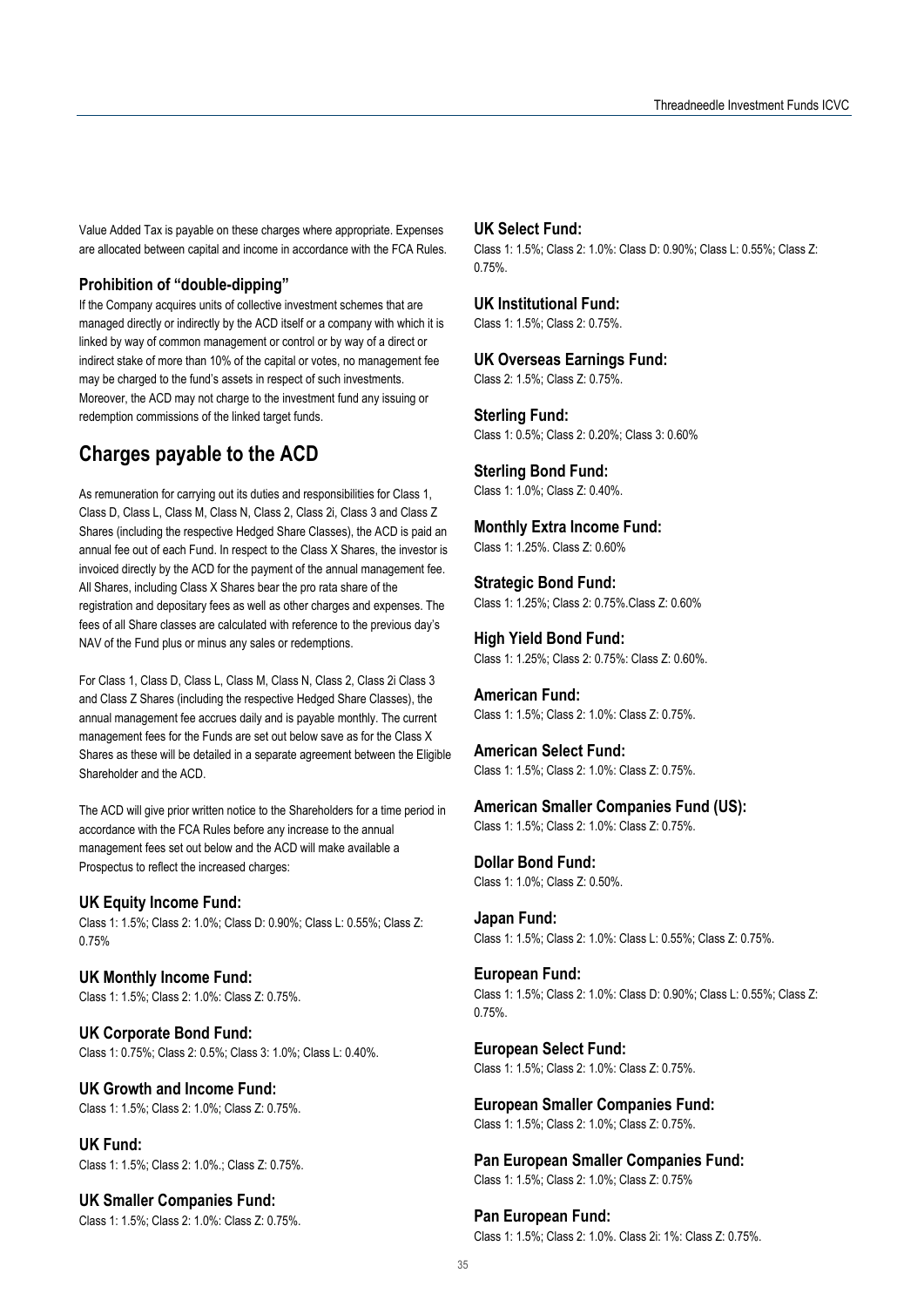Value Added Tax is payable on these charges where appropriate. Expenses are allocated between capital and income in accordance with the FCA Rules.

### Prohibition of "double-dipping"

If the Company acquires units of collective investment schemes that are managed directly or indirectly by the ACD itself or a company with which it is linked by way of common management or control or by way of a direct or indirect stake of more than 10% of the capital or votes, no management fee may be charged to the fund's assets in respect of such investments. Moreover, the ACD may not charge to the investment fund any issuing or redemption commissions of the linked target funds.

## Charges payable to the ACD

As remuneration for carrying out its duties and responsibilities for Class 1, Class D, Class L, Class M, Class N, Class 2, Class 2i, Class 3 and Class Z Shares (including the respective Hedged Share Classes), the ACD is paid an annual fee out of each Fund. In respect to the Class X Shares, the investor is invoiced directly by the ACD for the payment of the annual management fee. All Shares, including Class X Shares bear the pro rata share of the registration and depositary fees as well as other charges and expenses. The fees of all Share classes are calculated with reference to the previous day's NAV of the Fund plus or minus any sales or redemptions.

For Class 1, Class D, Class L, Class M, Class N, Class 2, Class 2i Class 3 and Class Z Shares (including the respective Hedged Share Classes), the annual management fee accrues daily and is payable monthly. The current management fees for the Funds are set out below save as for the Class X Shares as these will be detailed in a separate agreement between the Eligible Shareholder and the ACD.

The ACD will give prior written notice to the Shareholders for a time period in accordance with the FCA Rules before any increase to the annual management fees set out below and the ACD will make available a Prospectus to reflect the increased charges:

### UK Equity Income Fund:

Class 1: 1.5%; Class 2: 1.0%; Class D: 0.90%; Class L: 0.55%; Class Z: 0.75%

### UK Monthly Income Fund:

Class 1: 1.5%; Class 2: 1.0%: Class Z: 0.75%.

### UK Corporate Bond Fund:

Class 1: 0.75%; Class 2: 0.5%; Class 3: 1.0%; Class L: 0.40%.

### UK Growth and Income Fund:

Class 1: 1.5%; Class 2: 1.0%; Class Z: 0.75%.

### UK Fund:

Class 1: 1.5%; Class 2: 1.0%.; Class Z: 0.75%.

### UK Smaller Companies Fund:

Class 1: 1.5%; Class 2: 1.0%: Class Z: 0.75%.

### UK Select Fund:

Class 1: 1.5%; Class 2: 1.0%: Class D: 0.90%; Class L: 0.55%; Class Z: 0.75%.

### UK Institutional Fund:

Class 1: 1.5%; Class 2: 0.75%.

### UK Overseas Earnings Fund:

Class 2: 1.5%; Class Z: 0.75%.

### Sterling Fund:

Class 1: 0.5%; Class 2: 0.20%; Class 3: 0.60%

### Sterling Bond Fund:

Class 1: 1.0%; Class Z: 0.40%.

### Monthly Extra Income Fund:

Class 1: 1.25%. Class Z: 0.60%

### Strategic Bond Fund:

Class 1: 1.25%; Class 2: 0.75%.Class Z: 0.60%

### High Yield Bond Fund:

Class 1: 1.25%; Class 2: 0.75%: Class Z: 0.60%.

### American Fund:

Class 1: 1.5%; Class 2: 1.0%: Class Z: 0.75%.

### American Select Fund:

Class 1: 1.5%; Class 2: 1.0%: Class Z: 0.75%.

### American Smaller Companies Fund (US):

Class 1: 1.5%; Class 2: 1.0%: Class Z: 0.75%.

### Dollar Bond Fund:

Class 1: 1.0%; Class Z: 0.50%.

### Japan Fund:

Class 1: 1.5%; Class 2: 1.0%: Class L: 0.55%; Class Z: 0.75%.

### European Fund:

Class 1: 1.5%; Class 2: 1.0%: Class D: 0.90%; Class L: 0.55%; Class Z: 0.75%.

### European Select Fund:

Class 1: 1.5%; Class 2: 1.0%: Class Z: 0.75%.

### European Smaller Companies Fund:

Class 1: 1.5%; Class 2: 1.0%; Class Z: 0.75%.

### Pan European Smaller Companies Fund:

Class 1: 1.5%; Class 2: 1.0%; Class Z: 0.75%

### Pan European Fund:

Class 1: 1.5%; Class 2: 1.0%. Class 2i: 1%: Class Z: 0.75%.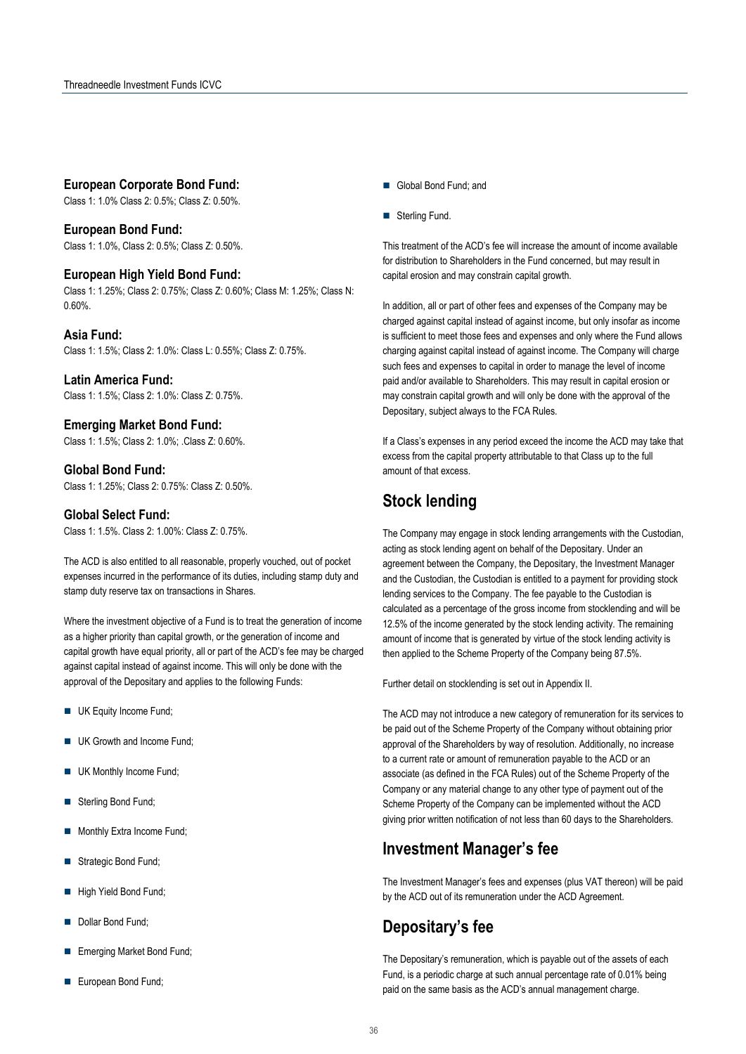**European Corporate Bond Fund:**
Class 1: 1.0% Class 2: 0.5%; Class Z: 0.50%.

**European Bond Fund:**
Class 1: 1.0%, Class 2: 0.5%; Class Z: 0.50%.

**European High Yield Bond Fund:**
Class 1: 1.25%; Class 2: 0.75%; Class Z: 0.60%; Class M: 1.25%; Class N: 0.60%.

**Asia Fund:**
Class 1: 1.5%; Class 2: 1.0%: Class L: 0.55%; Class Z: 0.75%.

**Latin America Fund:**
Class 1: 1.5%; Class 2: 1.0%: Class Z: 0.75%.

**Emerging Market Bond Fund:**
Class 1: 1.5%; Class 2: 1.0%; .Class Z: 0.60%.

**Global Bond Fund:**
Class 1: 1.25%; Class 2: 0.75%: Class Z: 0.50%.

**Global Select Fund:**
Class 1: 1.5%. Class 2: 1.00%: Class Z: 0.75%.

The ACD is also entitled to all reasonable, properly vouched, out of pocket expenses incurred in the performance of its duties, including stamp duty and stamp duty reserve tax on transactions in Shares.

Where the investment objective of a Fund is to treat the generation of income as a higher priority than capital growth, or the generation of income and capital growth have equal priority, all or part of the ACD's fee may be charged against capital instead of against income. This will only be done with the approval of the Depositary and applies to the following Funds:

- UK Equity Income Fund;
- UK Growth and Income Fund;
- UK Monthly Income Fund;
- Sterling Bond Fund;
- Monthly Extra Income Fund;
- Strategic Bond Fund;
- High Yield Bond Fund;
- Dollar Bond Fund;
- Emerging Market Bond Fund;
- European Bond Fund;
- Global Bond Fund; and
- Sterling Fund.

This treatment of the ACD's fee will increase the amount of income available for distribution to Shareholders in the Fund concerned, but may result in capital erosion and may constrain capital growth.

In addition, all or part of other fees and expenses of the Company may be charged against capital instead of against income, but only insofar as income is sufficient to meet those fees and expenses and only where the Fund allows charging against capital instead of against income. The Company will charge such fees and expenses to capital in order to manage the level of income paid and/or available to Shareholders. This may result in capital erosion or may constrain capital growth and will only be done with the approval of the Depositary, subject always to the FCA Rules.

If a Class's expenses in any period exceed the income the ACD may take that excess from the capital property attributable to that Class up to the full amount of that excess.

## Stock lending

The Company may engage in stock lending arrangements with the Custodian, acting as stock lending agent on behalf of the Depositary. Under an agreement between the Company, the Depositary, the Investment Manager and the Custodian, the Custodian is entitled to a payment for providing stock lending services to the Company. The fee payable to the Custodian is calculated as a percentage of the gross income from stocklending and will be 12.5% of the income generated by the stock lending activity. The remaining amount of income that is generated by virtue of the stock lending activity is then applied to the Scheme Property of the Company being 87.5%.

Further detail on stocklending is set out in Appendix II.

The ACD may not introduce a new category of remuneration for its services to be paid out of the Scheme Property of the Company without obtaining prior approval of the Shareholders by way of resolution. Additionally, no increase to a current rate or amount of remuneration payable to the ACD or an associate (as defined in the FCA Rules) out of the Scheme Property of the Company or any material change to any other type of payment out of the Scheme Property of the Company can be implemented without the ACD giving prior written notification of not less than 60 days to the Shareholders.

## Investment Manager's fee

The Investment Manager's fees and expenses (plus VAT thereon) will be paid by the ACD out of its remuneration under the ACD Agreement.

## Depositary's fee

The Depositary's remuneration, which is payable out of the assets of each Fund, is a periodic charge at such annual percentage rate of 0.01% being paid on the same basis as the ACD's annual management charge.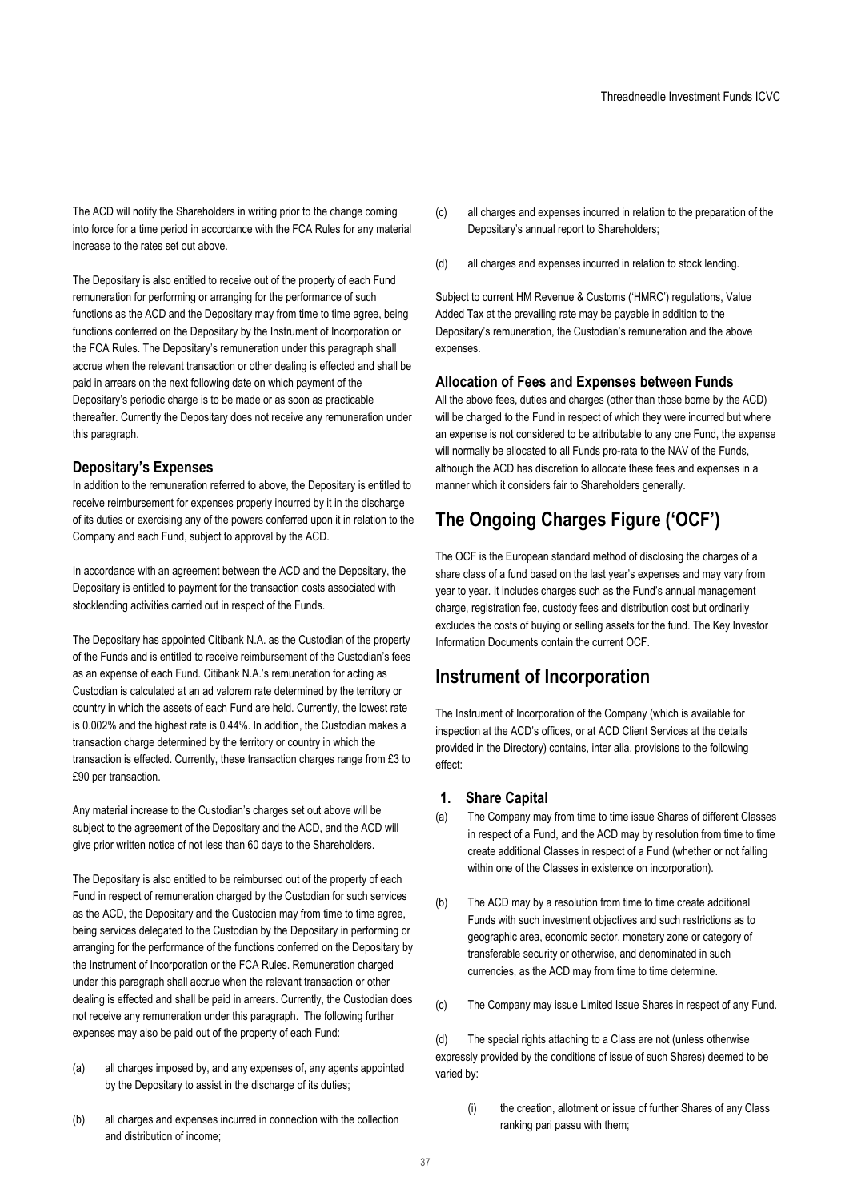The ACD will notify the Shareholders in writing prior to the change coming into force for a time period in accordance with the FCA Rules for any material increase to the rates set out above.

The Depositary is also entitled to receive out of the property of each Fund remuneration for performing or arranging for the performance of such functions as the ACD and the Depositary may from time to time agree, being functions conferred on the Depositary by the Instrument of Incorporation or the FCA Rules. The Depositary's remuneration under this paragraph shall accrue when the relevant transaction or other dealing is effected and shall be paid in arrears on the next following date on which payment of the Depositary's periodic charge is to be made or as soon as practicable thereafter. Currently the Depositary does not receive any remuneration under this paragraph.

### Depositary's Expenses

In addition to the remuneration referred to above, the Depositary is entitled to receive reimbursement for expenses properly incurred by it in the discharge of its duties or exercising any of the powers conferred upon it in relation to the Company and each Fund, subject to approval by the ACD.

In accordance with an agreement between the ACD and the Depositary, the Depositary is entitled to payment for the transaction costs associated with stocklending activities carried out in respect of the Funds.

The Depositary has appointed Citibank N.A. as the Custodian of the property of the Funds and is entitled to receive reimbursement of the Custodian's fees as an expense of each Fund. Citibank N.A.'s remuneration for acting as Custodian is calculated at an ad valorem rate determined by the territory or country in which the assets of each Fund are held. Currently, the lowest rate is 0.002% and the highest rate is 0.44%. In addition, the Custodian makes a transaction charge determined by the territory or country in which the transaction is effected. Currently, these transaction charges range from £3 to £90 per transaction.

Any material increase to the Custodian's charges set out above will be subject to the agreement of the Depositary and the ACD, and the ACD will give prior written notice of not less than 60 days to the Shareholders.

The Depositary is also entitled to be reimbursed out of the property of each Fund in respect of remuneration charged by the Custodian for such services as the ACD, the Depositary and the Custodian may from time to time agree, being services delegated to the Custodian by the Depositary in performing or arranging for the performance of the functions conferred on the Depositary by the Instrument of Incorporation or the FCA Rules. Remuneration charged under this paragraph shall accrue when the relevant transaction or other dealing is effected and shall be paid in arrears. Currently, the Custodian does not receive any remuneration under this paragraph. The following further expenses may also be paid out of the property of each Fund:

(a) all charges imposed by, and any expenses of, any agents appointed by the Depositary to assist in the discharge of its duties;

(b) all charges and expenses incurred in connection with the collection and distribution of income;

(c) all charges and expenses incurred in relation to the preparation of the Depositary's annual report to Shareholders;

(d) all charges and expenses incurred in relation to stock lending.

Subject to current HM Revenue & Customs ('HMRC') regulations, Value Added Tax at the prevailing rate may be payable in addition to the Depositary's remuneration, the Custodian's remuneration and the above expenses.

### Allocation of Fees and Expenses between Funds

All the above fees, duties and charges (other than those borne by the ACD) will be charged to the Fund in respect of which they were incurred but where an expense is not considered to be attributable to any one Fund, the expense will normally be allocated to all Funds pro-rata to the NAV of the Funds, although the ACD has discretion to allocate these fees and expenses in a manner which it considers fair to Shareholders generally.

## The Ongoing Charges Figure ('OCF')

The OCF is the European standard method of disclosing the charges of a share class of a fund based on the last year's expenses and may vary from year to year. It includes charges such as the Fund's annual management charge, registration fee, custody fees and distribution cost but ordinarily excludes the costs of buying or selling assets for the fund. The Key Investor Information Documents contain the current OCF.

## Instrument of Incorporation

The Instrument of Incorporation of the Company (which is available for inspection at the ACD's offices, or at ACD Client Services at the details provided in the Directory) contains, inter alia, provisions to the following effect:

### 1. Share Capital

(a) The Company may from time to time issue Shares of different Classes in respect of a Fund, and the ACD may by resolution from time to time create additional Classes in respect of a Fund (whether or not falling within one of the Classes in existence on incorporation).

(b) The ACD may by a resolution from time to time create additional Funds with such investment objectives and such restrictions as to geographic area, economic sector, monetary zone or category of transferable security or otherwise, and denominated in such currencies, as the ACD may from time to time determine.

(c) The Company may issue Limited Issue Shares in respect of any Fund.

(d) The special rights attaching to a Class are not (unless otherwise expressly provided by the conditions of issue of such Shares) deemed to be varied by:

(i) the creation, allotment or issue of further Shares of any Class ranking pari passu with them;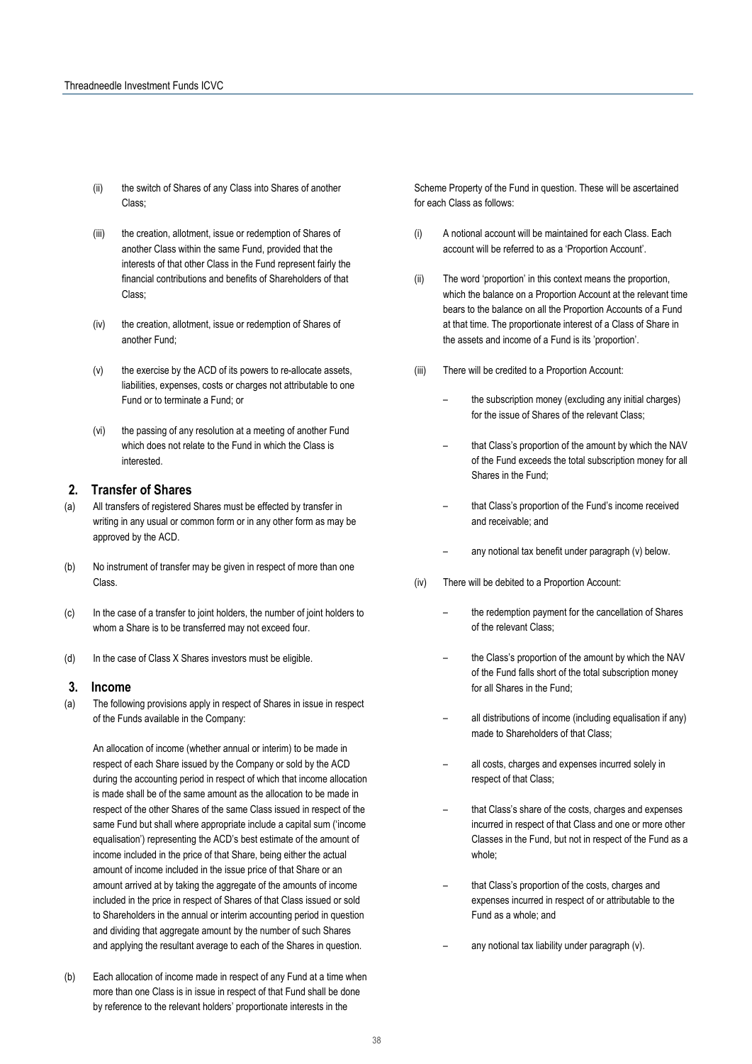(ii) the switch of Shares of any Class into Shares of another Class;

(iii) the creation, allotment, issue or redemption of Shares of another Class within the same Fund, provided that the interests of that other Class in the Fund represent fairly the financial contributions and benefits of Shareholders of that Class;

(iv) the creation, allotment, issue or redemption of Shares of another Fund;

(v) the exercise by the ACD of its powers to re-allocate assets, liabilities, expenses, costs or charges not attributable to one Fund or to terminate a Fund; or

(vi) the passing of any resolution at a meeting of another Fund which does not relate to the Fund in which the Class is interested.

## 2. Transfer of Shares

(a) All transfers of registered Shares must be effected by transfer in writing in any usual or common form or in any other form as may be approved by the ACD.

(b) No instrument of transfer may be given in respect of more than one Class.

(c) In the case of a transfer to joint holders, the number of joint holders to whom a Share is to be transferred may not exceed four.

(d) In the case of Class X Shares investors must be eligible.

## 3. Income

(a) The following provisions apply in respect of Shares in issue in respect of the Funds available in the Company:

An allocation of income (whether annual or interim) to be made in respect of each Share issued by the Company or sold by the ACD during the accounting period in respect of which that income allocation is made shall be of the same amount as the allocation to be made in respect of the other Shares of the same Class issued in respect of the same Fund but shall where appropriate include a capital sum ('income equalisation') representing the ACD's best estimate of the amount of income included in the price of that Share, being either the actual amount of income included in the issue price of that Share or an amount arrived at by taking the aggregate of the amounts of income included in the price in respect of Shares of that Class issued or sold to Shareholders in the annual or interim accounting period in question and dividing that aggregate amount by the number of such Shares and applying the resultant average to each of the Shares in question.

(b) Each allocation of income made in respect of any Fund at a time when more than one Class is in issue in respect of that Fund shall be done by reference to the relevant holders' proportionate interests in the Scheme Property of the Fund in question. These will be ascertained for each Class as follows:

(i) A notional account will be maintained for each Class. Each account will be referred to as a 'Proportion Account'.

(ii) The word 'proportion' in this context means the proportion, which the balance on a Proportion Account at the relevant time bears to the balance on all the Proportion Accounts of a Fund at that time. The proportionate interest of a Class of Share in the assets and income of a Fund is its 'proportion'.

(iii) There will be credited to a Proportion Account:

- the subscription money (excluding any initial charges) for the issue of Shares of the relevant Class;
- that Class's proportion of the amount by which the NAV of the Fund exceeds the total subscription money for all Shares in the Fund;
- that Class's proportion of the Fund's income received and receivable; and
- any notional tax benefit under paragraph (v) below.

(iv) There will be debited to a Proportion Account:

- the redemption payment for the cancellation of Shares of the relevant Class;
- the Class's proportion of the amount by which the NAV of the Fund falls short of the total subscription money for all Shares in the Fund;
- all distributions of income (including equalisation if any) made to Shareholders of that Class;
- all costs, charges and expenses incurred solely in respect of that Class;
- that Class's share of the costs, charges and expenses incurred in respect of that Class and one or more other Classes in the Fund, but not in respect of the Fund as a whole;
- that Class's proportion of the costs, charges and expenses incurred in respect of or attributable to the Fund as a whole; and
- any notional tax liability under paragraph (v).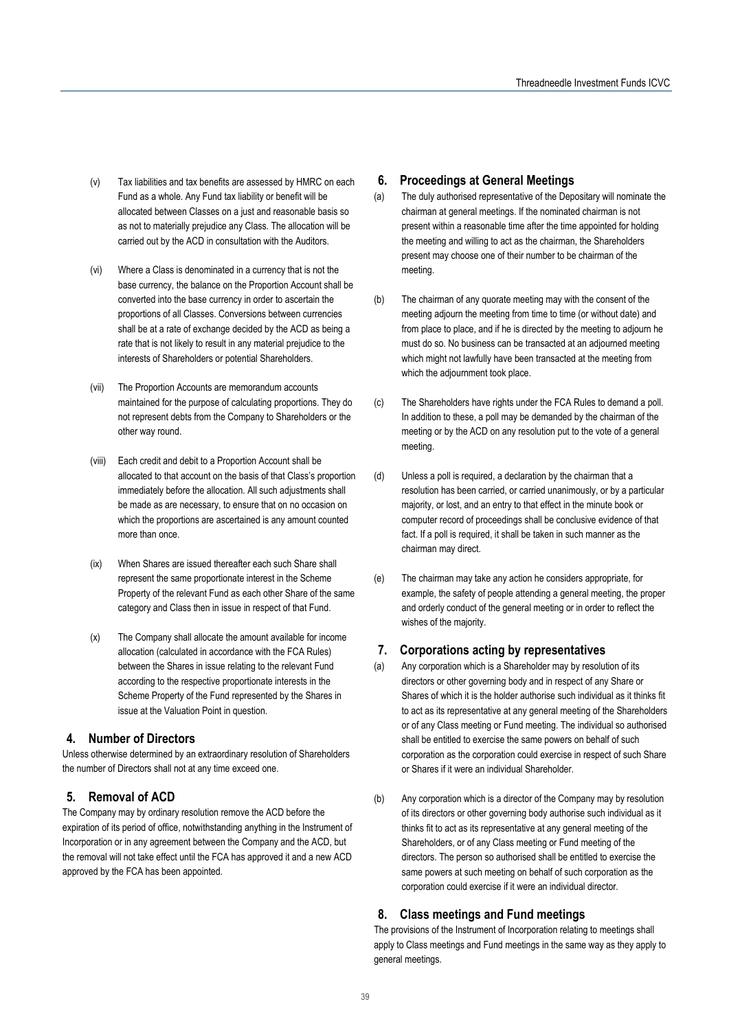(v) Tax liabilities and tax benefits are assessed by HMRC on each Fund as a whole. Any Fund tax liability or benefit will be allocated between Classes on a just and reasonable basis so as not to materially prejudice any Class. The allocation will be carried out by the ACD in consultation with the Auditors.

(vi) Where a Class is denominated in a currency that is not the base currency, the balance on the Proportion Account shall be converted into the base currency in order to ascertain the proportions of all Classes. Conversions between currencies shall be at a rate of exchange decided by the ACD as being a rate that is not likely to result in any material prejudice to the interests of Shareholders or potential Shareholders.

(vii) The Proportion Accounts are memorandum accounts maintained for the purpose of calculating proportions. They do not represent debts from the Company to Shareholders or the other way round.

(viii) Each credit and debit to a Proportion Account shall be allocated to that account on the basis of that Class's proportion immediately before the allocation. All such adjustments shall be made as are necessary, to ensure that on no occasion on which the proportions are ascertained is any amount counted more than once.

(ix) When Shares are issued thereafter each such Share shall represent the same proportionate interest in the Scheme Property of the relevant Fund as each other Share of the same category and Class then in issue in respect of that Fund.

(x) The Company shall allocate the amount available for income allocation (calculated in accordance with the FCA Rules) between the Shares in issue relating to the relevant Fund according to the respective proportionate interests in the Scheme Property of the Fund represented by the Shares in issue at the Valuation Point in question.

## 4. Number of Directors

Unless otherwise determined by an extraordinary resolution of Shareholders the number of Directors shall not at any time exceed one.

## 5. Removal of ACD

The Company may by ordinary resolution remove the ACD before the expiration of its period of office, notwithstanding anything in the Instrument of Incorporation or in any agreement between the Company and the ACD, but the removal will not take effect until the FCA has approved it and a new ACD approved by the FCA has been appointed.

## 6. Proceedings at General Meetings

(a) The duly authorised representative of the Depositary will nominate the chairman at general meetings. If the nominated chairman is not present within a reasonable time after the time appointed for holding the meeting and willing to act as the chairman, the Shareholders present may choose one of their number to be chairman of the meeting.

(b) The chairman of any quorate meeting may with the consent of the meeting adjourn the meeting from time to time (or without date) and from place to place, and if he is directed by the meeting to adjourn he must do so. No business can be transacted at an adjourned meeting which might not lawfully have been transacted at the meeting from which the adjournment took place.

(c) The Shareholders have rights under the FCA Rules to demand a poll. In addition to these, a poll may be demanded by the chairman of the meeting or by the ACD on any resolution put to the vote of a general meeting.

(d) Unless a poll is required, a declaration by the chairman that a resolution has been carried, or carried unanimously, or by a particular majority, or lost, and an entry to that effect in the minute book or computer record of proceedings shall be conclusive evidence of that fact. If a poll is required, it shall be taken in such manner as the chairman may direct.

(e) The chairman may take any action he considers appropriate, for example, the safety of people attending a general meeting, the proper and orderly conduct of the general meeting or in order to reflect the wishes of the majority.

## 7. Corporations acting by representatives

(a) Any corporation which is a Shareholder may by resolution of its directors or other governing body and in respect of any Share or Shares of which it is the holder authorise such individual as it thinks fit to act as its representative at any general meeting of the Shareholders or of any Class meeting or Fund meeting. The individual so authorised shall be entitled to exercise the same powers on behalf of such corporation as the corporation could exercise in respect of such Share or Shares if it were an individual Shareholder.

(b) Any corporation which is a director of the Company may by resolution of its directors or other governing body authorise such individual as it thinks fit to act as its representative at any general meeting of the Shareholders, or of any Class meeting or Fund meeting of the directors. The person so authorised shall be entitled to exercise the same powers at such meeting on behalf of such corporation as the corporation could exercise if it were an individual director.

## 8. Class meetings and Fund meetings

The provisions of the Instrument of Incorporation relating to meetings shall apply to Class meetings and Fund meetings in the same way as they apply to general meetings.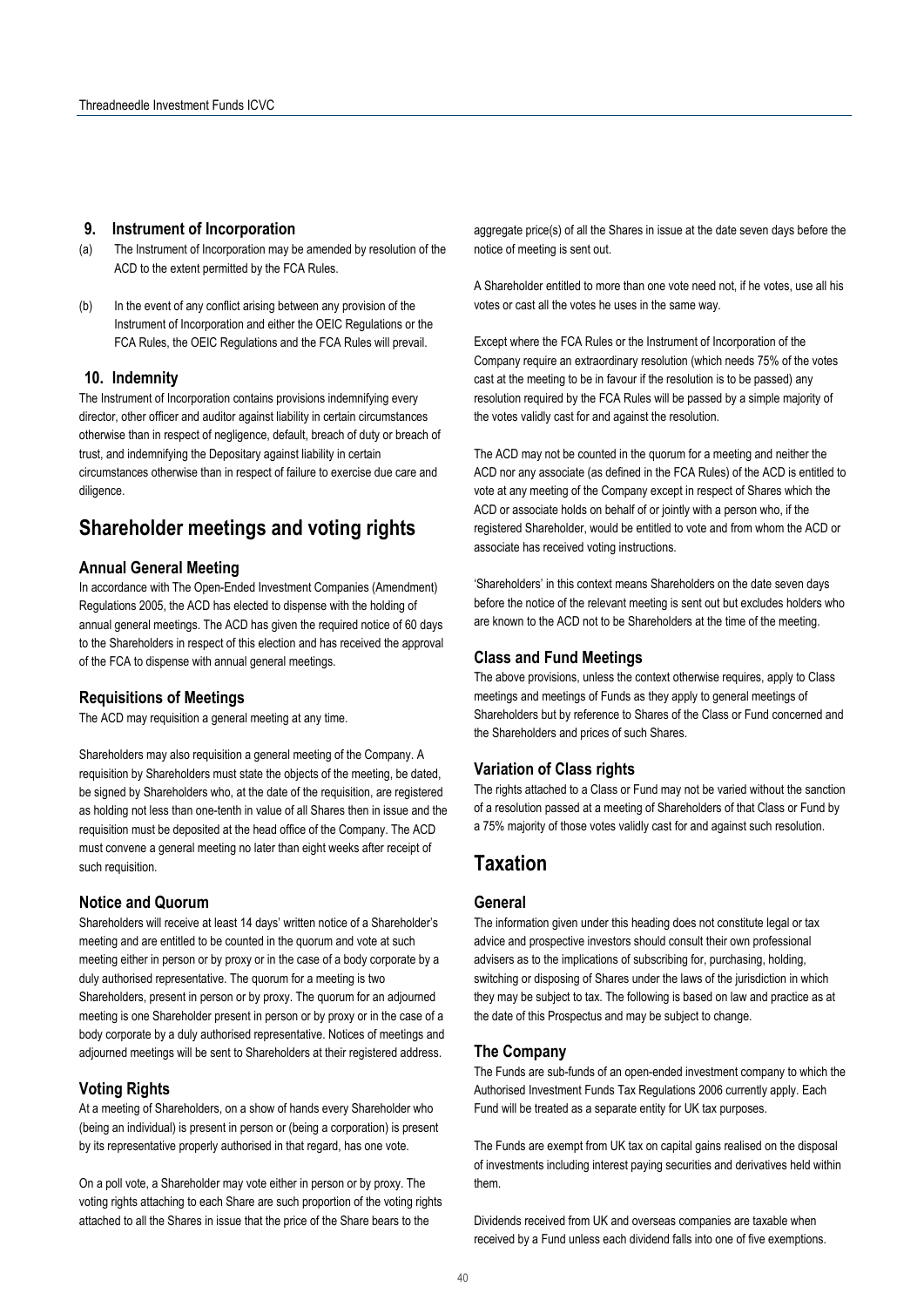### 9. Instrument of Incorporation

(a) The Instrument of Incorporation may be amended by resolution of the ACD to the extent permitted by the FCA Rules.

(b) In the event of any conflict arising between any provision of the Instrument of Incorporation and either the OEIC Regulations or the FCA Rules, the OEIC Regulations and the FCA Rules will prevail.

### 10. Indemnity

The Instrument of Incorporation contains provisions indemnifying every director, other officer and auditor against liability in certain circumstances otherwise than in respect of negligence, default, breach of duty or breach of trust, and indemnifying the Depositary against liability in certain circumstances otherwise than in respect of failure to exercise due care and diligence.

## Shareholder meetings and voting rights

### Annual General Meeting

In accordance with The Open-Ended Investment Companies (Amendment) Regulations 2005, the ACD has elected to dispense with the holding of annual general meetings. The ACD has given the required notice of 60 days to the Shareholders in respect of this election and has received the approval of the FCA to dispense with annual general meetings.

### Requisitions of Meetings

The ACD may requisition a general meeting at any time.

Shareholders may also requisition a general meeting of the Company. A requisition by Shareholders must state the objects of the meeting, be dated, be signed by Shareholders who, at the date of the requisition, are registered as holding not less than one-tenth in value of all Shares then in issue and the requisition must be deposited at the head office of the Company. The ACD must convene a general meeting no later than eight weeks after receipt of such requisition.

### Notice and Quorum

Shareholders will receive at least 14 days' written notice of a Shareholder's meeting and are entitled to be counted in the quorum and vote at such meeting either in person or by proxy or in the case of a body corporate by a duly authorised representative. The quorum for a meeting is two Shareholders, present in person or by proxy. The quorum for an adjourned meeting is one Shareholder present in person or by proxy or in the case of a body corporate by a duly authorised representative. Notices of meetings and adjourned meetings will be sent to Shareholders at their registered address.

### Voting Rights

At a meeting of Shareholders, on a show of hands every Shareholder who (being an individual) is present in person or (being a corporation) is present by its representative properly authorised in that regard, has one vote.

On a poll vote, a Shareholder may vote either in person or by proxy. The voting rights attaching to each Share are such proportion of the voting rights attached to all the Shares in issue that the price of the Share bears to the aggregate price(s) of all the Shares in issue at the date seven days before the notice of meeting is sent out.

A Shareholder entitled to more than one vote need not, if he votes, use all his votes or cast all the votes he uses in the same way.

Except where the FCA Rules or the Instrument of Incorporation of the Company require an extraordinary resolution (which needs 75% of the votes cast at the meeting to be in favour if the resolution is to be passed) any resolution required by the FCA Rules will be passed by a simple majority of the votes validly cast for and against the resolution.

The ACD may not be counted in the quorum for a meeting and neither the ACD nor any associate (as defined in the FCA Rules) of the ACD is entitled to vote at any meeting of the Company except in respect of Shares which the ACD or associate holds on behalf of or jointly with a person who, if the registered Shareholder, would be entitled to vote and from whom the ACD or associate has received voting instructions.

'Shareholders' in this context means Shareholders on the date seven days before the notice of the relevant meeting is sent out but excludes holders who are known to the ACD not to be Shareholders at the time of the meeting.

### Class and Fund Meetings

The above provisions, unless the context otherwise requires, apply to Class meetings and meetings of Funds as they apply to general meetings of Shareholders but by reference to Shares of the Class or Fund concerned and the Shareholders and prices of such Shares.

### Variation of Class rights

The rights attached to a Class or Fund may not be varied without the sanction of a resolution passed at a meeting of Shareholders of that Class or Fund by a 75% majority of those votes validly cast for and against such resolution.

## Taxation

### General

The information given under this heading does not constitute legal or tax advice and prospective investors should consult their own professional advisers as to the implications of subscribing for, purchasing, holding, switching or disposing of Shares under the laws of the jurisdiction in which they may be subject to tax. The following is based on law and practice as at the date of this Prospectus and may be subject to change.

### The Company

The Funds are sub-funds of an open-ended investment company to which the Authorised Investment Funds Tax Regulations 2006 currently apply. Each Fund will be treated as a separate entity for UK tax purposes.

The Funds are exempt from UK tax on capital gains realised on the disposal of investments including interest paying securities and derivatives held within them.

Dividends received from UK and overseas companies are taxable when received by a Fund unless each dividend falls into one of five exemptions.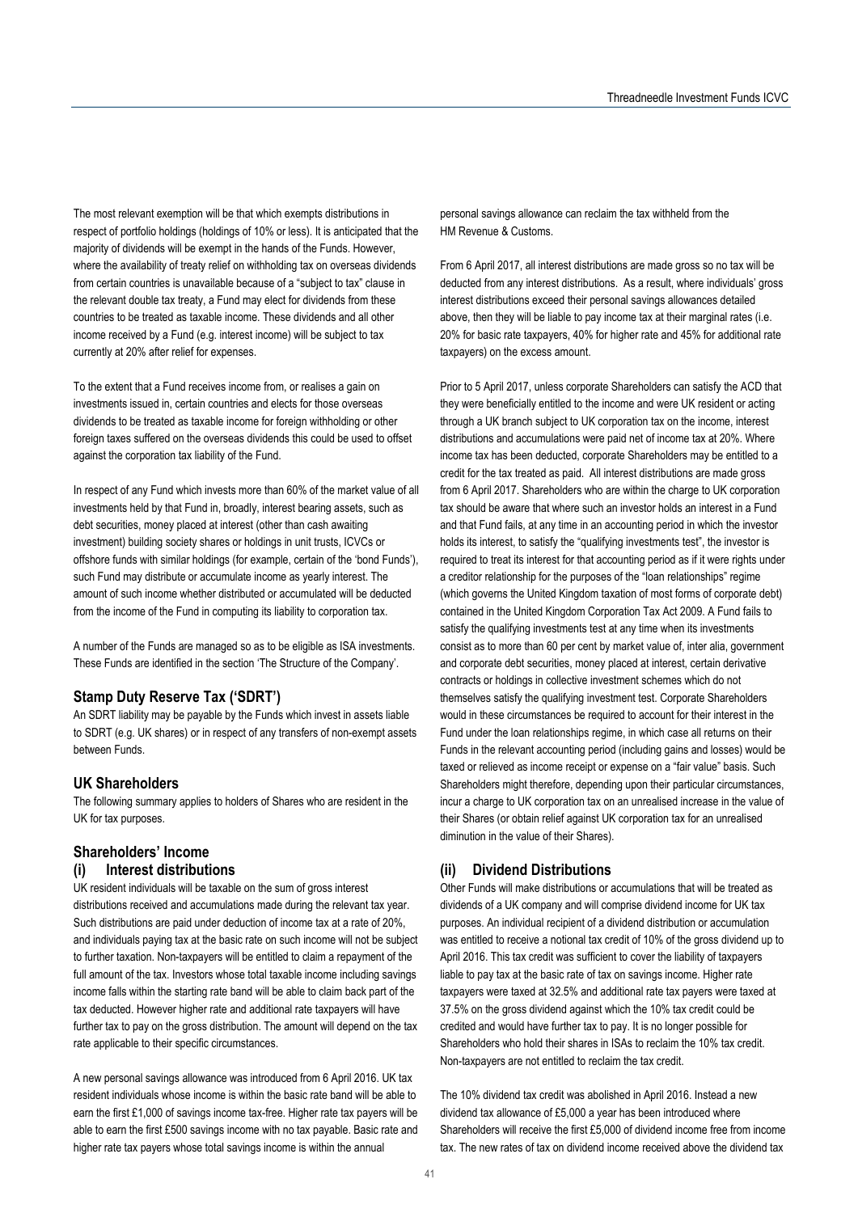The most relevant exemption will be that which exempts distributions in respect of portfolio holdings (holdings of 10% or less). It is anticipated that the majority of dividends will be exempt in the hands of the Funds. However, where the availability of treaty relief on withholding tax on overseas dividends from certain countries is unavailable because of a "subject to tax" clause in the relevant double tax treaty, a Fund may elect for dividends from these countries to be treated as taxable income. These dividends and all other income received by a Fund (e.g. interest income) will be subject to tax currently at 20% after relief for expenses.

To the extent that a Fund receives income from, or realises a gain on investments issued in, certain countries and elects for those overseas dividends to be treated as taxable income for foreign withholding or other foreign taxes suffered on the overseas dividends this could be used to offset against the corporation tax liability of the Fund.

In respect of any Fund which invests more than 60% of the market value of all investments held by that Fund in, broadly, interest bearing assets, such as debt securities, money placed at interest (other than cash awaiting investment) building society shares or holdings in unit trusts, ICVCs or offshore funds with similar holdings (for example, certain of the 'bond Funds'), such Fund may distribute or accumulate income as yearly interest. The amount of such income whether distributed or accumulated will be deducted from the income of the Fund in computing its liability to corporation tax.

A number of the Funds are managed so as to be eligible as ISA investments. These Funds are identified in the section 'The Structure of the Company'.

## Stamp Duty Reserve Tax ('SDRT')

An SDRT liability may be payable by the Funds which invest in assets liable to SDRT (e.g. UK shares) or in respect of any transfers of non-exempt assets between Funds.

## UK Shareholders

The following summary applies to holders of Shares who are resident in the UK for tax purposes.

## Shareholders' Income

### (i) Interest distributions

UK resident individuals will be taxable on the sum of gross interest distributions received and accumulations made during the relevant tax year. Such distributions are paid under deduction of income tax at a rate of 20%, and individuals paying tax at the basic rate on such income will not be subject to further taxation. Non-taxpayers will be entitled to claim a repayment of the full amount of the tax. Investors whose total taxable income including savings income falls within the starting rate band will be able to claim back part of the tax deducted. However higher rate and additional rate taxpayers will have further tax to pay on the gross distribution. The amount will depend on the tax rate applicable to their specific circumstances.

A new personal savings allowance was introduced from 6 April 2016. UK tax resident individuals whose income is within the basic rate band will be able to earn the first £1,000 of savings income tax-free. Higher rate tax payers will be able to earn the first £500 savings income with no tax payable. Basic rate and higher rate tax payers whose total savings income is within the annual personal savings allowance can reclaim the tax withheld from the HM Revenue & Customs.

From 6 April 2017, all interest distributions are made gross so no tax will be deducted from any interest distributions. As a result, where individuals' gross interest distributions exceed their personal savings allowances detailed above, then they will be liable to pay income tax at their marginal rates (i.e. 20% for basic rate taxpayers, 40% for higher rate and 45% for additional rate taxpayers) on the excess amount.

Prior to 5 April 2017, unless corporate Shareholders can satisfy the ACD that they were beneficially entitled to the income and were UK resident or acting through a UK branch subject to UK corporation tax on the income, interest distributions and accumulations were paid net of income tax at 20%. Where income tax has been deducted, corporate Shareholders may be entitled to a credit for the tax treated as paid. All interest distributions are made gross from 6 April 2017. Shareholders who are within the charge to UK corporation tax should be aware that where such an investor holds an interest in a Fund and that Fund fails, at any time in an accounting period in which the investor holds its interest, to satisfy the "qualifying investments test", the investor is required to treat its interest for that accounting period as if it were rights under a creditor relationship for the purposes of the "loan relationships" regime (which governs the United Kingdom taxation of most forms of corporate debt) contained in the United Kingdom Corporation Tax Act 2009. A Fund fails to satisfy the qualifying investments test at any time when its investments consist as to more than 60 per cent by market value of, inter alia, government and corporate debt securities, money placed at interest, certain derivative contracts or holdings in collective investment schemes which do not themselves satisfy the qualifying investment test. Corporate Shareholders would in these circumstances be required to account for their interest in the Fund under the loan relationships regime, in which case all returns on their Funds in the relevant accounting period (including gains and losses) would be taxed or relieved as income receipt or expense on a "fair value" basis. Such Shareholders might therefore, depending upon their particular circumstances, incur a charge to UK corporation tax on an unrealised increase in the value of their Shares (or obtain relief against UK corporation tax for an unrealised diminution in the value of their Shares).

### (ii) Dividend Distributions

Other Funds will make distributions or accumulations that will be treated as dividends of a UK company and will comprise dividend income for UK tax purposes. An individual recipient of a dividend distribution or accumulation was entitled to receive a notional tax credit of 10% of the gross dividend up to April 2016. This tax credit was sufficient to cover the liability of taxpayers liable to pay tax at the basic rate of tax on savings income. Higher rate taxpayers were taxed at 32.5% and additional rate tax payers were taxed at 37.5% on the gross dividend against which the 10% tax credit could be credited and would have further tax to pay. It is no longer possible for Shareholders who hold their shares in ISAs to reclaim the 10% tax credit. Non-taxpayers are not entitled to reclaim the tax credit.

The 10% dividend tax credit was abolished in April 2016. Instead a new dividend tax allowance of £5,000 a year has been introduced where Shareholders will receive the first £5,000 of dividend income free from income tax. The new rates of tax on dividend income received above the dividend tax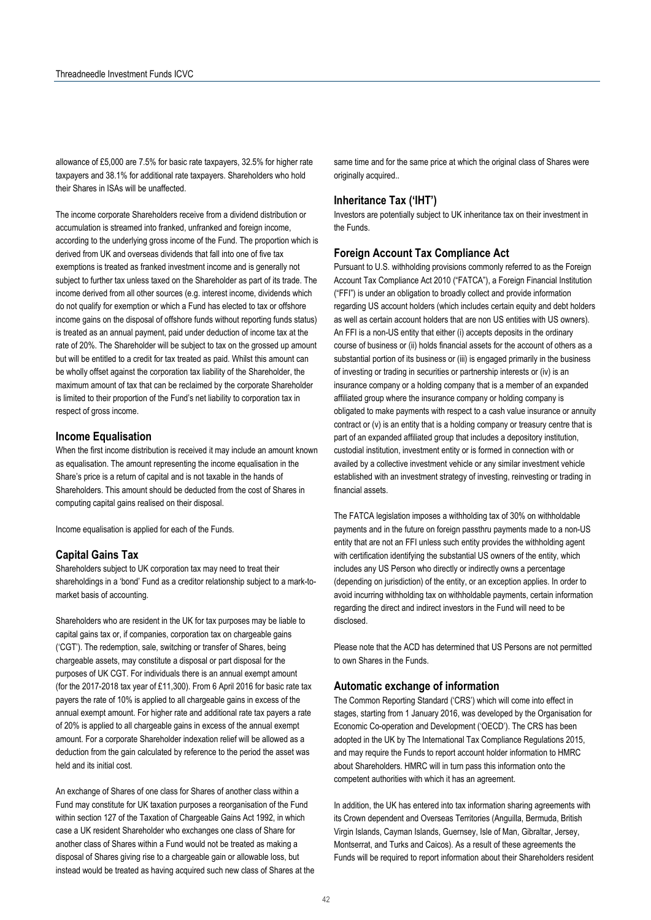allowance of £5,000 are 7.5% for basic rate taxpayers, 32.5% for higher rate taxpayers and 38.1% for additional rate taxpayers. Shareholders who hold their Shares in ISAs will be unaffected.

The income corporate Shareholders receive from a dividend distribution or accumulation is streamed into franked, unfranked and foreign income, according to the underlying gross income of the Fund. The proportion which is derived from UK and overseas dividends that fall into one of five tax exemptions is treated as franked investment income and is generally not subject to further tax unless taxed on the Shareholder as part of its trade. The income derived from all other sources (e.g. interest income, dividends which do not qualify for exemption or which a Fund has elected to tax or offshore income gains on the disposal of offshore funds without reporting funds status) is treated as an annual payment, paid under deduction of income tax at the rate of 20%. The Shareholder will be subject to tax on the grossed up amount but will be entitled to a credit for tax treated as paid. Whilst this amount can be wholly offset against the corporation tax liability of the Shareholder, the maximum amount of tax that can be reclaimed by the corporate Shareholder is limited to their proportion of the Fund's net liability to corporation tax in respect of gross income.

## Income Equalisation

When the first income distribution is received it may include an amount known as equalisation. The amount representing the income equalisation in the Share's price is a return of capital and is not taxable in the hands of Shareholders. This amount should be deducted from the cost of Shares in computing capital gains realised on their disposal.

Income equalisation is applied for each of the Funds.

## Capital Gains Tax

Shareholders subject to UK corporation tax may need to treat their shareholdings in a 'bond' Fund as a creditor relationship subject to a mark-to-market basis of accounting.

Shareholders who are resident in the UK for tax purposes may be liable to capital gains tax or, if companies, corporation tax on chargeable gains ('CGT'). The redemption, sale, switching or transfer of Shares, being chargeable assets, may constitute a disposal or part disposal for the purposes of UK CGT. For individuals there is an annual exempt amount (for the 2017-2018 tax year of £11,300). From 6 April 2016 for basic rate tax payers the rate of 10% is applied to all chargeable gains in excess of the annual exempt amount. For higher rate and additional rate tax payers a rate of 20% is applied to all chargeable gains in excess of the annual exempt amount. For a corporate Shareholder indexation relief will be allowed as a deduction from the gain calculated by reference to the period the asset was held and its initial cost.

An exchange of Shares of one class for Shares of another class within a Fund may constitute for UK taxation purposes a reorganisation of the Fund within section 127 of the Taxation of Chargeable Gains Act 1992, in which case a UK resident Shareholder who exchanges one class of Share for another class of Shares within a Fund would not be treated as making a disposal of Shares giving rise to a chargeable gain or allowable loss, but instead would be treated as having acquired such new class of Shares at the same time and for the same price at which the original class of Shares were originally acquired..

## Inheritance Tax ('IHT')

Investors are potentially subject to UK inheritance tax on their investment in the Funds.

## Foreign Account Tax Compliance Act

Pursuant to U.S. withholding provisions commonly referred to as the Foreign Account Tax Compliance Act 2010 ("FATCA"), a Foreign Financial Institution ("FFI") is under an obligation to broadly collect and provide information regarding US account holders (which includes certain equity and debt holders as well as certain account holders that are non US entities with US owners). An FFI is a non-US entity that either (i) accepts deposits in the ordinary course of business or (ii) holds financial assets for the account of others as a substantial portion of its business or (iii) is engaged primarily in the business of investing or trading in securities or partnership interests or (iv) is an insurance company or a holding company that is a member of an expanded affiliated group where the insurance company or holding company is obligated to make payments with respect to a cash value insurance or annuity contract or (v) is an entity that is a holding company or treasury centre that is part of an expanded affiliated group that includes a depository institution, custodial institution, investment entity or is formed in connection with or availed by a collective investment vehicle or any similar investment vehicle established with an investment strategy of investing, reinvesting or trading in financial assets.

The FATCA legislation imposes a withholding tax of 30% on withholdable payments and in the future on foreign passthru payments made to a non-US entity that are not an FFI unless such entity provides the withholding agent with certification identifying the substantial US owners of the entity, which includes any US Person who directly or indirectly owns a percentage (depending on jurisdiction) of the entity, or an exception applies. In order to avoid incurring withholding tax on withholdable payments, certain information regarding the direct and indirect investors in the Fund will need to be disclosed.

Please note that the ACD has determined that US Persons are not permitted to own Shares in the Funds.

## Automatic exchange of information

The Common Reporting Standard ('CRS') which will come into effect in stages, starting from 1 January 2016, was developed by the Organisation for Economic Co-operation and Development ('OECD'). The CRS has been adopted in the UK by The International Tax Compliance Regulations 2015, and may require the Funds to report account holder information to HMRC about Shareholders. HMRC will in turn pass this information onto the competent authorities with which it has an agreement.

In addition, the UK has entered into tax information sharing agreements with its Crown dependent and Overseas Territories (Anguilla, Bermuda, British Virgin Islands, Cayman Islands, Guernsey, Isle of Man, Gibraltar, Jersey, Montserrat, and Turks and Caicos). As a result of these agreements the Funds will be required to report information about their Shareholders resident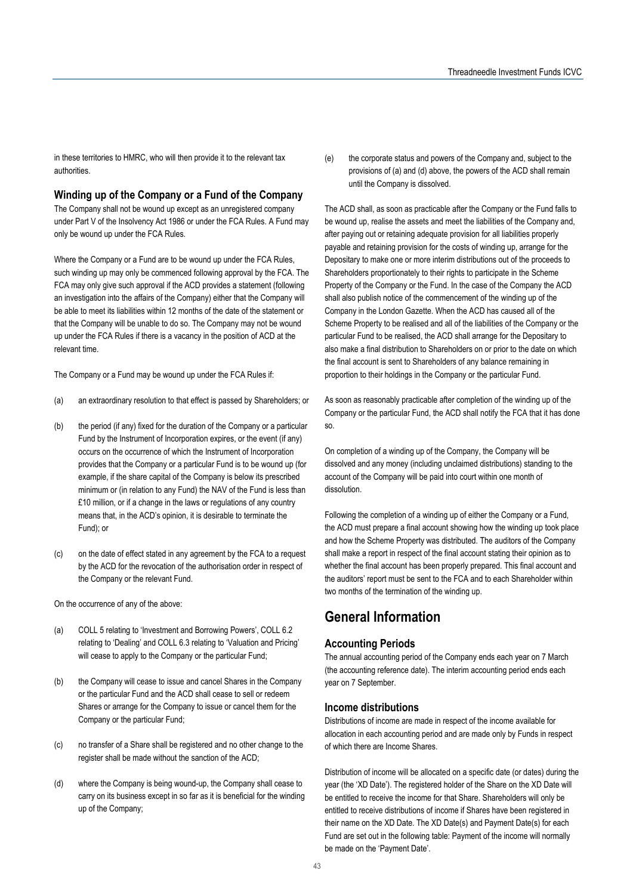in these territories to HMRC, who will then provide it to the relevant tax authorities.

### Winding up of the Company or a Fund of the Company

The Company shall not be wound up except as an unregistered company under Part V of the Insolvency Act 1986 or under the FCA Rules. A Fund may only be wound up under the FCA Rules.

Where the Company or a Fund are to be wound up under the FCA Rules, such winding up may only be commenced following approval by the FCA. The FCA may only give such approval if the ACD provides a statement (following an investigation into the affairs of the Company) either that the Company will be able to meet its liabilities within 12 months of the date of the statement or that the Company will be unable to do so. The Company may not be wound up under the FCA Rules if there is a vacancy in the position of ACD at the relevant time.

The Company or a Fund may be wound up under the FCA Rules if:

(a) an extraordinary resolution to that effect is passed by Shareholders; or

(b) the period (if any) fixed for the duration of the Company or a particular Fund by the Instrument of Incorporation expires, or the event (if any) occurs on the occurrence of which the Instrument of Incorporation provides that the Company or a particular Fund is to be wound up (for example, if the share capital of the Company is below its prescribed minimum or (in relation to any Fund) the NAV of the Fund is less than £10 million, or if a change in the laws or regulations of any country means that, in the ACD's opinion, it is desirable to terminate the Fund); or

(c) on the date of effect stated in any agreement by the FCA to a request by the ACD for the revocation of the authorisation order in respect of the Company or the relevant Fund.

On the occurrence of any of the above:

(a) COLL 5 relating to 'Investment and Borrowing Powers', COLL 6.2 relating to 'Dealing' and COLL 6.3 relating to 'Valuation and Pricing' will cease to apply to the Company or the particular Fund;

(b) the Company will cease to issue and cancel Shares in the Company or the particular Fund and the ACD shall cease to sell or redeem Shares or arrange for the Company to issue or cancel them for the Company or the particular Fund;

(c) no transfer of a Share shall be registered and no other change to the register shall be made without the sanction of the ACD;

(d) where the Company is being wound-up, the Company shall cease to carry on its business except in so far as it is beneficial for the winding up of the Company;

(e) the corporate status and powers of the Company and, subject to the provisions of (a) and (d) above, the powers of the ACD shall remain until the Company is dissolved.

The ACD shall, as soon as practicable after the Company or the Fund falls to be wound up, realise the assets and meet the liabilities of the Company and, after paying out or retaining adequate provision for all liabilities properly payable and retaining provision for the costs of winding up, arrange for the Depositary to make one or more interim distributions out of the proceeds to Shareholders proportionately to their rights to participate in the Scheme Property of the Company or the Fund. In the case of the Company the ACD shall also publish notice of the commencement of the winding up of the Company in the London Gazette. When the ACD has caused all of the Scheme Property to be realised and all of the liabilities of the Company or the particular Fund to be realised, the ACD shall arrange for the Depositary to also make a final distribution to Shareholders on or prior to the date on which the final account is sent to Shareholders of any balance remaining in proportion to their holdings in the Company or the particular Fund.

As soon as reasonably practicable after completion of the winding up of the Company or the particular Fund, the ACD shall notify the FCA that it has done so.

On completion of a winding up of the Company, the Company will be dissolved and any money (including unclaimed distributions) standing to the account of the Company will be paid into court within one month of dissolution.

Following the completion of a winding up of either the Company or a Fund, the ACD must prepare a final account showing how the winding up took place and how the Scheme Property was distributed. The auditors of the Company shall make a report in respect of the final account stating their opinion as to whether the final account has been properly prepared. This final account and the auditors' report must be sent to the FCA and to each Shareholder within two months of the termination of the winding up.

## General Information

### Accounting Periods

The annual accounting period of the Company ends each year on 7 March (the accounting reference date). The interim accounting period ends each year on 7 September.

### Income distributions

Distributions of income are made in respect of the income available for allocation in each accounting period and are made only by Funds in respect of which there are Income Shares.

Distribution of income will be allocated on a specific date (or dates) during the year (the 'XD Date'). The registered holder of the Share on the XD Date will be entitled to receive the income for that Share. Shareholders will only be entitled to receive distributions of income if Shares have been registered in their name on the XD Date. The XD Date(s) and Payment Date(s) for each Fund are set out in the following table: Payment of the income will normally be made on the 'Payment Date'.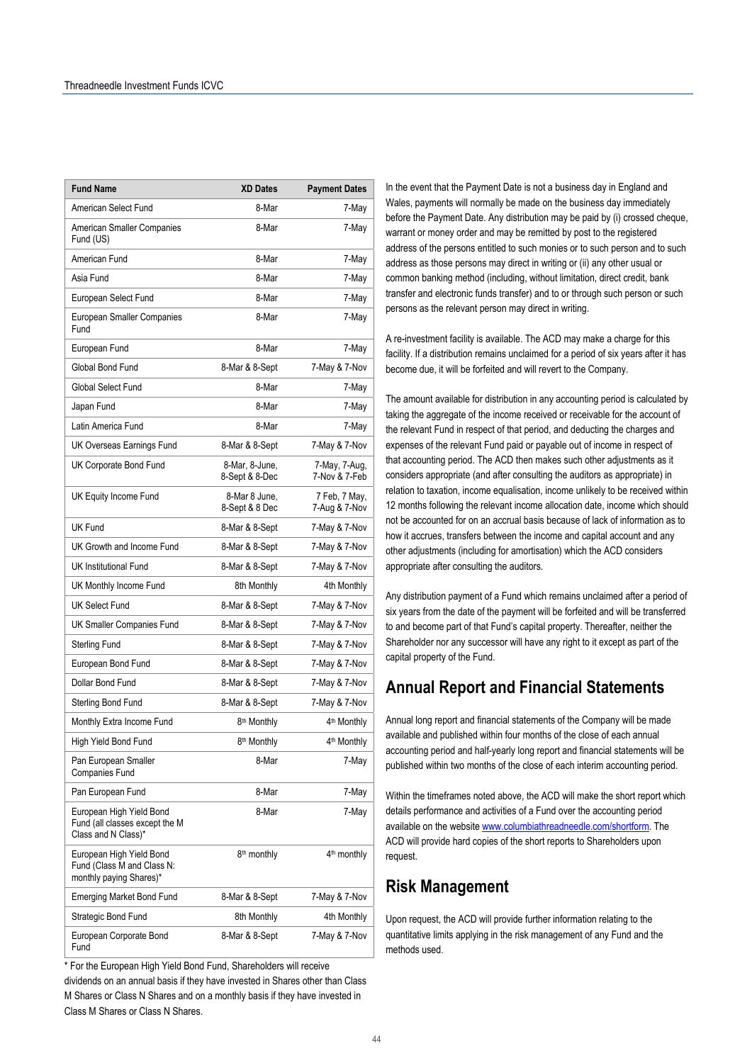| Fund Name | XD Dates | Payment Dates |
|---|---|---|
| American Select Fund | 8-Mar | 7-May |
| American Smaller Companies Fund (US) | 8-Mar | 7-May |
| American Fund | 8-Mar | 7-May |
| Asia Fund | 8-Mar | 7-May |
| European Select Fund | 8-Mar | 7-May |
| European Smaller Companies Fund | 8-Mar | 7-May |
| European Fund | 8-Mar | 7-May |
| Global Bond Fund | 8-Mar & 8-Sept | 7-May & 7-Nov |
| Global Select Fund | 8-Mar | 7-May |
| Japan Fund | 8-Mar | 7-May |
| Latin America Fund | 8-Mar | 7-May |
| UK Overseas Earnings Fund | 8-Mar & 8-Sept | 7-May & 7-Nov |
| UK Corporate Bond Fund | 8-Mar, 8-June, 8-Sept & 8-Dec | 7-May, 7-Aug, 7-Nov & 7-Feb |
| UK Equity Income Fund | 8-Mar 8 June, 8-Sept & 8 Dec | 7 Feb, 7 May, 7-Aug & 7-Nov |
| UK Fund | 8-Mar & 8-Sept | 7-May & 7-Nov |
| UK Growth and Income Fund | 8-Mar & 8-Sept | 7-May & 7-Nov |
| UK Institutional Fund | 8-Mar & 8-Sept | 7-May & 7-Nov |
| UK Monthly Income Fund | 8th Monthly | 4th Monthly |
| UK Select Fund | 8-Mar & 8-Sept | 7-May & 7-Nov |
| UK Smaller Companies Fund | 8-Mar & 8-Sept | 7-May & 7-Nov |
| Sterling Fund | 8-Mar & 8-Sept | 7-May & 7-Nov |
| European Bond Fund | 8-Mar & 8-Sept | 7-May & 7-Nov |
| Dollar Bond Fund | 8-Mar & 8-Sept | 7-May & 7-Nov |
| Sterling Bond Fund | 8-Mar & 8-Sept | 7-May & 7-Nov |
| Monthly Extra Income Fund | 8th Monthly | 4th Monthly |
| High Yield Bond Fund | 8th Monthly | 4th Monthly |
| Pan European Smaller Companies Fund | 8-Mar | 7-May |
| Pan European Fund | 8-Mar | 7-May |
| European High Yield Bond Fund (all classes except the M Class and N Class)* | 8-Mar | 7-May |
| European High Yield Bond Fund (Class M and Class N: monthly paying Shares)* | 8th monthly | 4th monthly |
| Emerging Market Bond Fund | 8-Mar & 8-Sept | 7-May & 7-Nov |
| Strategic Bond Fund | 8th Monthly | 4th Monthly |
| European Corporate Bond Fund | 8-Mar & 8-Sept | 7-May & 7-Nov |

* For the European High Yield Bond Fund, Shareholders will receive dividends on an annual basis if they have invested in Shares other than Class M Shares or Class N Shares and on a monthly basis if they have invested in Class M Shares or Class N Shares.

In the event that the Payment Date is not a business day in England and Wales, payments will normally be made on the business day immediately before the Payment Date. Any distribution may be paid by (i) crossed cheque, warrant or money order and may be remitted by post to the registered address of the persons entitled to such monies or to such person and to such address as those persons may direct in writing or (ii) any other usual or common banking method (including, without limitation, direct credit, bank transfer and electronic funds transfer) and to or through such person or such persons as the relevant person may direct in writing.

A re-investment facility is available. The ACD may make a charge for this facility. If a distribution remains unclaimed for a period of six years after it has become due, it will be forfeited and will revert to the Company.

The amount available for distribution in any accounting period is calculated by taking the aggregate of the income received or receivable for the account of the relevant Fund in respect of that period, and deducting the charges and expenses of the relevant Fund paid or payable out of income in respect of that accounting period. The ACD then makes such other adjustments as it considers appropriate (and after consulting the auditors as appropriate) in relation to taxation, income equalisation, income unlikely to be received within 12 months following the relevant income allocation date, income which should not be accounted for on an accrual basis because of lack of information as to how it accrues, transfers between the income and capital account and any other adjustments (including for amortisation) which the ACD considers appropriate after consulting the auditors.

Any distribution payment of a Fund which remains unclaimed after a period of six years from the date of the payment will be forfeited and will be transferred to and become part of that Fund's capital property. Thereafter, neither the Shareholder nor any successor will have any right to it except as part of the capital property of the Fund.

## Annual Report and Financial Statements

Annual long report and financial statements of the Company will be made available and published within four months of the close of each annual accounting period and half-yearly long report and financial statements will be published within two months of the close of each interim accounting period.

Within the timeframes noted above, the ACD will make the short report which details performance and activities of a Fund over the accounting period available on the website www.columbiathreadneedle.com/shortform. The ACD will provide hard copies of the short reports to Shareholders upon request.

## Risk Management

Upon request, the ACD will provide further information relating to the quantitative limits applying in the risk management of any Fund and the methods used.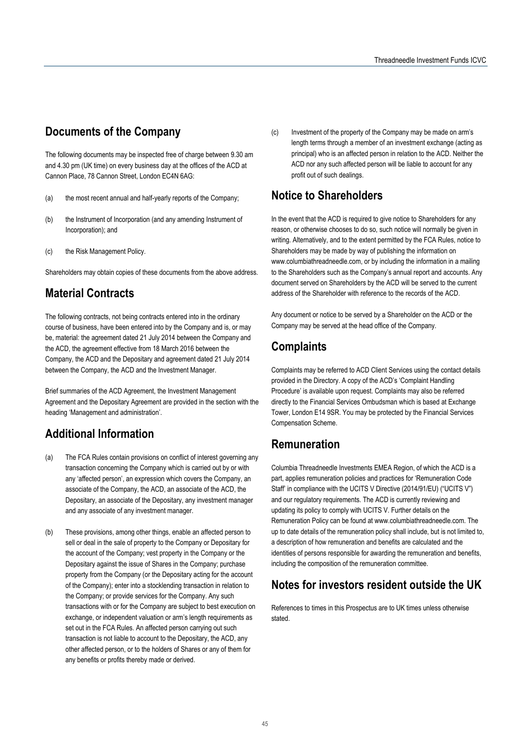## Documents of the Company

The following documents may be inspected free of charge between 9.30 am and 4.30 pm (UK time) on every business day at the offices of the ACD at Cannon Place, 78 Cannon Street, London EC4N 6AG:

(a) the most recent annual and half-yearly reports of the Company;

(b) the Instrument of Incorporation (and any amending Instrument of Incorporation); and

(c) the Risk Management Policy.

Shareholders may obtain copies of these documents from the above address.

## Material Contracts

The following contracts, not being contracts entered into in the ordinary course of business, have been entered into by the Company and is, or may be, material: the agreement dated 21 July 2014 between the Company and the ACD, the agreement effective from 18 March 2016 between the Company, the ACD and the Depositary and agreement dated 21 July 2014 between the Company, the ACD and the Investment Manager.

Brief summaries of the ACD Agreement, the Investment Management Agreement and the Depositary Agreement are provided in the section with the heading 'Management and administration'.

## Additional Information

(a) The FCA Rules contain provisions on conflict of interest governing any transaction concerning the Company which is carried out by or with any 'affected person', an expression which covers the Company, an associate of the Company, the ACD, an associate of the ACD, the Depositary, an associate of the Depositary, any investment manager and any associate of any investment manager.

(b) These provisions, among other things, enable an affected person to sell or deal in the sale of property to the Company or Depositary for the account of the Company; vest property in the Company or the Depositary against the issue of Shares in the Company; purchase property from the Company (or the Depositary acting for the account of the Company); enter into a stocklending transaction in relation to the Company; or provide services for the Company. Any such transactions with or for the Company are subject to best execution on exchange, or independent valuation or arm's length requirements as set out in the FCA Rules. An affected person carrying out such transaction is not liable to account to the Depositary, the ACD, any other affected person, or to the holders of Shares or any of them for any benefits or profits thereby made or derived.

(c) Investment of the property of the Company may be made on arm's length terms through a member of an investment exchange (acting as principal) who is an affected person in relation to the ACD. Neither the ACD nor any such affected person will be liable to account for any profit out of such dealings.

## Notice to Shareholders

In the event that the ACD is required to give notice to Shareholders for any reason, or otherwise chooses to do so, such notice will normally be given in writing. Alternatively, and to the extent permitted by the FCA Rules, notice to Shareholders may be made by way of publishing the information on www.columbiathreadneedle.com, or by including the information in a mailing to the Shareholders such as the Company's annual report and accounts. Any document served on Shareholders by the ACD will be served to the current address of the Shareholder with reference to the records of the ACD.

Any document or notice to be served by a Shareholder on the ACD or the Company may be served at the head office of the Company.

## Complaints

Complaints may be referred to ACD Client Services using the contact details provided in the Directory. A copy of the ACD's 'Complaint Handling Procedure' is available upon request. Complaints may also be referred directly to the Financial Services Ombudsman which is based at Exchange Tower, London E14 9SR. You may be protected by the Financial Services Compensation Scheme.

## Remuneration

Columbia Threadneedle Investments EMEA Region, of which the ACD is a part, applies remuneration policies and practices for 'Remuneration Code Staff' in compliance with the UCITS V Directive (2014/91/EU) ("UCITS V") and our regulatory requirements. The ACD is currently reviewing and updating its policy to comply with UCITS V. Further details on the Remuneration Policy can be found at www.columbiathreadneedle.com. The up to date details of the remuneration policy shall include, but is not limited to, a description of how remuneration and benefits are calculated and the identities of persons responsible for awarding the remuneration and benefits, including the composition of the remuneration committee.

## Notes for investors resident outside the UK

References to times in this Prospectus are to UK times unless otherwise stated.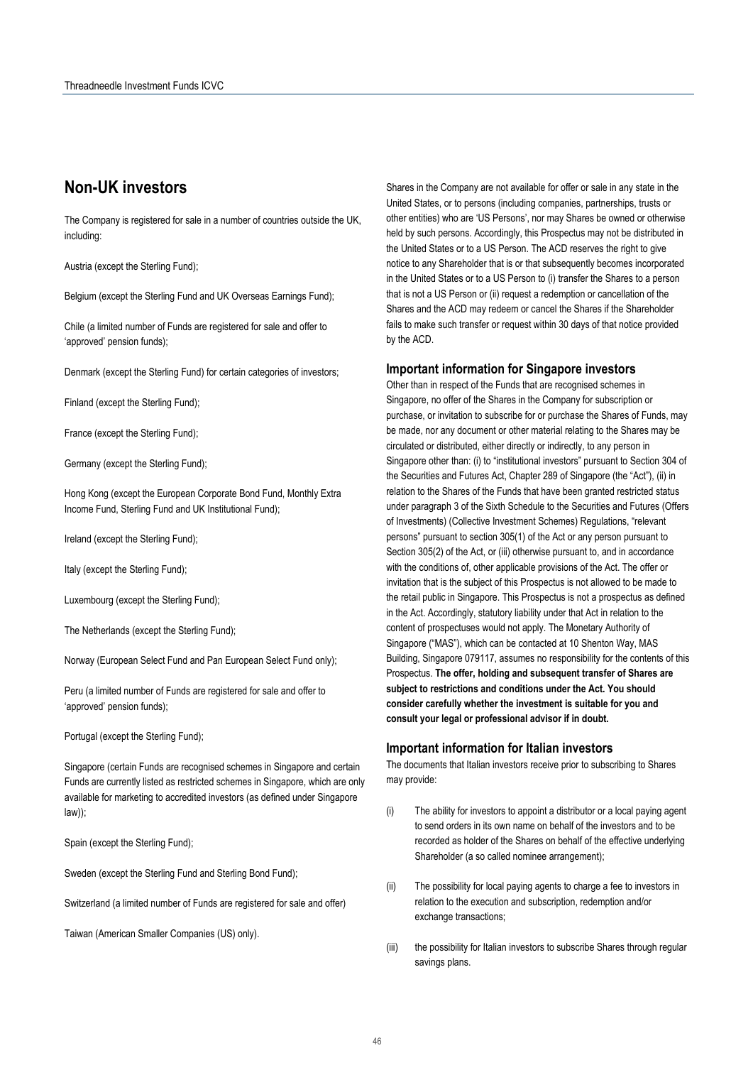## Non-UK investors

The Company is registered for sale in a number of countries outside the UK, including:

Austria (except the Sterling Fund);

Belgium (except the Sterling Fund and UK Overseas Earnings Fund);

Chile (a limited number of Funds are registered for sale and offer to 'approved' pension funds);

Denmark (except the Sterling Fund) for certain categories of investors;

Finland (except the Sterling Fund);

France (except the Sterling Fund);

Germany (except the Sterling Fund);

Hong Kong (except the European Corporate Bond Fund, Monthly Extra Income Fund, Sterling Fund and UK Institutional Fund);

Ireland (except the Sterling Fund);

Italy (except the Sterling Fund);

Luxembourg (except the Sterling Fund);

The Netherlands (except the Sterling Fund);

Norway (European Select Fund and Pan European Select Fund only);

Peru (a limited number of Funds are registered for sale and offer to 'approved' pension funds);

Portugal (except the Sterling Fund);

Singapore (certain Funds are recognised schemes in Singapore and certain Funds are currently listed as restricted schemes in Singapore, which are only available for marketing to accredited investors (as defined under Singapore law));

Spain (except the Sterling Fund);

Sweden (except the Sterling Fund and Sterling Bond Fund);

Switzerland (a limited number of Funds are registered for sale and offer)

Taiwan (American Smaller Companies (US) only).

Shares in the Company are not available for offer or sale in any state in the United States, or to persons (including companies, partnerships, trusts or other entities) who are 'US Persons', nor may Shares be owned or otherwise held by such persons. Accordingly, this Prospectus may not be distributed in the United States or to a US Person. The ACD reserves the right to give notice to any Shareholder that is or that subsequently becomes incorporated in the United States or to a US Person to (i) transfer the Shares to a person that is not a US Person or (ii) request a redemption or cancellation of the Shares and the ACD may redeem or cancel the Shares if the Shareholder fails to make such transfer or request within 30 days of that notice provided by the ACD.

### Important information for Singapore investors

Other than in respect of the Funds that are recognised schemes in Singapore, no offer of the Shares in the Company for subscription or purchase, or invitation to subscribe for or purchase the Shares of Funds, may be made, nor any document or other material relating to the Shares may be circulated or distributed, either directly or indirectly, to any person in Singapore other than: (i) to "institutional investors" pursuant to Section 304 of the Securities and Futures Act, Chapter 289 of Singapore (the "Act"), (ii) in relation to the Shares of the Funds that have been granted restricted status under paragraph 3 of the Sixth Schedule to the Securities and Futures (Offers of Investments) (Collective Investment Schemes) Regulations, "relevant persons" pursuant to section 305(1) of the Act or any person pursuant to Section 305(2) of the Act, or (iii) otherwise pursuant to, and in accordance with the conditions of, other applicable provisions of the Act. The offer or invitation that is the subject of this Prospectus is not allowed to be made to the retail public in Singapore. This Prospectus is not a prospectus as defined in the Act. Accordingly, statutory liability under that Act in relation to the content of prospectuses would not apply. The Monetary Authority of Singapore ("MAS"), which can be contacted at 10 Shenton Way, MAS Building, Singapore 079117, assumes no responsibility for the contents of this Prospectus. **The offer, holding and subsequent transfer of Shares are subject to restrictions and conditions under the Act. You should consider carefully whether the investment is suitable for you and consult your legal or professional advisor if in doubt.**

### Important information for Italian investors

The documents that Italian investors receive prior to subscribing to Shares may provide:

(i) The ability for investors to appoint a distributor or a local paying agent to send orders in its own name on behalf of the investors and to be recorded as holder of the Shares on behalf of the effective underlying Shareholder (a so called nominee arrangement);

(ii) The possibility for local paying agents to charge a fee to investors in relation to the execution and subscription, redemption and/or exchange transactions;

(iii) the possibility for Italian investors to subscribe Shares through regular savings plans.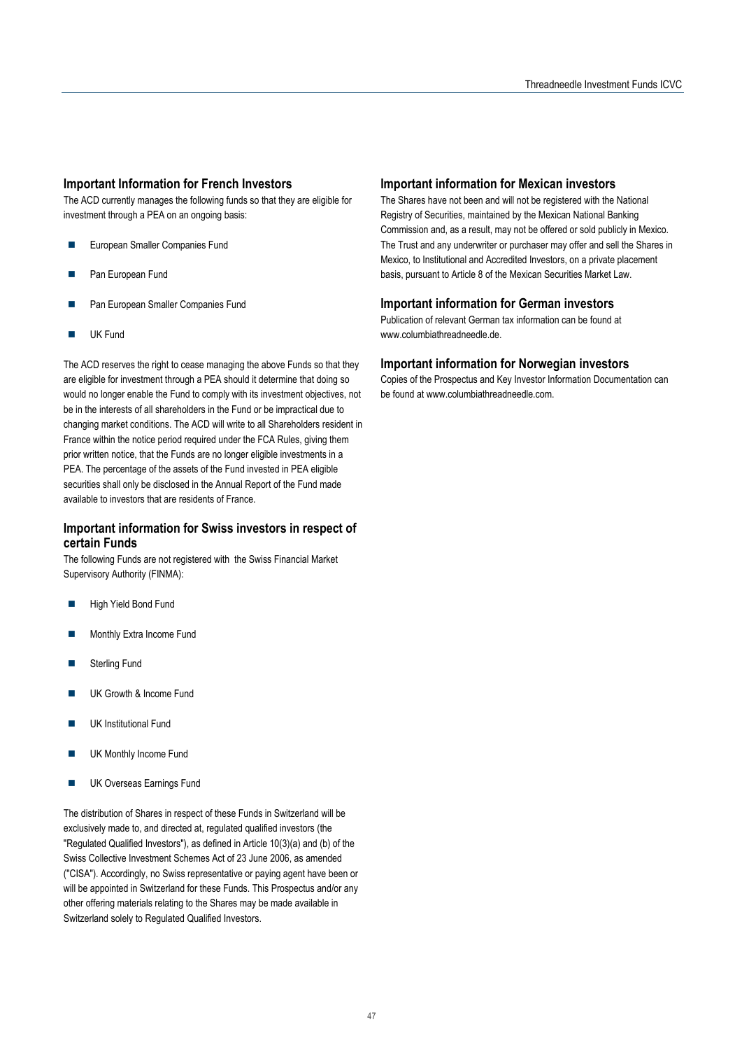## Important Information for French Investors

The ACD currently manages the following funds so that they are eligible for investment through a PEA on an ongoing basis:

- European Smaller Companies Fund
- Pan European Fund
- Pan European Smaller Companies Fund
- UK Fund

The ACD reserves the right to cease managing the above Funds so that they are eligible for investment through a PEA should it determine that doing so would no longer enable the Fund to comply with its investment objectives, not be in the interests of all shareholders in the Fund or be impractical due to changing market conditions. The ACD will write to all Shareholders resident in France within the notice period required under the FCA Rules, giving them prior written notice, that the Funds are no longer eligible investments in a PEA. The percentage of the assets of the Fund invested in PEA eligible securities shall only be disclosed in the Annual Report of the Fund made available to investors that are residents of France.

## Important information for Swiss investors in respect of certain Funds

The following Funds are not registered with the Swiss Financial Market Supervisory Authority (FINMA):

- High Yield Bond Fund
- Monthly Extra Income Fund
- Sterling Fund
- UK Growth & Income Fund
- UK Institutional Fund
- UK Monthly Income Fund
- UK Overseas Earnings Fund

The distribution of Shares in respect of these Funds in Switzerland will be exclusively made to, and directed at, regulated qualified investors (the "Regulated Qualified Investors"), as defined in Article 10(3)(a) and (b) of the Swiss Collective Investment Schemes Act of 23 June 2006, as amended ("CISA"). Accordingly, no Swiss representative or paying agent have been or will be appointed in Switzerland for these Funds. This Prospectus and/or any other offering materials relating to the Shares may be made available in Switzerland solely to Regulated Qualified Investors.

## Important information for Mexican investors

The Shares have not been and will not be registered with the National Registry of Securities, maintained by the Mexican National Banking Commission and, as a result, may not be offered or sold publicly in Mexico. The Trust and any underwriter or purchaser may offer and sell the Shares in Mexico, to Institutional and Accredited Investors, on a private placement basis, pursuant to Article 8 of the Mexican Securities Market Law.

## Important information for German investors

Publication of relevant German tax information can be found at www.columbiathreadneedle.de.

## Important information for Norwegian investors

Copies of the Prospectus and Key Investor Information Documentation can be found at www.columbiathreadneedle.com.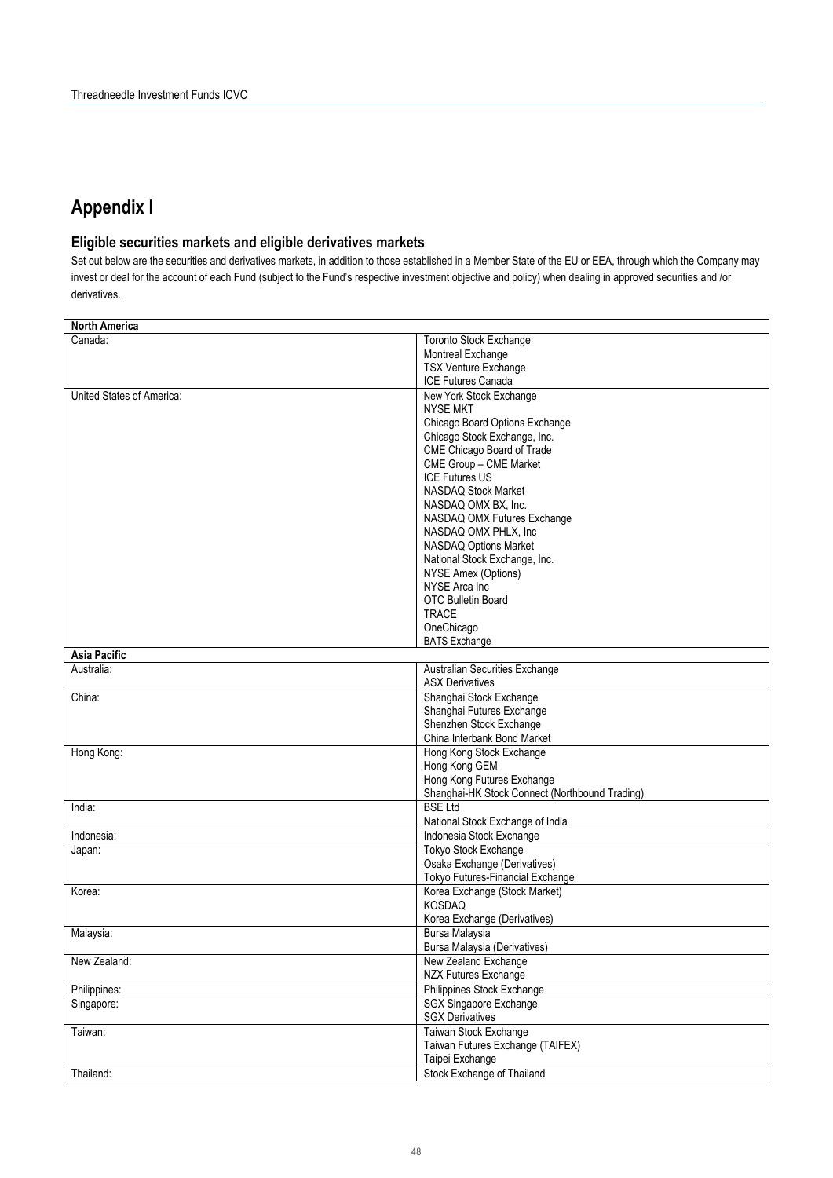# Appendix I

## Eligible securities markets and eligible derivatives markets

Set out below are the securities and derivatives markets, in addition to those established in a Member State of the EU or EEA, through which the Company may invest or deal for the account of each Fund (subject to the Fund's respective investment objective and policy) when dealing in approved securities and /or derivatives.

| **North America** | |
|---|---|
| Canada: | Toronto Stock Exchange<br>Montreal Exchange<br>TSX Venture Exchange<br>ICE Futures Canada |
| United States of America: | New York Stock Exchange<br>NYSE MKT<br>Chicago Board Options Exchange<br>Chicago Stock Exchange, Inc.<br>CME Chicago Board of Trade<br>CME Group – CME Market<br>ICE Futures US<br>NASDAQ Stock Market<br>NASDAQ OMX BX, Inc.<br>NASDAQ OMX Futures Exchange<br>NASDAQ OMX PHLX, Inc<br>NASDAQ Options Market<br>National Stock Exchange, Inc.<br>NYSE Amex (Options)<br>NYSE Arca Inc<br>OTC Bulletin Board<br>TRACE<br>OneChicago<br>BATS Exchange |
| **Asia Pacific** | |
| Australia: | Australian Securities Exchange<br>ASX Derivatives |
| China: | Shanghai Stock Exchange<br>Shanghai Futures Exchange<br>Shenzhen Stock Exchange<br>China Interbank Bond Market |
| Hong Kong: | Hong Kong Stock Exchange<br>Hong Kong GEM<br>Hong Kong Futures Exchange<br>Shanghai-HK Stock Connect (Northbound Trading) |
| India: | BSE Ltd<br>National Stock Exchange of India |
| Indonesia: | Indonesia Stock Exchange |
| Japan: | Tokyo Stock Exchange<br>Osaka Exchange (Derivatives)<br>Tokyo Futures-Financial Exchange |
| Korea: | Korea Exchange (Stock Market)<br>KOSDAQ<br>Korea Exchange (Derivatives) |
| Malaysia: | Bursa Malaysia<br>Bursa Malaysia (Derivatives) |
| New Zealand: | New Zealand Exchange<br>NZX Futures Exchange |
| Philippines: | Philippines Stock Exchange |
| Singapore: | SGX Singapore Exchange<br>SGX Derivatives |
| Taiwan: | Taiwan Stock Exchange<br>Taiwan Futures Exchange (TAIFEX)<br>Taipei Exchange |
| Thailand: | Stock Exchange of Thailand |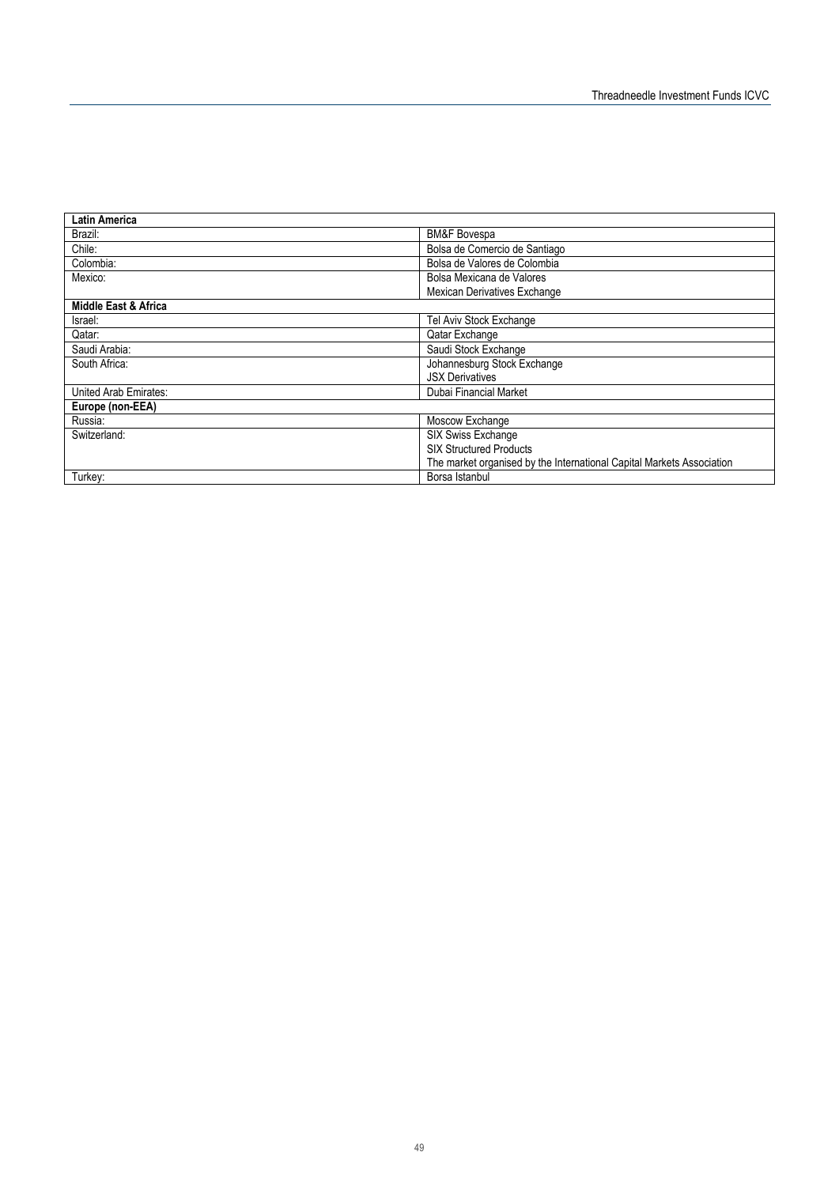| **Latin America** | |
|---|---|
| Brazil: | BM&F Bovespa |
| Chile: | Bolsa de Comercio de Santiago |
| Colombia: | Bolsa de Valores de Colombia |
| Mexico: | Bolsa Mexicana de Valores<br>Mexican Derivatives Exchange |
| **Middle East & Africa** | |
| Israel: | Tel Aviv Stock Exchange |
| Qatar: | Qatar Exchange |
| Saudi Arabia: | Saudi Stock Exchange |
| South Africa: | Johannesburg Stock Exchange<br>JSX Derivatives |
| United Arab Emirates: | Dubai Financial Market |
| **Europe (non-EEA)** | |
| Russia: | Moscow Exchange |
| Switzerland: | SIX Swiss Exchange<br>SIX Structured Products<br>The market organised by the International Capital Markets Association |
| Turkey: | Borsa Istanbul |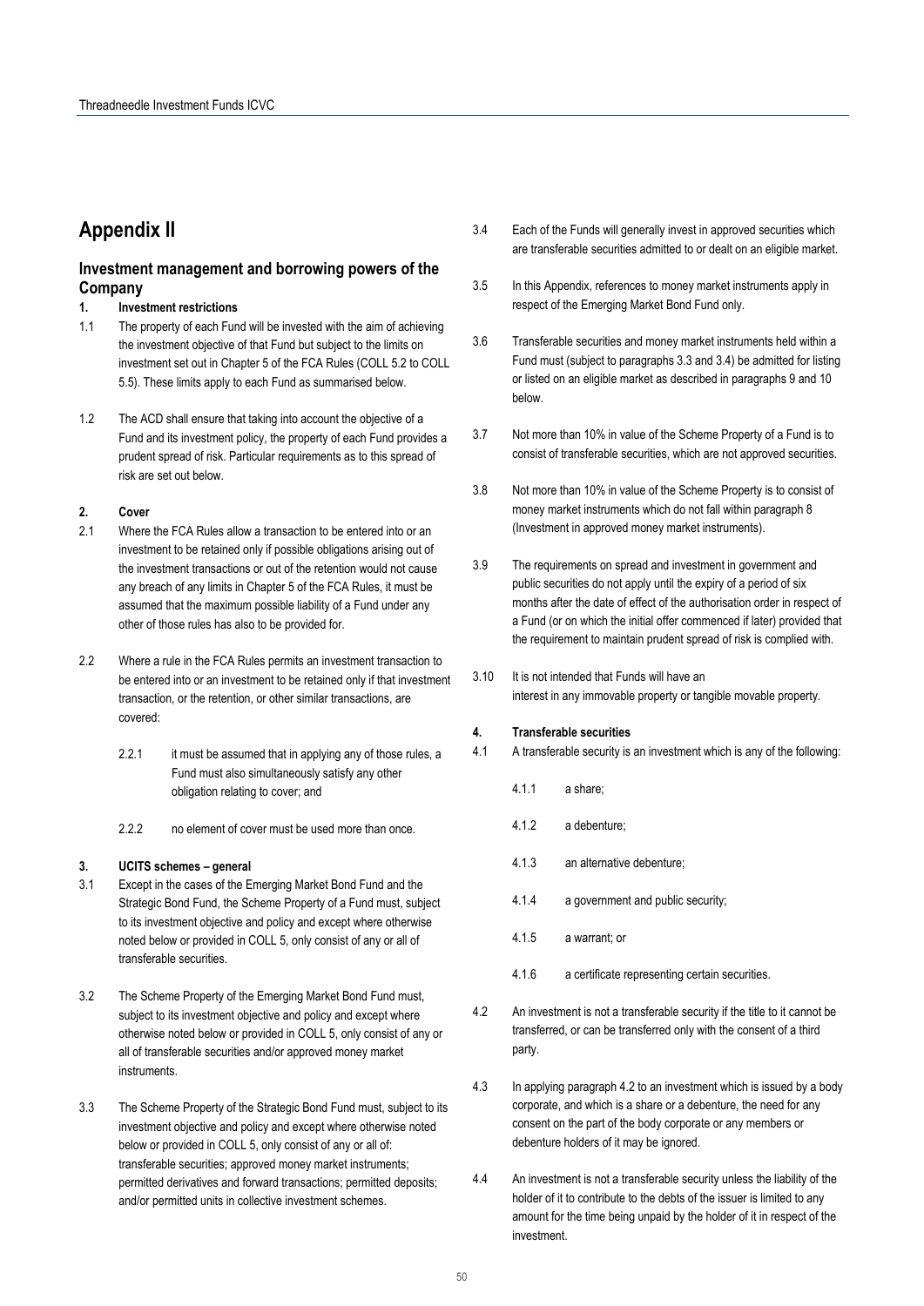# Appendix II

## Investment management and borrowing powers of the Company

**1. Investment restrictions**

1.1 The property of each Fund will be invested with the aim of achieving the investment objective of that Fund but subject to the limits on investment set out in Chapter 5 of the FCA Rules (COLL 5.2 to COLL 5.5). These limits apply to each Fund as summarised below.

1.2 The ACD shall ensure that taking into account the objective of a Fund and its investment policy, the property of each Fund provides a prudent spread of risk. Particular requirements as to this spread of risk are set out below.

**2. Cover**

2.1 Where the FCA Rules allow a transaction to be entered into or an investment to be retained only if possible obligations arising out of the investment transactions or out of the retention would not cause any breach of any limits in Chapter 5 of the FCA Rules, it must be assumed that the maximum possible liability of a Fund under any other of those rules has also to be provided for.

2.2 Where a rule in the FCA Rules permits an investment transaction to be entered into or an investment to be retained only if that investment transaction, or the retention, or other similar transactions, are covered:

2.2.1 it must be assumed that in applying any of those rules, a Fund must also simultaneously satisfy any other obligation relating to cover; and

2.2.2 no element of cover must be used more than once.

**3. UCITS schemes – general**

3.1 Except in the cases of the Emerging Market Bond Fund and the Strategic Bond Fund, the Scheme Property of a Fund must, subject to its investment objective and policy and except where otherwise noted below or provided in COLL 5, only consist of any or all of transferable securities.

3.2 The Scheme Property of the Emerging Market Bond Fund must, subject to its investment objective and policy and except where otherwise noted below or provided in COLL 5, only consist of any or all of transferable securities and/or approved money market instruments.

3.3 The Scheme Property of the Strategic Bond Fund must, subject to its investment objective and policy and except where otherwise noted below or provided in COLL 5, only consist of any or all of: transferable securities; approved money market instruments; permitted derivatives and forward transactions; permitted deposits; and/or permitted units in collective investment schemes.

3.4 Each of the Funds will generally invest in approved securities which are transferable securities admitted to or dealt on an eligible market.

3.5 In this Appendix, references to money market instruments apply in respect of the Emerging Market Bond Fund only.

3.6 Transferable securities and money market instruments held within a Fund must (subject to paragraphs 3.3 and 3.4) be admitted for listing or listed on an eligible market as described in paragraphs 9 and 10 below.

3.7 Not more than 10% in value of the Scheme Property of a Fund is to consist of transferable securities, which are not approved securities.

3.8 Not more than 10% in value of the Scheme Property is to consist of money market instruments which do not fall within paragraph 8 (Investment in approved money market instruments).

3.9 The requirements on spread and investment in government and public securities do not apply until the expiry of a period of six months after the date of effect of the authorisation order in respect of a Fund (or on which the initial offer commenced if later) provided that the requirement to maintain prudent spread of risk is complied with.

3.10 It is not intended that Funds will have an interest in any immovable property or tangible movable property.

**4. Transferable securities**

4.1 A transferable security is an investment which is any of the following:

4.1.1 a share;

4.1.2 a debenture;

4.1.3 an alternative debenture;

4.1.4 a government and public security;

4.1.5 a warrant; or

4.1.6 a certificate representing certain securities.

4.2 An investment is not a transferable security if the title to it cannot be transferred, or can be transferred only with the consent of a third party.

4.3 In applying paragraph 4.2 to an investment which is issued by a body corporate, and which is a share or a debenture, the need for any consent on the part of the body corporate or any members or debenture holders of it may be ignored.

4.4 An investment is not a transferable security unless the liability of the holder of it to contribute to the debts of the issuer is limited to any amount for the time being unpaid by the holder of it in respect of the investment.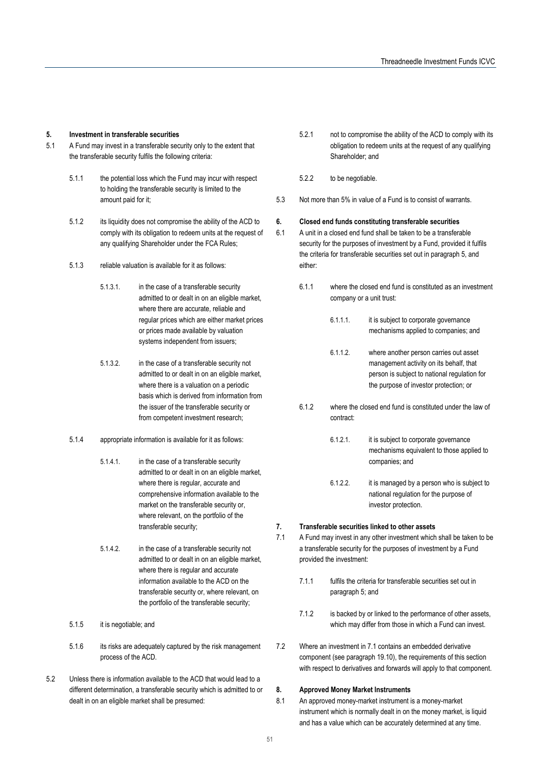## 5. Investment in transferable securities

5.1 A Fund may invest in a transferable security only to the extent that the transferable security fulfils the following criteria:

5.1.1 the potential loss which the Fund may incur with respect to holding the transferable security is limited to the amount paid for it;

5.1.2 its liquidity does not compromise the ability of the ACD to comply with its obligation to redeem units at the request of any qualifying Shareholder under the FCA Rules;

5.1.3 reliable valuation is available for it as follows:

5.1.3.1. in the case of a transferable security admitted to or dealt in on an eligible market, where there are accurate, reliable and regular prices which are either market prices or prices made available by valuation systems independent from issuers;

5.1.3.2. in the case of a transferable security not admitted to or dealt in on an eligible market, where there is a valuation on a periodic basis which is derived from information from the issuer of the transferable security or from competent investment research;

5.1.4 appropriate information is available for it as follows:

5.1.4.1. in the case of a transferable security admitted to or dealt in on an eligible market, where there is regular, accurate and comprehensive information available to the market on the transferable security or, where relevant, on the portfolio of the transferable security;

5.1.4.2. in the case of a transferable security not admitted to or dealt in on an eligible market, where there is regular and accurate information available to the ACD on the transferable security or, where relevant, on the portfolio of the transferable security;

5.1.5 it is negotiable; and

5.1.6 its risks are adequately captured by the risk management process of the ACD.

5.2 Unless there is information available to the ACD that would lead to a different determination, a transferable security which is admitted to or dealt in on an eligible market shall be presumed:

5.2.1 not to compromise the ability of the ACD to comply with its obligation to redeem units at the request of any qualifying Shareholder; and

5.2.2 to be negotiable.

5.3 Not more than 5% in value of a Fund is to consist of warrants.

## 6. Closed end funds constituting transferable securities

6.1 A unit in a closed end fund shall be taken to be a transferable security for the purposes of investment by a Fund, provided it fulfils the criteria for transferable securities set out in paragraph 5, and either:

6.1.1 where the closed end fund is constituted as an investment company or a unit trust:

6.1.1.1. it is subject to corporate governance mechanisms applied to companies; and

6.1.1.2. where another person carries out asset management activity on its behalf, that person is subject to national regulation for the purpose of investor protection; or

6.1.2 where the closed end fund is constituted under the law of contract:

6.1.2.1. it is subject to corporate governance mechanisms equivalent to those applied to companies; and

6.1.2.2. it is managed by a person who is subject to national regulation for the purpose of investor protection.

## 7. Transferable securities linked to other assets

7.1 A Fund may invest in any other investment which shall be taken to be a transferable security for the purposes of investment by a Fund provided the investment:

7.1.1 fulfils the criteria for transferable securities set out in paragraph 5; and

7.1.2 is backed by or linked to the performance of other assets, which may differ from those in which a Fund can invest.

7.2 Where an investment in 7.1 contains an embedded derivative component (see paragraph 19.10), the requirements of this section with respect to derivatives and forwards will apply to that component.

## 8. Approved Money Market Instruments

8.1 An approved money-market instrument is a money-market instrument which is normally dealt in on the money market, is liquid and has a value which can be accurately determined at any time.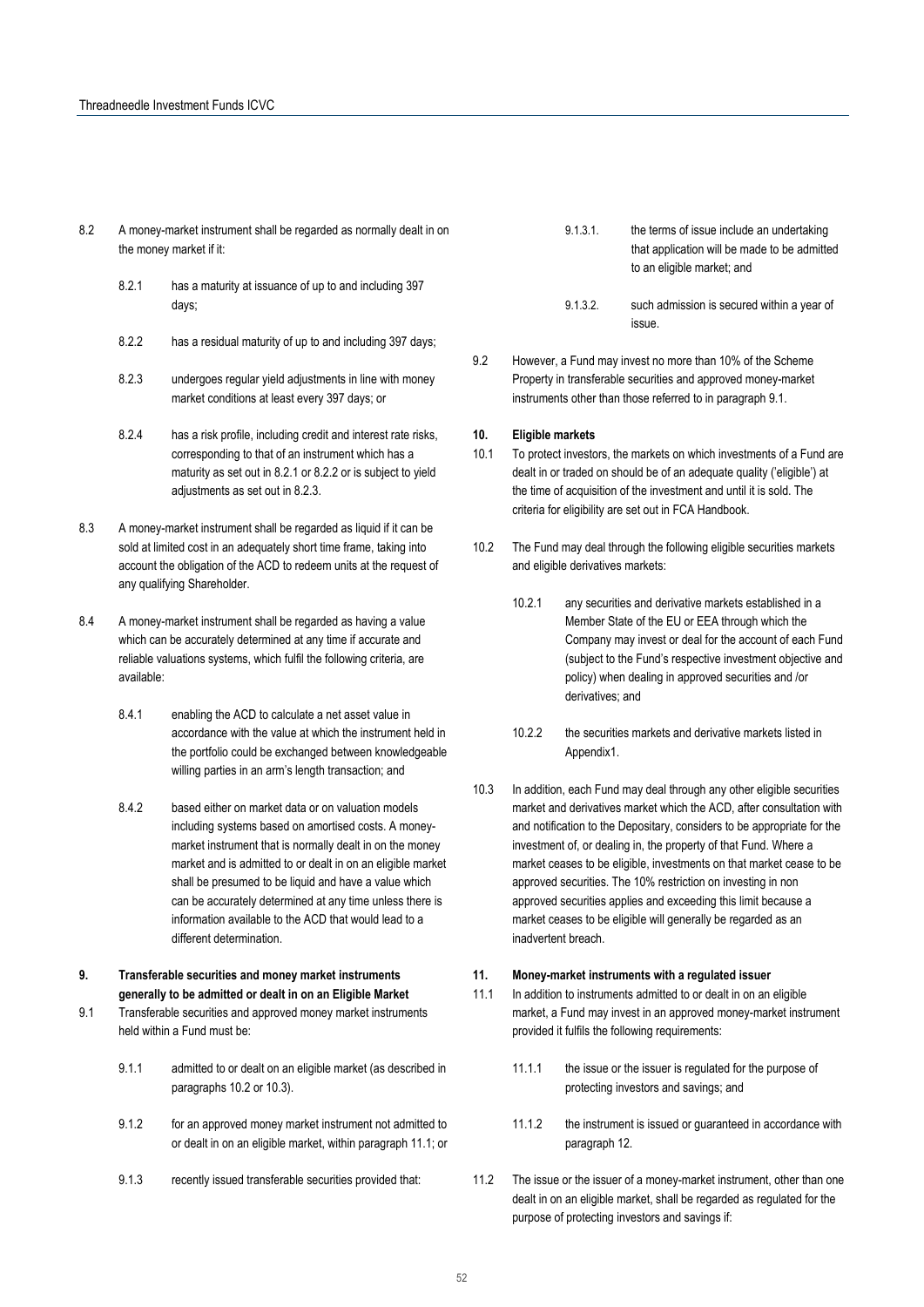8.2 A money-market instrument shall be regarded as normally dealt in on the money market if it:

8.2.1 has a maturity at issuance of up to and including 397 days;

8.2.2 has a residual maturity of up to and including 397 days;

8.2.3 undergoes regular yield adjustments in line with money market conditions at least every 397 days; or

8.2.4 has a risk profile, including credit and interest rate risks, corresponding to that of an instrument which has a maturity as set out in 8.2.1 or 8.2.2 or is subject to yield adjustments as set out in 8.2.3.

8.3 A money-market instrument shall be regarded as liquid if it can be sold at limited cost in an adequately short time frame, taking into account the obligation of the ACD to redeem units at the request of any qualifying Shareholder.

8.4 A money-market instrument shall be regarded as having a value which can be accurately determined at any time if accurate and reliable valuations systems, which fulfil the following criteria, are available:

8.4.1 enabling the ACD to calculate a net asset value in accordance with the value at which the instrument held in the portfolio could be exchanged between knowledgeable willing parties in an arm's length transaction; and

8.4.2 based either on market data or on valuation models including systems based on amortised costs. A money-market instrument that is normally dealt in on the money market and is admitted to or dealt in on an eligible market shall be presumed to be liquid and have a value which can be accurately determined at any time unless there is information available to the ACD that would lead to a different determination.

**9. Transferable securities and money market instruments generally to be admitted or dealt in on an Eligible Market**

9.1 Transferable securities and approved money market instruments held within a Fund must be:

9.1.1 admitted to or dealt on an eligible market (as described in paragraphs 10.2 or 10.3).

9.1.2 for an approved money market instrument not admitted to or dealt in on an eligible market, within paragraph 11.1; or

9.1.3 recently issued transferable securities provided that:

9.1.3.1. the terms of issue include an undertaking that application will be made to be admitted to an eligible market; and

9.1.3.2. such admission is secured within a year of issue.

9.2 However, a Fund may invest no more than 10% of the Scheme Property in transferable securities and approved money-market instruments other than those referred to in paragraph 9.1.

**10. Eligible markets**

10.1 To protect investors, the markets on which investments of a Fund are dealt in or traded on should be of an adequate quality ('eligible') at the time of acquisition of the investment and until it is sold. The criteria for eligibility are set out in FCA Handbook.

10.2 The Fund may deal through the following eligible securities markets and eligible derivatives markets:

10.2.1 any securities and derivative markets established in a Member State of the EU or EEA through which the Company may invest or deal for the account of each Fund (subject to the Fund's respective investment objective and policy) when dealing in approved securities and /or derivatives; and

10.2.2 the securities markets and derivative markets listed in Appendix1.

10.3 In addition, each Fund may deal through any other eligible securities market and derivatives market which the ACD, after consultation with and notification to the Depositary, considers to be appropriate for the investment of, or dealing in, the property of that Fund. Where a market ceases to be eligible, investments on that market cease to be approved securities. The 10% restriction on investing in non approved securities applies and exceeding this limit because a market ceases to be eligible will generally be regarded as an inadvertent breach.

**11. Money-market instruments with a regulated issuer**

11.1 In addition to instruments admitted to or dealt in on an eligible market, a Fund may invest in an approved money-market instrument provided it fulfils the following requirements:

11.1.1 the issue or the issuer is regulated for the purpose of protecting investors and savings; and

11.1.2 the instrument is issued or guaranteed in accordance with paragraph 12.

11.2 The issue or the issuer of a money-market instrument, other than one dealt in on an eligible market, shall be regarded as regulated for the purpose of protecting investors and savings if: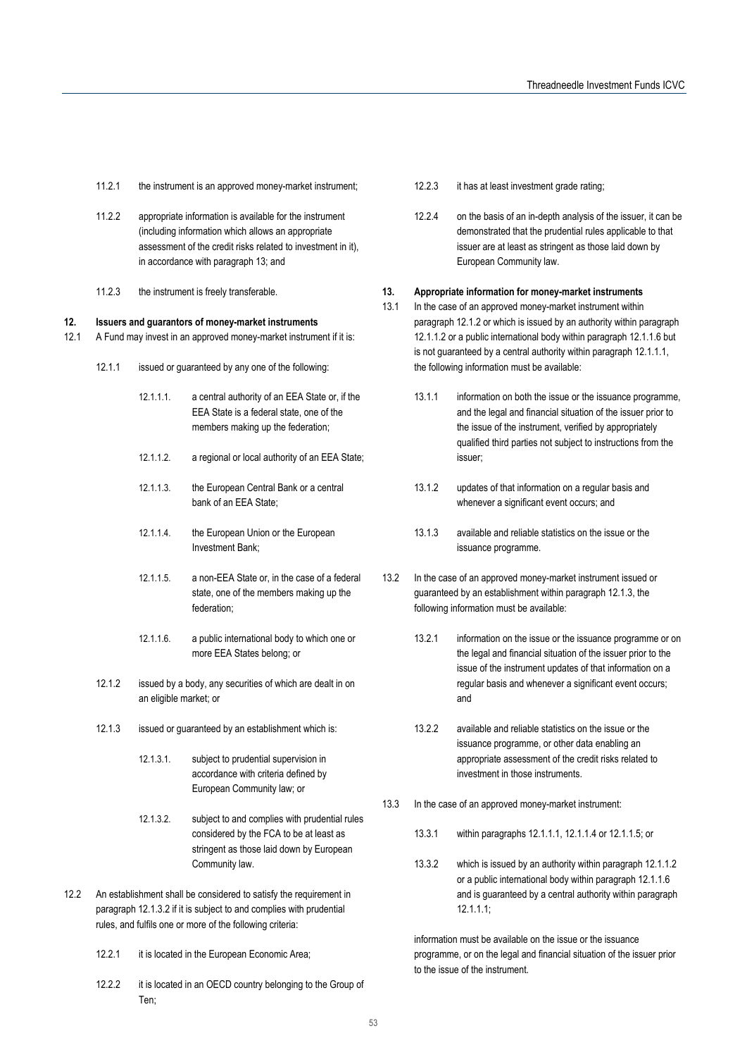11.2.1 the instrument is an approved money-market instrument;

11.2.2 appropriate information is available for the instrument (including information which allows an appropriate assessment of the credit risks related to investment in it), in accordance with paragraph 13; and

11.2.3 the instrument is freely transferable.

## 12. Issuers and guarantors of money-market instruments

12.1 A Fund may invest in an approved money-market instrument if it is:

12.1.1 issued or guaranteed by any one of the following:

12.1.1.1. a central authority of an EEA State or, if the EEA State is a federal state, one of the members making up the federation;

12.1.1.2. a regional or local authority of an EEA State;

12.1.1.3. the European Central Bank or a central bank of an EEA State;

12.1.1.4. the European Union or the European Investment Bank;

12.1.1.5. a non-EEA State or, in the case of a federal state, one of the members making up the federation;

12.1.1.6. a public international body to which one or more EEA States belong; or

12.1.2 issued by a body, any securities of which are dealt in on an eligible market; or

12.1.3 issued or guaranteed by an establishment which is:

12.1.3.1. subject to prudential supervision in accordance with criteria defined by European Community law; or

12.1.3.2. subject to and complies with prudential rules considered by the FCA to be at least as stringent as those laid down by European Community law.

12.2 An establishment shall be considered to satisfy the requirement in paragraph 12.1.3.2 if it is subject to and complies with prudential rules, and fulfils one or more of the following criteria:

12.2.1 it is located in the European Economic Area;

12.2.2 it is located in an OECD country belonging to the Group of Ten;

12.2.3 it has at least investment grade rating;

12.2.4 on the basis of an in-depth analysis of the issuer, it can be demonstrated that the prudential rules applicable to that issuer are at least as stringent as those laid down by European Community law.

## 13. Appropriate information for money-market instruments

13.1 In the case of an approved money-market instrument within paragraph 12.1.2 or which is issued by an authority within paragraph 12.1.1.2 or a public international body within paragraph 12.1.1.6 but is not guaranteed by a central authority within paragraph 12.1.1.1, the following information must be available:

13.1.1 information on both the issue or the issuance programme, and the legal and financial situation of the issuer prior to the issue of the instrument, verified by appropriately qualified third parties not subject to instructions from the issuer;

13.1.2 updates of that information on a regular basis and whenever a significant event occurs; and

13.1.3 available and reliable statistics on the issue or the issuance programme.

13.2 In the case of an approved money-market instrument issued or guaranteed by an establishment within paragraph 12.1.3, the following information must be available:

13.2.1 information on the issue or the issuance programme or on the legal and financial situation of the issuer prior to the issue of the instrument updates of that information on a regular basis and whenever a significant event occurs; and

13.2.2 available and reliable statistics on the issue or the issuance programme, or other data enabling an appropriate assessment of the credit risks related to investment in those instruments.

13.3 In the case of an approved money-market instrument:

13.3.1 within paragraphs 12.1.1.1, 12.1.1.4 or 12.1.1.5; or

13.3.2 which is issued by an authority within paragraph 12.1.1.2 or a public international body within paragraph 12.1.1.6 and is guaranteed by a central authority within paragraph 12.1.1.1;

information must be available on the issue or the issuance programme, or on the legal and financial situation of the issuer prior to the issue of the instrument.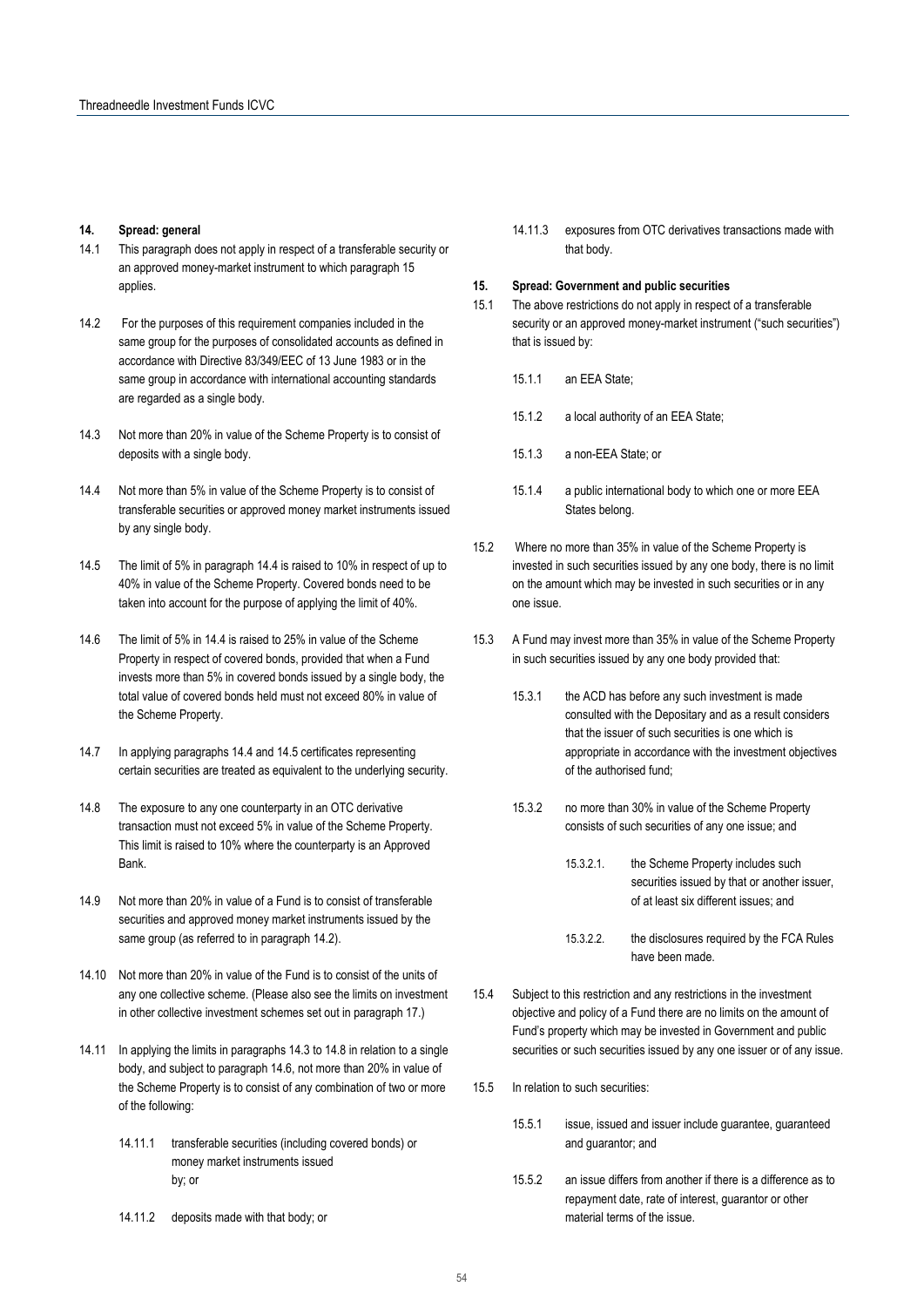**14. Spread: general**

14.1 This paragraph does not apply in respect of a transferable security or an approved money-market instrument to which paragraph 15 applies.

14.2 For the purposes of this requirement companies included in the same group for the purposes of consolidated accounts as defined in accordance with Directive 83/349/EEC of 13 June 1983 or in the same group in accordance with international accounting standards are regarded as a single body.

14.3 Not more than 20% in value of the Scheme Property is to consist of deposits with a single body.

14.4 Not more than 5% in value of the Scheme Property is to consist of transferable securities or approved money market instruments issued by any single body.

14.5 The limit of 5% in paragraph 14.4 is raised to 10% in respect of up to 40% in value of the Scheme Property. Covered bonds need to be taken into account for the purpose of applying the limit of 40%.

14.6 The limit of 5% in 14.4 is raised to 25% in value of the Scheme Property in respect of covered bonds, provided that when a Fund invests more than 5% in covered bonds issued by a single body, the total value of covered bonds held must not exceed 80% in value of the Scheme Property.

14.7 In applying paragraphs 14.4 and 14.5 certificates representing certain securities are treated as equivalent to the underlying security.

14.8 The exposure to any one counterparty in an OTC derivative transaction must not exceed 5% in value of the Scheme Property. This limit is raised to 10% where the counterparty is an Approved Bank.

14.9 Not more than 20% in value of a Fund is to consist of transferable securities and approved money market instruments issued by the same group (as referred to in paragraph 14.2).

14.10 Not more than 20% in value of the Fund is to consist of the units of any one collective scheme. (Please also see the limits on investment in other collective investment schemes set out in paragraph 17.)

14.11 In applying the limits in paragraphs 14.3 to 14.8 in relation to a single body, and subject to paragraph 14.6, not more than 20% in value of the Scheme Property is to consist of any combination of two or more of the following:

- 14.11.1 transferable securities (including covered bonds) or money market instruments issued by; or
- 14.11.2 deposits made with that body; or
- 14.11.3 exposures from OTC derivatives transactions made with that body.

**15. Spread: Government and public securities**

15.1 The above restrictions do not apply in respect of a transferable security or an approved money-market instrument ("such securities") that is issued by:

- 15.1.1 an EEA State;
- 15.1.2 a local authority of an EEA State;
- 15.1.3 a non-EEA State; or
- 15.1.4 a public international body to which one or more EEA States belong.

15.2 Where no more than 35% in value of the Scheme Property is invested in such securities issued by any one body, there is no limit on the amount which may be invested in such securities or in any one issue.

15.3 A Fund may invest more than 35% in value of the Scheme Property in such securities issued by any one body provided that:

- 15.3.1 the ACD has before any such investment is made consulted with the Depositary and as a result considers that the issuer of such securities is one which is appropriate in accordance with the investment objectives of the authorised fund;
- 15.3.2 no more than 30% in value of the Scheme Property consists of such securities of any one issue; and
  - 15.3.2.1. the Scheme Property includes such securities issued by that or another issuer, of at least six different issues; and
  - 15.3.2.2. the disclosures required by the FCA Rules have been made.

15.4 Subject to this restriction and any restrictions in the investment objective and policy of a Fund there are no limits on the amount of Fund's property which may be invested in Government and public securities or such securities issued by any one issuer or of any issue.

15.5 In relation to such securities:

- 15.5.1 issue, issued and issuer include guarantee, guaranteed and guarantor; and
- 15.5.2 an issue differs from another if there is a difference as to repayment date, rate of interest, guarantor or other material terms of the issue.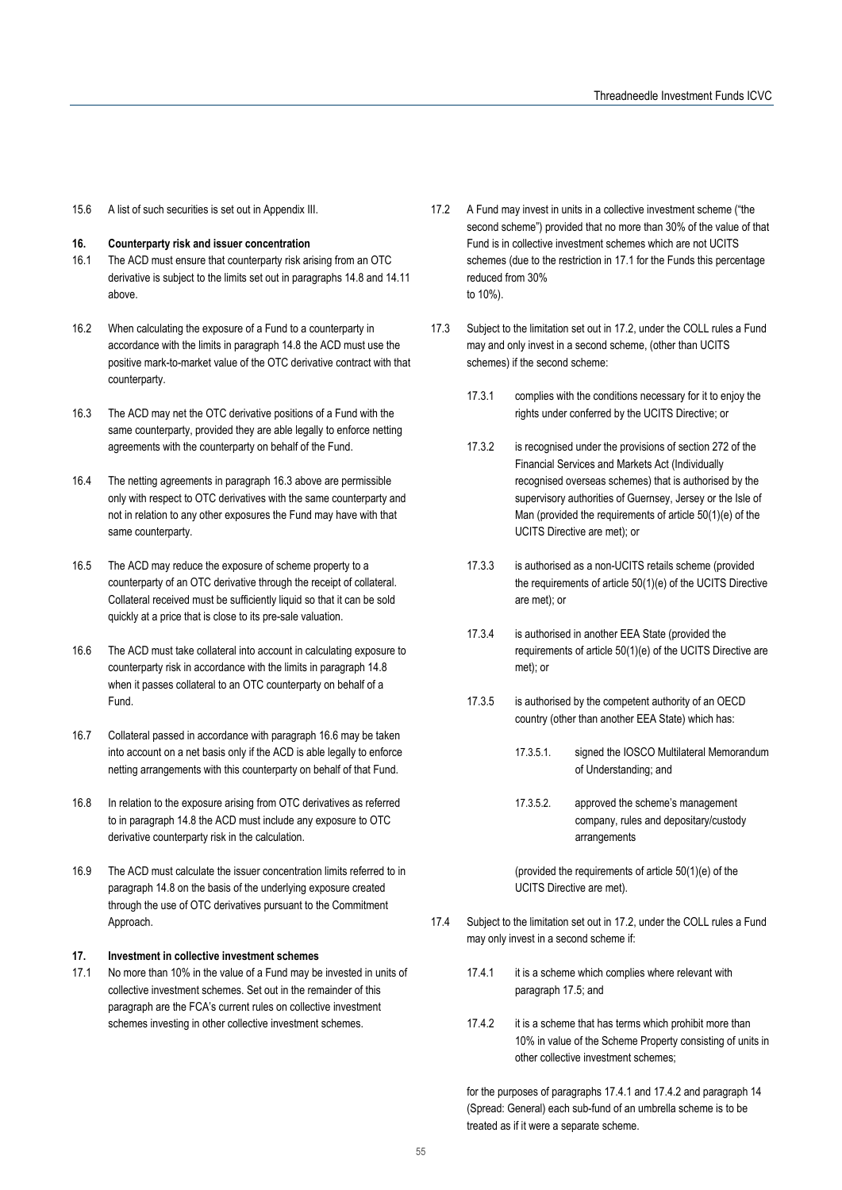15.6 A list of such securities is set out in Appendix III.

**16. Counterparty risk and issuer concentration**

16.1 The ACD must ensure that counterparty risk arising from an OTC derivative is subject to the limits set out in paragraphs 14.8 and 14.11 above.

16.2 When calculating the exposure of a Fund to a counterparty in accordance with the limits in paragraph 14.8 the ACD must use the positive mark-to-market value of the OTC derivative contract with that counterparty.

16.3 The ACD may net the OTC derivative positions of a Fund with the same counterparty, provided they are able legally to enforce netting agreements with the counterparty on behalf of the Fund.

16.4 The netting agreements in paragraph 16.3 above are permissible only with respect to OTC derivatives with the same counterparty and not in relation to any other exposures the Fund may have with that same counterparty.

16.5 The ACD may reduce the exposure of scheme property to a counterparty of an OTC derivative through the receipt of collateral. Collateral received must be sufficiently liquid so that it can be sold quickly at a price that is close to its pre-sale valuation.

16.6 The ACD must take collateral into account in calculating exposure to counterparty risk in accordance with the limits in paragraph 14.8 when it passes collateral to an OTC counterparty on behalf of a Fund.

16.7 Collateral passed in accordance with paragraph 16.6 may be taken into account on a net basis only if the ACD is able legally to enforce netting arrangements with this counterparty on behalf of that Fund.

16.8 In relation to the exposure arising from OTC derivatives as referred to in paragraph 14.8 the ACD must include any exposure to OTC derivative counterparty risk in the calculation.

16.9 The ACD must calculate the issuer concentration limits referred to in paragraph 14.8 on the basis of the underlying exposure created through the use of OTC derivatives pursuant to the Commitment Approach.

**17. Investment in collective investment schemes**

17.1 No more than 10% in the value of a Fund may be invested in units of collective investment schemes. Set out in the remainder of this paragraph are the FCA's current rules on collective investment schemes investing in other collective investment schemes.

17.2 A Fund may invest in units in a collective investment scheme ("the second scheme") provided that no more than 30% of the value of that Fund is in collective investment schemes which are not UCITS schemes (due to the restriction in 17.1 for the Funds this percentage reduced from 30% to 10%).

17.3 Subject to the limitation set out in 17.2, under the COLL rules a Fund may and only invest in a second scheme, (other than UCITS schemes) if the second scheme:

17.3.1 complies with the conditions necessary for it to enjoy the rights under conferred by the UCITS Directive; or

17.3.2 is recognised under the provisions of section 272 of the Financial Services and Markets Act (Individually recognised overseas schemes) that is authorised by the supervisory authorities of Guernsey, Jersey or the Isle of Man (provided the requirements of article 50(1)(e) of the UCITS Directive are met); or

17.3.3 is authorised as a non-UCITS retails scheme (provided the requirements of article 50(1)(e) of the UCITS Directive are met); or

17.3.4 is authorised in another EEA State (provided the requirements of article 50(1)(e) of the UCITS Directive are met); or

17.3.5 is authorised by the competent authority of an OECD country (other than another EEA State) which has:

17.3.5.1. signed the IOSCO Multilateral Memorandum of Understanding; and

17.3.5.2. approved the scheme's management company, rules and depositary/custody arrangements

(provided the requirements of article 50(1)(e) of the UCITS Directive are met).

17.4 Subject to the limitation set out in 17.2, under the COLL rules a Fund may only invest in a second scheme if:

17.4.1 it is a scheme which complies where relevant with paragraph 17.5; and

17.4.2 it is a scheme that has terms which prohibit more than 10% in value of the Scheme Property consisting of units in other collective investment schemes;

for the purposes of paragraphs 17.4.1 and 17.4.2 and paragraph 14 (Spread: General) each sub-fund of an umbrella scheme is to be treated as if it were a separate scheme.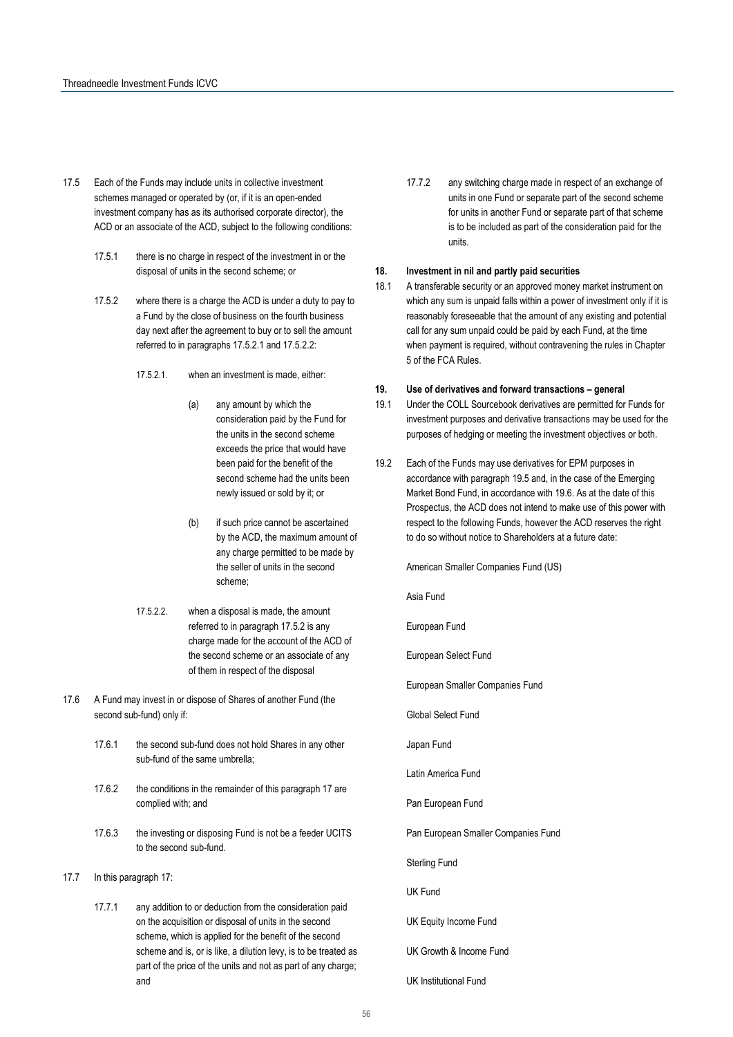17.5 Each of the Funds may include units in collective investment schemes managed or operated by (or, if it is an open-ended investment company has as its authorised corporate director), the ACD or an associate of the ACD, subject to the following conditions:

17.5.1 there is no charge in respect of the investment in or the disposal of units in the second scheme; or

17.5.2 where there is a charge the ACD is under a duty to pay to a Fund by the close of business on the fourth business day next after the agreement to buy or to sell the amount referred to in paragraphs 17.5.2.1 and 17.5.2.2:

17.5.2.1. when an investment is made, either:

(a) any amount by which the consideration paid by the Fund for the units in the second scheme exceeds the price that would have been paid for the benefit of the second scheme had the units been newly issued or sold by it; or

(b) if such price cannot be ascertained by the ACD, the maximum amount of any charge permitted to be made by the seller of units in the second scheme;

17.5.2.2. when a disposal is made, the amount referred to in paragraph 17.5.2 is any charge made for the account of the ACD of the second scheme or an associate of any of them in respect of the disposal

17.6 A Fund may invest in or dispose of Shares of another Fund (the second sub-fund) only if:

17.6.1 the second sub-fund does not hold Shares in any other sub-fund of the same umbrella;

17.6.2 the conditions in the remainder of this paragraph 17 are complied with; and

17.6.3 the investing or disposing Fund is not be a feeder UCITS to the second sub-fund.

17.7 In this paragraph 17:

17.7.1 any addition to or deduction from the consideration paid on the acquisition or disposal of units in the second scheme, which is applied for the benefit of the second scheme and is, or is like, a dilution levy, is to be treated as part of the price of the units and not as part of any charge; and

17.7.2 any switching charge made in respect of an exchange of units in one Fund or separate part of the second scheme for units in another Fund or separate part of that scheme is to be included as part of the consideration paid for the units.

## 18. Investment in nil and partly paid securities

18.1 A transferable security or an approved money market instrument on which any sum is unpaid falls within a power of investment only if it is reasonably foreseeable that the amount of any existing and potential call for any sum unpaid could be paid by each Fund, at the time when payment is required, without contravening the rules in Chapter 5 of the FCA Rules.

## 19. Use of derivatives and forward transactions – general

19.1 Under the COLL Sourcebook derivatives are permitted for Funds for investment purposes and derivative transactions may be used for the purposes of hedging or meeting the investment objectives or both.

19.2 Each of the Funds may use derivatives for EPM purposes in accordance with paragraph 19.5 and, in the case of the Emerging Market Bond Fund, in accordance with 19.6. As at the date of this Prospectus, the ACD does not intend to make use of this power with respect to the following Funds, however the ACD reserves the right to do so without notice to Shareholders at a future date:

American Smaller Companies Fund (US)

Asia Fund

European Fund

European Select Fund

European Smaller Companies Fund

Global Select Fund

Japan Fund

Latin America Fund

Pan European Fund

Pan European Smaller Companies Fund

Sterling Fund

UK Fund

UK Equity Income Fund

UK Growth & Income Fund

UK Institutional Fund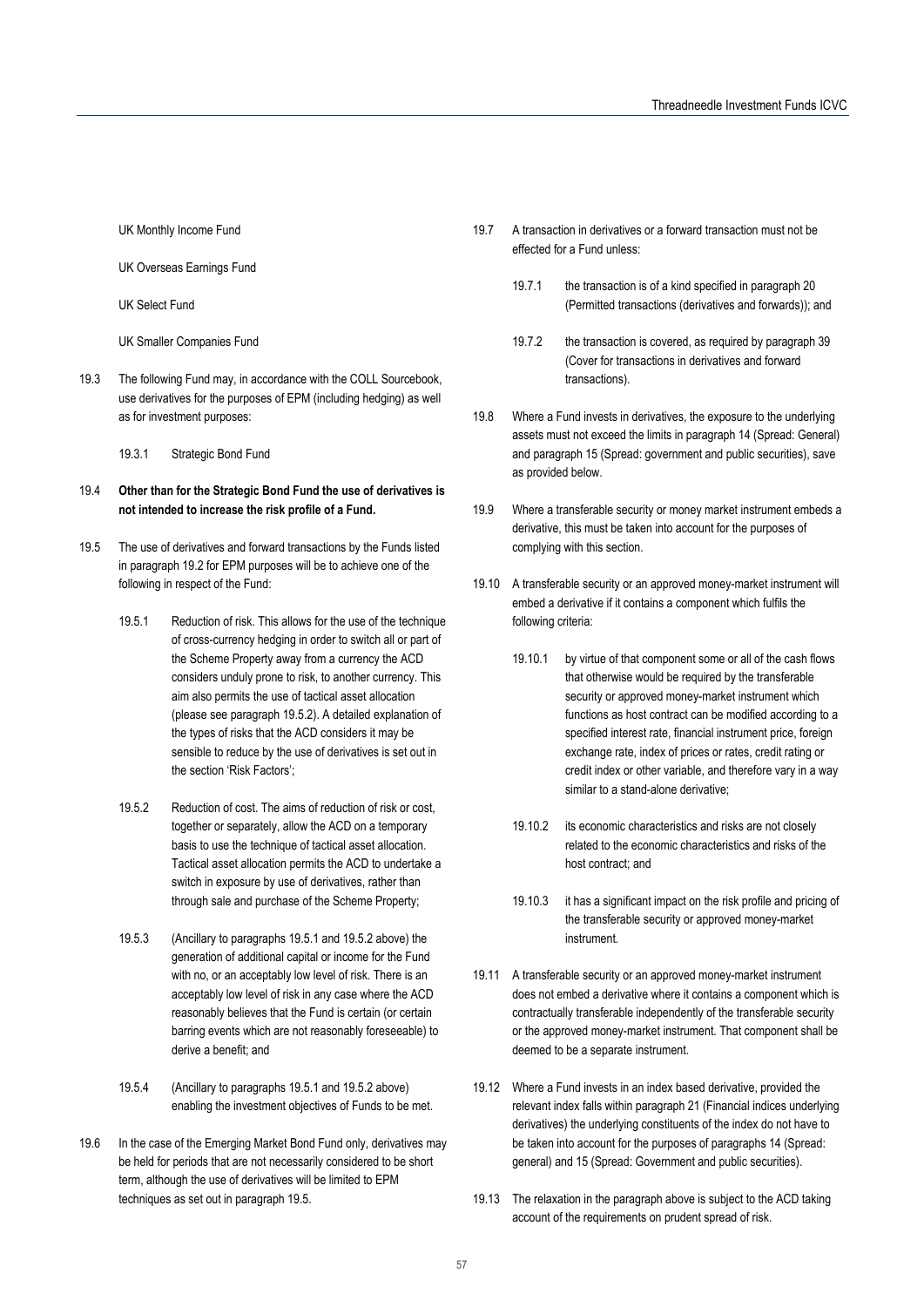UK Monthly Income Fund

UK Overseas Earnings Fund

UK Select Fund

UK Smaller Companies Fund

19.3 The following Fund may, in accordance with the COLL Sourcebook, use derivatives for the purposes of EPM (including hedging) as well as for investment purposes:

19.3.1 Strategic Bond Fund

19.4 **Other than for the Strategic Bond Fund the use of derivatives is not intended to increase the risk profile of a Fund.**

19.5 The use of derivatives and forward transactions by the Funds listed in paragraph 19.2 for EPM purposes will be to achieve one of the following in respect of the Fund:

19.5.1 Reduction of risk. This allows for the use of the technique of cross-currency hedging in order to switch all or part of the Scheme Property away from a currency the ACD considers unduly prone to risk, to another currency. This aim also permits the use of tactical asset allocation (please see paragraph 19.5.2). A detailed explanation of the types of risks that the ACD considers it may be sensible to reduce by the use of derivatives is set out in the section 'Risk Factors';

19.5.2 Reduction of cost. The aims of reduction of risk or cost, together or separately, allow the ACD on a temporary basis to use the technique of tactical asset allocation. Tactical asset allocation permits the ACD to undertake a switch in exposure by use of derivatives, rather than through sale and purchase of the Scheme Property;

19.5.3 (Ancillary to paragraphs 19.5.1 and 19.5.2 above) the generation of additional capital or income for the Fund with no, or an acceptably low level of risk. There is an acceptably low level of risk in any case where the ACD reasonably believes that the Fund is certain (or certain barring events which are not reasonably foreseeable) to derive a benefit; and

19.5.4 (Ancillary to paragraphs 19.5.1 and 19.5.2 above) enabling the investment objectives of Funds to be met.

19.6 In the case of the Emerging Market Bond Fund only, derivatives may be held for periods that are not necessarily considered to be short term, although the use of derivatives will be limited to EPM techniques as set out in paragraph 19.5.

19.7 A transaction in derivatives or a forward transaction must not be effected for a Fund unless:

19.7.1 the transaction is of a kind specified in paragraph 20 (Permitted transactions (derivatives and forwards)); and

19.7.2 the transaction is covered, as required by paragraph 39 (Cover for transactions in derivatives and forward transactions).

19.8 Where a Fund invests in derivatives, the exposure to the underlying assets must not exceed the limits in paragraph 14 (Spread: General) and paragraph 15 (Spread: government and public securities), save as provided below.

19.9 Where a transferable security or money market instrument embeds a derivative, this must be taken into account for the purposes of complying with this section.

19.10 A transferable security or an approved money-market instrument will embed a derivative if it contains a component which fulfils the following criteria:

19.10.1 by virtue of that component some or all of the cash flows that otherwise would be required by the transferable security or approved money-market instrument which functions as host contract can be modified according to a specified interest rate, financial instrument price, foreign exchange rate, index of prices or rates, credit rating or credit index or other variable, and therefore vary in a way similar to a stand-alone derivative;

19.10.2 its economic characteristics and risks are not closely related to the economic characteristics and risks of the host contract; and

19.10.3 it has a significant impact on the risk profile and pricing of the transferable security or approved money-market instrument.

19.11 A transferable security or an approved money-market instrument does not embed a derivative where it contains a component which is contractually transferable independently of the transferable security or the approved money-market instrument. That component shall be deemed to be a separate instrument.

19.12 Where a Fund invests in an index based derivative, provided the relevant index falls within paragraph 21 (Financial indices underlying derivatives) the underlying constituents of the index do not have to be taken into account for the purposes of paragraphs 14 (Spread: general) and 15 (Spread: Government and public securities).

19.13 The relaxation in the paragraph above is subject to the ACD taking account of the requirements on prudent spread of risk.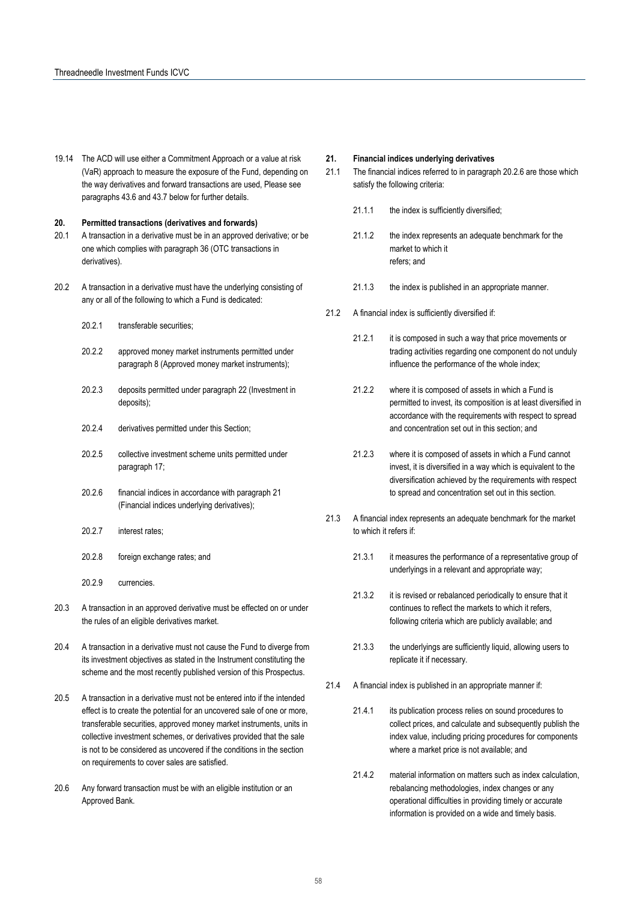19.14 The ACD will use either a Commitment Approach or a value at risk (VaR) approach to measure the exposure of the Fund, depending on the way derivatives and forward transactions are used, Please see paragraphs 43.6 and 43.7 below for further details.

**20. Permitted transactions (derivatives and forwards)**

20.1 A transaction in a derivative must be in an approved derivative; or be one which complies with paragraph 36 (OTC transactions in derivatives).

20.2 A transaction in a derivative must have the underlying consisting of any or all of the following to which a Fund is dedicated:

20.2.1 transferable securities;

20.2.2 approved money market instruments permitted under paragraph 8 (Approved money market instruments);

20.2.3 deposits permitted under paragraph 22 (Investment in deposits);

20.2.4 derivatives permitted under this Section;

20.2.5 collective investment scheme units permitted under paragraph 17;

20.2.6 financial indices in accordance with paragraph 21 (Financial indices underlying derivatives);

20.2.7 interest rates;

20.2.8 foreign exchange rates; and

20.2.9 currencies.

20.3 A transaction in an approved derivative must be effected on or under the rules of an eligible derivatives market.

20.4 A transaction in a derivative must not cause the Fund to diverge from its investment objectives as stated in the Instrument constituting the scheme and the most recently published version of this Prospectus.

20.5 A transaction in a derivative must not be entered into if the intended effect is to create the potential for an uncovered sale of one or more, transferable securities, approved money market instruments, units in collective investment schemes, or derivatives provided that the sale is not to be considered as uncovered if the conditions in the section on requirements to cover sales are satisfied.

20.6 Any forward transaction must be with an eligible institution or an Approved Bank.

**21. Financial indices underlying derivatives**

21.1 The financial indices referred to in paragraph 20.2.6 are those which satisfy the following criteria:

21.1.1 the index is sufficiently diversified;

21.1.2 the index represents an adequate benchmark for the market to which it refers; and

21.1.3 the index is published in an appropriate manner.

21.2 A financial index is sufficiently diversified if:

21.2.1 it is composed in such a way that price movements or trading activities regarding one component do not unduly influence the performance of the whole index;

21.2.2 where it is composed of assets in which a Fund is permitted to invest, its composition is at least diversified in accordance with the requirements with respect to spread and concentration set out in this section; and

21.2.3 where it is composed of assets in which a Fund cannot invest, it is diversified in a way which is equivalent to the diversification achieved by the requirements with respect to spread and concentration set out in this section.

21.3 A financial index represents an adequate benchmark for the market to which it refers if:

21.3.1 it measures the performance of a representative group of underlyings in a relevant and appropriate way;

21.3.2 it is revised or rebalanced periodically to ensure that it continues to reflect the markets to which it refers, following criteria which are publicly available; and

21.3.3 the underlyings are sufficiently liquid, allowing users to replicate it if necessary.

21.4 A financial index is published in an appropriate manner if:

21.4.1 its publication process relies on sound procedures to collect prices, and calculate and subsequently publish the index value, including pricing procedures for components where a market price is not available; and

21.4.2 material information on matters such as index calculation, rebalancing methodologies, index changes or any operational difficulties in providing timely or accurate information is provided on a wide and timely basis.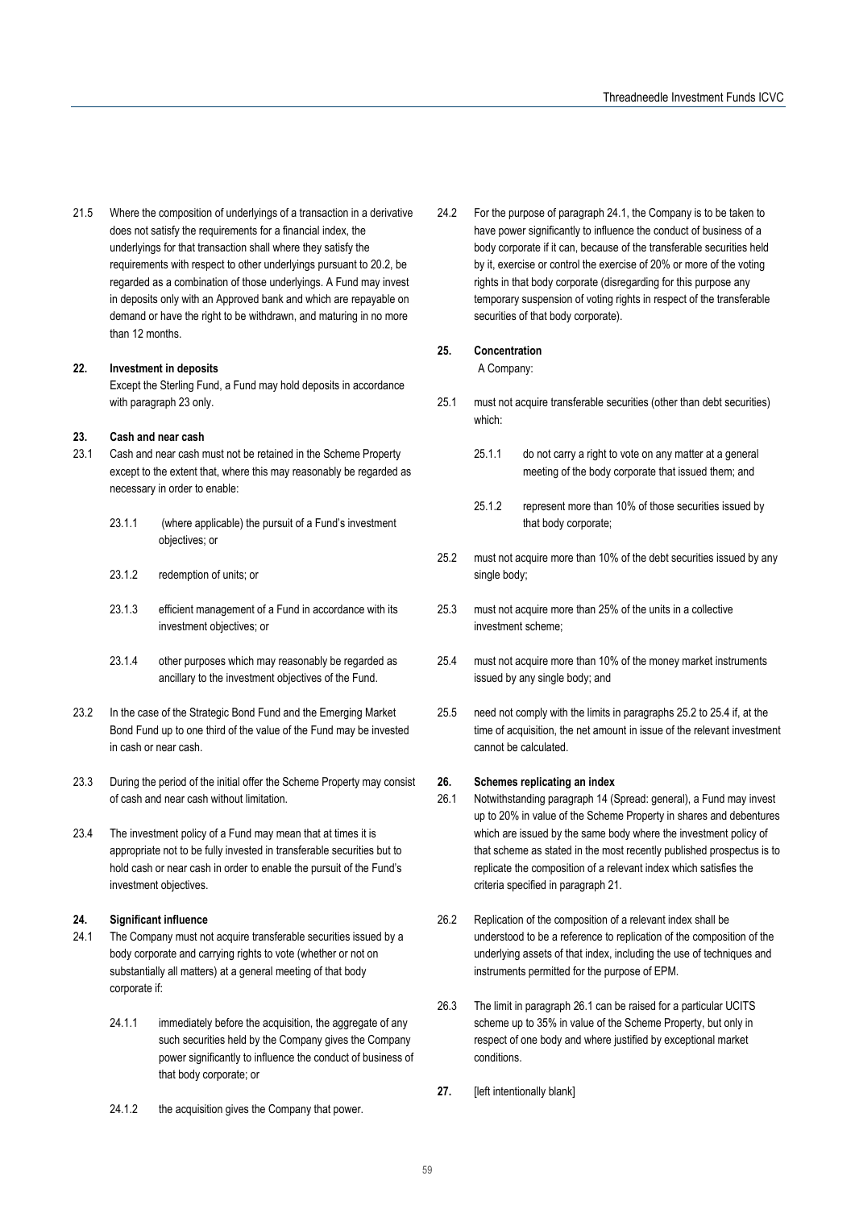21.5 Where the composition of underlyings of a transaction in a derivative does not satisfy the requirements for a financial index, the underlyings for that transaction shall where they satisfy the requirements with respect to other underlyings pursuant to 20.2, be regarded as a combination of those underlyings. A Fund may invest in deposits only with an Approved bank and which are repayable on demand or have the right to be withdrawn, and maturing in no more than 12 months.

**22. Investment in deposits**

Except the Sterling Fund, a Fund may hold deposits in accordance with paragraph 23 only.

**23. Cash and near cash**

23.1 Cash and near cash must not be retained in the Scheme Property except to the extent that, where this may reasonably be regarded as necessary in order to enable:

23.1.1 (where applicable) the pursuit of a Fund's investment objectives; or

23.1.2 redemption of units; or

23.1.3 efficient management of a Fund in accordance with its investment objectives; or

23.1.4 other purposes which may reasonably be regarded as ancillary to the investment objectives of the Fund.

23.2 In the case of the Strategic Bond Fund and the Emerging Market Bond Fund up to one third of the value of the Fund may be invested in cash or near cash.

23.3 During the period of the initial offer the Scheme Property may consist of cash and near cash without limitation.

23.4 The investment policy of a Fund may mean that at times it is appropriate not to be fully invested in transferable securities but to hold cash or near cash in order to enable the pursuit of the Fund's investment objectives.

**24. Significant influence**

24.1 The Company must not acquire transferable securities issued by a body corporate and carrying rights to vote (whether or not on substantially all matters) at a general meeting of that body corporate if:

24.1.1 immediately before the acquisition, the aggregate of any such securities held by the Company gives the Company power significantly to influence the conduct of business of that body corporate; or

24.1.2 the acquisition gives the Company that power.

24.2 For the purpose of paragraph 24.1, the Company is to be taken to have power significantly to influence the conduct of business of a body corporate if it can, because of the transferable securities held by it, exercise or control the exercise of 20% or more of the voting rights in that body corporate (disregarding for this purpose any temporary suspension of voting rights in respect of the transferable securities of that body corporate).

**25. Concentration**

A Company:

25.1 must not acquire transferable securities (other than debt securities) which:

25.1.1 do not carry a right to vote on any matter at a general meeting of the body corporate that issued them; and

25.1.2 represent more than 10% of those securities issued by that body corporate;

25.2 must not acquire more than 10% of the debt securities issued by any single body;

25.3 must not acquire more than 25% of the units in a collective investment scheme;

25.4 must not acquire more than 10% of the money market instruments issued by any single body; and

25.5 need not comply with the limits in paragraphs 25.2 to 25.4 if, at the time of acquisition, the net amount in issue of the relevant investment cannot be calculated.

**26. Schemes replicating an index**

26.1 Notwithstanding paragraph 14 (Spread: general), a Fund may invest up to 20% in value of the Scheme Property in shares and debentures which are issued by the same body where the investment policy of that scheme as stated in the most recently published prospectus is to replicate the composition of a relevant index which satisfies the criteria specified in paragraph 21.

26.2 Replication of the composition of a relevant index shall be understood to be a reference to replication of the composition of the underlying assets of that index, including the use of techniques and instruments permitted for the purpose of EPM.

26.3 The limit in paragraph 26.1 can be raised for a particular UCITS scheme up to 35% in value of the Scheme Property, but only in respect of one body and where justified by exceptional market conditions.

**27.** [left intentionally blank]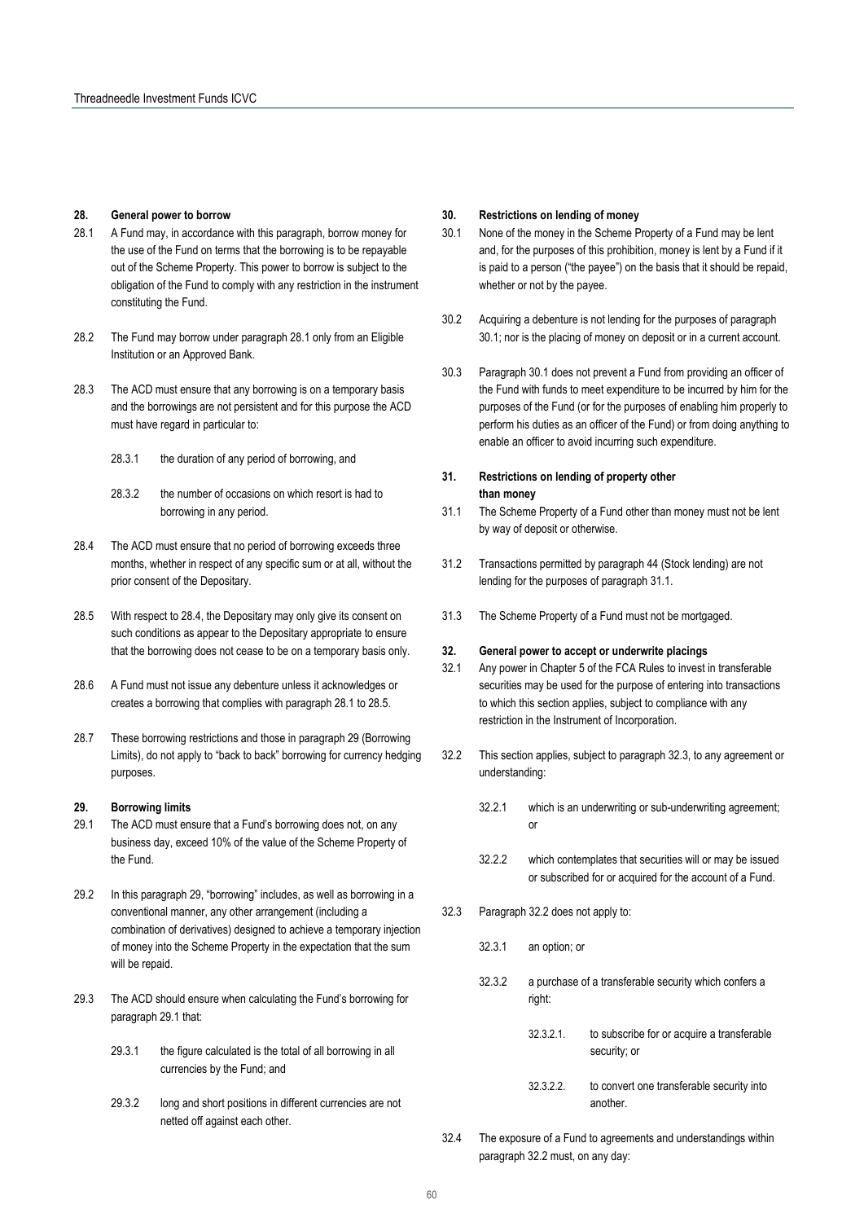### 28. General power to borrow

28.1 A Fund may, in accordance with this paragraph, borrow money for the use of the Fund on terms that the borrowing is to be repayable out of the Scheme Property. This power to borrow is subject to the obligation of the Fund to comply with any restriction in the instrument constituting the Fund.

28.2 The Fund may borrow under paragraph 28.1 only from an Eligible Institution or an Approved Bank.

28.3 The ACD must ensure that any borrowing is on a temporary basis and the borrowings are not persistent and for this purpose the ACD must have regard in particular to:

28.3.1 the duration of any period of borrowing, and

28.3.2 the number of occasions on which resort is had to borrowing in any period.

28.4 The ACD must ensure that no period of borrowing exceeds three months, whether in respect of any specific sum or at all, without the prior consent of the Depositary.

28.5 With respect to 28.4, the Depositary may only give its consent on such conditions as appear to the Depositary appropriate to ensure that the borrowing does not cease to be on a temporary basis only.

28.6 A Fund must not issue any debenture unless it acknowledges or creates a borrowing that complies with paragraph 28.1 to 28.5.

28.7 These borrowing restrictions and those in paragraph 29 (Borrowing Limits), do not apply to "back to back" borrowing for currency hedging purposes.

### 29. Borrowing limits

29.1 The ACD must ensure that a Fund's borrowing does not, on any business day, exceed 10% of the value of the Scheme Property of the Fund.

29.2 In this paragraph 29, "borrowing" includes, as well as borrowing in a conventional manner, any other arrangement (including a combination of derivatives) designed to achieve a temporary injection of money into the Scheme Property in the expectation that the sum will be repaid.

29.3 The ACD should ensure when calculating the Fund's borrowing for paragraph 29.1 that:

29.3.1 the figure calculated is the total of all borrowing in all currencies by the Fund; and

29.3.2 long and short positions in different currencies are not netted off against each other.

### 30. Restrictions on lending of money

30.1 None of the money in the Scheme Property of a Fund may be lent and, for the purposes of this prohibition, money is lent by a Fund if it is paid to a person ("the payee") on the basis that it should be repaid, whether or not by the payee.

30.2 Acquiring a debenture is not lending for the purposes of paragraph 30.1; nor is the placing of money on deposit or in a current account.

30.3 Paragraph 30.1 does not prevent a Fund from providing an officer of the Fund with funds to meet expenditure to be incurred by him for the purposes of the Fund (or for the purposes of enabling him properly to perform his duties as an officer of the Fund) or from doing anything to enable an officer to avoid incurring such expenditure.

### 31. Restrictions on lending of property other than money

31.1 The Scheme Property of a Fund other than money must not be lent by way of deposit or otherwise.

31.2 Transactions permitted by paragraph 44 (Stock lending) are not lending for the purposes of paragraph 31.1.

31.3 The Scheme Property of a Fund must not be mortgaged.

### 32. General power to accept or underwrite placings

32.1 Any power in Chapter 5 of the FCA Rules to invest in transferable securities may be used for the purpose of entering into transactions to which this section applies, subject to compliance with any restriction in the Instrument of Incorporation.

32.2 This section applies, subject to paragraph 32.3, to any agreement or understanding:

32.2.1 which is an underwriting or sub-underwriting agreement; or

32.2.2 which contemplates that securities will or may be issued or subscribed for or acquired for the account of a Fund.

32.3 Paragraph 32.2 does not apply to:

32.3.1 an option; or

32.3.2 a purchase of a transferable security which confers a right:

32.3.2.1. to subscribe for or acquire a transferable security; or

32.3.2.2. to convert one transferable security into another.

32.4 The exposure of a Fund to agreements and understandings within paragraph 32.2 must, on any day: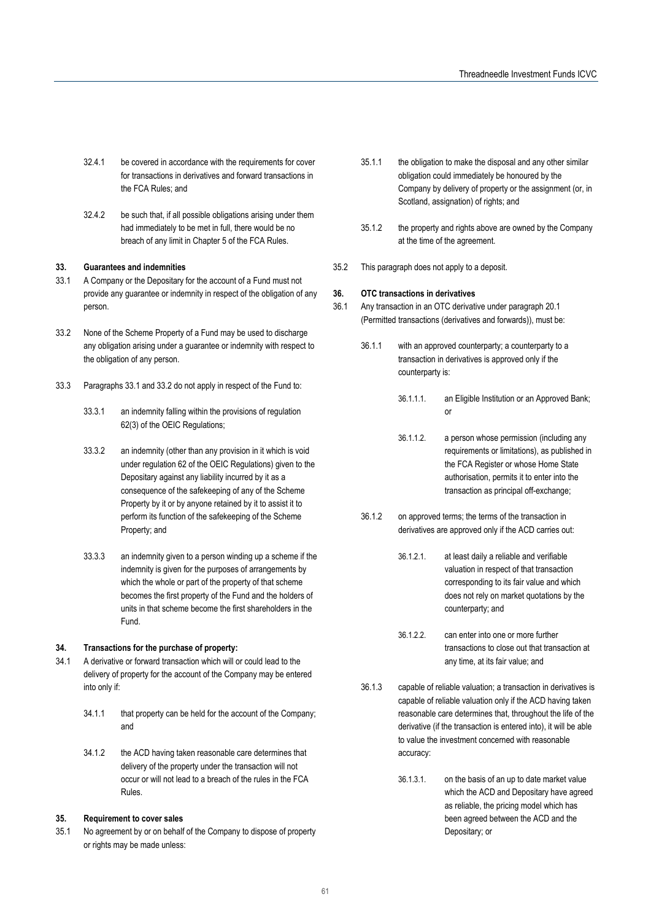32.4.1 be covered in accordance with the requirements for cover for transactions in derivatives and forward transactions in the FCA Rules; and

32.4.2 be such that, if all possible obligations arising under them had immediately to be met in full, there would be no breach of any limit in Chapter 5 of the FCA Rules.

## 33. Guarantees and indemnities

33.1 A Company or the Depositary for the account of a Fund must not provide any guarantee or indemnity in respect of the obligation of any person.

33.2 None of the Scheme Property of a Fund may be used to discharge any obligation arising under a guarantee or indemnity with respect to the obligation of any person.

33.3 Paragraphs 33.1 and 33.2 do not apply in respect of the Fund to:

33.3.1 an indemnity falling within the provisions of regulation 62(3) of the OEIC Regulations;

33.3.2 an indemnity (other than any provision in it which is void under regulation 62 of the OEIC Regulations) given to the Depositary against any liability incurred by it as a consequence of the safekeeping of any of the Scheme Property by it or by anyone retained by it to assist it to perform its function of the safekeeping of the Scheme Property; and

33.3.3 an indemnity given to a person winding up a scheme if the indemnity is given for the purposes of arrangements by which the whole or part of the property of that scheme becomes the first property of the Fund and the holders of units in that scheme become the first shareholders in the Fund.

## 34. Transactions for the purchase of property:

34.1 A derivative or forward transaction which will or could lead to the delivery of property for the account of the Company may be entered into only if:

34.1.1 that property can be held for the account of the Company; and

34.1.2 the ACD having taken reasonable care determines that delivery of the property under the transaction will not occur or will not lead to a breach of the rules in the FCA Rules.

## 35. Requirement to cover sales

35.1 No agreement by or on behalf of the Company to dispose of property or rights may be made unless:

35.1.1 the obligation to make the disposal and any other similar obligation could immediately be honoured by the Company by delivery of property or the assignment (or, in Scotland, assignation) of rights; and

35.1.2 the property and rights above are owned by the Company at the time of the agreement.

35.2 This paragraph does not apply to a deposit.

## 36. OTC transactions in derivatives

36.1 Any transaction in an OTC derivative under paragraph 20.1 (Permitted transactions (derivatives and forwards)), must be:

36.1.1 with an approved counterparty; a counterparty to a transaction in derivatives is approved only if the counterparty is:

36.1.1.1. an Eligible Institution or an Approved Bank; or

36.1.1.2. a person whose permission (including any requirements or limitations), as published in the FCA Register or whose Home State authorisation, permits it to enter into the transaction as principal off-exchange;

36.1.2 on approved terms; the terms of the transaction in derivatives are approved only if the ACD carries out:

36.1.2.1. at least daily a reliable and verifiable valuation in respect of that transaction corresponding to its fair value and which does not rely on market quotations by the counterparty; and

36.1.2.2. can enter into one or more further transactions to close out that transaction at any time, at its fair value; and

36.1.3 capable of reliable valuation; a transaction in derivatives is capable of reliable valuation only if the ACD having taken reasonable care determines that, throughout the life of the derivative (if the transaction is entered into), it will be able to value the investment concerned with reasonable accuracy:

36.1.3.1. on the basis of an up to date market value which the ACD and Depositary have agreed as reliable, the pricing model which has been agreed between the ACD and the Depositary; or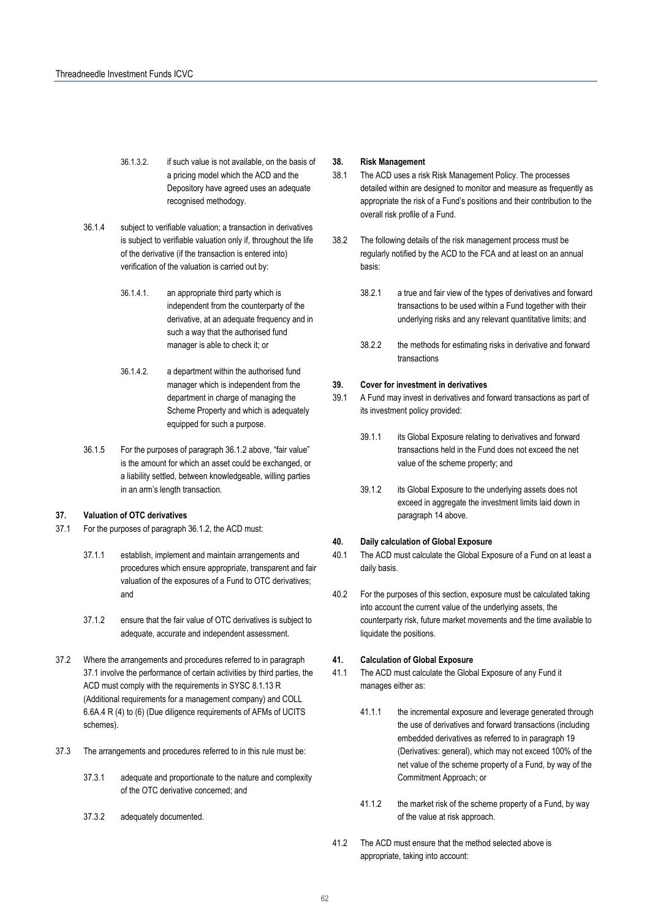36.1.3.2. if such value is not available, on the basis of a pricing model which the ACD and the Depository have agreed uses an adequate recognised methodology.

36.1.4 subject to verifiable valuation; a transaction in derivatives is subject to verifiable valuation only if, throughout the life of the derivative (if the transaction is entered into) verification of the valuation is carried out by:

36.1.4.1. an appropriate third party which is independent from the counterparty of the derivative, at an adequate frequency and in such a way that the authorised fund manager is able to check it; or

36.1.4.2. a department within the authorised fund manager which is independent from the department in charge of managing the Scheme Property and which is adequately equipped for such a purpose.

36.1.5 For the purposes of paragraph 36.1.2 above, "fair value" is the amount for which an asset could be exchanged, or a liability settled, between knowledgeable, willing parties in an arm's length transaction.

## 37. Valuation of OTC derivatives

37.1 For the purposes of paragraph 36.1.2, the ACD must:

37.1.1 establish, implement and maintain arrangements and procedures which ensure appropriate, transparent and fair valuation of the exposures of a Fund to OTC derivatives; and

37.1.2 ensure that the fair value of OTC derivatives is subject to adequate, accurate and independent assessment.

37.2 Where the arrangements and procedures referred to in paragraph 37.1 involve the performance of certain activities by third parties, the ACD must comply with the requirements in SYSC 8.1.13 R (Additional requirements for a management company) and COLL 6.6A.4 R (4) to (6) (Due diligence requirements of AFMs of UCITS schemes).

37.3 The arrangements and procedures referred to in this rule must be:

37.3.1 adequate and proportionate to the nature and complexity of the OTC derivative concerned; and

37.3.2 adequately documented.

## 38. Risk Management

38.1 The ACD uses a risk Risk Management Policy. The processes detailed within are designed to monitor and measure as frequently as appropriate the risk of a Fund's positions and their contribution to the overall risk profile of a Fund.

38.2 The following details of the risk management process must be regularly notified by the ACD to the FCA and at least on an annual basis:

38.2.1 a true and fair view of the types of derivatives and forward transactions to be used within a Fund together with their underlying risks and any relevant quantitative limits; and

38.2.2 the methods for estimating risks in derivative and forward transactions

## 39. Cover for investment in derivatives

39.1 A Fund may invest in derivatives and forward transactions as part of its investment policy provided:

39.1.1 its Global Exposure relating to derivatives and forward transactions held in the Fund does not exceed the net value of the scheme property; and

39.1.2 its Global Exposure to the underlying assets does not exceed in aggregate the investment limits laid down in paragraph 14 above.

## 40. Daily calculation of Global Exposure

40.1 The ACD must calculate the Global Exposure of a Fund on at least a daily basis.

40.2 For the purposes of this section, exposure must be calculated taking into account the current value of the underlying assets, the counterparty risk, future market movements and the time available to liquidate the positions.

## 41. Calculation of Global Exposure

41.1 The ACD must calculate the Global Exposure of any Fund it manages either as:

41.1.1 the incremental exposure and leverage generated through the use of derivatives and forward transactions (including embedded derivatives as referred to in paragraph 19 (Derivatives: general), which may not exceed 100% of the net value of the scheme property of a Fund, by way of the Commitment Approach; or

41.1.2 the market risk of the scheme property of a Fund, by way of the value at risk approach.

41.2 The ACD must ensure that the method selected above is appropriate, taking into account: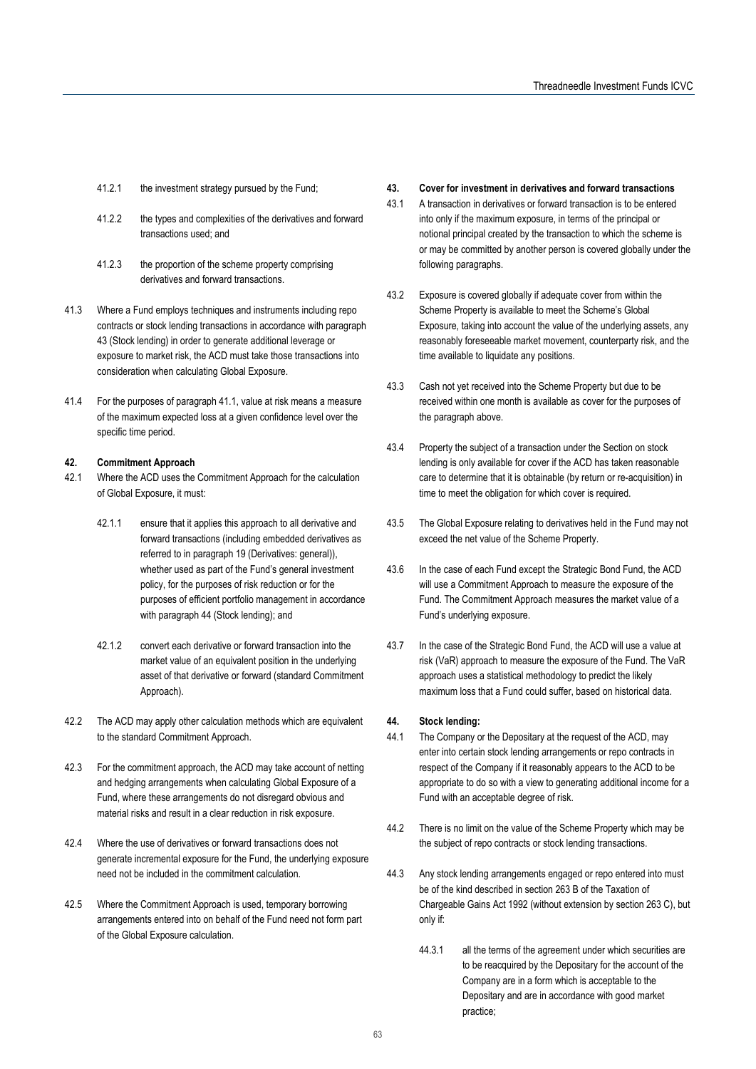41.2.1 the investment strategy pursued by the Fund;

41.2.2 the types and complexities of the derivatives and forward transactions used; and

41.2.3 the proportion of the scheme property comprising derivatives and forward transactions.

41.3 Where a Fund employs techniques and instruments including repo contracts or stock lending transactions in accordance with paragraph 43 (Stock lending) in order to generate additional leverage or exposure to market risk, the ACD must take those transactions into consideration when calculating Global Exposure.

41.4 For the purposes of paragraph 41.1, value at risk means a measure of the maximum expected loss at a given confidence level over the specific time period.

**42. Commitment Approach**

42.1 Where the ACD uses the Commitment Approach for the calculation of Global Exposure, it must:

42.1.1 ensure that it applies this approach to all derivative and forward transactions (including embedded derivatives as referred to in paragraph 19 (Derivatives: general)), whether used as part of the Fund's general investment policy, for the purposes of risk reduction or for the purposes of efficient portfolio management in accordance with paragraph 44 (Stock lending); and

42.1.2 convert each derivative or forward transaction into the market value of an equivalent position in the underlying asset of that derivative or forward (standard Commitment Approach).

42.2 The ACD may apply other calculation methods which are equivalent to the standard Commitment Approach.

42.3 For the commitment approach, the ACD may take account of netting and hedging arrangements when calculating Global Exposure of a Fund, where these arrangements do not disregard obvious and material risks and result in a clear reduction in risk exposure.

42.4 Where the use of derivatives or forward transactions does not generate incremental exposure for the Fund, the underlying exposure need not be included in the commitment calculation.

42.5 Where the Commitment Approach is used, temporary borrowing arrangements entered into on behalf of the Fund need not form part of the Global Exposure calculation.

**43. Cover for investment in derivatives and forward transactions**

43.1 A transaction in derivatives or forward transaction is to be entered into only if the maximum exposure, in terms of the principal or notional principal created by the transaction to which the scheme is or may be committed by another person is covered globally under the following paragraphs.

43.2 Exposure is covered globally if adequate cover from within the Scheme Property is available to meet the Scheme's Global Exposure, taking into account the value of the underlying assets, any reasonably foreseeable market movement, counterparty risk, and the time available to liquidate any positions.

43.3 Cash not yet received into the Scheme Property but due to be received within one month is available as cover for the purposes of the paragraph above.

43.4 Property the subject of a transaction under the Section on stock lending is only available for cover if the ACD has taken reasonable care to determine that it is obtainable (by return or re-acquisition) in time to meet the obligation for which cover is required.

43.5 The Global Exposure relating to derivatives held in the Fund may not exceed the net value of the Scheme Property.

43.6 In the case of each Fund except the Strategic Bond Fund, the ACD will use a Commitment Approach to measure the exposure of the Fund. The Commitment Approach measures the market value of a Fund's underlying exposure.

43.7 In the case of the Strategic Bond Fund, the ACD will use a value at risk (VaR) approach to measure the exposure of the Fund. The VaR approach uses a statistical methodology to predict the likely maximum loss that a Fund could suffer, based on historical data.

**44. Stock lending:**

44.1 The Company or the Depositary at the request of the ACD, may enter into certain stock lending arrangements or repo contracts in respect of the Company if it reasonably appears to the ACD to be appropriate to do so with a view to generating additional income for a Fund with an acceptable degree of risk.

44.2 There is no limit on the value of the Scheme Property which may be the subject of repo contracts or stock lending transactions.

44.3 Any stock lending arrangements engaged or repo entered into must be of the kind described in section 263 B of the Taxation of Chargeable Gains Act 1992 (without extension by section 263 C), but only if:

44.3.1 all the terms of the agreement under which securities are to be reacquired by the Depositary for the account of the Company are in a form which is acceptable to the Depositary and are in accordance with good market practice;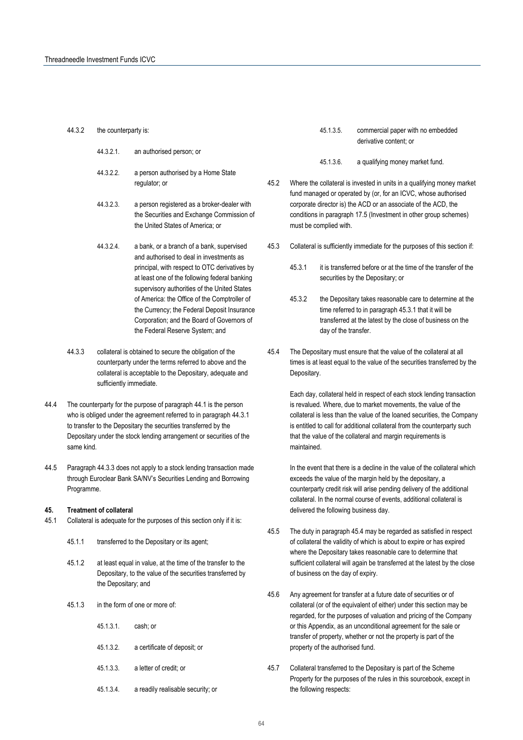44.3.2 the counterparty is:

44.3.2.1. an authorised person; or

44.3.2.2. a person authorised by a Home State regulator; or

44.3.2.3. a person registered as a broker-dealer with the Securities and Exchange Commission of the United States of America; or

44.3.2.4. a bank, or a branch of a bank, supervised and authorised to deal in investments as principal, with respect to OTC derivatives by at least one of the following federal banking supervisory authorities of the United States of America: the Office of the Comptroller of the Currency; the Federal Deposit Insurance Corporation; and the Board of Governors of the Federal Reserve System; and

44.3.3 collateral is obtained to secure the obligation of the counterparty under the terms referred to above and the collateral is acceptable to the Depositary, adequate and sufficiently immediate.

44.4 The counterparty for the purpose of paragraph 44.1 is the person who is obliged under the agreement referred to in paragraph 44.3.1 to transfer to the Depositary the securities transferred by the Depositary under the stock lending arrangement or securities of the same kind.

44.5 Paragraph 44.3.3 does not apply to a stock lending transaction made through Euroclear Bank SA/NV's Securities Lending and Borrowing Programme.

## 45. Treatment of collateral

45.1 Collateral is adequate for the purposes of this section only if it is:

45.1.1 transferred to the Depositary or its agent;

45.1.2 at least equal in value, at the time of the transfer to the Depositary, to the value of the securities transferred by the Depositary; and

45.1.3 in the form of one or more of:

45.1.3.1. cash; or

45.1.3.2. a certificate of deposit; or

45.1.3.3. a letter of credit; or

45.1.3.4. a readily realisable security; or

45.1.3.5. commercial paper with no embedded derivative content; or

45.1.3.6. a qualifying money market fund.

45.2 Where the collateral is invested in units in a qualifying money market fund managed or operated by (or, for an ICVC, whose authorised corporate director is) the ACD or an associate of the ACD, the conditions in paragraph 17.5 (Investment in other group schemes) must be complied with.

45.3 Collateral is sufficiently immediate for the purposes of this section if:

45.3.1 it is transferred before or at the time of the transfer of the securities by the Depositary; or

45.3.2 the Depositary takes reasonable care to determine at the time referred to in paragraph 45.3.1 that it will be transferred at the latest by the close of business on the day of the transfer.

45.4 The Depositary must ensure that the value of the collateral at all times is at least equal to the value of the securities transferred by the Depositary.

Each day, collateral held in respect of each stock lending transaction is revalued. Where, due to market movements, the value of the collateral is less than the value of the loaned securities, the Company is entitled to call for additional collateral from the counterparty such that the value of the collateral and margin requirements is maintained.

In the event that there is a decline in the value of the collateral which exceeds the value of the margin held by the depositary, a counterparty credit risk will arise pending delivery of the additional collateral. In the normal course of events, additional collateral is delivered the following business day.

45.5 The duty in paragraph 45.4 may be regarded as satisfied in respect of collateral the validity of which is about to expire or has expired where the Depositary takes reasonable care to determine that sufficient collateral will again be transferred at the latest by the close of business on the day of expiry.

45.6 Any agreement for transfer at a future date of securities or of collateral (or of the equivalent of either) under this section may be regarded, for the purposes of valuation and pricing of the Company or this Appendix, as an unconditional agreement for the sale or transfer of property, whether or not the property is part of the property of the authorised fund.

45.7 Collateral transferred to the Depositary is part of the Scheme Property for the purposes of the rules in this sourcebook, except in the following respects: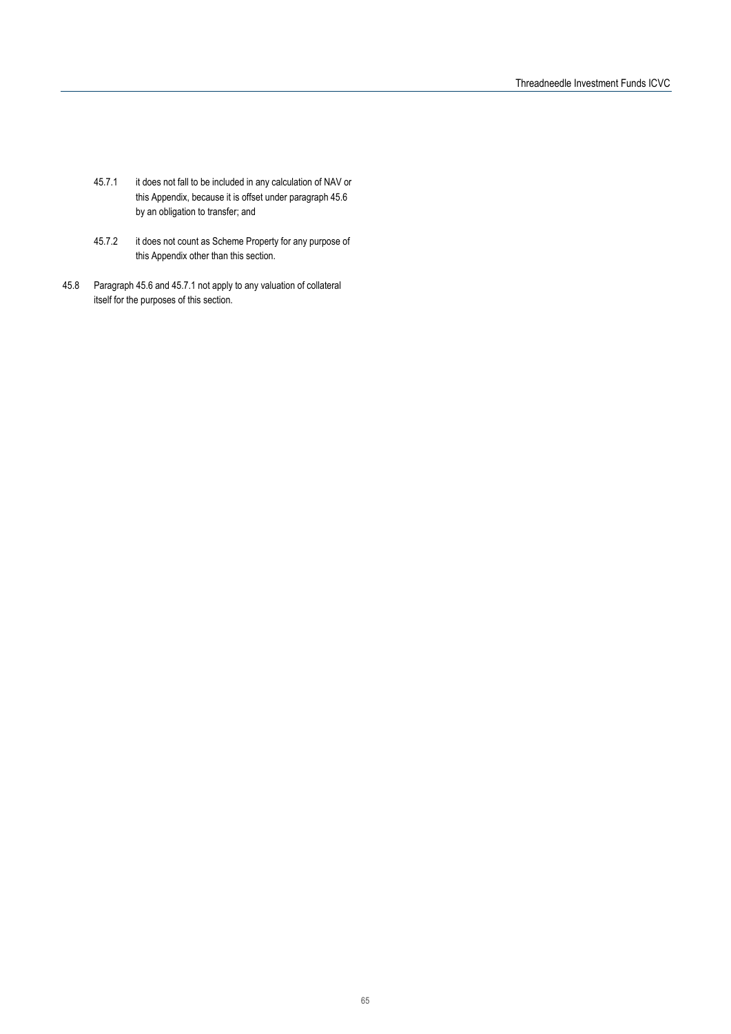45.7.1 it does not fall to be included in any calculation of NAV or this Appendix, because it is offset under paragraph 45.6 by an obligation to transfer; and

45.7.2 it does not count as Scheme Property for any purpose of this Appendix other than this section.

45.8 Paragraph 45.6 and 45.7.1 not apply to any valuation of collateral itself for the purposes of this section.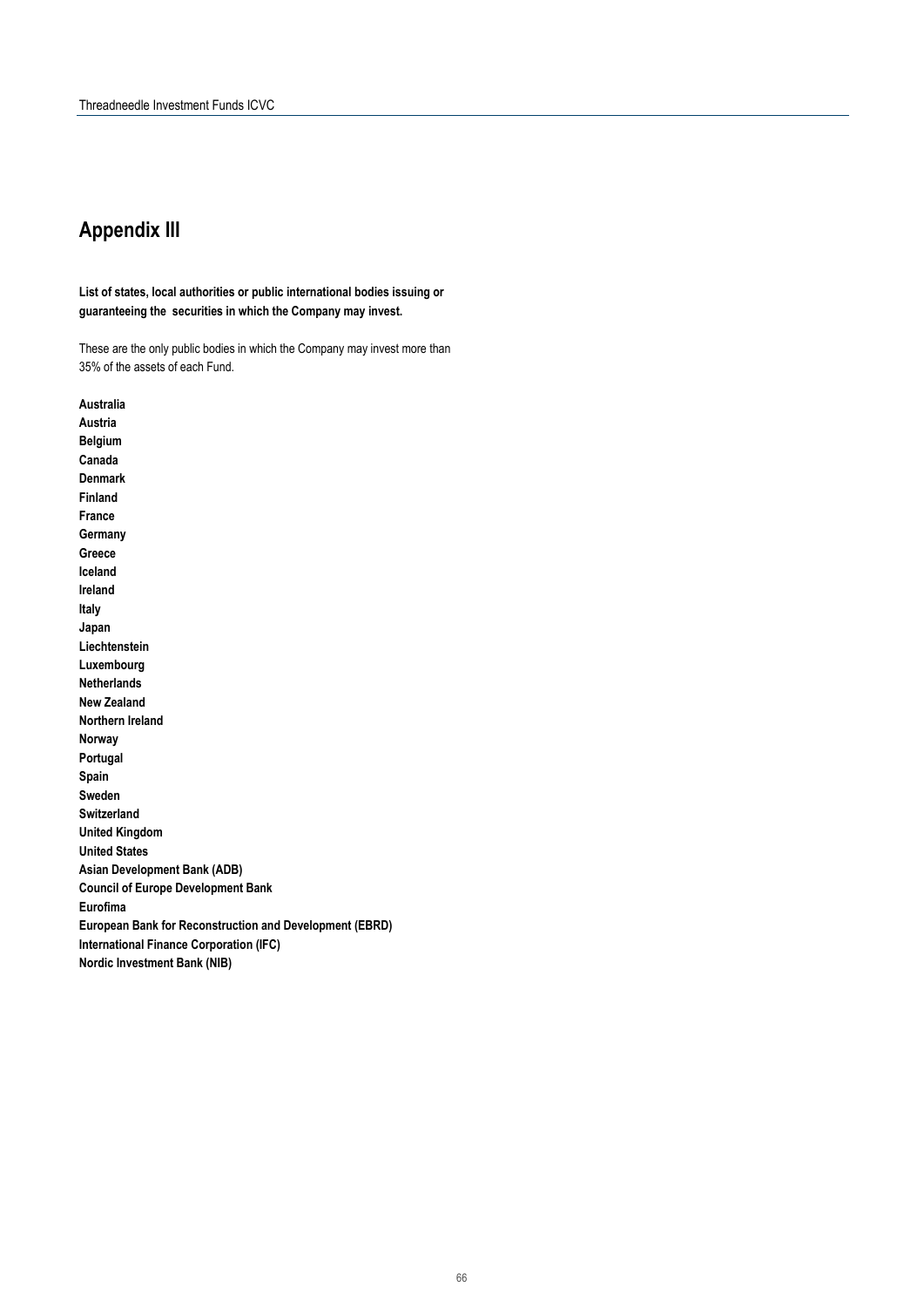## Appendix III

**List of states, local authorities or public international bodies issuing or guaranteeing the securities in which the Company may invest.**

These are the only public bodies in which the Company may invest more than 35% of the assets of each Fund.

**Australia**
**Austria**
**Belgium**
**Canada**
**Denmark**
**Finland**
**France**
**Germany**
**Greece**
**Iceland**
**Ireland**
**Italy**
**Japan**
**Liechtenstein**
**Luxembourg**
**Netherlands**
**New Zealand**
**Northern Ireland**
**Norway**
**Portugal**
**Spain**
**Sweden**
**Switzerland**
**United Kingdom**
**United States**
**Asian Development Bank (ADB)**
**Council of Europe Development Bank**
**Eurofima**
**European Bank for Reconstruction and Development (EBRD)**
**International Finance Corporation (IFC)**
**Nordic Investment Bank (NIB)**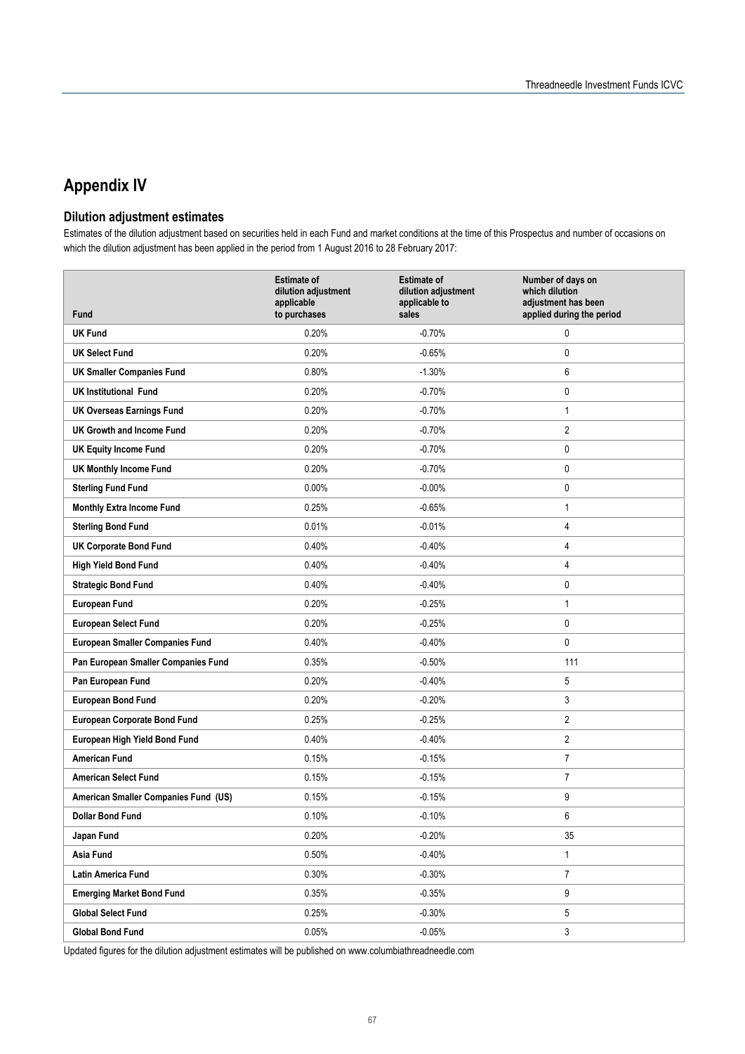# Appendix IV

## Dilution adjustment estimates

Estimates of the dilution adjustment based on securities held in each Fund and market conditions at the time of this Prospectus and number of occasions on which the dilution adjustment has been applied in the period from 1 August 2016 to 28 February 2017:

| Fund | Estimate of dilution adjustment applicable to purchases | Estimate of dilution adjustment applicable to sales | Number of days on which dilution adjustment has been applied during the period |
|---|---|---|---|
| **UK Fund** | 0.20% | -0.70% | 0 |
| **UK Select Fund** | 0.20% | -0.65% | 0 |
| **UK Smaller Companies Fund** | 0.80% | -1.30% | 6 |
| **UK Institutional Fund** | 0.20% | -0.70% | 0 |
| **UK Overseas Earnings Fund** | 0.20% | -0.70% | 1 |
| **UK Growth and Income Fund** | 0.20% | -0.70% | 2 |
| **UK Equity Income Fund** | 0.20% | -0.70% | 0 |
| **UK Monthly Income Fund** | 0.20% | -0.70% | 0 |
| **Sterling Fund Fund** | 0.00% | -0.00% | 0 |
| **Monthly Extra Income Fund** | 0.25% | -0.65% | 1 |
| **Sterling Bond Fund** | 0.01% | -0.01% | 4 |
| **UK Corporate Bond Fund** | 0.40% | -0.40% | 4 |
| **High Yield Bond Fund** | 0.40% | -0.40% | 4 |
| **Strategic Bond Fund** | 0.40% | -0.40% | 0 |
| **European Fund** | 0.20% | -0.25% | 1 |
| **European Select Fund** | 0.20% | -0.25% | 0 |
| **European Smaller Companies Fund** | 0.40% | -0.40% | 0 |
| **Pan European Smaller Companies Fund** | 0.35% | -0.50% | 111 |
| **Pan European Fund** | 0.20% | -0.40% | 5 |
| **European Bond Fund** | 0.20% | -0.20% | 3 |
| **European Corporate Bond Fund** | 0.25% | -0.25% | 2 |
| **European High Yield Bond Fund** | 0.40% | -0.40% | 2 |
| **American Fund** | 0.15% | -0.15% | 7 |
| **American Select Fund** | 0.15% | -0.15% | 7 |
| **American Smaller Companies Fund (US)** | 0.15% | -0.15% | 9 |
| **Dollar Bond Fund** | 0.10% | -0.10% | 6 |
| **Japan Fund** | 0.20% | -0.20% | 35 |
| **Asia Fund** | 0.50% | -0.40% | 1 |
| **Latin America Fund** | 0.30% | -0.30% | 7 |
| **Emerging Market Bond Fund** | 0.35% | -0.35% | 9 |
| **Global Select Fund** | 0.25% | -0.30% | 5 |
| **Global Bond Fund** | 0.05% | -0.05% | 3 |

Updated figures for the dilution adjustment estimates will be published on www.columbiathreadneedle.com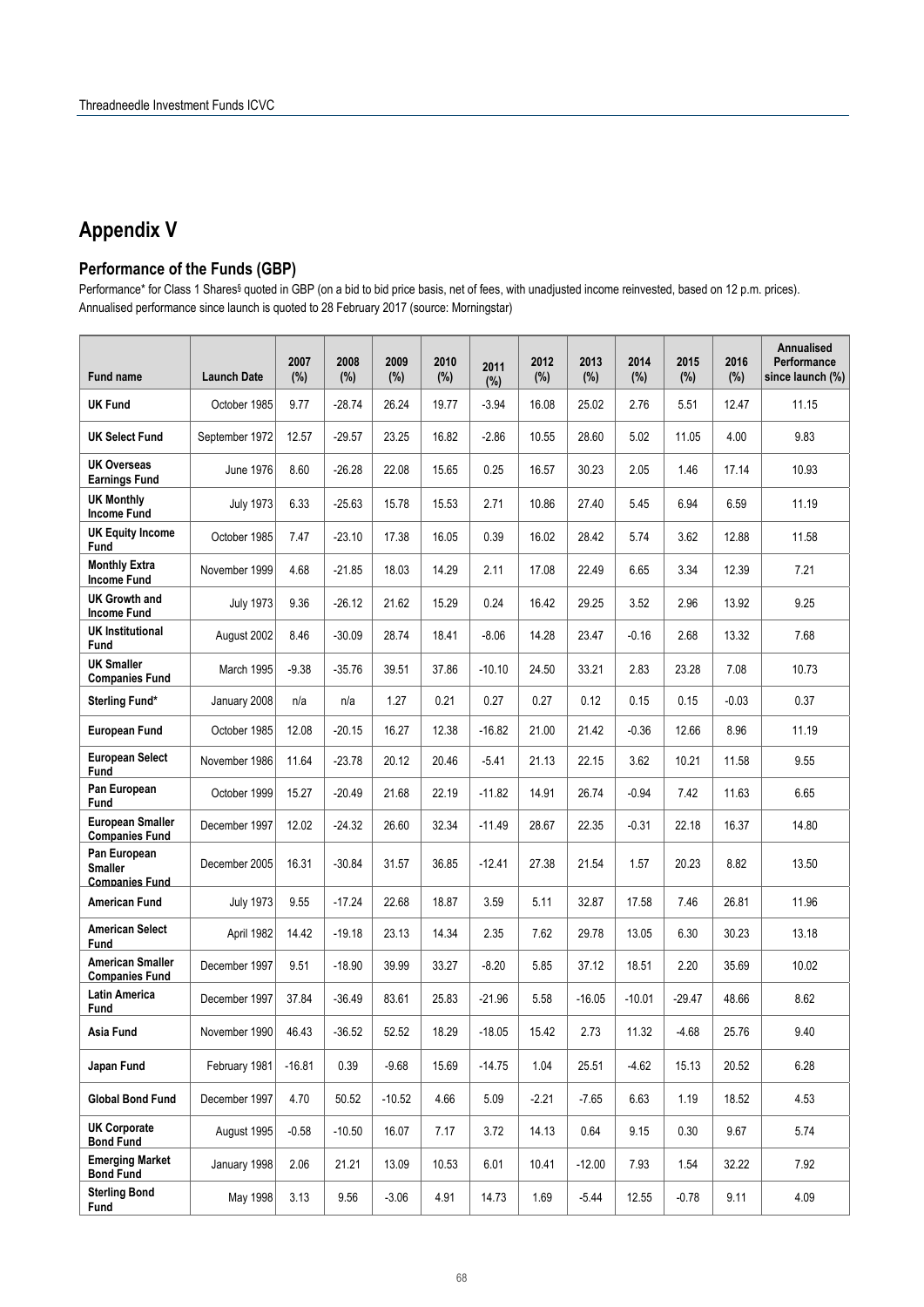# Appendix V

## Performance of the Funds (GBP)

Performance* for Class 1 Shares§ quoted in GBP (on a bid to bid price basis, net of fees, with unadjusted income reinvested, based on 12 p.m. prices). Annualised performance since launch is quoted to 28 February 2017 (source: Morningstar)

| Fund name | Launch Date | 2007 (%) | 2008 (%) | 2009 (%) | 2010 (%) | 2011 (%) | 2012 (%) | 2013 (%) | 2014 (%) | 2015 (%) | 2016 (%) | Annualised Performance since launch (%) |
|---|---|---|---|---|---|---|---|---|---|---|---|---|
| **UK Fund** | October 1985 | 9.77 | -28.74 | 26.24 | 19.77 | -3.94 | 16.08 | 25.02 | 2.76 | 5.51 | 12.47 | 11.15 |
| **UK Select Fund** | September 1972 | 12.57 | -29.57 | 23.25 | 16.82 | -2.86 | 10.55 | 28.60 | 5.02 | 11.05 | 4.00 | 9.83 |
| **UK Overseas Earnings Fund** | June 1976 | 8.60 | -26.28 | 22.08 | 15.65 | 0.25 | 16.57 | 30.23 | 2.05 | 1.46 | 17.14 | 10.93 |
| **UK Monthly Income Fund** | July 1973 | 6.33 | -25.63 | 15.78 | 15.53 | 2.71 | 10.86 | 27.40 | 5.45 | 6.94 | 6.59 | 11.19 |
| **UK Equity Income Fund** | October 1985 | 7.47 | -23.10 | 17.38 | 16.05 | 0.39 | 16.02 | 28.42 | 5.74 | 3.62 | 12.88 | 11.58 |
| **Monthly Extra Income Fund** | November 1999 | 4.68 | -21.85 | 18.03 | 14.29 | 2.11 | 17.08 | 22.49 | 6.65 | 3.34 | 12.39 | 7.21 |
| **UK Growth and Income Fund** | July 1973 | 9.36 | -26.12 | 21.62 | 15.29 | 0.24 | 16.42 | 29.25 | 3.52 | 2.96 | 13.92 | 9.25 |
| **UK Institutional Fund** | August 2002 | 8.46 | -30.09 | 28.74 | 18.41 | -8.06 | 14.28 | 23.47 | -0.16 | 2.68 | 13.32 | 7.68 |
| **UK Smaller Companies Fund** | March 1995 | -9.38 | -35.76 | 39.51 | 37.86 | -10.10 | 24.50 | 33.21 | 2.83 | 23.28 | 7.08 | 10.73 |
| **Sterling Fund*** | January 2008 | n/a | n/a | 1.27 | 0.21 | 0.27 | 0.27 | 0.12 | 0.15 | 0.15 | -0.03 | 0.37 |
| **European Fund** | October 1985 | 12.08 | -20.15 | 16.27 | 12.38 | -16.82 | 21.00 | 21.42 | -0.36 | 12.66 | 8.96 | 11.19 |
| **European Select Fund** | November 1986 | 11.64 | -23.78 | 20.12 | 20.46 | -5.41 | 21.13 | 22.15 | 3.62 | 10.21 | 11.58 | 9.55 |
| **Pan European Fund** | October 1999 | 15.27 | -20.49 | 21.68 | 22.19 | -11.82 | 14.91 | 26.74 | -0.94 | 7.42 | 11.63 | 6.65 |
| **European Smaller Companies Fund** | December 1997 | 12.02 | -24.32 | 26.60 | 32.34 | -11.49 | 28.67 | 22.35 | -0.31 | 22.18 | 16.37 | 14.80 |
| **Pan European Smaller Companies Fund** | December 2005 | 16.31 | -30.84 | 31.57 | 36.85 | -12.41 | 27.38 | 21.54 | 1.57 | 20.23 | 8.82 | 13.50 |
| **American Fund** | July 1973 | 9.55 | -17.24 | 22.68 | 18.87 | 3.59 | 5.11 | 32.87 | 17.58 | 7.46 | 26.81 | 11.96 |
| **American Select Fund** | April 1982 | 14.42 | -19.18 | 23.13 | 14.34 | 2.35 | 7.62 | 29.78 | 13.05 | 6.30 | 30.23 | 13.18 |
| **American Smaller Companies Fund** | December 1997 | 9.51 | -18.90 | 39.99 | 33.27 | -8.20 | 5.85 | 37.12 | 18.51 | 2.20 | 35.69 | 10.02 |
| **Latin America Fund** | December 1997 | 37.84 | -36.49 | 83.61 | 25.83 | -21.96 | 5.58 | -16.05 | -10.01 | -29.47 | 48.66 | 8.62 |
| **Asia Fund** | November 1990 | 46.43 | -36.52 | 52.52 | 18.29 | -18.05 | 15.42 | 2.73 | 11.32 | -4.68 | 25.76 | 9.40 |
| **Japan Fund** | February 1981 | -16.81 | 0.39 | -9.68 | 15.69 | -14.75 | 1.04 | 25.51 | -4.62 | 15.13 | 20.52 | 6.28 |
| **Global Bond Fund** | December 1997 | 4.70 | 50.52 | -10.52 | 4.66 | 5.09 | -2.21 | -7.65 | 6.63 | 1.19 | 18.52 | 4.53 |
| **UK Corporate Bond Fund** | August 1995 | -0.58 | -10.50 | 16.07 | 7.17 | 3.72 | 14.13 | 0.64 | 9.15 | 0.30 | 9.67 | 5.74 |
| **Emerging Market Bond Fund** | January 1998 | 2.06 | 21.21 | 13.09 | 10.53 | 6.01 | 10.41 | -12.00 | 7.93 | 1.54 | 32.22 | 7.92 |
| **Sterling Bond Fund** | May 1998 | 3.13 | 9.56 | -3.06 | 4.91 | 14.73 | 1.69 | -5.44 | 12.55 | -0.78 | 9.11 | 4.09 |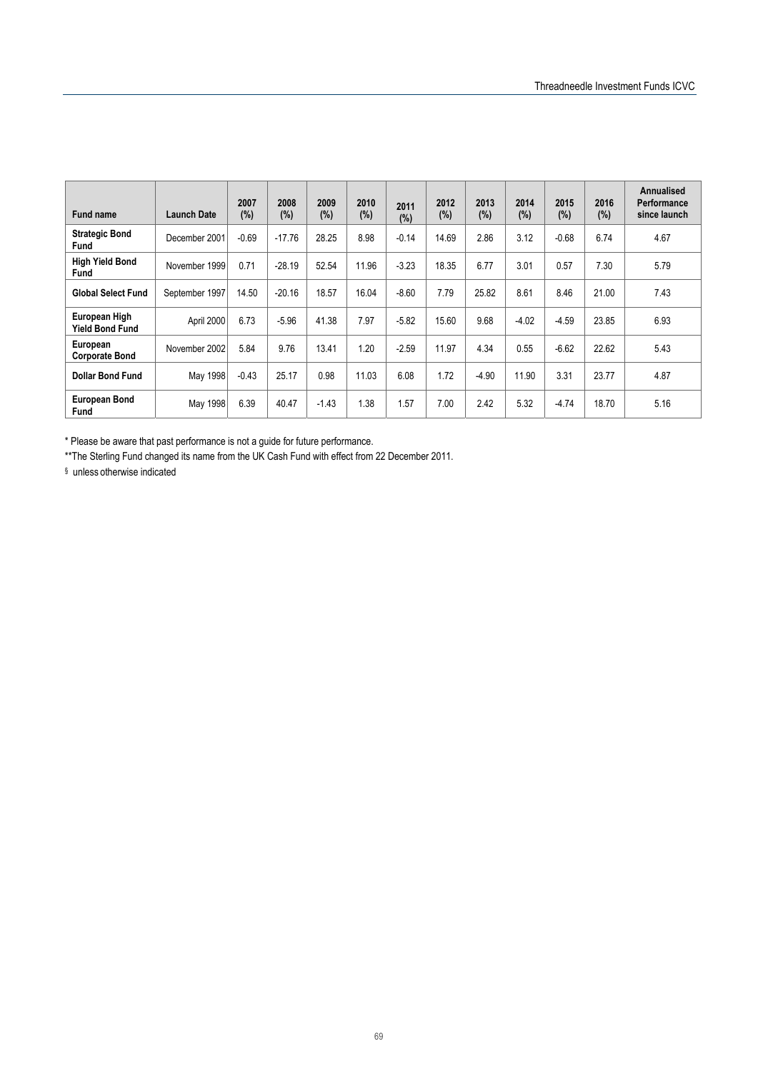| Fund name | Launch Date | 2007 (%) | 2008 (%) | 2009 (%) | 2010 (%) | 2011 (%) | 2012 (%) | 2013 (%) | 2014 (%) | 2015 (%) | 2016 (%) | Annualised Performance since launch |
|---|---|---|---|---|---|---|---|---|---|---|---|---|
| **Strategic Bond Fund** | December 2001 | -0.69 | -17.76 | 28.25 | 8.98 | -0.14 | 14.69 | 2.86 | 3.12 | -0.68 | 6.74 | 4.67 |
| **High Yield Bond Fund** | November 1999 | 0.71 | -28.19 | 52.54 | 11.96 | -3.23 | 18.35 | 6.77 | 3.01 | 0.57 | 7.30 | 5.79 |
| **Global Select Fund** | September 1997 | 14.50 | -20.16 | 18.57 | 16.04 | -8.60 | 7.79 | 25.82 | 8.61 | 8.46 | 21.00 | 7.43 |
| **European High Yield Bond Fund** | April 2000 | 6.73 | -5.96 | 41.38 | 7.97 | -5.82 | 15.60 | 9.68 | -4.02 | -4.59 | 23.85 | 6.93 |
| **European Corporate Bond** | November 2002 | 5.84 | 9.76 | 13.41 | 1.20 | -2.59 | 11.97 | 4.34 | 0.55 | -6.62 | 22.62 | 5.43 |
| **Dollar Bond Fund** | May 1998 | -0.43 | 25.17 | 0.98 | 11.03 | 6.08 | 1.72 | -4.90 | 11.90 | 3.31 | 23.77 | 4.87 |
| **European Bond Fund** | May 1998 | 6.39 | 40.47 | -1.43 | 1.38 | 1.57 | 7.00 | 2.42 | 5.32 | -4.74 | 18.70 | 5.16 |

* Please be aware that past performance is not a guide for future performance.

**The Sterling Fund changed its name from the UK Cash Fund with effect from 22 December 2011.

§ unless otherwise indicated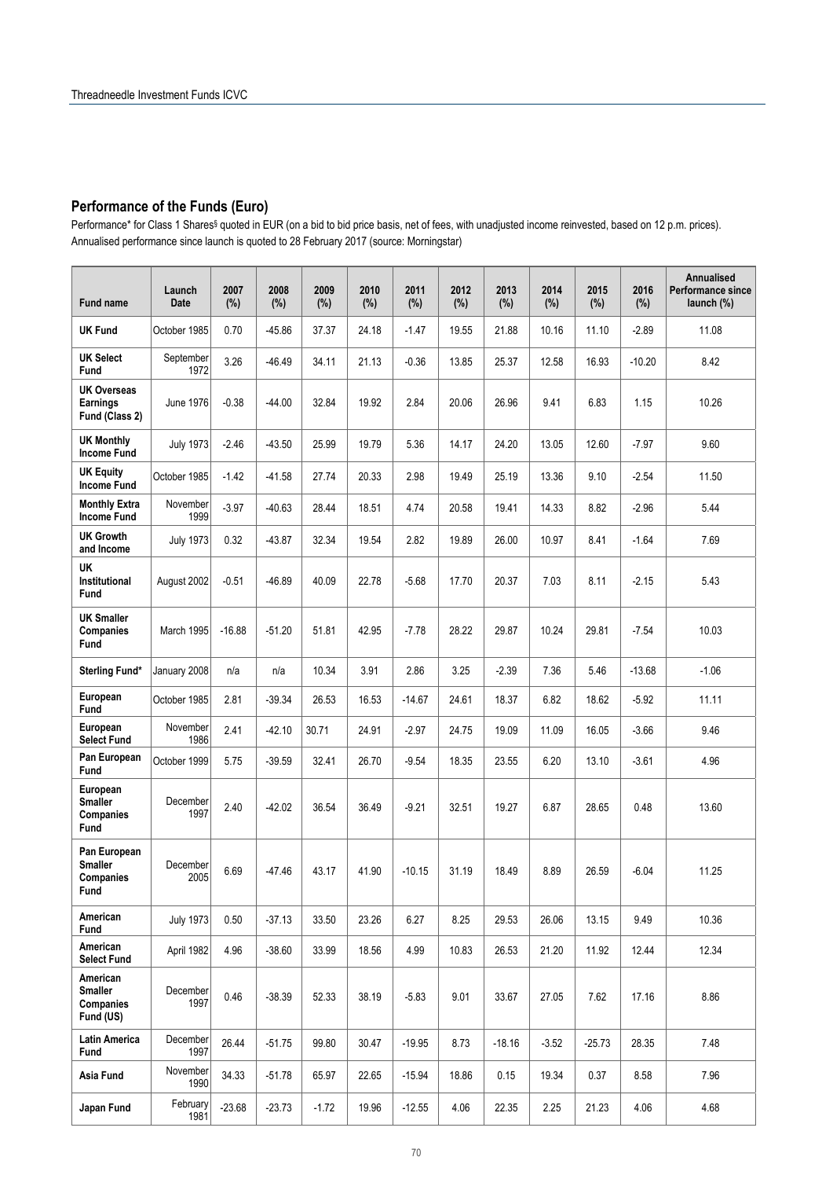## Performance of the Funds (Euro)

Performance* for Class 1 Shares§ quoted in EUR (on a bid to bid price basis, net of fees, with unadjusted income reinvested, based on 12 p.m. prices). Annualised performance since launch is quoted to 28 February 2017 (source: Morningstar)

| Fund name | Launch Date | 2007 (%) | 2008 (%) | 2009 (%) | 2010 (%) | 2011 (%) | 2012 (%) | 2013 (%) | 2014 (%) | 2015 (%) | 2016 (%) | Annualised Performance since launch (%) |
|---|---|---|---|---|---|---|---|---|---|---|---|---|
| **UK Fund** | October 1985 | 0.70 | -45.86 | 37.37 | 24.18 | -1.47 | 19.55 | 21.88 | 10.16 | 11.10 | -2.89 | 11.08 |
| **UK Select Fund** | September 1972 | 3.26 | -46.49 | 34.11 | 21.13 | -0.36 | 13.85 | 25.37 | 12.58 | 16.93 | -10.20 | 8.42 |
| **UK Overseas Earnings Fund (Class 2)** | June 1976 | -0.38 | -44.00 | 32.84 | 19.92 | 2.84 | 20.06 | 26.96 | 9.41 | 6.83 | 1.15 | 10.26 |
| **UK Monthly Income Fund** | July 1973 | -2.46 | -43.50 | 25.99 | 19.79 | 5.36 | 14.17 | 24.20 | 13.05 | 12.60 | -7.97 | 9.60 |
| **UK Equity Income Fund** | October 1985 | -1.42 | -41.58 | 27.74 | 20.33 | 2.98 | 19.49 | 25.19 | 13.36 | 9.10 | -2.54 | 11.50 |
| **Monthly Extra Income Fund** | November 1999 | -3.97 | -40.63 | 28.44 | 18.51 | 4.74 | 20.58 | 19.41 | 14.33 | 8.82 | -2.96 | 5.44 |
| **UK Growth and Income** | July 1973 | 0.32 | -43.87 | 32.34 | 19.54 | 2.82 | 19.89 | 26.00 | 10.97 | 8.41 | -1.64 | 7.69 |
| **UK Institutional Fund** | August 2002 | -0.51 | -46.89 | 40.09 | 22.78 | -5.68 | 17.70 | 20.37 | 7.03 | 8.11 | -2.15 | 5.43 |
| **UK Smaller Companies Fund** | March 1995 | -16.88 | -51.20 | 51.81 | 42.95 | -7.78 | 28.22 | 29.87 | 10.24 | 29.81 | -7.54 | 10.03 |
| **Sterling Fund*** | January 2008 | n/a | n/a | 10.34 | 3.91 | 2.86 | 3.25 | -2.39 | 7.36 | 5.46 | -13.68 | -1.06 |
| **European Fund** | October 1985 | 2.81 | -39.34 | 26.53 | 16.53 | -14.67 | 24.61 | 18.37 | 6.82 | 18.62 | -5.92 | 11.11 |
| **European Select Fund** | November 1986 | 2.41 | -42.10 | 30.71 | 24.91 | -2.97 | 24.75 | 19.09 | 11.09 | 16.05 | -3.66 | 9.46 |
| **Pan European Fund** | October 1999 | 5.75 | -39.59 | 32.41 | 26.70 | -9.54 | 18.35 | 23.55 | 6.20 | 13.10 | -3.61 | 4.96 |
| **European Smaller Companies Fund** | December 1997 | 2.40 | -42.02 | 36.54 | 36.49 | -9.21 | 32.51 | 19.27 | 6.87 | 28.65 | 0.48 | 13.60 |
| **Pan European Smaller Companies Fund** | December 2005 | 6.69 | -47.46 | 43.17 | 41.90 | -10.15 | 31.19 | 18.49 | 8.89 | 26.59 | -6.04 | 11.25 |
| **American Fund** | July 1973 | 0.50 | -37.13 | 33.50 | 23.26 | 6.27 | 8.25 | 29.53 | 26.06 | 13.15 | 9.49 | 10.36 |
| **American Select Fund** | April 1982 | 4.96 | -38.60 | 33.99 | 18.56 | 4.99 | 10.83 | 26.53 | 21.20 | 11.92 | 12.44 | 12.34 |
| **American Smaller Companies Fund (US)** | December 1997 | 0.46 | -38.39 | 52.33 | 38.19 | -5.83 | 9.01 | 33.67 | 27.05 | 7.62 | 17.16 | 8.86 |
| **Latin America Fund** | December 1997 | 26.44 | -51.75 | 99.80 | 30.47 | -19.95 | 8.73 | -18.16 | -3.52 | -25.73 | 28.35 | 7.48 |
| **Asia Fund** | November 1990 | 34.33 | -51.78 | 65.97 | 22.65 | -15.94 | 18.86 | 0.15 | 19.34 | 0.37 | 8.58 | 7.96 |
| **Japan Fund** | February 1981 | -23.68 | -23.73 | -1.72 | 19.96 | -12.55 | 4.06 | 22.35 | 2.25 | 21.23 | 4.06 | 4.68 |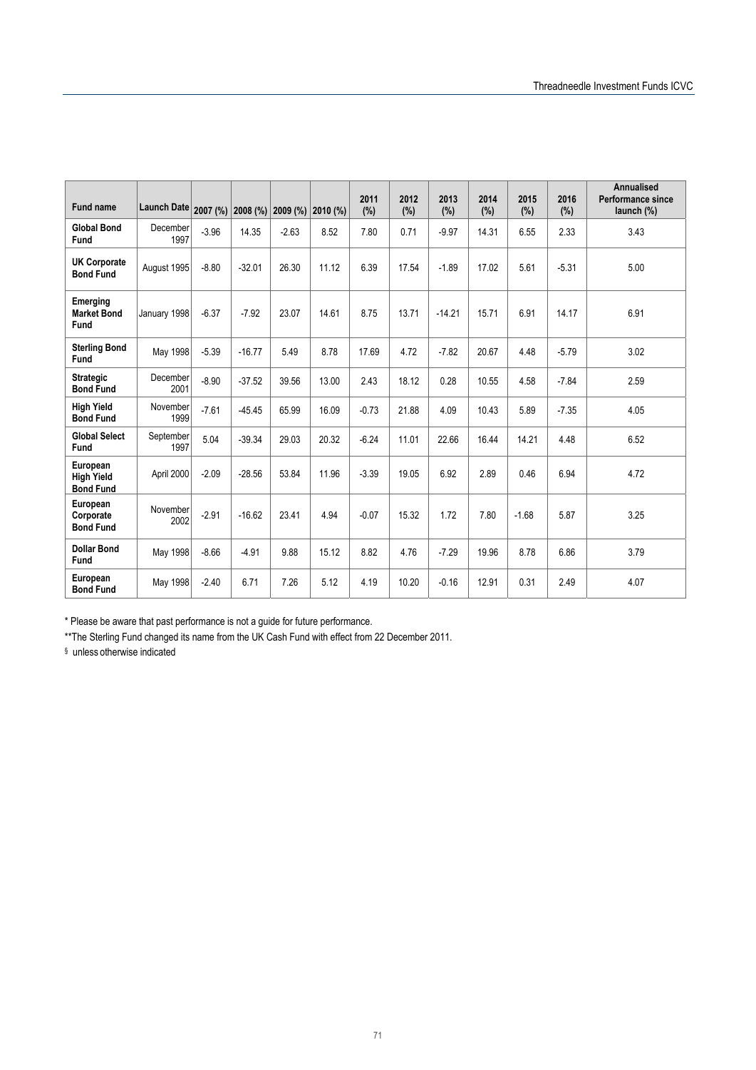| Fund name | Launch Date | 2007 (%) | 2008 (%) | 2009 (%) | 2010 (%) | 2011 (%) | 2012 (%) | 2013 (%) | 2014 (%) | 2015 (%) | 2016 (%) | Annualised Performance since launch (%) |
|---|---|---|---|---|---|---|---|---|---|---|---|---|
| **Global Bond Fund** | December 1997 | -3.96 | 14.35 | -2.63 | 8.52 | 7.80 | 0.71 | -9.97 | 14.31 | 6.55 | 2.33 | 3.43 |
| **UK Corporate Bond Fund** | August 1995 | -8.80 | -32.01 | 26.30 | 11.12 | 6.39 | 17.54 | -1.89 | 17.02 | 5.61 | -5.31 | 5.00 |
| **Emerging Market Bond Fund** | January 1998 | -6.37 | -7.92 | 23.07 | 14.61 | 8.75 | 13.71 | -14.21 | 15.71 | 6.91 | 14.17 | 6.91 |
| **Sterling Bond Fund** | May 1998 | -5.39 | -16.77 | 5.49 | 8.78 | 17.69 | 4.72 | -7.82 | 20.67 | 4.48 | -5.79 | 3.02 |
| **Strategic Bond Fund** | December 2001 | -8.90 | -37.52 | 39.56 | 13.00 | 2.43 | 18.12 | 0.28 | 10.55 | 4.58 | -7.84 | 2.59 |
| **High Yield Bond Fund** | November 1999 | -7.61 | -45.45 | 65.99 | 16.09 | -0.73 | 21.88 | 4.09 | 10.43 | 5.89 | -7.35 | 4.05 |
| **Global Select Fund** | September 1997 | 5.04 | -39.34 | 29.03 | 20.32 | -6.24 | 11.01 | 22.66 | 16.44 | 14.21 | 4.48 | 6.52 |
| **European High Yield Bond Fund** | April 2000 | -2.09 | -28.56 | 53.84 | 11.96 | -3.39 | 19.05 | 6.92 | 2.89 | 0.46 | 6.94 | 4.72 |
| **European Corporate Bond Fund** | November 2002 | -2.91 | -16.62 | 23.41 | 4.94 | -0.07 | 15.32 | 1.72 | 7.80 | -1.68 | 5.87 | 3.25 |
| **Dollar Bond Fund** | May 1998 | -8.66 | -4.91 | 9.88 | 15.12 | 8.82 | 4.76 | -7.29 | 19.96 | 8.78 | 6.86 | 3.79 |
| **European Bond Fund** | May 1998 | -2.40 | 6.71 | 7.26 | 5.12 | 4.19 | 10.20 | -0.16 | 12.91 | 0.31 | 2.49 | 4.07 |

* Please be aware that past performance is not a guide for future performance.

**The Sterling Fund changed its name from the UK Cash Fund with effect from 22 December 2011.

§ unless otherwise indicated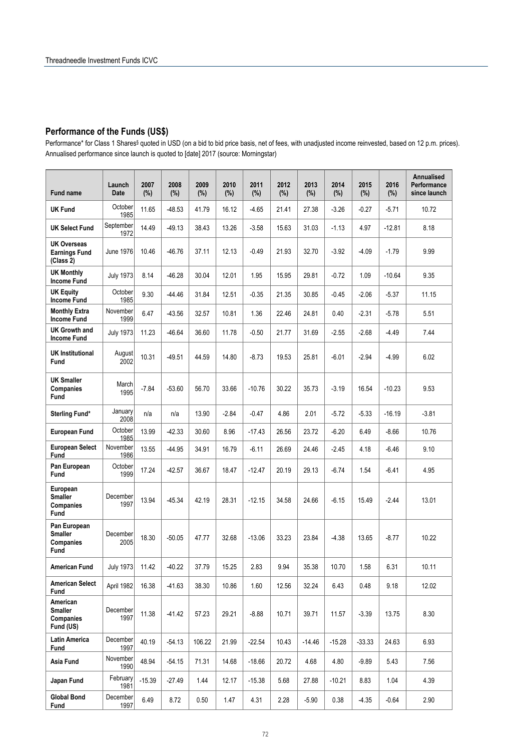## Performance of the Funds (US$)

Performance* for Class 1 Shares§ quoted in USD (on a bid to bid price basis, net of fees, with unadjusted income reinvested, based on 12 p.m. prices). Annualised performance since launch is quoted to [date] 2017 (source: Morningstar)

| Fund name | Launch Date | 2007 (%) | 2008 (%) | 2009 (%) | 2010 (%) | 2011 (%) | 2012 (%) | 2013 (%) | 2014 (%) | 2015 (%) | 2016 (%) | Annualised Performance since launch |
|---|---|---|---|---|---|---|---|---|---|---|---|---|
| **UK Fund** | October 1985 | 11.65 | -48.53 | 41.79 | 16.12 | -4.65 | 21.41 | 27.38 | -3.26 | -0.27 | -5.71 | 10.72 |
| **UK Select Fund** | September 1972 | 14.49 | -49.13 | 38.43 | 13.26 | -3.58 | 15.63 | 31.03 | -1.13 | 4.97 | -12.81 | 8.18 |
| **UK Overseas Earnings Fund (Class 2)** | June 1976 | 10.46 | -46.76 | 37.11 | 12.13 | -0.49 | 21.93 | 32.70 | -3.92 | -4.09 | -1.79 | 9.99 |
| **UK Monthly Income Fund** | July 1973 | 8.14 | -46.28 | 30.04 | 12.01 | 1.95 | 15.95 | 29.81 | -0.72 | 1.09 | -10.64 | 9.35 |
| **UK Equity Income Fund** | October 1985 | 9.30 | -44.46 | 31.84 | 12.51 | -0.35 | 21.35 | 30.85 | -0.45 | -2.06 | -5.37 | 11.15 |
| **Monthly Extra Income Fund** | November 1999 | 6.47 | -43.56 | 32.57 | 10.81 | 1.36 | 22.46 | 24.81 | 0.40 | -2.31 | -5.78 | 5.51 |
| **UK Growth and Income Fund** | July 1973 | 11.23 | -46.64 | 36.60 | 11.78 | -0.50 | 21.77 | 31.69 | -2.55 | -2.68 | -4.49 | 7.44 |
| **UK Institutional Fund** | August 2002 | 10.31 | -49.51 | 44.59 | 14.80 | -8.73 | 19.53 | 25.81 | -6.01 | -2.94 | -4.99 | 6.02 |
| **UK Smaller Companies Fund** | March 1995 | -7.84 | -53.60 | 56.70 | 33.66 | -10.76 | 30.22 | 35.73 | -3.19 | 16.54 | -10.23 | 9.53 |
| **Sterling Fund*** | January 2008 | n/a | n/a | 13.90 | -2.84 | -0.47 | 4.86 | 2.01 | -5.72 | -5.33 | -16.19 | -3.81 |
| **European Fund** | October 1985 | 13.99 | -42.33 | 30.60 | 8.96 | -17.43 | 26.56 | 23.72 | -6.20 | 6.49 | -8.66 | 10.76 |
| **European Select Fund** | November 1986 | 13.55 | -44.95 | 34.91 | 16.79 | -6.11 | 26.69 | 24.46 | -2.45 | 4.18 | -6.46 | 9.10 |
| **Pan European Fund** | October 1999 | 17.24 | -42.57 | 36.67 | 18.47 | -12.47 | 20.19 | 29.13 | -6.74 | 1.54 | -6.41 | 4.95 |
| **European Smaller Companies Fund** | December 1997 | 13.94 | -45.34 | 42.19 | 28.31 | -12.15 | 34.58 | 24.66 | -6.15 | 15.49 | -2.44 | 13.01 |
| **Pan European Smaller Companies Fund** | December 2005 | 18.30 | -50.05 | 47.77 | 32.68 | -13.06 | 33.23 | 23.84 | -4.38 | 13.65 | -8.77 | 10.22 |
| **American Fund** | July 1973 | 11.42 | -40.22 | 37.79 | 15.25 | 2.83 | 9.94 | 35.38 | 10.70 | 1.58 | 6.31 | 10.11 |
| **American Select Fund** | April 1982 | 16.38 | -41.63 | 38.30 | 10.86 | 1.60 | 12.56 | 32.24 | 6.43 | 0.48 | 9.18 | 12.02 |
| **American Smaller Companies Fund (US)** | December 1997 | 11.38 | -41.42 | 57.23 | 29.21 | -8.88 | 10.71 | 39.71 | 11.57 | -3.39 | 13.75 | 8.30 |
| **Latin America Fund** | December 1997 | 40.19 | -54.13 | 106.22 | 21.99 | -22.54 | 10.43 | -14.46 | -15.28 | -33.33 | 24.63 | 6.93 |
| **Asia Fund** | November 1990 | 48.94 | -54.15 | 71.31 | 14.68 | -18.66 | 20.72 | 4.68 | 4.80 | -9.89 | 5.43 | 7.56 |
| **Japan Fund** | February 1981 | -15.39 | -27.49 | 1.44 | 12.17 | -15.38 | 5.68 | 27.88 | -10.21 | 8.83 | 1.04 | 4.39 |
| **Global Bond Fund** | December 1997 | 6.49 | 8.72 | 0.50 | 1.47 | 4.31 | 2.28 | -5.90 | 0.38 | -4.35 | -0.64 | 2.90 |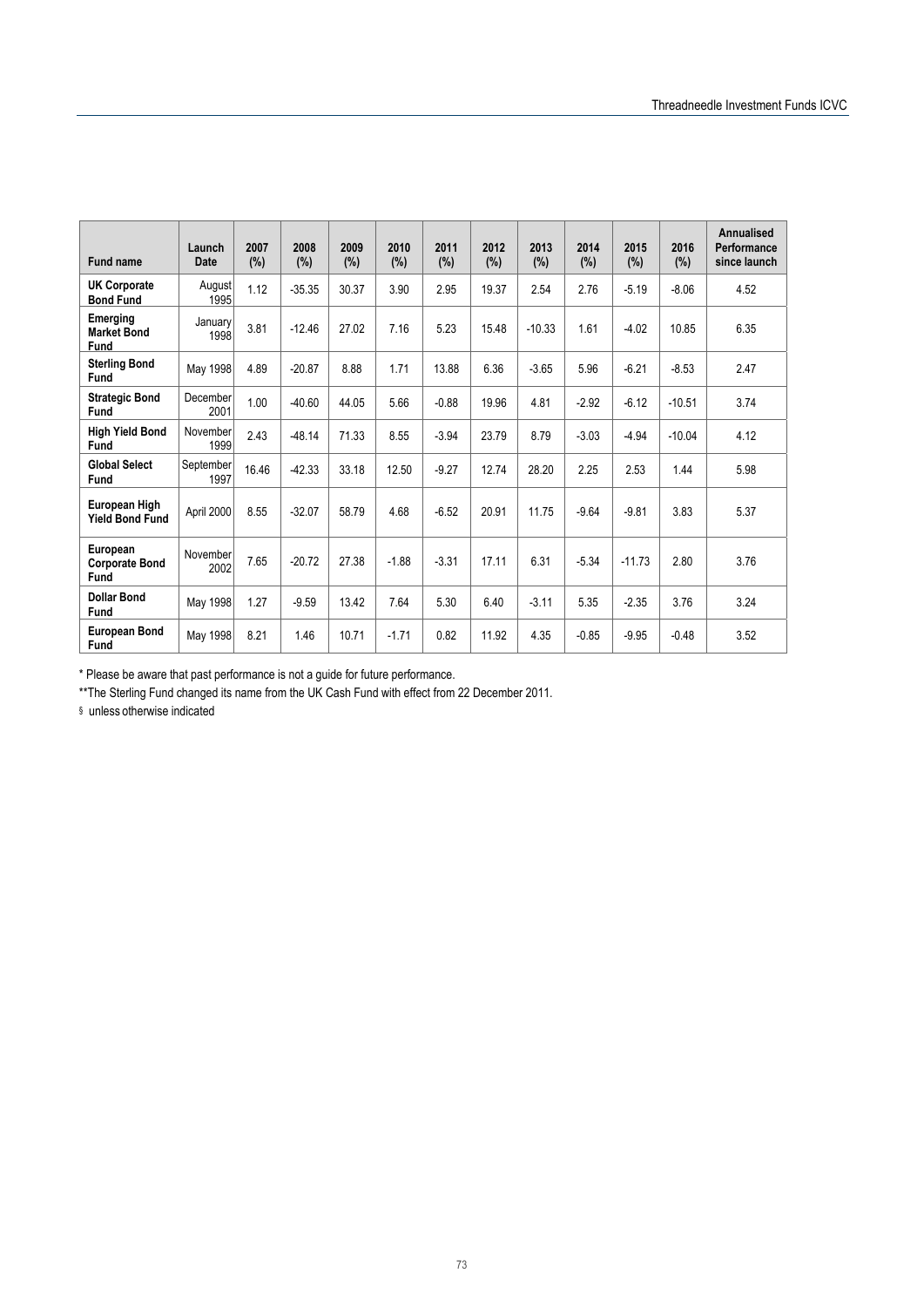| Fund name | Launch Date | 2007 (%) | 2008 (%) | 2009 (%) | 2010 (%) | 2011 (%) | 2012 (%) | 2013 (%) | 2014 (%) | 2015 (%) | 2016 (%) | Annualised Performance since launch |
|---|---|---|---|---|---|---|---|---|---|---|---|---|
| **UK Corporate Bond Fund** | August 1995 | 1.12 | -35.35 | 30.37 | 3.90 | 2.95 | 19.37 | 2.54 | 2.76 | -5.19 | -8.06 | 4.52 |
| **Emerging Market Bond Fund** | January 1998 | 3.81 | -12.46 | 27.02 | 7.16 | 5.23 | 15.48 | -10.33 | 1.61 | -4.02 | 10.85 | 6.35 |
| **Sterling Bond Fund** | May 1998 | 4.89 | -20.87 | 8.88 | 1.71 | 13.88 | 6.36 | -3.65 | 5.96 | -6.21 | -8.53 | 2.47 |
| **Strategic Bond Fund** | December 2001 | 1.00 | -40.60 | 44.05 | 5.66 | -0.88 | 19.96 | 4.81 | -2.92 | -6.12 | -10.51 | 3.74 |
| **High Yield Bond Fund** | November 1999 | 2.43 | -48.14 | 71.33 | 8.55 | -3.94 | 23.79 | 8.79 | -3.03 | -4.94 | -10.04 | 4.12 |
| **Global Select Fund** | September 1997 | 16.46 | -42.33 | 33.18 | 12.50 | -9.27 | 12.74 | 28.20 | 2.25 | 2.53 | 1.44 | 5.98 |
| **European High Yield Bond Fund** | April 2000 | 8.55 | -32.07 | 58.79 | 4.68 | -6.52 | 20.91 | 11.75 | -9.64 | -9.81 | 3.83 | 5.37 |
| **European Corporate Bond Fund** | November 2002 | 7.65 | -20.72 | 27.38 | -1.88 | -3.31 | 17.11 | 6.31 | -5.34 | -11.73 | 2.80 | 3.76 |
| **Dollar Bond Fund** | May 1998 | 1.27 | -9.59 | 13.42 | 7.64 | 5.30 | 6.40 | -3.11 | 5.35 | -2.35 | 3.76 | 3.24 |
| **European Bond Fund** | May 1998 | 8.21 | 1.46 | 10.71 | -1.71 | 0.82 | 11.92 | 4.35 | -0.85 | -9.95 | -0.48 | 3.52 |

* Please be aware that past performance is not a guide for future performance.

**The Sterling Fund changed its name from the UK Cash Fund with effect from 22 December 2011.

§ unless otherwise indicated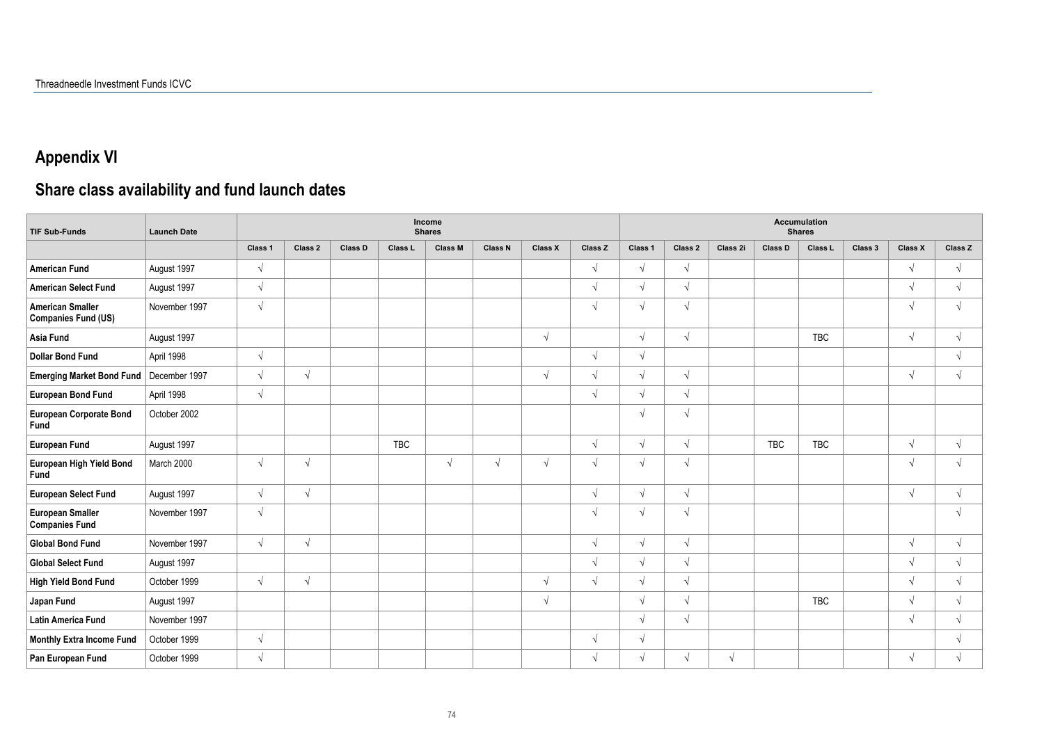## Appendix VI

## Share class availability and fund launch dates

| TIF Sub-Funds | Launch Date | Income Shares | | | | | | | | Accumulation Shares | | | | | | | |
|---|---|---|---|---|---|---|---|---|---|---|---|---|---|---|---|---|---|
| | | Class 1 | Class 2 | Class D | Class L | Class M | Class N | Class X | Class Z | Class 1 | Class 2 | Class 2i | Class D | Class L | Class 3 | Class X | Class Z |
| **American Fund** | August 1997 | √ | | | | | | | √ | √ | √ | | | | | √ | √ |
| **American Select Fund** | August 1997 | √ | | | | | | | √ | √ | √ | | | | | √ | √ |
| **American Smaller Companies Fund (US)** | November 1997 | √ | | | | | | | √ | √ | √ | | | | | √ | √ |
| **Asia Fund** | August 1997 | | | | | | | √ | | √ | √ | | | TBC | | √ | √ |
| **Dollar Bond Fund** | April 1998 | √ | | | | | | | √ | √ | | | | | | | √ |
| **Emerging Market Bond Fund** | December 1997 | √ | √ | | | | | √ | √ | √ | √ | | | | | √ | √ |
| **European Bond Fund** | April 1998 | √ | | | | | | | √ | √ | √ | | | | | | |
| **European Corporate Bond Fund** | October 2002 | | | | | | | | | √ | √ | | | | | | |
| **European Fund** | August 1997 | | | | TBC | | | | √ | √ | √ | | TBC | TBC | | √ | √ |
| **European High Yield Bond Fund** | March 2000 | √ | √ | | | √ | √ | √ | √ | √ | √ | | | | | √ | √ |
| **European Select Fund** | August 1997 | √ | √ | | | | | | √ | √ | √ | | | | | √ | √ |
| **European Smaller Companies Fund** | November 1997 | √ | | | | | | | √ | √ | √ | | | | | | √ |
| **Global Bond Fund** | November 1997 | √ | √ | | | | | | √ | √ | √ | | | | | √ | √ |
| **Global Select Fund** | August 1997 | | | | | | | | √ | √ | √ | | | | | √ | √ |
| **High Yield Bond Fund** | October 1999 | √ | √ | | | | | √ | √ | √ | √ | | | | | √ | √ |
| **Japan Fund** | August 1997 | | | | | | | √ | | √ | √ | | | TBC | | √ | √ |
| **Latin America Fund** | November 1997 | | | | | | | | | √ | √ | | | | | √ | √ |
| **Monthly Extra Income Fund** | October 1999 | √ | | | | | | | √ | √ | | | | | | | √ |
| **Pan European Fund** | October 1999 | √ | | | | | | | √ | √ | √ | √ | | | | √ | √ |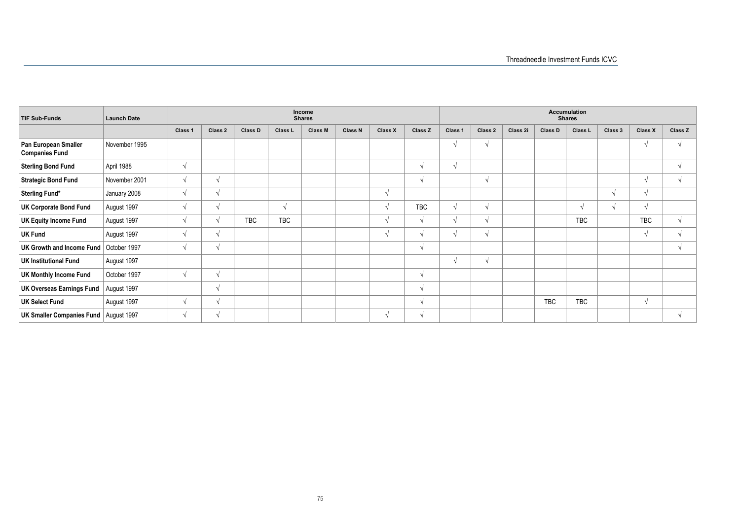| TIF Sub-Funds | Launch Date | Income Shares | | | | | | | | Accumulation Shares | | | | | | | |
|---|---|---|---|---|---|---|---|---|---|---|---|---|---|---|---|---|---|
| | | Class 1 | Class 2 | Class D | Class L | Class M | Class N | Class X | Class Z | Class 1 | Class 2 | Class 2i | Class D | Class L | Class 3 | Class X | Class Z |
| **Pan European Smaller Companies Fund** | November 1995 | | | | | | | | | √ | √ | | | | | √ | √ |
| **Sterling Bond Fund** | April 1988 | √ | | | | | | | √ | √ | | | | | | | √ |
| **Strategic Bond Fund** | November 2001 | √ | √ | | | | | | √ | | √ | | | | | √ | √ |
| **Sterling Fund*** | January 2008 | √ | √ | | | | | √ | | | | | | | √ | √ | |
| **UK Corporate Bond Fund** | August 1997 | √ | √ | | √ | | | √ | TBC | √ | √ | | | √ | √ | √ | |
| **UK Equity Income Fund** | August 1997 | √ | √ | TBC | TBC | | | √ | √ | √ | √ | | | TBC | | TBC | √ |
| **UK Fund** | August 1997 | √ | √ | | | | | √ | √ | √ | √ | | | | | √ | √ |
| **UK Growth and Income Fund** | October 1997 | √ | √ | | | | | | √ | | | | | | | | √ |
| **UK Institutional Fund** | August 1997 | | | | | | | | | √ | √ | | | | | | |
| **UK Monthly Income Fund** | October 1997 | √ | √ | | | | | | √ | | | | | | | | |
| **UK Overseas Earnings Fund** | August 1997 | | √ | | | | | | √ | | | | | | | | |
| **UK Select Fund** | August 1997 | √ | √ | | | | | | √ | | | | TBC | TBC | | √ | |
| **UK Smaller Companies Fund** | August 1997 | √ | √ | | | | | √ | √ | | | | | | | | √ |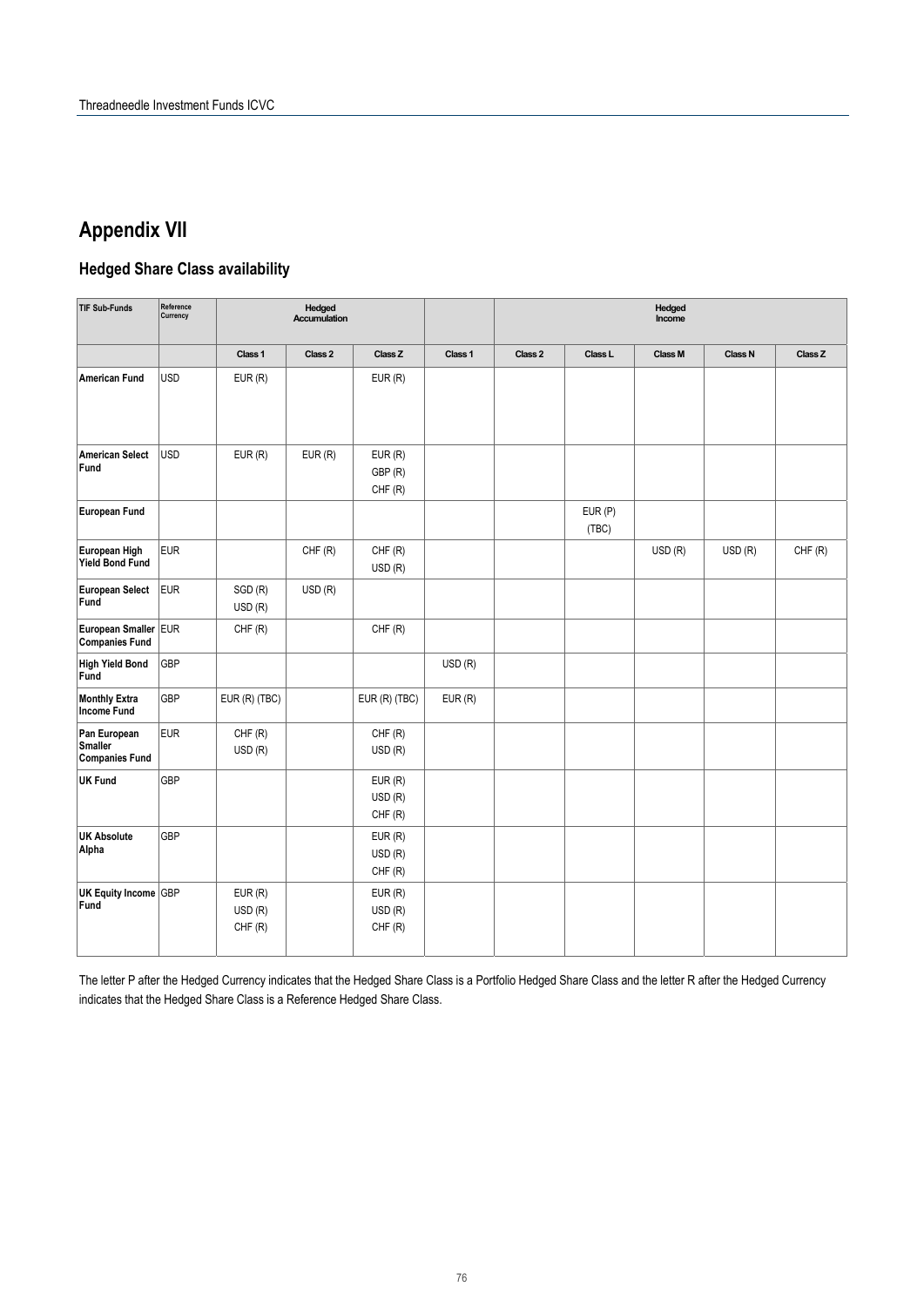# Appendix VII

## Hedged Share Class availability

| TIF Sub-Funds | Reference Currency | Hedged Accumulation | | | | Hedged Income | | | | |
|---|---|---|---|---|---|---|---|---|---|---|
| | | Class 1 | Class 2 | Class Z | Class 1 | Class 2 | Class L | Class M | Class N | Class Z |
| **American Fund** | USD | EUR (R) | | EUR (R) | | | | | | |
| **American Select Fund** | USD | EUR (R) | EUR (R) | EUR (R)<br>GBP (R)<br>CHF (R) | | | | | | |
| **European Fund** | | | | | | | EUR (P)<br>(TBC) | | | |
| **European High Yield Bond Fund** | EUR | | CHF (R) | CHF (R)<br>USD (R) | | | | USD (R) | USD (R) | CHF (R) |
| **European Select Fund** | EUR | SGD (R)<br>USD (R) | USD (R) | | | | | | | |
| **European Smaller Companies Fund** | EUR | CHF (R) | | CHF (R) | | | | | | |
| **High Yield Bond Fund** | GBP | | | | USD (R) | | | | | |
| **Monthly Extra Income Fund** | GBP | EUR (R) (TBC) | | EUR (R) (TBC) | EUR (R) | | | | | |
| **Pan European Smaller Companies Fund** | EUR | CHF (R)<br>USD (R) | | CHF (R)<br>USD (R) | | | | | | |
| **UK Fund** | GBP | | | EUR (R)<br>USD (R)<br>CHF (R) | | | | | | |
| **UK Absolute Alpha** | GBP | | | EUR (R)<br>USD (R)<br>CHF (R) | | | | | | |
| **UK Equity Income Fund** | GBP | EUR (R)<br>USD (R)<br>CHF (R) | | EUR (R)<br>USD (R)<br>CHF (R) | | | | | | |

The letter P after the Hedged Currency indicates that the Hedged Share Class is a Portfolio Hedged Share Class and the letter R after the Hedged Currency indicates that the Hedged Share Class is a Reference Hedged Share Class.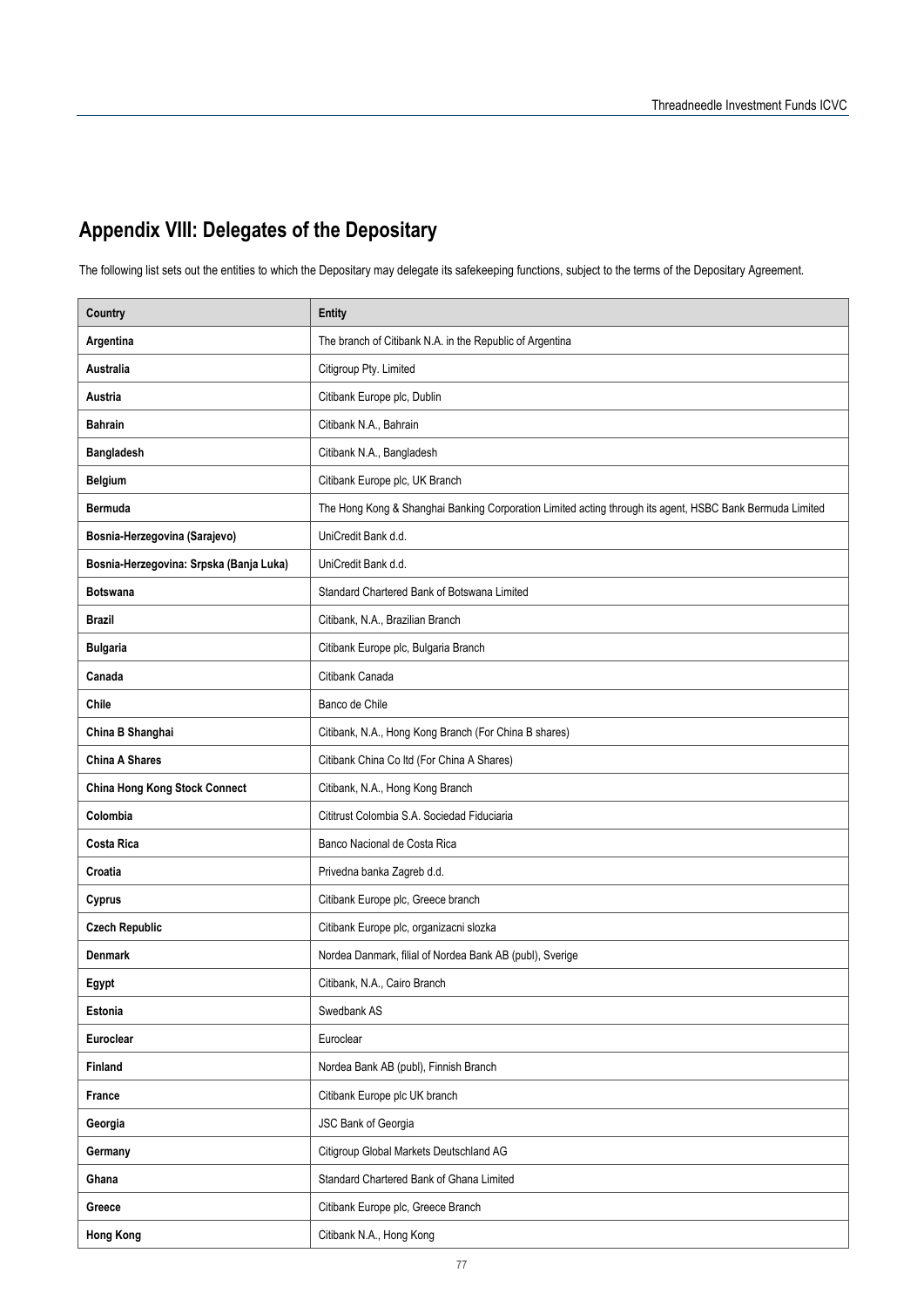## Appendix VIII: Delegates of the Depositary

The following list sets out the entities to which the Depositary may delegate its safekeeping functions, subject to the terms of the Depositary Agreement.

| Country | Entity |
|---|---|
| **Argentina** | The branch of Citibank N.A. in the Republic of Argentina |
| **Australia** | Citigroup Pty. Limited |
| **Austria** | Citibank Europe plc, Dublin |
| **Bahrain** | Citibank N.A., Bahrain |
| **Bangladesh** | Citibank N.A., Bangladesh |
| **Belgium** | Citibank Europe plc, UK Branch |
| **Bermuda** | The Hong Kong & Shanghai Banking Corporation Limited acting through its agent, HSBC Bank Bermuda Limited |
| **Bosnia-Herzegovina (Sarajevo)** | UniCredit Bank d.d. |
| **Bosnia-Herzegovina: Srpska (Banja Luka)** | UniCredit Bank d.d. |
| **Botswana** | Standard Chartered Bank of Botswana Limited |
| **Brazil** | Citibank, N.A., Brazilian Branch |
| **Bulgaria** | Citibank Europe plc, Bulgaria Branch |
| **Canada** | Citibank Canada |
| **Chile** | Banco de Chile |
| **China B Shanghai** | Citibank, N.A., Hong Kong Branch (For China B shares) |
| **China A Shares** | Citibank China Co ltd (For China A Shares) |
| **China Hong Kong Stock Connect** | Citibank, N.A., Hong Kong Branch |
| **Colombia** | Cititrust Colombia S.A. Sociedad Fiduciaria |
| **Costa Rica** | Banco Nacional de Costa Rica |
| **Croatia** | Privedna banka Zagreb d.d. |
| **Cyprus** | Citibank Europe plc, Greece branch |
| **Czech Republic** | Citibank Europe plc, organizacni slozka |
| **Denmark** | Nordea Danmark, filial of Nordea Bank AB (publ), Sverige |
| **Egypt** | Citibank, N.A., Cairo Branch |
| **Estonia** | Swedbank AS |
| **Euroclear** | Euroclear |
| **Finland** | Nordea Bank AB (publ), Finnish Branch |
| **France** | Citibank Europe plc UK branch |
| **Georgia** | JSC Bank of Georgia |
| **Germany** | Citigroup Global Markets Deutschland AG |
| **Ghana** | Standard Chartered Bank of Ghana Limited |
| **Greece** | Citibank Europe plc, Greece Branch |
| **Hong Kong** | Citibank N.A., Hong Kong |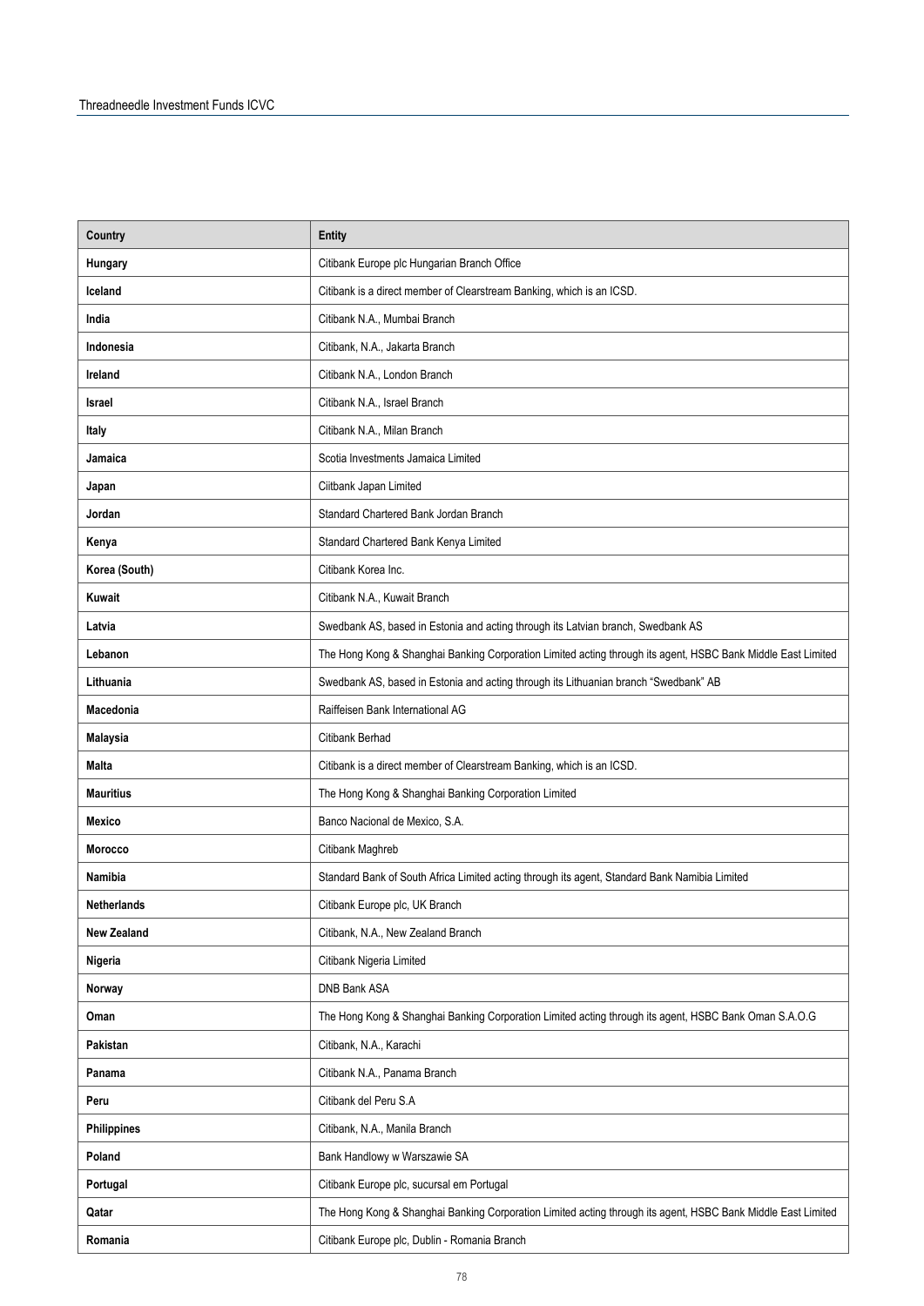| Country | Entity |
|---|---|
| Hungary | Citibank Europe plc Hungarian Branch Office |
| Iceland | Citibank is a direct member of Clearstream Banking, which is an ICSD. |
| India | Citibank N.A., Mumbai Branch |
| Indonesia | Citibank, N.A., Jakarta Branch |
| Ireland | Citibank N.A., London Branch |
| Israel | Citibank N.A., Israel Branch |
| Italy | Citibank N.A., Milan Branch |
| Jamaica | Scotia Investments Jamaica Limited |
| Japan | Ciitbank Japan Limited |
| Jordan | Standard Chartered Bank Jordan Branch |
| Kenya | Standard Chartered Bank Kenya Limited |
| Korea (South) | Citibank Korea Inc. |
| Kuwait | Citibank N.A., Kuwait Branch |
| Latvia | Swedbank AS, based in Estonia and acting through its Latvian branch, Swedbank AS |
| Lebanon | The Hong Kong & Shanghai Banking Corporation Limited acting through its agent, HSBC Bank Middle East Limited |
| Lithuania | Swedbank AS, based in Estonia and acting through its Lithuanian branch "Swedbank" AB |
| Macedonia | Raiffeisen Bank International AG |
| Malaysia | Citibank Berhad |
| Malta | Citibank is a direct member of Clearstream Banking, which is an ICSD. |
| Mauritius | The Hong Kong & Shanghai Banking Corporation Limited |
| Mexico | Banco Nacional de Mexico, S.A. |
| Morocco | Citibank Maghreb |
| Namibia | Standard Bank of South Africa Limited acting through its agent, Standard Bank Namibia Limited |
| Netherlands | Citibank Europe plc, UK Branch |
| New Zealand | Citibank, N.A., New Zealand Branch |
| Nigeria | Citibank Nigeria Limited |
| Norway | DNB Bank ASA |
| Oman | The Hong Kong & Shanghai Banking Corporation Limited acting through its agent, HSBC Bank Oman S.A.O.G |
| Pakistan | Citibank, N.A., Karachi |
| Panama | Citibank N.A., Panama Branch |
| Peru | Citibank del Peru S.A |
| Philippines | Citibank, N.A., Manila Branch |
| Poland | Bank Handlowy w Warszawie SA |
| Portugal | Citibank Europe plc, sucursal em Portugal |
| Qatar | The Hong Kong & Shanghai Banking Corporation Limited acting through its agent, HSBC Bank Middle East Limited |
| Romania | Citibank Europe plc, Dublin - Romania Branch |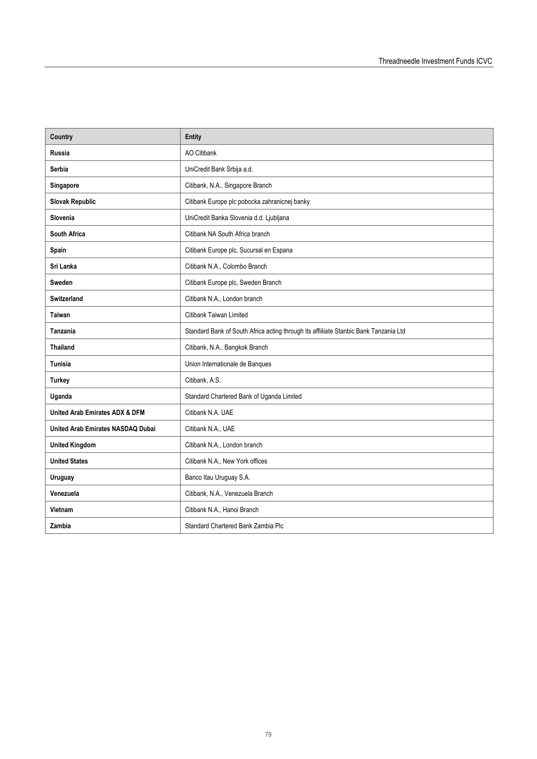| Country | Entity |
| --- | --- |
| **Russia** | AO Citibank |
| **Serbia** | UniCredit Bank Srbija a.d. |
| **Singapore** | Citibank, N.A., Singapore Branch |
| **Slovak Republic** | Citibank Europe plc pobocka zahranicnej banky |
| **Slovenia** | UniCredit Banka Slovenia d.d. Ljubljana |
| **South Africa** | Citibank NA South Africa branch |
| **Spain** | Citibank Europe plc, Sucursal en Espana |
| **Sri Lanka** | Citibank N.A., Colombo Branch |
| **Sweden** | Citibank Europe plc, Sweden Branch |
| **Switzerland** | Citibank N.A., London branch |
| **Taiwan** | Citibank Taiwan Limited |
| **Tanzania** | Standard Bank of South Africa acting through its affiliate Stanbic Bank Tanzania Ltd |
| **Thailand** | Citibank, N.A., Bangkok Branch |
| **Tunisia** | Union Internationale de Banques |
| **Turkey** | Citibank, A.S. |
| **Uganda** | Standard Chartered Bank of Uganda Limited |
| **United Arab Emirates ADX & DFM** | Citibank N.A. UAE |
| **United Arab Emirates NASDAQ Dubai** | Citibank N.A., UAE |
| **United Kingdom** | Citibank N.A., London branch |
| **United States** | Citibank N.A., New York offices |
| **Uruguay** | Banco Itau Uruguay S.A. |
| **Venezuela** | Citibank, N.A., Venezuela Branch |
| **Vietnam** | Citibank N.A., Hanoi Branch |
| **Zambia** | Standard Chartered Bank Zambia Plc |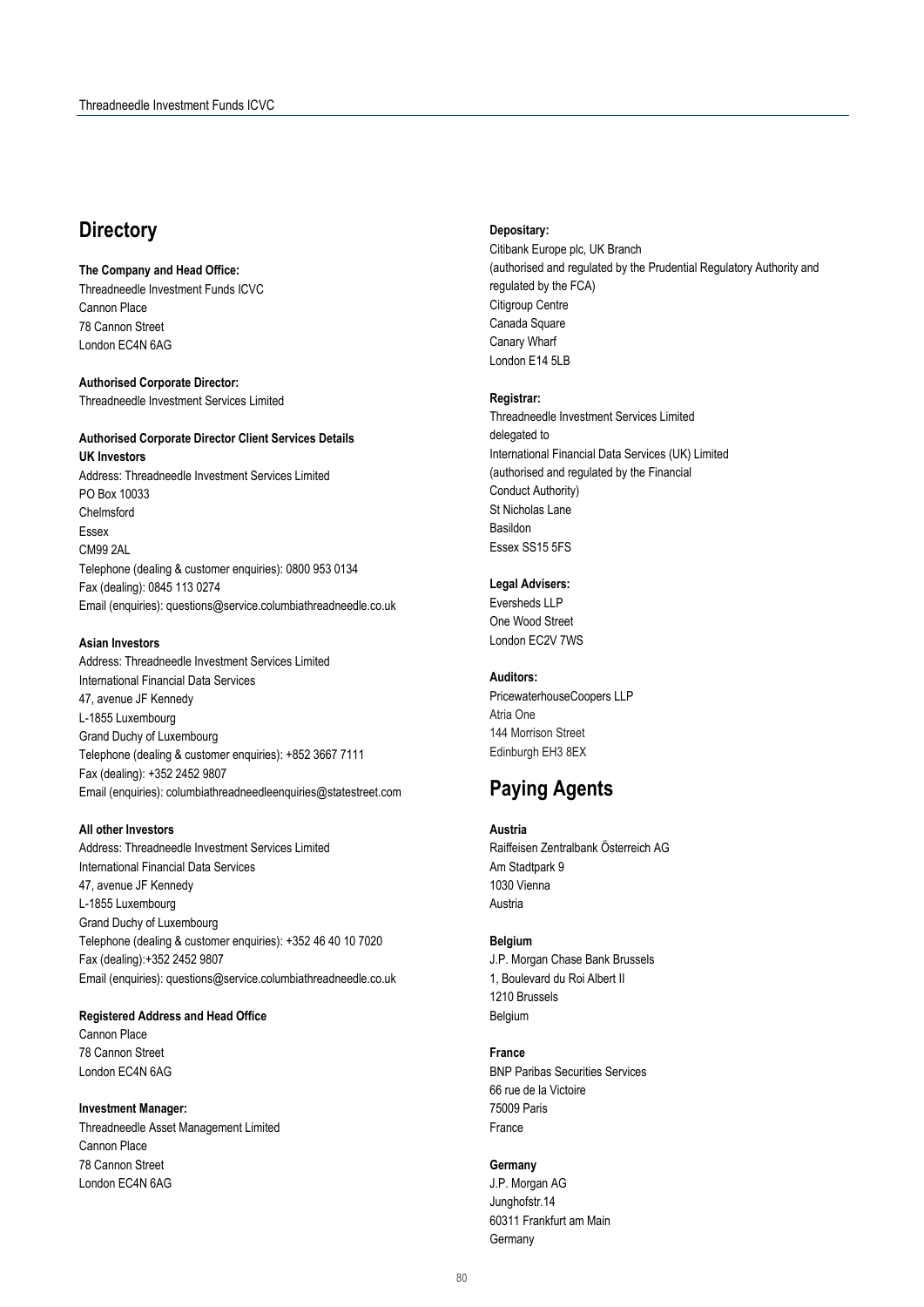## Directory

**The Company and Head Office:**
Threadneedle Investment Funds ICVC
Cannon Place
78 Cannon Street
London EC4N 6AG

**Authorised Corporate Director:**
Threadneedle Investment Services Limited

**Authorised Corporate Director Client Services Details**

**UK Investors**
Address: Threadneedle Investment Services Limited
PO Box 10033
Chelmsford
Essex
CM99 2AL
Telephone (dealing & customer enquiries): 0800 953 0134
Fax (dealing): 0845 113 0274
Email (enquiries): questions@service.columbiathreadneedle.co.uk

**Asian Investors**
Address: Threadneedle Investment Services Limited
International Financial Data Services
47, avenue JF Kennedy
L-1855 Luxembourg
Grand Duchy of Luxembourg
Telephone (dealing & customer enquiries): +852 3667 7111
Fax (dealing): +352 2452 9807
Email (enquiries): columbiathreadneedleenquiries@statestreet.com

**All other Investors**
Address: Threadneedle Investment Services Limited
International Financial Data Services
47, avenue JF Kennedy
L-1855 Luxembourg
Grand Duchy of Luxembourg
Telephone (dealing & customer enquiries): +352 46 40 10 7020
Fax (dealing):+352 2452 9807
Email (enquiries): questions@service.columbiathreadneedle.co.uk

**Registered Address and Head Office**
Cannon Place
78 Cannon Street
London EC4N 6AG

**Investment Manager:**
Threadneedle Asset Management Limited
Cannon Place
78 Cannon Street
London EC4N 6AG

**Depositary:**
Citibank Europe plc, UK Branch
(authorised and regulated by the Prudential Regulatory Authority and regulated by the FCA)
Citigroup Centre
Canada Square
Canary Wharf
London E14 5LB

**Registrar:**
Threadneedle Investment Services Limited
delegated to
International Financial Data Services (UK) Limited
(authorised and regulated by the Financial Conduct Authority)
St Nicholas Lane
Basildon
Essex SS15 5FS

**Legal Advisers:**
Eversheds LLP
One Wood Street
London EC2V 7WS

**Auditors:**
PricewaterhouseCoopers LLP
Atria One
144 Morrison Street
Edinburgh EH3 8EX

## Paying Agents

**Austria**
Raiffeisen Zentralbank Österreich AG
Am Stadtpark 9
1030 Vienna
Austria

**Belgium**
J.P. Morgan Chase Bank Brussels
1, Boulevard du Roi Albert II
1210 Brussels
Belgium

**France**
BNP Paribas Securities Services
66 rue de la Victoire
75009 Paris
France

**Germany**
J.P. Morgan AG
Junghofstr.14
60311 Frankfurt am Main
Germany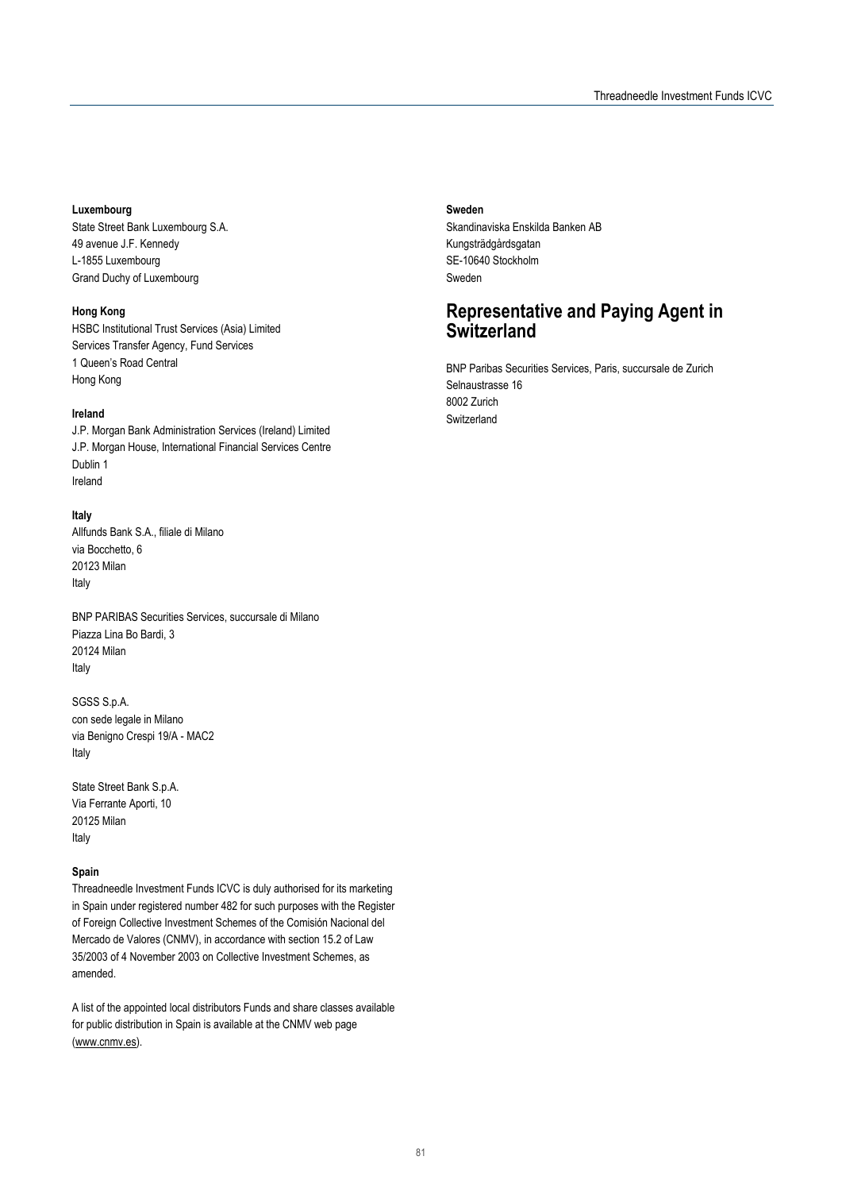**Luxembourg**
State Street Bank Luxembourg S.A.
49 avenue J.F. Kennedy
L-1855 Luxembourg
Grand Duchy of Luxembourg

**Hong Kong**
HSBC Institutional Trust Services (Asia) Limited
Services Transfer Agency, Fund Services
1 Queen's Road Central
Hong Kong

**Ireland**
J.P. Morgan Bank Administration Services (Ireland) Limited
J.P. Morgan House, International Financial Services Centre
Dublin 1
Ireland

**Italy**
Allfunds Bank S.A., filiale di Milano
via Bocchetto, 6
20123 Milan
Italy

BNP PARIBAS Securities Services, succursale di Milano
Piazza Lina Bo Bardi, 3
20124 Milan
Italy

SGSS S.p.A.
con sede legale in Milano
via Benigno Crespi 19/A - MAC2
Italy

State Street Bank S.p.A.
Via Ferrante Aporti, 10
20125 Milan
Italy

**Spain**
Threadneedle Investment Funds ICVC is duly authorised for its marketing in Spain under registered number 482 for such purposes with the Register of Foreign Collective Investment Schemes of the Comisión Nacional del Mercado de Valores (CNMV), in accordance with section 15.2 of Law 35/2003 of 4 November 2003 on Collective Investment Schemes, as amended.

A list of the appointed local distributors Funds and share classes available for public distribution in Spain is available at the CNMV web page (www.cnmv.es).

**Sweden**
Skandinaviska Enskilda Banken AB
Kungsträdgårdsgatan
SE-10640 Stockholm
Sweden

## Representative and Paying Agent in Switzerland

BNP Paribas Securities Services, Paris, succursale de Zurich
Selnaustrasse 16
8002 Zurich
Switzerland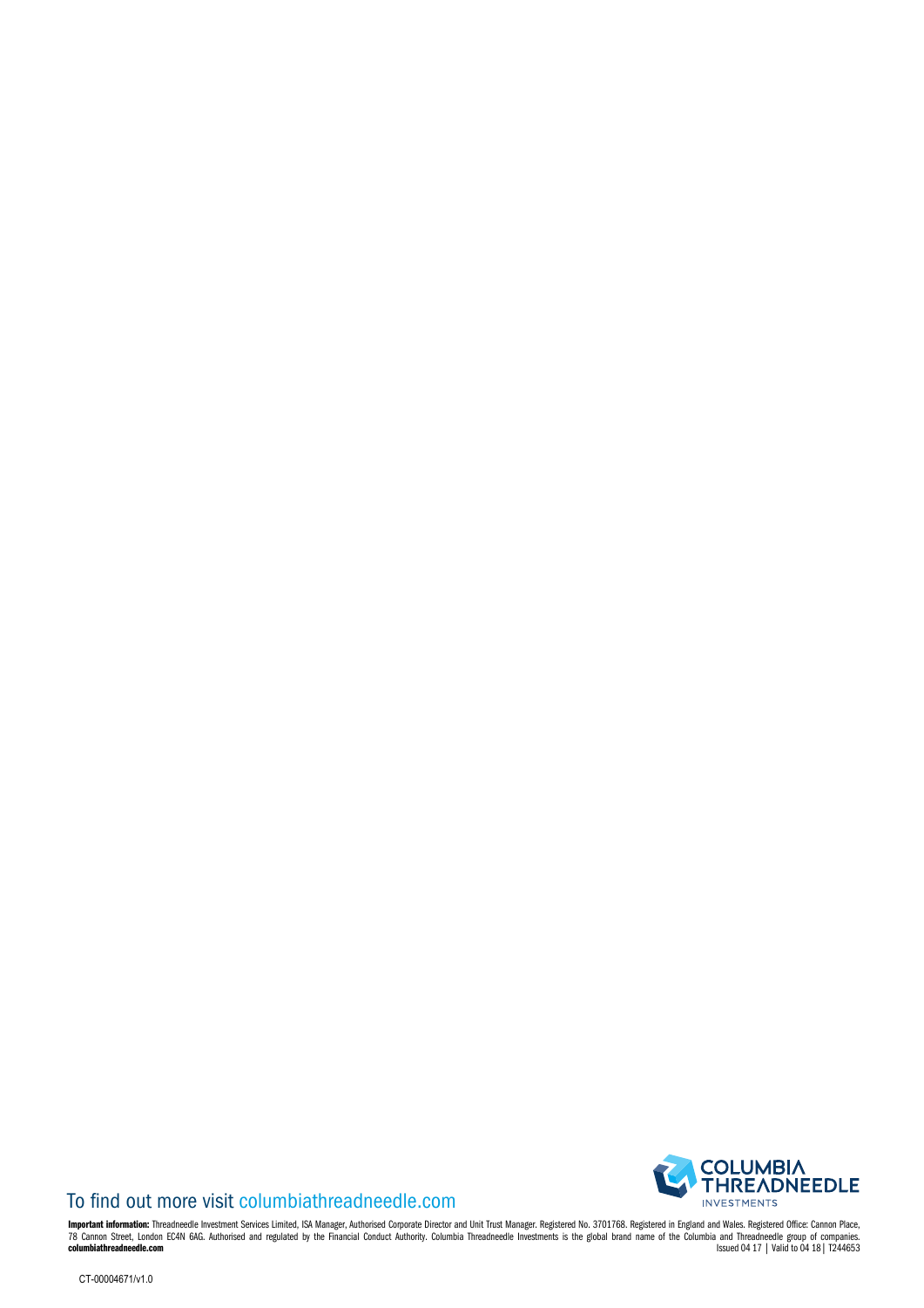To find out more visit columbiathreadneedle.com

**Important information:** Threadneedle Investment Services Limited, ISA Manager, Authorised Corporate Director and Unit Trust Manager. Registered No. 3701768. Registered in England and Wales. Registered Office: Cannon Place, 78 Cannon Street, London EC4N 6AG. Authorised and regulated by the Financial Conduct Authority. Columbia Threadneedle Investments is the global brand name of the Columbia and Threadneedle group of companies.
**columbiathreadneedle.com**

Issued 04 17 | Valid to 04 18 | T244653

CT-00004671/v1.0